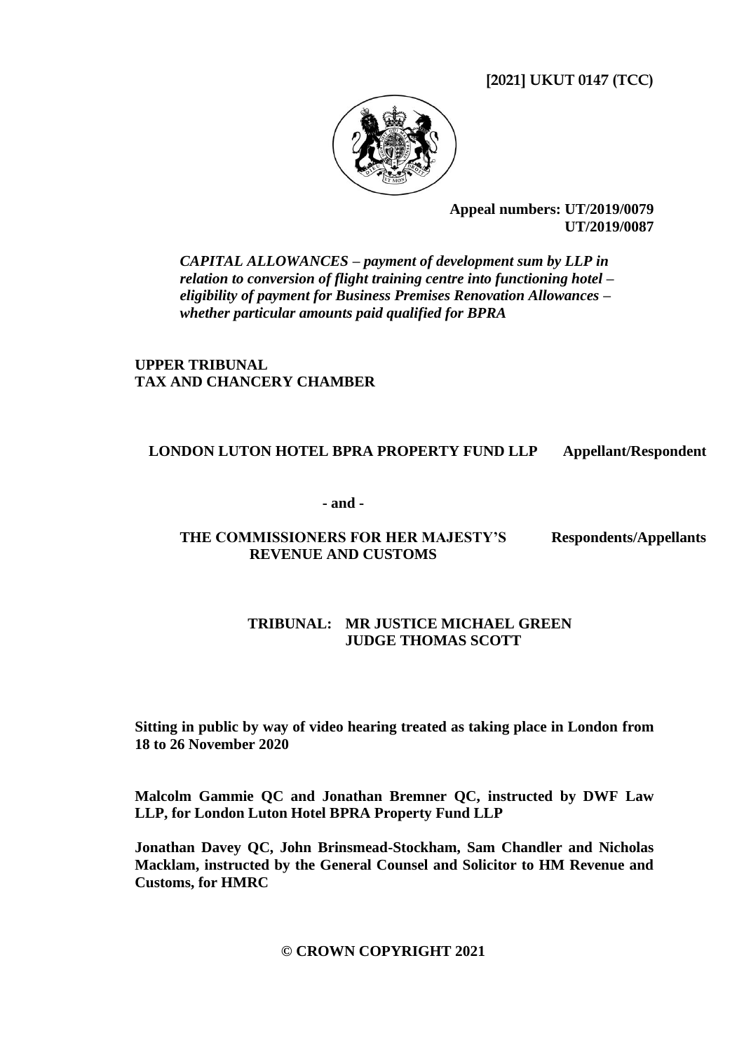**[2021] UKUT 0147 (TCC)**

**Appeal numbers: UT/2019/0079**
**UT/2019/0087**

***CAPITAL ALLOWANCES – payment of development sum by LLP in relation to conversion of flight training centre into functioning hotel – eligibility of payment for Business Premises Renovation Allowances – whether particular amounts paid qualified for BPRA***

**UPPER TRIBUNAL**
**TAX AND CHANCERY CHAMBER**

**LONDON LUTON HOTEL BPRA PROPERTY FUND LLP Appellant/Respondent**

**- and -**

**THE COMMISSIONERS FOR HER MAJESTY'S REVENUE AND CUSTOMS Respondents/Appellants**

**TRIBUNAL: MR JUSTICE MICHAEL GREEN**
**JUDGE THOMAS SCOTT**

**Sitting in public by way of video hearing treated as taking place in London from 18 to 26 November 2020**

**Malcolm Gammie QC and Jonathan Bremner QC, instructed by DWF Law LLP, for London Luton Hotel BPRA Property Fund LLP**

**Jonathan Davey QC, John Brinsmead-Stockham, Sam Chandler and Nicholas Macklam, instructed by the General Counsel and Solicitor to HM Revenue and Customs, for HMRC**

**© CROWN COPYRIGHT 2021**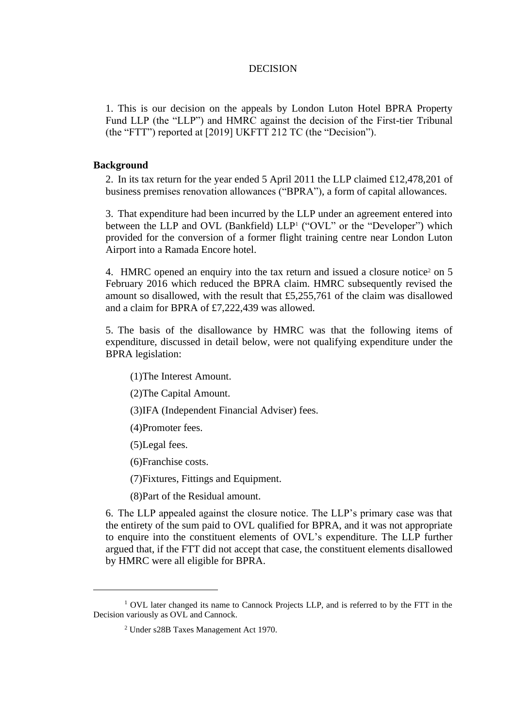DECISION

1. This is our decision on the appeals by London Luton Hotel BPRA Property Fund LLP (the "LLP") and HMRC against the decision of the First-tier Tribunal (the "FTT") reported at [2019] UKFTT 212 TC (the "Decision").

**Background**

2. In its tax return for the year ended 5 April 2011 the LLP claimed £12,478,201 of business premises renovation allowances ("BPRA"), a form of capital allowances.

3. That expenditure had been incurred by the LLP under an agreement entered into between the LLP and OVL (Bankfield) LLP[1] ("OVL" or the "Developer") which provided for the conversion of a former flight training centre near London Luton Airport into a Ramada Encore hotel.

4. HMRC opened an enquiry into the tax return and issued a closure notice[2] on 5 February 2016 which reduced the BPRA claim. HMRC subsequently revised the amount so disallowed, with the result that £5,255,761 of the claim was disallowed and a claim for BPRA of £7,222,439 was allowed.

5. The basis of the disallowance by HMRC was that the following items of expenditure, discussed in detail below, were not qualifying expenditure under the BPRA legislation:

(1) The Interest Amount.

(2) The Capital Amount.

(3) IFA (Independent Financial Adviser) fees.

(4) Promoter fees.

(5) Legal fees.

(6) Franchise costs.

(7) Fixtures, Fittings and Equipment.

(8) Part of the Residual amount.

6. The LLP appealed against the closure notice. The LLP's primary case was that the entirety of the sum paid to OVL qualified for BPRA, and it was not appropriate to enquire into the constituent elements of OVL's expenditure. The LLP further argued that, if the FTT did not accept that case, the constituent elements disallowed by HMRC were all eligible for BPRA.

---

[1] OVL later changed its name to Cannock Projects LLP, and is referred to by the FTT in the Decision variously as OVL and Cannock.

[2] Under s28B Taxes Management Act 1970.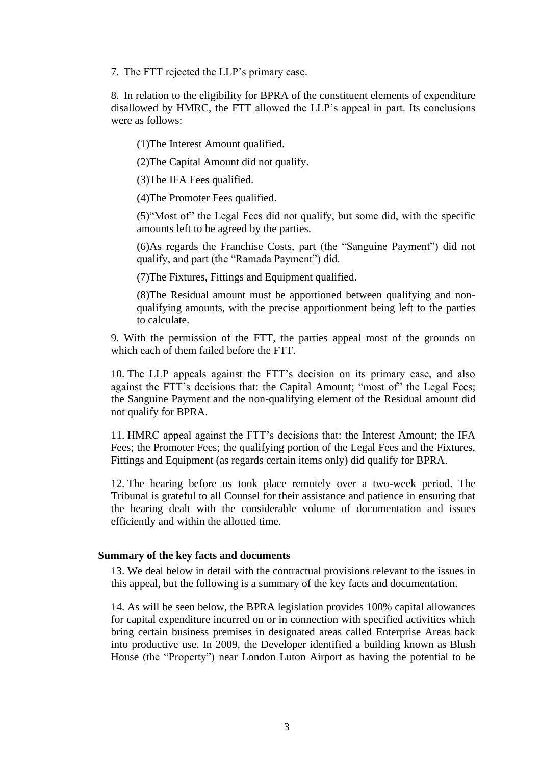7. The FTT rejected the LLP's primary case.

8. In relation to the eligibility for BPRA of the constituent elements of expenditure disallowed by HMRC, the FTT allowed the LLP's appeal in part. Its conclusions were as follows:

(1)The Interest Amount qualified.

(2)The Capital Amount did not qualify.

(3)The IFA Fees qualified.

(4)The Promoter Fees qualified.

(5)"Most of" the Legal Fees did not qualify, but some did, with the specific amounts left to be agreed by the parties.

(6)As regards the Franchise Costs, part (the "Sanguine Payment") did not qualify, and part (the "Ramada Payment") did.

(7)The Fixtures, Fittings and Equipment qualified.

(8)The Residual amount must be apportioned between qualifying and non-qualifying amounts, with the precise apportionment being left to the parties to calculate.

9. With the permission of the FTT, the parties appeal most of the grounds on which each of them failed before the FTT.

10. The LLP appeals against the FTT's decision on its primary case, and also against the FTT's decisions that: the Capital Amount; "most of" the Legal Fees; the Sanguine Payment and the non-qualifying element of the Residual amount did not qualify for BPRA.

11. HMRC appeal against the FTT's decisions that: the Interest Amount; the IFA Fees; the Promoter Fees; the qualifying portion of the Legal Fees and the Fixtures, Fittings and Equipment (as regards certain items only) did qualify for BPRA.

12. The hearing before us took place remotely over a two-week period. The Tribunal is grateful to all Counsel for their assistance and patience in ensuring that the hearing dealt with the considerable volume of documentation and issues efficiently and within the allotted time.

## Summary of the key facts and documents

13. We deal below in detail with the contractual provisions relevant to the issues in this appeal, but the following is a summary of the key facts and documentation.

14. As will be seen below, the BPRA legislation provides 100% capital allowances for capital expenditure incurred on or in connection with specified activities which bring certain business premises in designated areas called Enterprise Areas back into productive use. In 2009, the Developer identified a building known as Blush House (the "Property") near London Luton Airport as having the potential to be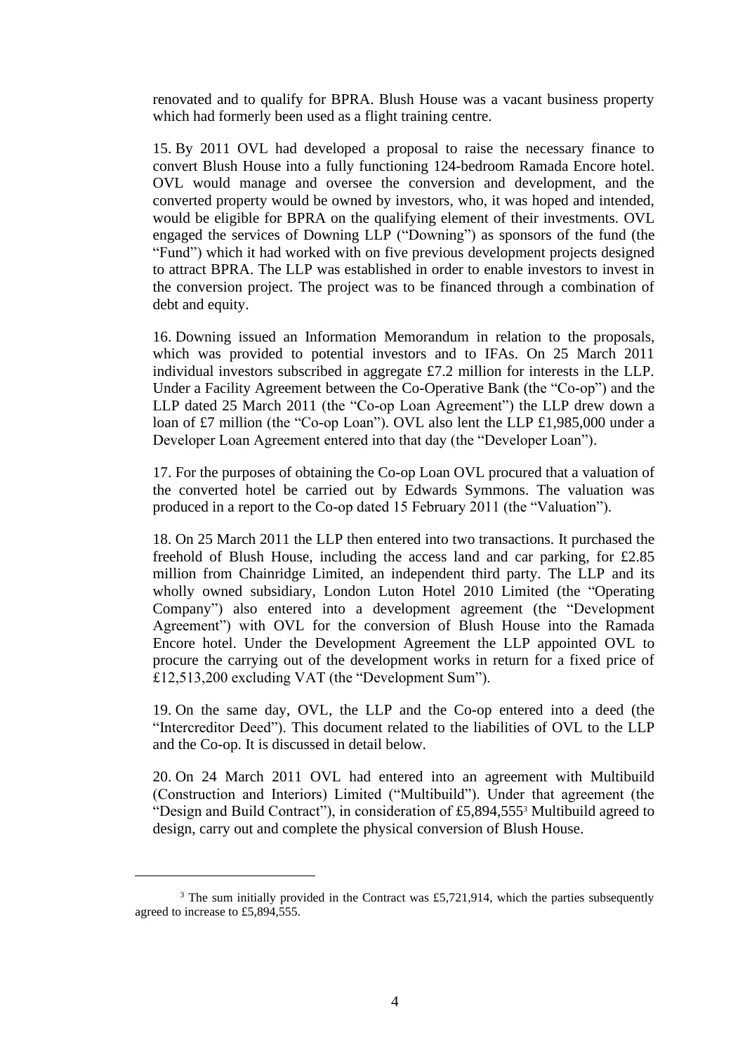renovated and to qualify for BPRA. Blush House was a vacant business property which had formerly been used as a flight training centre.

15. By 2011 OVL had developed a proposal to raise the necessary finance to convert Blush House into a fully functioning 124-bedroom Ramada Encore hotel. OVL would manage and oversee the conversion and development, and the converted property would be owned by investors, who, it was hoped and intended, would be eligible for BPRA on the qualifying element of their investments. OVL engaged the services of Downing LLP ("Downing") as sponsors of the fund (the "Fund") which it had worked with on five previous development projects designed to attract BPRA. The LLP was established in order to enable investors to invest in the conversion project. The project was to be financed through a combination of debt and equity.

16. Downing issued an Information Memorandum in relation to the proposals, which was provided to potential investors and to IFAs. On 25 March 2011 individual investors subscribed in aggregate £7.2 million for interests in the LLP. Under a Facility Agreement between the Co-Operative Bank (the "Co-op") and the LLP dated 25 March 2011 (the "Co-op Loan Agreement") the LLP drew down a loan of £7 million (the "Co-op Loan"). OVL also lent the LLP £1,985,000 under a Developer Loan Agreement entered into that day (the "Developer Loan").

17. For the purposes of obtaining the Co-op Loan OVL procured that a valuation of the converted hotel be carried out by Edwards Symmons. The valuation was produced in a report to the Co-op dated 15 February 2011 (the "Valuation").

18. On 25 March 2011 the LLP then entered into two transactions. It purchased the freehold of Blush House, including the access land and car parking, for £2.85 million from Chainridge Limited, an independent third party. The LLP and its wholly owned subsidiary, London Luton Hotel 2010 Limited (the "Operating Company") also entered into a development agreement (the "Development Agreement") with OVL for the conversion of Blush House into the Ramada Encore hotel. Under the Development Agreement the LLP appointed OVL to procure the carrying out of the development works in return for a fixed price of £12,513,200 excluding VAT (the "Development Sum").

19. On the same day, OVL, the LLP and the Co-op entered into a deed (the "Intercreditor Deed"). This document related to the liabilities of OVL to the LLP and the Co-op. It is discussed in detail below.

20. On 24 March 2011 OVL had entered into an agreement with Multibuild (Construction and Interiors) Limited ("Multibuild"). Under that agreement (the "Design and Build Contract"), in consideration of £5,894,555[3] Multibuild agreed to design, carry out and complete the physical conversion of Blush House.

[3] The sum initially provided in the Contract was £5,721,914, which the parties subsequently agreed to increase to £5,894,555.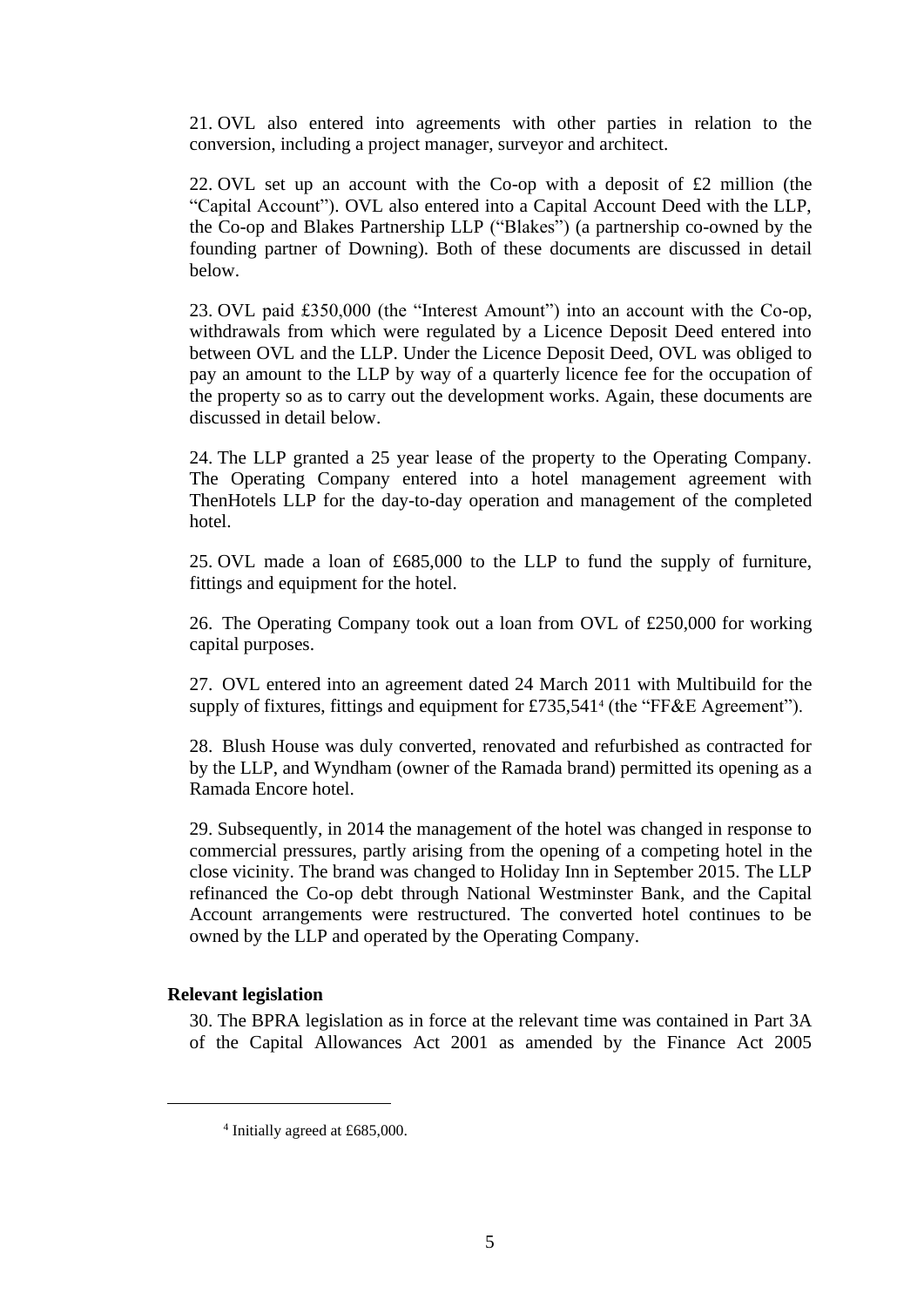21. OVL also entered into agreements with other parties in relation to the conversion, including a project manager, surveyor and architect.

22. OVL set up an account with the Co-op with a deposit of £2 million (the "Capital Account"). OVL also entered into a Capital Account Deed with the LLP, the Co-op and Blakes Partnership LLP ("Blakes") (a partnership co-owned by the founding partner of Downing). Both of these documents are discussed in detail below.

23. OVL paid £350,000 (the "Interest Amount") into an account with the Co-op, withdrawals from which were regulated by a Licence Deposit Deed entered into between OVL and the LLP. Under the Licence Deposit Deed, OVL was obliged to pay an amount to the LLP by way of a quarterly licence fee for the occupation of the property so as to carry out the development works. Again, these documents are discussed in detail below.

24. The LLP granted a 25 year lease of the property to the Operating Company. The Operating Company entered into a hotel management agreement with ThenHotels LLP for the day-to-day operation and management of the completed hotel.

25. OVL made a loan of £685,000 to the LLP to fund the supply of furniture, fittings and equipment for the hotel.

26. The Operating Company took out a loan from OVL of £250,000 for working capital purposes.

27. OVL entered into an agreement dated 24 March 2011 with Multibuild for the supply of fixtures, fittings and equipment for £735,541[4] (the "FF&E Agreement").

28. Blush House was duly converted, renovated and refurbished as contracted for by the LLP, and Wyndham (owner of the Ramada brand) permitted its opening as a Ramada Encore hotel.

29. Subsequently, in 2014 the management of the hotel was changed in response to commercial pressures, partly arising from the opening of a competing hotel in the close vicinity. The brand was changed to Holiday Inn in September 2015. The LLP refinanced the Co-op debt through National Westminster Bank, and the Capital Account arrangements were restructured. The converted hotel continues to be owned by the LLP and operated by the Operating Company.

**Relevant legislation**

30. The BPRA legislation as in force at the relevant time was contained in Part 3A of the Capital Allowances Act 2001 as amended by the Finance Act 2005

[4] Initially agreed at £685,000.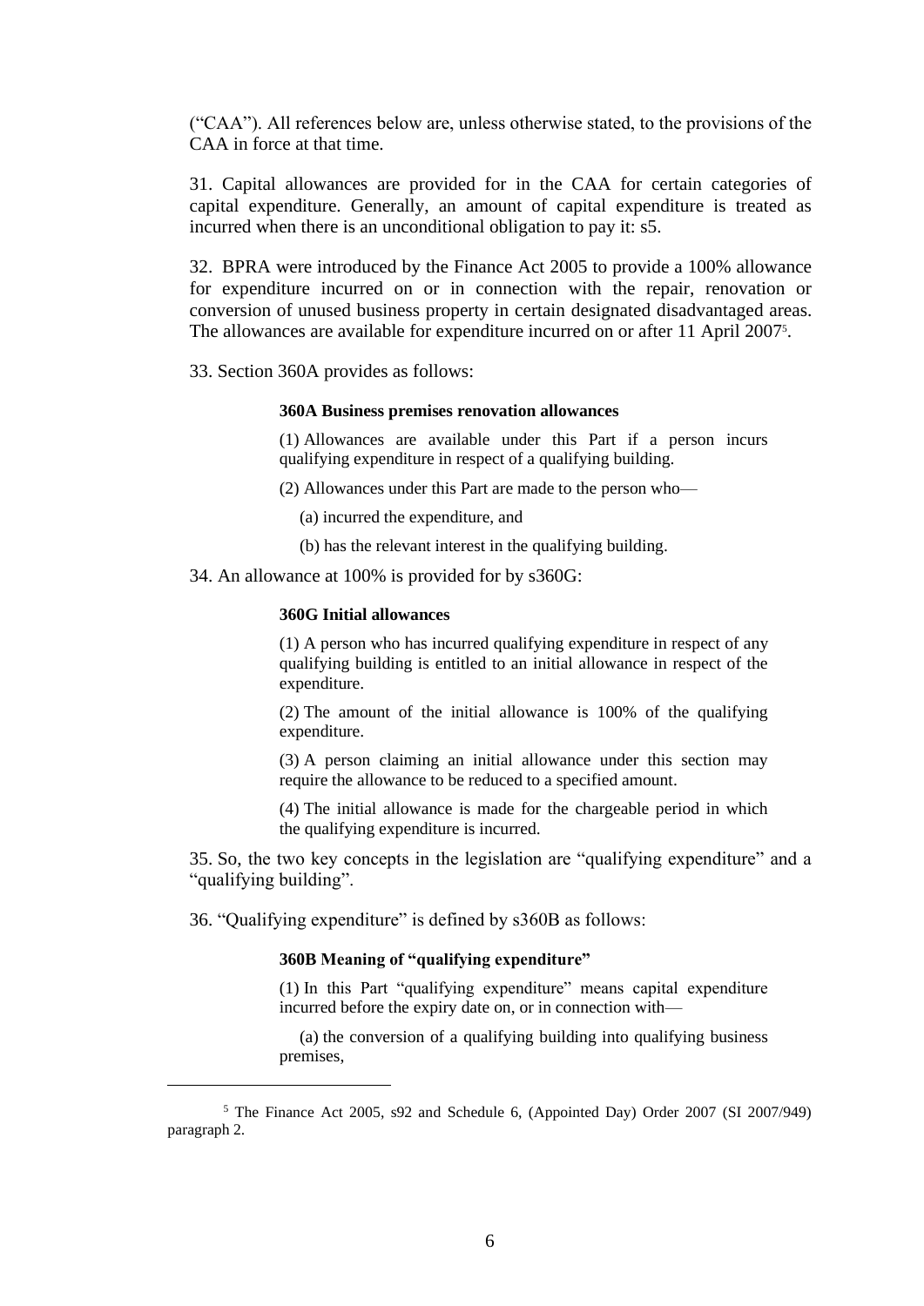("CAA"). All references below are, unless otherwise stated, to the provisions of the CAA in force at that time.

31. Capital allowances are provided for in the CAA for certain categories of capital expenditure. Generally, an amount of capital expenditure is treated as incurred when there is an unconditional obligation to pay it: s5.

32. BPRA were introduced by the Finance Act 2005 to provide a 100% allowance for expenditure incurred on or in connection with the repair, renovation or conversion of unused business property in certain designated disadvantaged areas. The allowances are available for expenditure incurred on or after 11 April 2007[5].

33. Section 360A provides as follows:

> **360A Business premises renovation allowances**
>
> (1) Allowances are available under this Part if a person incurs qualifying expenditure in respect of a qualifying building.
>
> (2) Allowances under this Part are made to the person who—
>
> (a) incurred the expenditure, and
>
> (b) has the relevant interest in the qualifying building.

34. An allowance at 100% is provided for by s360G:

> **360G Initial allowances**
>
> (1) A person who has incurred qualifying expenditure in respect of any qualifying building is entitled to an initial allowance in respect of the expenditure.
>
> (2) The amount of the initial allowance is 100% of the qualifying expenditure.
>
> (3) A person claiming an initial allowance under this section may require the allowance to be reduced to a specified amount.
>
> (4) The initial allowance is made for the chargeable period in which the qualifying expenditure is incurred.

35. So, the two key concepts in the legislation are "qualifying expenditure" and a "qualifying building".

36. "Qualifying expenditure" is defined by s360B as follows:

> **360B Meaning of "qualifying expenditure"**
>
> (1) In this Part "qualifying expenditure" means capital expenditure incurred before the expiry date on, or in connection with—
>
> (a) the conversion of a qualifying building into qualifying business premises,

---

[5] The Finance Act 2005, s92 and Schedule 6, (Appointed Day) Order 2007 (SI 2007/949) paragraph 2.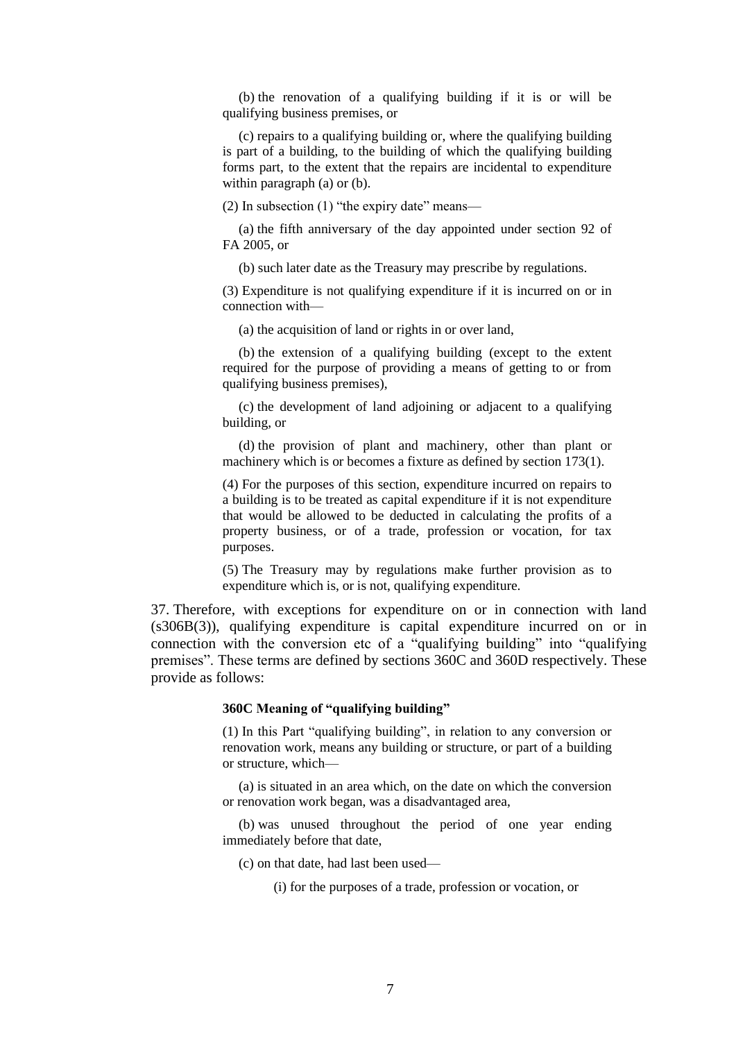> (b) the renovation of a qualifying building if it is or will be qualifying business premises, or
>
> (c) repairs to a qualifying building or, where the qualifying building is part of a building, to the building of which the qualifying building forms part, to the extent that the repairs are incidental to expenditure within paragraph (a) or (b).
>
> (2) In subsection (1) "the expiry date" means—
>
> (a) the fifth anniversary of the day appointed under section 92 of FA 2005, or
>
> (b) such later date as the Treasury may prescribe by regulations.
>
> (3) Expenditure is not qualifying expenditure if it is incurred on or in connection with—
>
> (a) the acquisition of land or rights in or over land,
>
> (b) the extension of a qualifying building (except to the extent required for the purpose of providing a means of getting to or from qualifying business premises),
>
> (c) the development of land adjoining or adjacent to a qualifying building, or
>
> (d) the provision of plant and machinery, other than plant or machinery which is or becomes a fixture as defined by section 173(1).
>
> (4) For the purposes of this section, expenditure incurred on repairs to a building is to be treated as capital expenditure if it is not expenditure that would be allowed to be deducted in calculating the profits of a property business, or of a trade, profession or vocation, for tax purposes.
>
> (5) The Treasury may by regulations make further provision as to expenditure which is, or is not, qualifying expenditure.

37. Therefore, with exceptions for expenditure on or in connection with land (s306B(3)), qualifying expenditure is capital expenditure incurred on or in connection with the conversion etc of a "qualifying building" into "qualifying premises". These terms are defined by sections 360C and 360D respectively. These provide as follows:

> **360C Meaning of "qualifying building"**
>
> (1) In this Part "qualifying building", in relation to any conversion or renovation work, means any building or structure, or part of a building or structure, which—
>
> (a) is situated in an area which, on the date on which the conversion or renovation work began, was a disadvantaged area,
>
> (b) was unused throughout the period of one year ending immediately before that date,
>
> (c) on that date, had last been used—
>
> (i) for the purposes of a trade, profession or vocation, or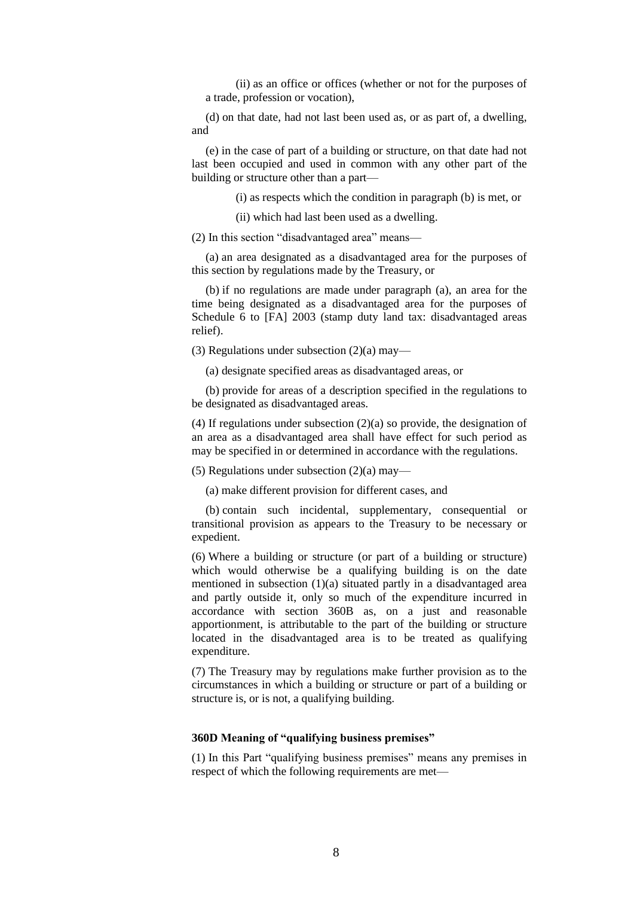(ii) as an office or offices (whether or not for the purposes of a trade, profession or vocation),

(d) on that date, had not last been used as, or as part of, a dwelling, and

(e) in the case of part of a building or structure, on that date had not last been occupied and used in common with any other part of the building or structure other than a part—

(i) as respects which the condition in paragraph (b) is met, or

(ii) which had last been used as a dwelling.

(2) In this section "disadvantaged area" means—

(a) an area designated as a disadvantaged area for the purposes of this section by regulations made by the Treasury, or

(b) if no regulations are made under paragraph (a), an area for the time being designated as a disadvantaged area for the purposes of Schedule 6 to [FA] 2003 (stamp duty land tax: disadvantaged areas relief).

(3) Regulations under subsection (2)(a) may—

(a) designate specified areas as disadvantaged areas, or

(b) provide for areas of a description specified in the regulations to be designated as disadvantaged areas.

(4) If regulations under subsection (2)(a) so provide, the designation of an area as a disadvantaged area shall have effect for such period as may be specified in or determined in accordance with the regulations.

(5) Regulations under subsection (2)(a) may—

(a) make different provision for different cases, and

(b) contain such incidental, supplementary, consequential or transitional provision as appears to the Treasury to be necessary or expedient.

(6) Where a building or structure (or part of a building or structure) which would otherwise be a qualifying building is on the date mentioned in subsection (1)(a) situated partly in a disadvantaged area and partly outside it, only so much of the expenditure incurred in accordance with section 360B as, on a just and reasonable apportionment, is attributable to the part of the building or structure located in the disadvantaged area is to be treated as qualifying expenditure.

(7) The Treasury may by regulations make further provision as to the circumstances in which a building or structure or part of a building or structure is, or is not, a qualifying building.

**360D Meaning of "qualifying business premises"**

(1) In this Part "qualifying business premises" means any premises in respect of which the following requirements are met—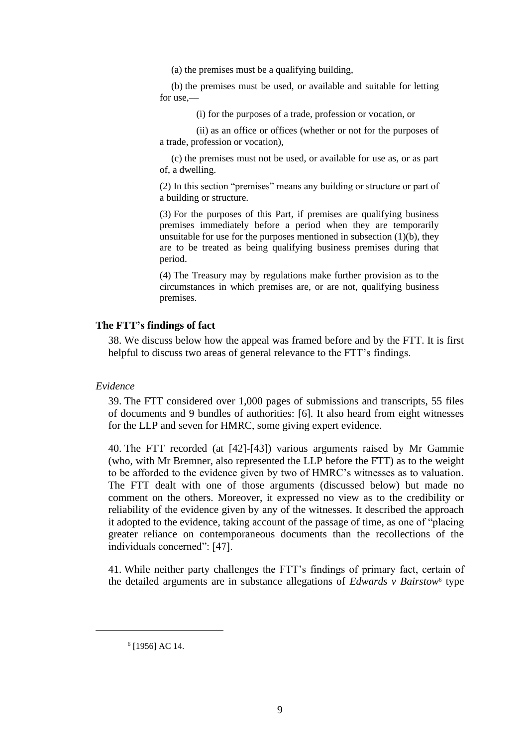(a) the premises must be a qualifying building,

(b) the premises must be used, or available and suitable for letting for use,—

(i) for the purposes of a trade, profession or vocation, or

(ii) as an office or offices (whether or not for the purposes of a trade, profession or vocation),

(c) the premises must not be used, or available for use as, or as part of, a dwelling.

(2) In this section "premises" means any building or structure or part of a building or structure.

(3) For the purposes of this Part, if premises are qualifying business premises immediately before a period when they are temporarily unsuitable for use for the purposes mentioned in subsection (1)(b), they are to be treated as being qualifying business premises during that period.

(4) The Treasury may by regulations make further provision as to the circumstances in which premises are, or are not, qualifying business premises.

### The FTT's findings of fact

38. We discuss below how the appeal was framed before and by the FTT. It is first helpful to discuss two areas of general relevance to the FTT's findings.

*Evidence*

39. The FTT considered over 1,000 pages of submissions and transcripts, 55 files of documents and 9 bundles of authorities: [6]. It also heard from eight witnesses for the LLP and seven for HMRC, some giving expert evidence.

40. The FTT recorded (at [42]-[43]) various arguments raised by Mr Gammie (who, with Mr Bremner, also represented the LLP before the FTT) as to the weight to be afforded to the evidence given by two of HMRC's witnesses as to valuation. The FTT dealt with one of those arguments (discussed below) but made no comment on the others. Moreover, it expressed no view as to the credibility or reliability of the evidence given by any of the witnesses. It described the approach it adopted to the evidence, taking account of the passage of time, as one of "placing greater reliance on contemporaneous documents than the recollections of the individuals concerned": [47].

41. While neither party challenges the FTT's findings of primary fact, certain of the detailed arguments are in substance allegations of *Edwards v Bairstow*[6] type

[6] [1956] AC 14.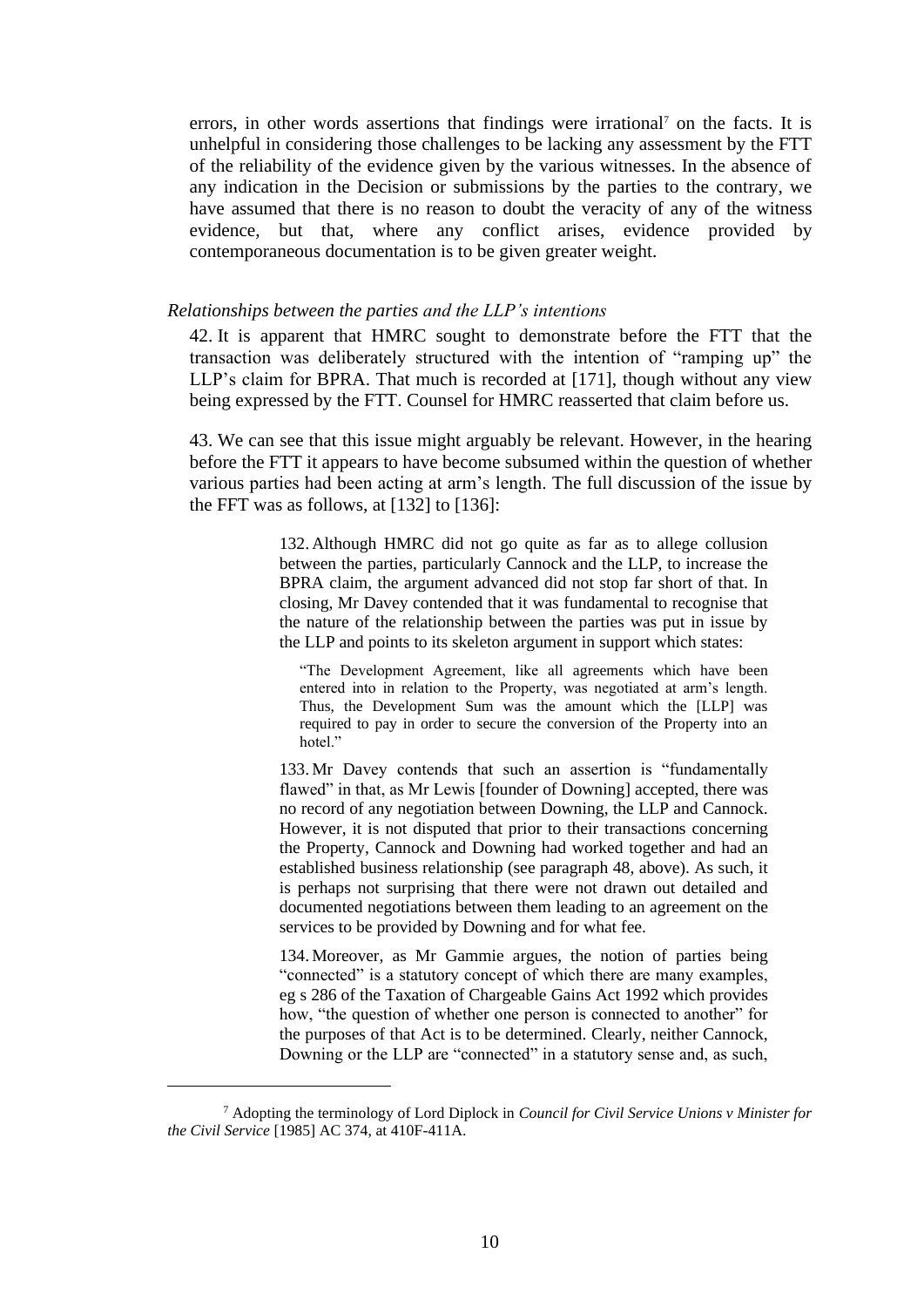errors, in other words assertions that findings were irrational[7] on the facts. It is unhelpful in considering those challenges to be lacking any assessment by the FTT of the reliability of the evidence given by the various witnesses. In the absence of any indication in the Decision or submissions by the parties to the contrary, we have assumed that there is no reason to doubt the veracity of any of the witness evidence, but that, where any conflict arises, evidence provided by contemporaneous documentation is to be given greater weight.

*Relationships between the parties and the LLP's intentions*

42. It is apparent that HMRC sought to demonstrate before the FTT that the transaction was deliberately structured with the intention of "ramping up" the LLP's claim for BPRA. That much is recorded at [171], though without any view being expressed by the FTT. Counsel for HMRC reasserted that claim before us.

43. We can see that this issue might arguably be relevant. However, in the hearing before the FTT it appears to have become subsumed within the question of whether various parties had been acting at arm's length. The full discussion of the issue by the FFT was as follows, at [132] to [136]:

> 132. Although HMRC did not go quite as far as to allege collusion between the parties, particularly Cannock and the LLP, to increase the BPRA claim, the argument advanced did not stop far short of that. In closing, Mr Davey contended that it was fundamental to recognise that the nature of the relationship between the parties was put in issue by the LLP and points to its skeleton argument in support which states:
>
> > "The Development Agreement, like all agreements which have been entered into in relation to the Property, was negotiated at arm's length. Thus, the Development Sum was the amount which the [LLP] was required to pay in order to secure the conversion of the Property into an hotel."
>
> 133. Mr Davey contends that such an assertion is "fundamentally flawed" in that, as Mr Lewis [founder of Downing] accepted, there was no record of any negotiation between Downing, the LLP and Cannock. However, it is not disputed that prior to their transactions concerning the Property, Cannock and Downing had worked together and had an established business relationship (see paragraph 48, above). As such, it is perhaps not surprising that there were not drawn out detailed and documented negotiations between them leading to an agreement on the services to be provided by Downing and for what fee.
>
> 134. Moreover, as Mr Gammie argues, the notion of parties being "connected" is a statutory concept of which there are many examples, eg s 286 of the Taxation of Chargeable Gains Act 1992 which provides how, "the question of whether one person is connected to another" for the purposes of that Act is to be determined. Clearly, neither Cannock, Downing or the LLP are "connected" in a statutory sense and, as such,

[7] Adopting the terminology of Lord Diplock in *Council for Civil Service Unions v Minister for the Civil Service* [1985] AC 374, at 410F-411A.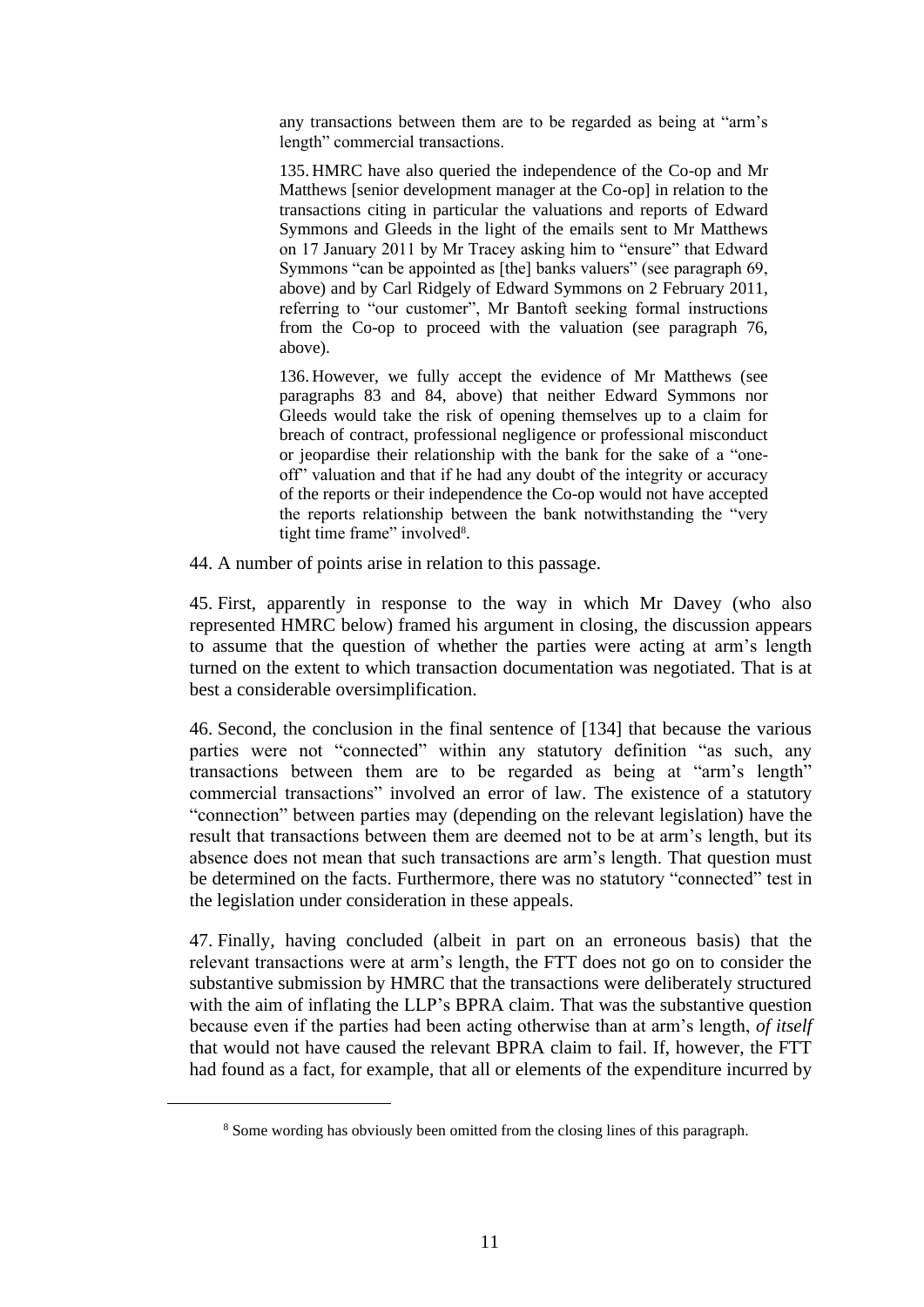> any transactions between them are to be regarded as being at "arm's length" commercial transactions.
>
> 135. HMRC have also queried the independence of the Co-op and Mr Matthews [senior development manager at the Co-op] in relation to the transactions citing in particular the valuations and reports of Edward Symmons and Gleeds in the light of the emails sent to Mr Matthews on 17 January 2011 by Mr Tracey asking him to "ensure" that Edward Symmons "can be appointed as [the] banks valuers" (see paragraph 69, above) and by Carl Ridgely of Edward Symmons on 2 February 2011, referring to "our customer", Mr Bantoft seeking formal instructions from the Co-op to proceed with the valuation (see paragraph 76, above).
>
> 136. However, we fully accept the evidence of Mr Matthews (see paragraphs 83 and 84, above) that neither Edward Symmons nor Gleeds would take the risk of opening themselves up to a claim for breach of contract, professional negligence or professional misconduct or jeopardise their relationship with the bank for the sake of a "one-off" valuation and that if he had any doubt of the integrity or accuracy of the reports or their independence the Co-op would not have accepted the reports relationship between the bank notwithstanding the "very tight time frame" involved[8].

44. A number of points arise in relation to this passage.

45. First, apparently in response to the way in which Mr Davey (who also represented HMRC below) framed his argument in closing, the discussion appears to assume that the question of whether the parties were acting at arm's length turned on the extent to which transaction documentation was negotiated. That is at best a considerable oversimplification.

46. Second, the conclusion in the final sentence of [134] that because the various parties were not "connected" within any statutory definition "as such, any transactions between them are to be regarded as being at "arm's length" commercial transactions" involved an error of law. The existence of a statutory "connection" between parties may (depending on the relevant legislation) have the result that transactions between them are deemed not to be at arm's length, but its absence does not mean that such transactions are arm's length. That question must be determined on the facts. Furthermore, there was no statutory "connected" test in the legislation under consideration in these appeals.

47. Finally, having concluded (albeit in part on an erroneous basis) that the relevant transactions were at arm's length, the FTT does not go on to consider the substantive submission by HMRC that the transactions were deliberately structured with the aim of inflating the LLP's BPRA claim. That was the substantive question because even if the parties had been acting otherwise than at arm's length, *of itself* that would not have caused the relevant BPRA claim to fail. If, however, the FTT had found as a fact, for example, that all or elements of the expenditure incurred by

[8] Some wording has obviously been omitted from the closing lines of this paragraph.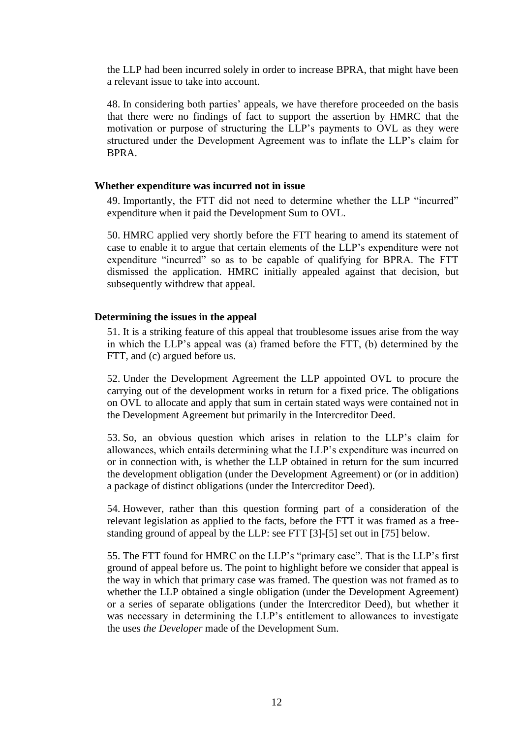the LLP had been incurred solely in order to increase BPRA, that might have been a relevant issue to take into account.

48. In considering both parties' appeals, we have therefore proceeded on the basis that there were no findings of fact to support the assertion by HMRC that the motivation or purpose of structuring the LLP's payments to OVL as they were structured under the Development Agreement was to inflate the LLP's claim for BPRA.

### Whether expenditure was incurred not in issue

49. Importantly, the FTT did not need to determine whether the LLP "incurred" expenditure when it paid the Development Sum to OVL.

50. HMRC applied very shortly before the FTT hearing to amend its statement of case to enable it to argue that certain elements of the LLP's expenditure were not expenditure "incurred" so as to be capable of qualifying for BPRA. The FTT dismissed the application. HMRC initially appealed against that decision, but subsequently withdrew that appeal.

### Determining the issues in the appeal

51. It is a striking feature of this appeal that troublesome issues arise from the way in which the LLP's appeal was (a) framed before the FTT, (b) determined by the FTT, and (c) argued before us.

52. Under the Development Agreement the LLP appointed OVL to procure the carrying out of the development works in return for a fixed price. The obligations on OVL to allocate and apply that sum in certain stated ways were contained not in the Development Agreement but primarily in the Intercreditor Deed.

53. So, an obvious question which arises in relation to the LLP's claim for allowances, which entails determining what the LLP's expenditure was incurred on or in connection with, is whether the LLP obtained in return for the sum incurred the development obligation (under the Development Agreement) or (or in addition) a package of distinct obligations (under the Intercreditor Deed).

54. However, rather than this question forming part of a consideration of the relevant legislation as applied to the facts, before the FTT it was framed as a free-standing ground of appeal by the LLP: see FTT [3]-[5] set out in [75] below.

55. The FTT found for HMRC on the LLP's "primary case". That is the LLP's first ground of appeal before us. The point to highlight before we consider that appeal is the way in which that primary case was framed. The question was not framed as to whether the LLP obtained a single obligation (under the Development Agreement) or a series of separate obligations (under the Intercreditor Deed), but whether it was necessary in determining the LLP's entitlement to allowances to investigate the uses *the Developer* made of the Development Sum.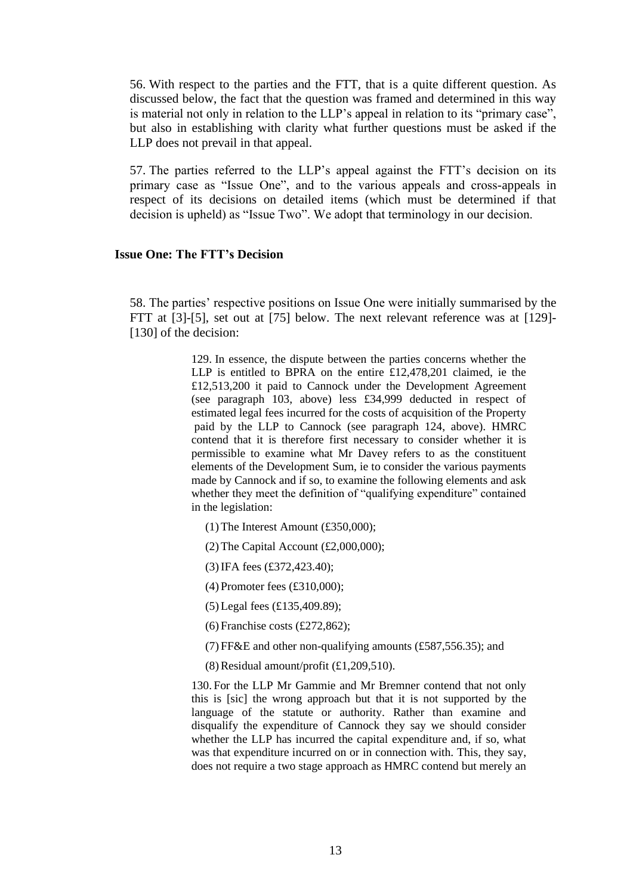56. With respect to the parties and the FTT, that is a quite different question. As discussed below, the fact that the question was framed and determined in this way is material not only in relation to the LLP's appeal in relation to its "primary case", but also in establishing with clarity what further questions must be asked if the LLP does not prevail in that appeal.

57. The parties referred to the LLP's appeal against the FTT's decision on its primary case as "Issue One", and to the various appeals and cross-appeals in respect of its decisions on detailed items (which must be determined if that decision is upheld) as "Issue Two". We adopt that terminology in our decision.

## Issue One: The FTT's Decision

58. The parties' respective positions on Issue One were initially summarised by the FTT at [3]-[5], set out at [75] below. The next relevant reference was at [129]-[130] of the decision:

> 129. In essence, the dispute between the parties concerns whether the LLP is entitled to BPRA on the entire £12,478,201 claimed, ie the £12,513,200 it paid to Cannock under the Development Agreement (see paragraph 103, above) less £34,999 deducted in respect of estimated legal fees incurred for the costs of acquisition of the Property paid by the LLP to Cannock (see paragraph 124, above). HMRC contend that it is therefore first necessary to consider whether it is permissible to examine what Mr Davey refers to as the constituent elements of the Development Sum, ie to consider the various payments made by Cannock and if so, to examine the following elements and ask whether they meet the definition of "qualifying expenditure" contained in the legislation:
>
> (1) The Interest Amount (£350,000);
>
> (2) The Capital Account (£2,000,000);
>
> (3) IFA fees (£372,423.40);
>
> (4) Promoter fees (£310,000);
>
> (5) Legal fees (£135,409.89);
>
> (6) Franchise costs (£272,862);
>
> (7) FF&E and other non-qualifying amounts (£587,556.35); and
>
> (8) Residual amount/profit (£1,209,510).
>
> 130. For the LLP Mr Gammie and Mr Bremner contend that not only this is [sic] the wrong approach but that it is not supported by the language of the statute or authority. Rather than examine and disqualify the expenditure of Cannock they say we should consider whether the LLP has incurred the capital expenditure and, if so, what was that expenditure incurred on or in connection with. This, they say, does not require a two stage approach as HMRC contend but merely an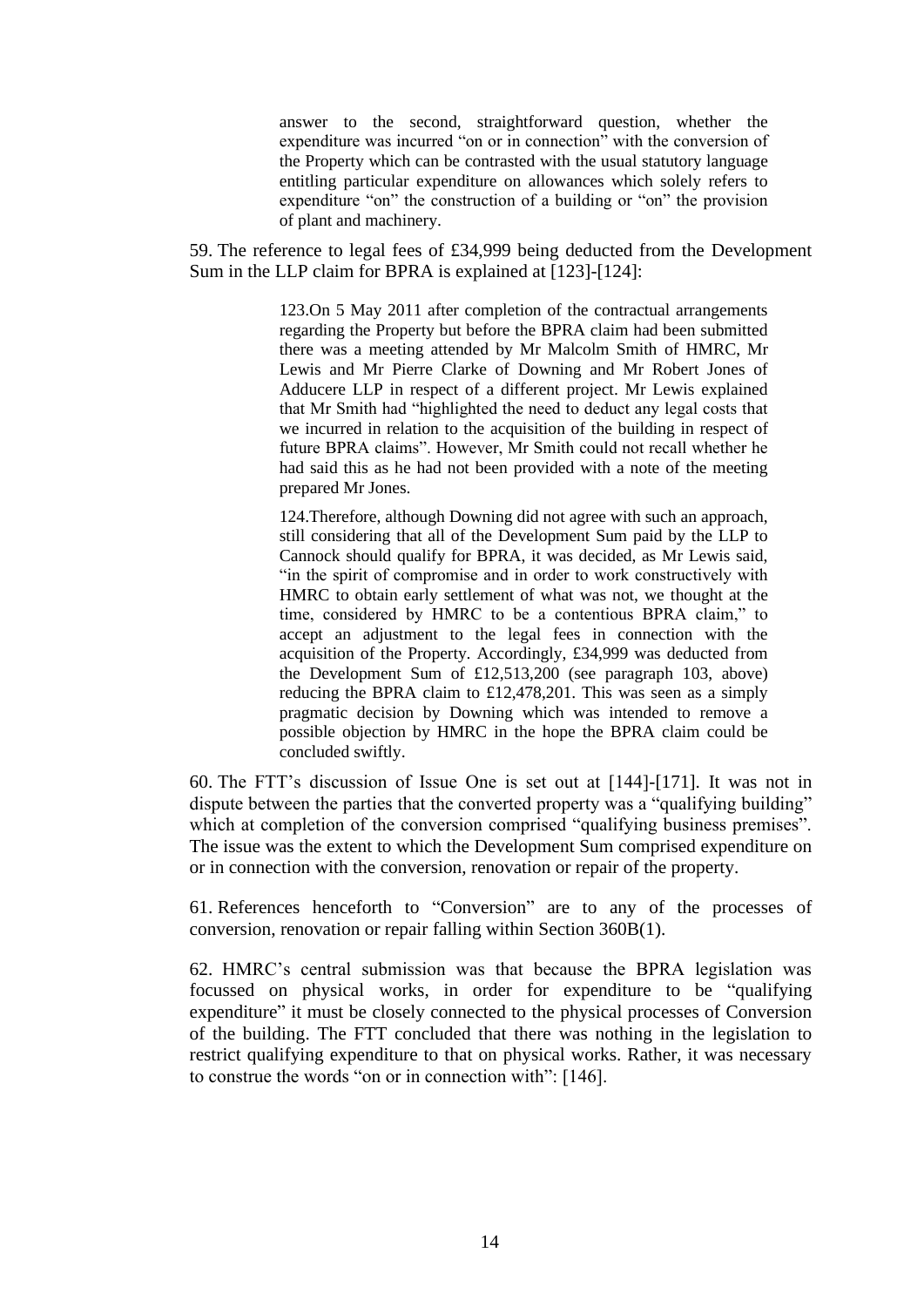> answer to the second, straightforward question, whether the expenditure was incurred "on or in connection" with the conversion of the Property which can be contrasted with the usual statutory language entitling particular expenditure on allowances which solely refers to expenditure "on" the construction of a building or "on" the provision of plant and machinery.

59. The reference to legal fees of £34,999 being deducted from the Development Sum in the LLP claim for BPRA is explained at [123]-[124]:

> 123.On 5 May 2011 after completion of the contractual arrangements regarding the Property but before the BPRA claim had been submitted there was a meeting attended by Mr Malcolm Smith of HMRC, Mr Lewis and Mr Pierre Clarke of Downing and Mr Robert Jones of Adducere LLP in respect of a different project. Mr Lewis explained that Mr Smith had "highlighted the need to deduct any legal costs that we incurred in relation to the acquisition of the building in respect of future BPRA claims". However, Mr Smith could not recall whether he had said this as he had not been provided with a note of the meeting prepared Mr Jones.
>
> 124.Therefore, although Downing did not agree with such an approach, still considering that all of the Development Sum paid by the LLP to Cannock should qualify for BPRA, it was decided, as Mr Lewis said, "in the spirit of compromise and in order to work constructively with HMRC to obtain early settlement of what was not, we thought at the time, considered by HMRC to be a contentious BPRA claim," to accept an adjustment to the legal fees in connection with the acquisition of the Property. Accordingly, £34,999 was deducted from the Development Sum of £12,513,200 (see paragraph 103, above) reducing the BPRA claim to £12,478,201. This was seen as a simply pragmatic decision by Downing which was intended to remove a possible objection by HMRC in the hope the BPRA claim could be concluded swiftly.

60. The FTT's discussion of Issue One is set out at [144]-[171]. It was not in dispute between the parties that the converted property was a "qualifying building" which at completion of the conversion comprised "qualifying business premises". The issue was the extent to which the Development Sum comprised expenditure on or in connection with the conversion, renovation or repair of the property.

61. References henceforth to "Conversion" are to any of the processes of conversion, renovation or repair falling within Section 360B(1).

62. HMRC's central submission was that because the BPRA legislation was focussed on physical works, in order for expenditure to be "qualifying expenditure" it must be closely connected to the physical processes of Conversion of the building. The FTT concluded that there was nothing in the legislation to restrict qualifying expenditure to that on physical works. Rather, it was necessary to construe the words "on or in connection with": [146].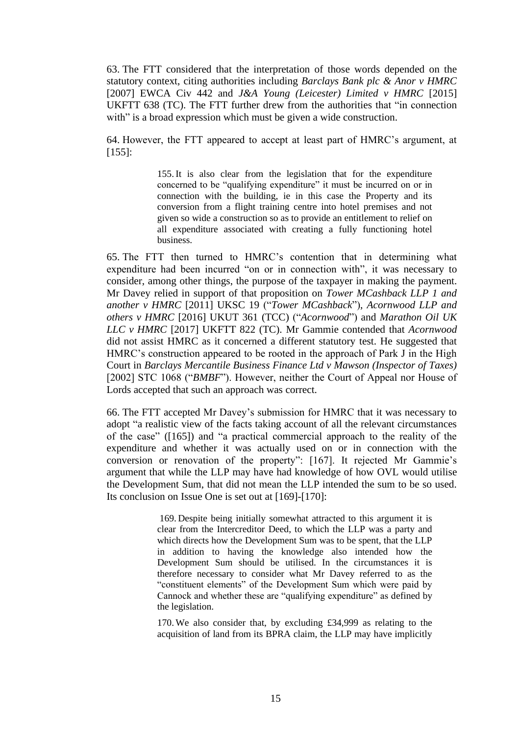63. The FTT considered that the interpretation of those words depended on the statutory context, citing authorities including *Barclays Bank plc & Anor v HMRC* [2007] EWCA Civ 442 and *J&A Young (Leicester) Limited v HMRC* [2015] UKFTT 638 (TC). The FTT further drew from the authorities that "in connection with" is a broad expression which must be given a wide construction.

64. However, the FTT appeared to accept at least part of HMRC's argument, at [155]:

> 155. It is also clear from the legislation that for the expenditure concerned to be "qualifying expenditure" it must be incurred on or in connection with the building, ie in this case the Property and its conversion from a flight training centre into hotel premises and not given so wide a construction so as to provide an entitlement to relief on all expenditure associated with creating a fully functioning hotel business.

65. The FTT then turned to HMRC's contention that in determining what expenditure had been incurred "on or in connection with", it was necessary to consider, among other things, the purpose of the taxpayer in making the payment. Mr Davey relied in support of that proposition on *Tower MCashback LLP 1 and another v HMRC* [2011] UKSC 19 ("*Tower MCashback*"), *Acornwood LLP and others v HMRC* [2016] UKUT 361 (TCC) ("*Acornwood*") and *Marathon Oil UK LLC v HMRC* [2017] UKFTT 822 (TC). Mr Gammie contended that *Acornwood* did not assist HMRC as it concerned a different statutory test. He suggested that HMRC's construction appeared to be rooted in the approach of Park J in the High Court in *Barclays Mercantile Business Finance Ltd v Mawson (Inspector of Taxes)* [2002] STC 1068 ("*BMBF*"). However, neither the Court of Appeal nor House of Lords accepted that such an approach was correct.

66. The FTT accepted Mr Davey's submission for HMRC that it was necessary to adopt "a realistic view of the facts taking account of all the relevant circumstances of the case" ([165]) and "a practical commercial approach to the reality of the expenditure and whether it was actually used on or in connection with the conversion or renovation of the property": [167]. It rejected Mr Gammie's argument that while the LLP may have had knowledge of how OVL would utilise the Development Sum, that did not mean the LLP intended the sum to be so used. Its conclusion on Issue One is set out at [169]-[170]:

> 169. Despite being initially somewhat attracted to this argument it is clear from the Intercreditor Deed, to which the LLP was a party and which directs how the Development Sum was to be spent, that the LLP in addition to having the knowledge also intended how the Development Sum should be utilised. In the circumstances it is therefore necessary to consider what Mr Davey referred to as the "constituent elements" of the Development Sum which were paid by Cannock and whether these are "qualifying expenditure" as defined by the legislation.
>
> 170. We also consider that, by excluding £34,999 as relating to the acquisition of land from its BPRA claim, the LLP may have implicitly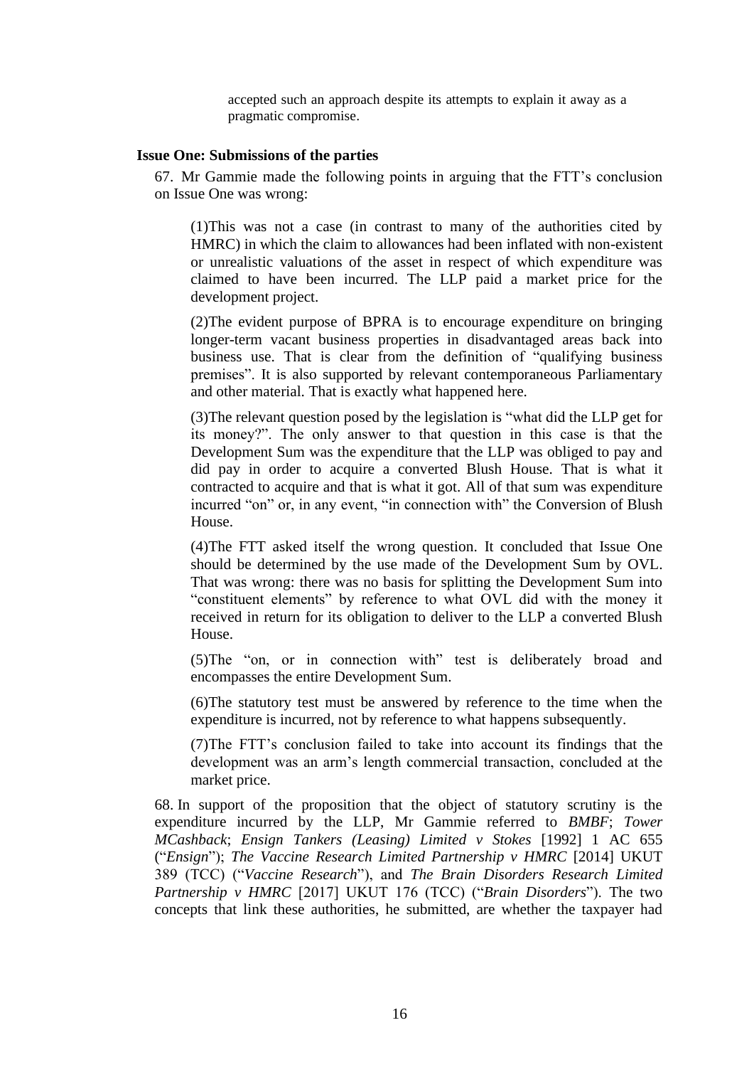accepted such an approach despite its attempts to explain it away as a pragmatic compromise.

**Issue One: Submissions of the parties**

67. Mr Gammie made the following points in arguing that the FTT's conclusion on Issue One was wrong:

(1)This was not a case (in contrast to many of the authorities cited by HMRC) in which the claim to allowances had been inflated with non-existent or unrealistic valuations of the asset in respect of which expenditure was claimed to have been incurred. The LLP paid a market price for the development project.

(2)The evident purpose of BPRA is to encourage expenditure on bringing longer-term vacant business properties in disadvantaged areas back into business use. That is clear from the definition of "qualifying business premises". It is also supported by relevant contemporaneous Parliamentary and other material. That is exactly what happened here.

(3)The relevant question posed by the legislation is "what did the LLP get for its money?". The only answer to that question in this case is that the Development Sum was the expenditure that the LLP was obliged to pay and did pay in order to acquire a converted Blush House. That is what it contracted to acquire and that is what it got. All of that sum was expenditure incurred "on" or, in any event, "in connection with" the Conversion of Blush House.

(4)The FTT asked itself the wrong question. It concluded that Issue One should be determined by the use made of the Development Sum by OVL. That was wrong: there was no basis for splitting the Development Sum into "constituent elements" by reference to what OVL did with the money it received in return for its obligation to deliver to the LLP a converted Blush House.

(5)The "on, or in connection with" test is deliberately broad and encompasses the entire Development Sum.

(6)The statutory test must be answered by reference to the time when the expenditure is incurred, not by reference to what happens subsequently.

(7)The FTT's conclusion failed to take into account its findings that the development was an arm's length commercial transaction, concluded at the market price.

68. In support of the proposition that the object of statutory scrutiny is the expenditure incurred by the LLP, Mr Gammie referred to *BMBF*; *Tower MCashback*; *Ensign Tankers (Leasing) Limited v Stokes* [1992] 1 AC 655 ("*Ensign*"); *The Vaccine Research Limited Partnership v HMRC* [2014] UKUT 389 (TCC) ("*Vaccine Research*"), and *The Brain Disorders Research Limited Partnership v HMRC* [2017] UKUT 176 (TCC) ("*Brain Disorders*"). The two concepts that link these authorities, he submitted, are whether the taxpayer had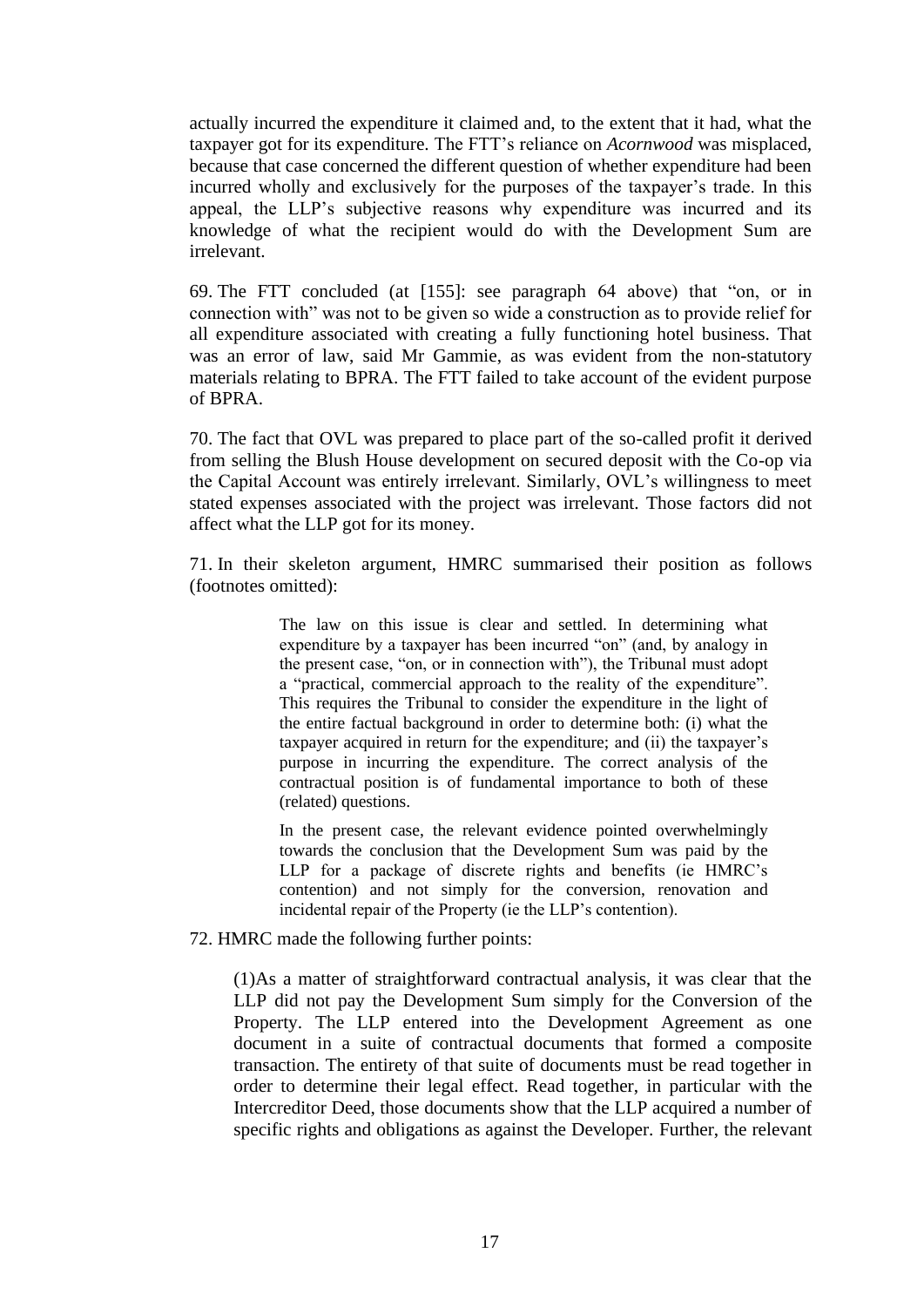actually incurred the expenditure it claimed and, to the extent that it had, what the taxpayer got for its expenditure. The FTT's reliance on *Acornwood* was misplaced, because that case concerned the different question of whether expenditure had been incurred wholly and exclusively for the purposes of the taxpayer's trade. In this appeal, the LLP's subjective reasons why expenditure was incurred and its knowledge of what the recipient would do with the Development Sum are irrelevant.

69. The FTT concluded (at [155]: see paragraph 64 above) that "on, or in connection with" was not to be given so wide a construction as to provide relief for all expenditure associated with creating a fully functioning hotel business. That was an error of law, said Mr Gammie, as was evident from the non-statutory materials relating to BPRA. The FTT failed to take account of the evident purpose of BPRA.

70. The fact that OVL was prepared to place part of the so-called profit it derived from selling the Blush House development on secured deposit with the Co-op via the Capital Account was entirely irrelevant. Similarly, OVL's willingness to meet stated expenses associated with the project was irrelevant. Those factors did not affect what the LLP got for its money.

71. In their skeleton argument, HMRC summarised their position as follows (footnotes omitted):

> The law on this issue is clear and settled. In determining what expenditure by a taxpayer has been incurred "on" (and, by analogy in the present case, "on, or in connection with"), the Tribunal must adopt a "practical, commercial approach to the reality of the expenditure". This requires the Tribunal to consider the expenditure in the light of the entire factual background in order to determine both: (i) what the taxpayer acquired in return for the expenditure; and (ii) the taxpayer's purpose in incurring the expenditure. The correct analysis of the contractual position is of fundamental importance to both of these (related) questions.
>
> In the present case, the relevant evidence pointed overwhelmingly towards the conclusion that the Development Sum was paid by the LLP for a package of discrete rights and benefits (ie HMRC's contention) and not simply for the conversion, renovation and incidental repair of the Property (ie the LLP's contention).

72. HMRC made the following further points:

(1) As a matter of straightforward contractual analysis, it was clear that the LLP did not pay the Development Sum simply for the Conversion of the Property. The LLP entered into the Development Agreement as one document in a suite of contractual documents that formed a composite transaction. The entirety of that suite of documents must be read together in order to determine their legal effect. Read together, in particular with the Intercreditor Deed, those documents show that the LLP acquired a number of specific rights and obligations as against the Developer. Further, the relevant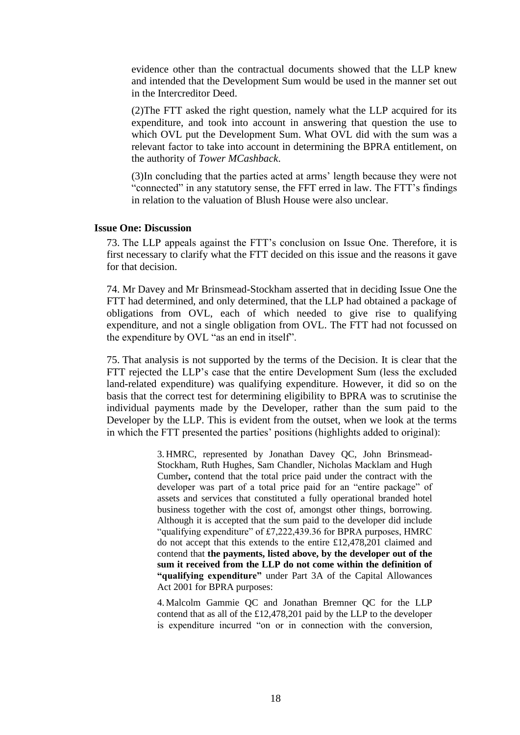evidence other than the contractual documents showed that the LLP knew and intended that the Development Sum would be used in the manner set out in the Intercreditor Deed.

(2)The FTT asked the right question, namely what the LLP acquired for its expenditure, and took into account in answering that question the use to which OVL put the Development Sum. What OVL did with the sum was a relevant factor to take into account in determining the BPRA entitlement, on the authority of *Tower MCashback*.

(3)In concluding that the parties acted at arms' length because they were not "connected" in any statutory sense, the FFT erred in law. The FTT's findings in relation to the valuation of Blush House were also unclear.

**Issue One: Discussion**

73. The LLP appeals against the FTT's conclusion on Issue One. Therefore, it is first necessary to clarify what the FTT decided on this issue and the reasons it gave for that decision.

74. Mr Davey and Mr Brinsmead-Stockham asserted that in deciding Issue One the FTT had determined, and only determined, that the LLP had obtained a package of obligations from OVL, each of which needed to give rise to qualifying expenditure, and not a single obligation from OVL. The FTT had not focussed on the expenditure by OVL "as an end in itself".

75. That analysis is not supported by the terms of the Decision. It is clear that the FTT rejected the LLP's case that the entire Development Sum (less the excluded land-related expenditure) was qualifying expenditure. However, it did so on the basis that the correct test for determining eligibility to BPRA was to scrutinise the individual payments made by the Developer, rather than the sum paid to the Developer by the LLP. This is evident from the outset, when we look at the terms in which the FTT presented the parties' positions (highlights added to original):

> 3. HMRC, represented by Jonathan Davey QC, John Brinsmead-Stockham, Ruth Hughes, Sam Chandler, Nicholas Macklam and Hugh Cumber**,** contend that the total price paid under the contract with the developer was part of a total price paid for an "entire package" of assets and services that constituted a fully operational branded hotel business together with the cost of, amongst other things, borrowing. Although it is accepted that the sum paid to the developer did include "qualifying expenditure" of £7,222,439.36 for BPRA purposes, HMRC do not accept that this extends to the entire £12,478,201 claimed and contend that **the payments, listed above, by the developer out of the sum it received from the LLP do not come within the definition of "qualifying expenditure"** under Part 3A of the Capital Allowances Act 2001 for BPRA purposes:
>
> 4. Malcolm Gammie QC and Jonathan Bremner QC for the LLP contend that as all of the £12,478,201 paid by the LLP to the developer is expenditure incurred "on or in connection with the conversion,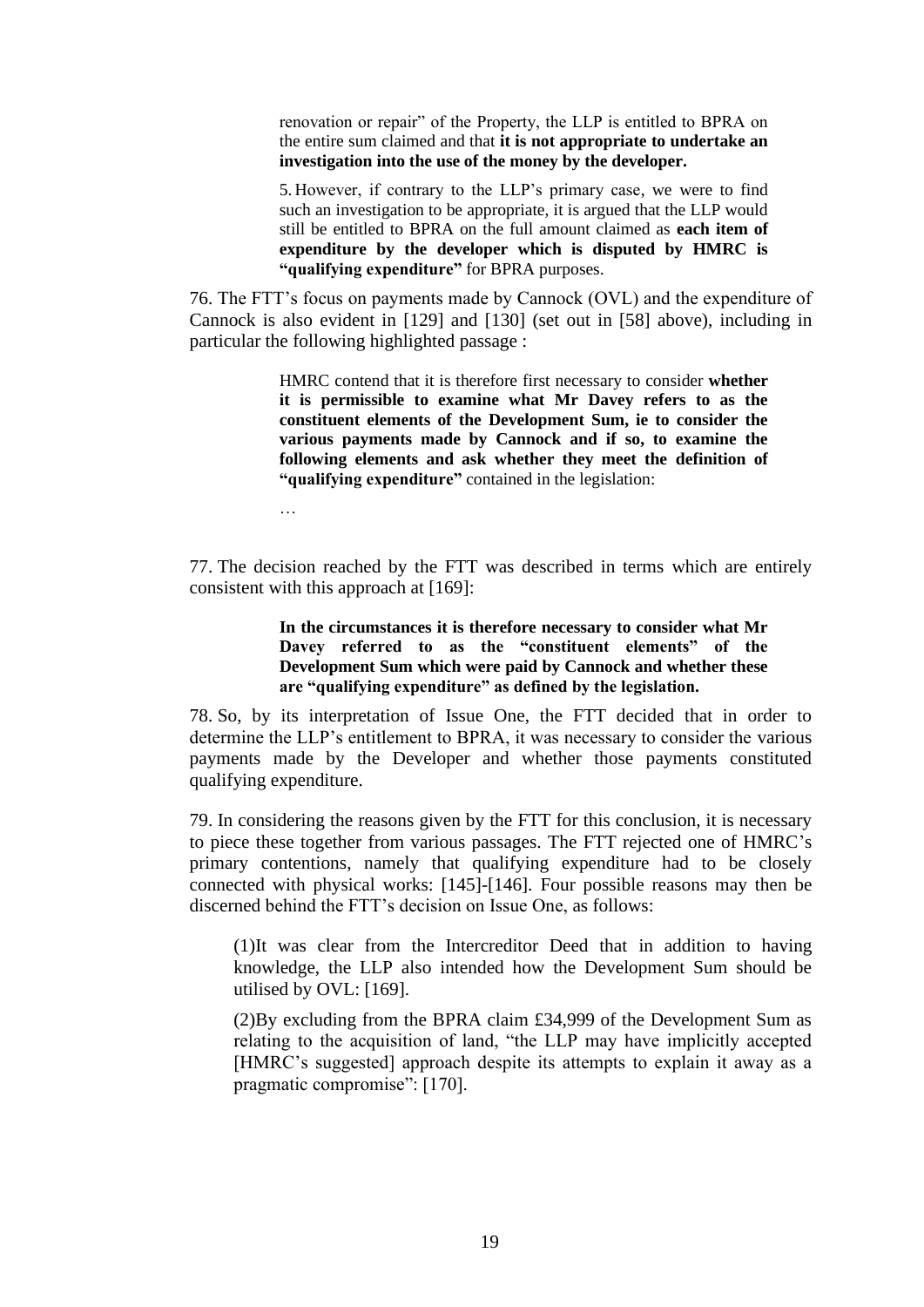> renovation or repair" of the Property, the LLP is entitled to BPRA on the entire sum claimed and that **it is not appropriate to undertake an investigation into the use of the money by the developer.**
>
> 5. However, if contrary to the LLP's primary case, we were to find such an investigation to be appropriate, it is argued that the LLP would still be entitled to BPRA on the full amount claimed as **each item of expenditure by the developer which is disputed by HMRC is "qualifying expenditure"** for BPRA purposes.

76. The FTT's focus on payments made by Cannock (OVL) and the expenditure of Cannock is also evident in [129] and [130] (set out in [58] above), including in particular the following highlighted passage :

> HMRC contend that it is therefore first necessary to consider **whether it is permissible to examine what Mr Davey refers to as the constituent elements of the Development Sum, ie to consider the various payments made by Cannock and if so, to examine the following elements and ask whether they meet the definition of "qualifying expenditure"** contained in the legislation:
>
> …

77. The decision reached by the FTT was described in terms which are entirely consistent with this approach at [169]:

> **In the circumstances it is therefore necessary to consider what Mr Davey referred to as the "constituent elements" of the Development Sum which were paid by Cannock and whether these are "qualifying expenditure" as defined by the legislation.**

78. So, by its interpretation of Issue One, the FTT decided that in order to determine the LLP's entitlement to BPRA, it was necessary to consider the various payments made by the Developer and whether those payments constituted qualifying expenditure.

79. In considering the reasons given by the FTT for this conclusion, it is necessary to piece these together from various passages. The FTT rejected one of HMRC's primary contentions, namely that qualifying expenditure had to be closely connected with physical works: [145]-[146]. Four possible reasons may then be discerned behind the FTT's decision on Issue One, as follows:

(1) It was clear from the Intercreditor Deed that in addition to having knowledge, the LLP also intended how the Development Sum should be utilised by OVL: [169].

(2) By excluding from the BPRA claim £34,999 of the Development Sum as relating to the acquisition of land, "the LLP may have implicitly accepted [HMRC's suggested] approach despite its attempts to explain it away as a pragmatic compromise": [170].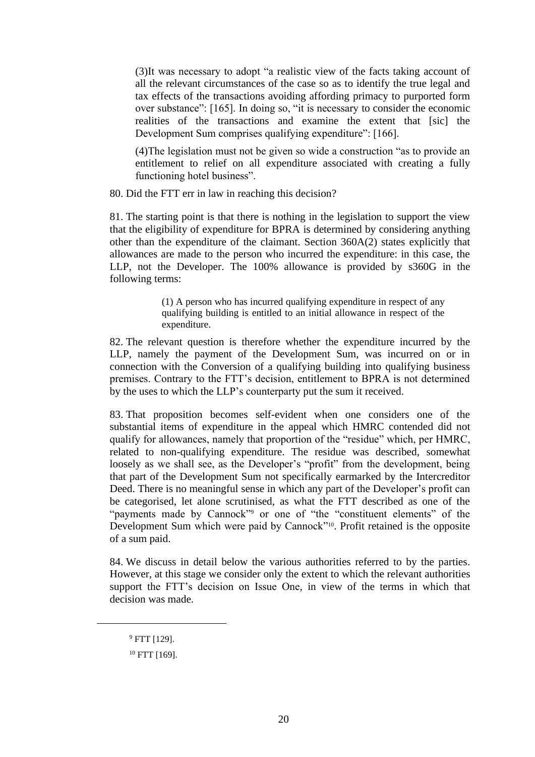> (3)It was necessary to adopt "a realistic view of the facts taking account of all the relevant circumstances of the case so as to identify the true legal and tax effects of the transactions avoiding affording primacy to purported form over substance": [165]. In doing so, "it is necessary to consider the economic realities of the transactions and examine the extent that [sic] the Development Sum comprises qualifying expenditure": [166].
>
> (4)The legislation must not be given so wide a construction "as to provide an entitlement to relief on all expenditure associated with creating a fully functioning hotel business".

80. Did the FTT err in law in reaching this decision?

81. The starting point is that there is nothing in the legislation to support the view that the eligibility of expenditure for BPRA is determined by considering anything other than the expenditure of the claimant. Section 360A(2) states explicitly that allowances are made to the person who incurred the expenditure: in this case, the LLP, not the Developer. The 100% allowance is provided by s360G in the following terms:

> (1) A person who has incurred qualifying expenditure in respect of any qualifying building is entitled to an initial allowance in respect of the expenditure.

82. The relevant question is therefore whether the expenditure incurred by the LLP, namely the payment of the Development Sum, was incurred on or in connection with the Conversion of a qualifying building into qualifying business premises. Contrary to the FTT's decision, entitlement to BPRA is not determined by the uses to which the LLP's counterparty put the sum it received.

83. That proposition becomes self-evident when one considers one of the substantial items of expenditure in the appeal which HMRC contended did not qualify for allowances, namely that proportion of the "residue" which, per HMRC, related to non-qualifying expenditure. The residue was described, somewhat loosely as we shall see, as the Developer's "profit" from the development, being that part of the Development Sum not specifically earmarked by the Intercreditor Deed. There is no meaningful sense in which any part of the Developer's profit can be categorised, let alone scrutinised, as what the FTT described as one of the "payments made by Cannock"[9] or one of "the "constituent elements" of the Development Sum which were paid by Cannock"[10]. Profit retained is the opposite of a sum paid.

84. We discuss in detail below the various authorities referred to by the parties. However, at this stage we consider only the extent to which the relevant authorities support the FTT's decision on Issue One, in view of the terms in which that decision was made.

---

[9] FTT [129].

[10] FTT [169].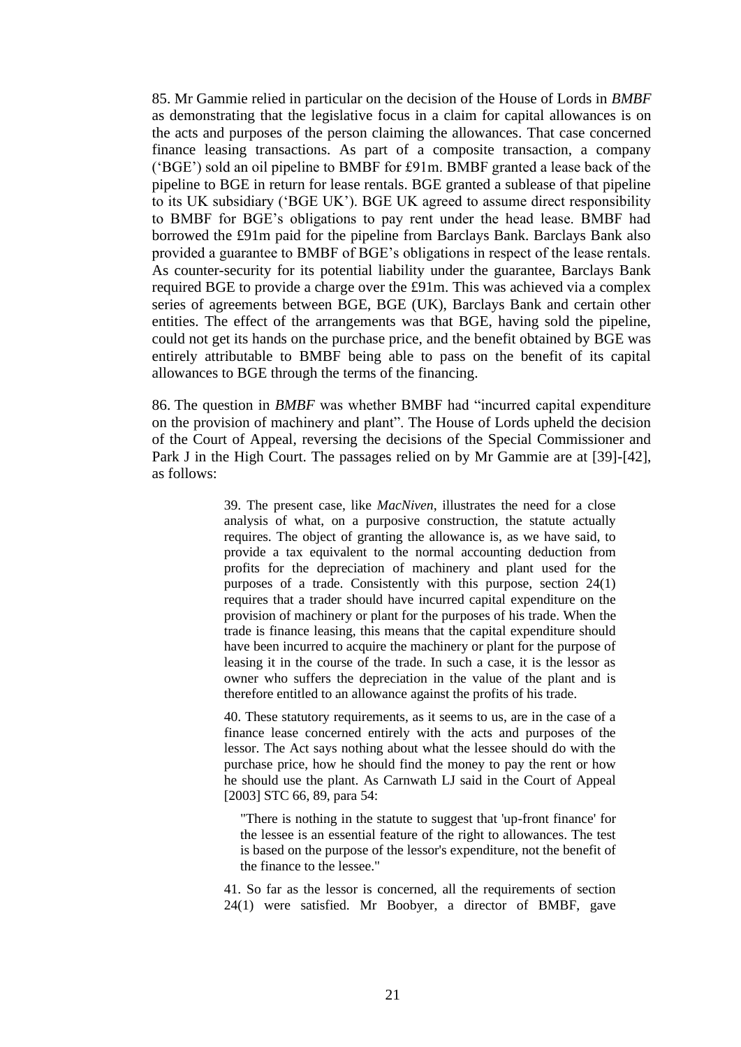85. Mr Gammie relied in particular on the decision of the House of Lords in *BMBF* as demonstrating that the legislative focus in a claim for capital allowances is on the acts and purposes of the person claiming the allowances. That case concerned finance leasing transactions. As part of a composite transaction, a company ('BGE') sold an oil pipeline to BMBF for £91m. BMBF granted a lease back of the pipeline to BGE in return for lease rentals. BGE granted a sublease of that pipeline to its UK subsidiary ('BGE UK'). BGE UK agreed to assume direct responsibility to BMBF for BGE's obligations to pay rent under the head lease. BMBF had borrowed the £91m paid for the pipeline from Barclays Bank. Barclays Bank also provided a guarantee to BMBF of BGE's obligations in respect of the lease rentals. As counter-security for its potential liability under the guarantee, Barclays Bank required BGE to provide a charge over the £91m. This was achieved via a complex series of agreements between BGE, BGE (UK), Barclays Bank and certain other entities. The effect of the arrangements was that BGE, having sold the pipeline, could not get its hands on the purchase price, and the benefit obtained by BGE was entirely attributable to BMBF being able to pass on the benefit of its capital allowances to BGE through the terms of the financing.

86. The question in *BMBF* was whether BMBF had "incurred capital expenditure on the provision of machinery and plant". The House of Lords upheld the decision of the Court of Appeal, reversing the decisions of the Special Commissioner and Park J in the High Court. The passages relied on by Mr Gammie are at [39]-[42], as follows:

> 39. The present case, like *MacNiven*, illustrates the need for a close analysis of what, on a purposive construction, the statute actually requires. The object of granting the allowance is, as we have said, to provide a tax equivalent to the normal accounting deduction from profits for the depreciation of machinery and plant used for the purposes of a trade. Consistently with this purpose, section 24(1) requires that a trader should have incurred capital expenditure on the provision of machinery or plant for the purposes of his trade. When the trade is finance leasing, this means that the capital expenditure should have been incurred to acquire the machinery or plant for the purpose of leasing it in the course of the trade. In such a case, it is the lessor as owner who suffers the depreciation in the value of the plant and is therefore entitled to an allowance against the profits of his trade.
>
> 40. These statutory requirements, as it seems to us, are in the case of a finance lease concerned entirely with the acts and purposes of the lessor. The Act says nothing about what the lessee should do with the purchase price, how he should find the money to pay the rent or how he should use the plant. As Carnwath LJ said in the Court of Appeal [2003] STC 66, 89, para 54:
>
> > "There is nothing in the statute to suggest that 'up-front finance' for the lessee is an essential feature of the right to allowances. The test is based on the purpose of the lessor's expenditure, not the benefit of the finance to the lessee."
>
> 41. So far as the lessor is concerned, all the requirements of section 24(1) were satisfied. Mr Boobyer, a director of BMBF, gave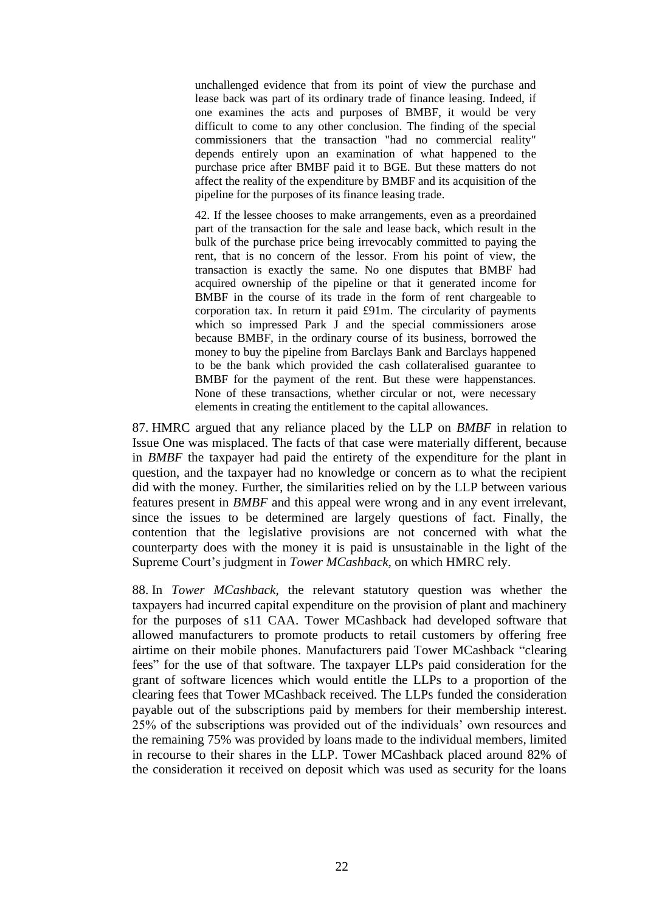> unchallenged evidence that from its point of view the purchase and lease back was part of its ordinary trade of finance leasing. Indeed, if one examines the acts and purposes of BMBF, it would be very difficult to come to any other conclusion. The finding of the special commissioners that the transaction "had no commercial reality" depends entirely upon an examination of what happened to the purchase price after BMBF paid it to BGE. But these matters do not affect the reality of the expenditure by BMBF and its acquisition of the pipeline for the purposes of its finance leasing trade.
>
> 42. If the lessee chooses to make arrangements, even as a preordained part of the transaction for the sale and lease back, which result in the bulk of the purchase price being irrevocably committed to paying the rent, that is no concern of the lessor. From his point of view, the transaction is exactly the same. No one disputes that BMBF had acquired ownership of the pipeline or that it generated income for BMBF in the course of its trade in the form of rent chargeable to corporation tax. In return it paid £91m. The circularity of payments which so impressed Park J and the special commissioners arose because BMBF, in the ordinary course of its business, borrowed the money to buy the pipeline from Barclays Bank and Barclays happened to be the bank which provided the cash collateralised guarantee to BMBF for the payment of the rent. But these were happenstances. None of these transactions, whether circular or not, were necessary elements in creating the entitlement to the capital allowances.

87. HMRC argued that any reliance placed by the LLP on *BMBF* in relation to Issue One was misplaced. The facts of that case were materially different, because in *BMBF* the taxpayer had paid the entirety of the expenditure for the plant in question, and the taxpayer had no knowledge or concern as to what the recipient did with the money. Further, the similarities relied on by the LLP between various features present in *BMBF* and this appeal were wrong and in any event irrelevant, since the issues to be determined are largely questions of fact. Finally, the contention that the legislative provisions are not concerned with what the counterparty does with the money it is paid is unsustainable in the light of the Supreme Court's judgment in *Tower MCashback*, on which HMRC rely.

88. In *Tower MCashback*, the relevant statutory question was whether the taxpayers had incurred capital expenditure on the provision of plant and machinery for the purposes of s11 CAA. Tower MCashback had developed software that allowed manufacturers to promote products to retail customers by offering free airtime on their mobile phones. Manufacturers paid Tower MCashback "clearing fees" for the use of that software. The taxpayer LLPs paid consideration for the grant of software licences which would entitle the LLPs to a proportion of the clearing fees that Tower MCashback received. The LLPs funded the consideration payable out of the subscriptions paid by members for their membership interest. 25% of the subscriptions was provided out of the individuals' own resources and the remaining 75% was provided by loans made to the individual members, limited in recourse to their shares in the LLP. Tower MCashback placed around 82% of the consideration it received on deposit which was used as security for the loans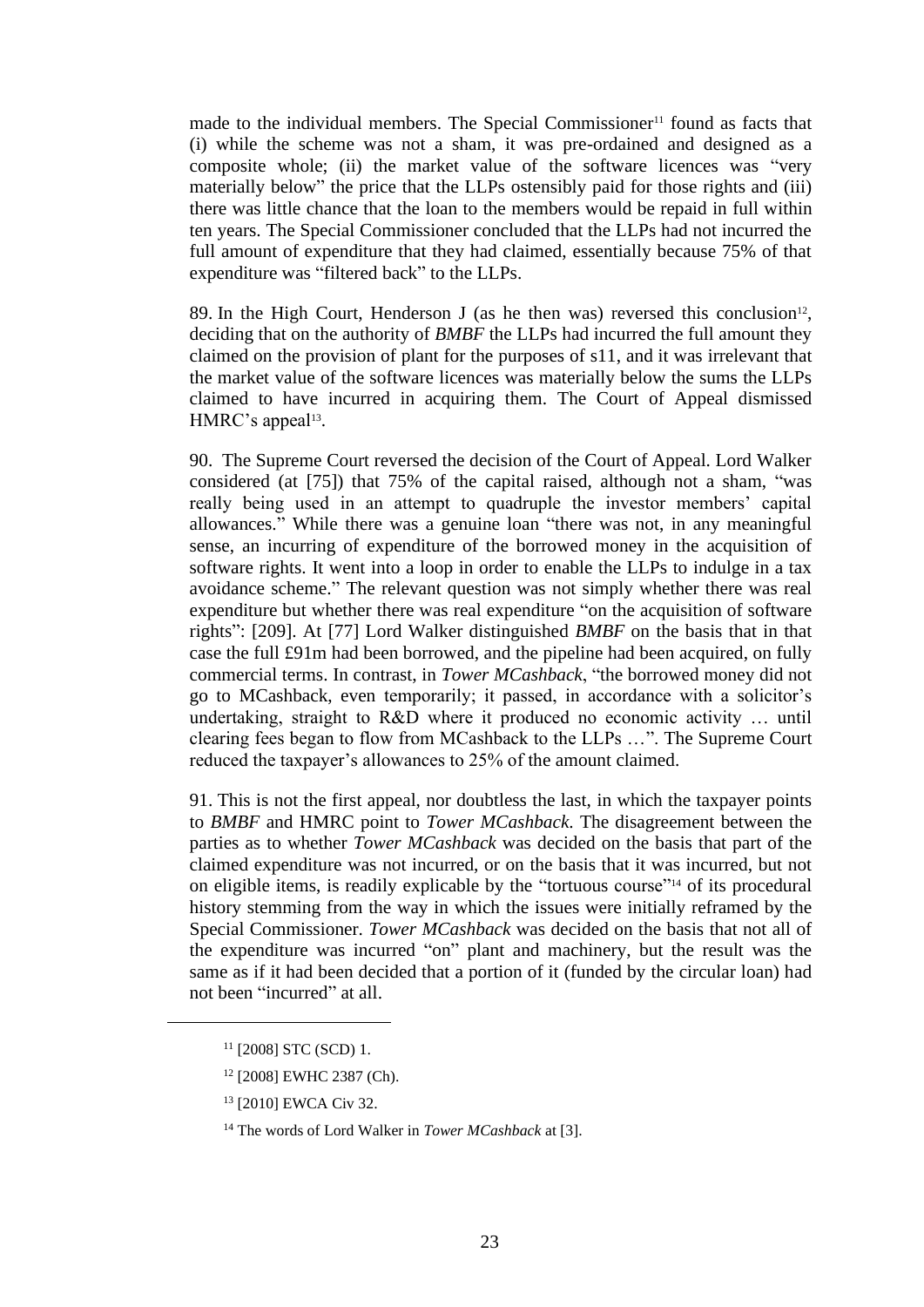made to the individual members. The Special Commissioner[11] found as facts that (i) while the scheme was not a sham, it was pre-ordained and designed as a composite whole; (ii) the market value of the software licences was "very materially below" the price that the LLPs ostensibly paid for those rights and (iii) there was little chance that the loan to the members would be repaid in full within ten years. The Special Commissioner concluded that the LLPs had not incurred the full amount of expenditure that they had claimed, essentially because 75% of that expenditure was "filtered back" to the LLPs.

89. In the High Court, Henderson J (as he then was) reversed this conclusion[12], deciding that on the authority of *BMBF* the LLPs had incurred the full amount they claimed on the provision of plant for the purposes of s11, and it was irrelevant that the market value of the software licences was materially below the sums the LLPs claimed to have incurred in acquiring them. The Court of Appeal dismissed HMRC's appeal[13].

90. The Supreme Court reversed the decision of the Court of Appeal. Lord Walker considered (at [75]) that 75% of the capital raised, although not a sham, "was really being used in an attempt to quadruple the investor members' capital allowances." While there was a genuine loan "there was not, in any meaningful sense, an incurring of expenditure of the borrowed money in the acquisition of software rights. It went into a loop in order to enable the LLPs to indulge in a tax avoidance scheme." The relevant question was not simply whether there was real expenditure but whether there was real expenditure "on the acquisition of software rights": [209]. At [77] Lord Walker distinguished *BMBF* on the basis that in that case the full £91m had been borrowed, and the pipeline had been acquired, on fully commercial terms. In contrast, in *Tower MCashback*, "the borrowed money did not go to MCashback, even temporarily; it passed, in accordance with a solicitor's undertaking, straight to R&D where it produced no economic activity … until clearing fees began to flow from MCashback to the LLPs …". The Supreme Court reduced the taxpayer's allowances to 25% of the amount claimed.

91. This is not the first appeal, nor doubtless the last, in which the taxpayer points to *BMBF* and HMRC point to *Tower MCashback.* The disagreement between the parties as to whether *Tower MCashback* was decided on the basis that part of the claimed expenditure was not incurred, or on the basis that it was incurred, but not on eligible items, is readily explicable by the "tortuous course"[14] of its procedural history stemming from the way in which the issues were initially reframed by the Special Commissioner. *Tower MCashback* was decided on the basis that not all of the expenditure was incurred "on" plant and machinery, but the result was the same as if it had been decided that a portion of it (funded by the circular loan) had not been "incurred" at all.

---

[11] [2008] STC (SCD) 1.

[12] [2008] EWHC 2387 (Ch).

[13] [2010] EWCA Civ 32.

[14] The words of Lord Walker in *Tower MCashback* at [3].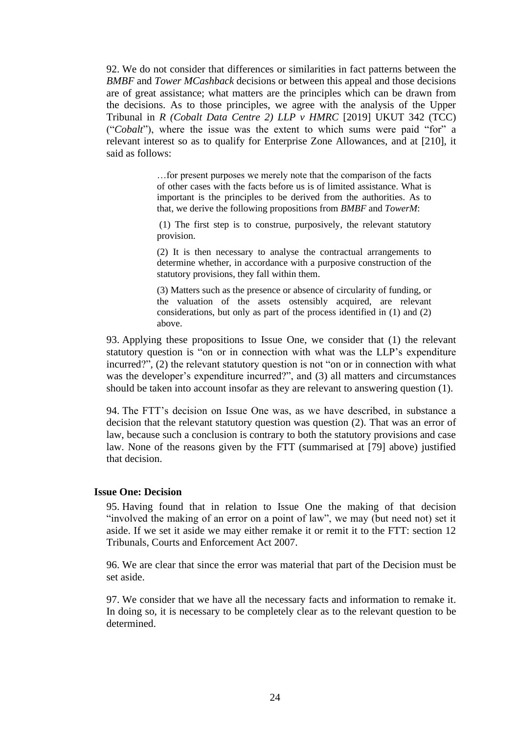92. We do not consider that differences or similarities in fact patterns between the *BMBF* and *Tower MCashback* decisions or between this appeal and those decisions are of great assistance; what matters are the principles which can be drawn from the decisions. As to those principles, we agree with the analysis of the Upper Tribunal in *R (Cobalt Data Centre 2) LLP v HMRC* [2019] UKUT 342 (TCC) ("*Cobalt*"), where the issue was the extent to which sums were paid "for" a relevant interest so as to qualify for Enterprise Zone Allowances, and at [210], it said as follows:

> …for present purposes we merely note that the comparison of the facts of other cases with the facts before us is of limited assistance. What is important is the principles to be derived from the authorities. As to that, we derive the following propositions from *BMBF* and *TowerM*:
>
> (1) The first step is to construe, purposively, the relevant statutory provision.
>
> (2) It is then necessary to analyse the contractual arrangements to determine whether, in accordance with a purposive construction of the statutory provisions, they fall within them.
>
> (3) Matters such as the presence or absence of circularity of funding, or the valuation of the assets ostensibly acquired, are relevant considerations, but only as part of the process identified in (1) and (2) above.

93. Applying these propositions to Issue One, we consider that (1) the relevant statutory question is "on or in connection with what was the LLP's expenditure incurred?", (2) the relevant statutory question is not "on or in connection with what was the developer's expenditure incurred?", and (3) all matters and circumstances should be taken into account insofar as they are relevant to answering question (1).

94. The FTT's decision on Issue One was, as we have described, in substance a decision that the relevant statutory question was question (2). That was an error of law, because such a conclusion is contrary to both the statutory provisions and case law. None of the reasons given by the FTT (summarised at [79] above) justified that decision.

### Issue One: Decision

95. Having found that in relation to Issue One the making of that decision "involved the making of an error on a point of law", we may (but need not) set it aside. If we set it aside we may either remake it or remit it to the FTT: section 12 Tribunals, Courts and Enforcement Act 2007.

96. We are clear that since the error was material that part of the Decision must be set aside.

97. We consider that we have all the necessary facts and information to remake it. In doing so, it is necessary to be completely clear as to the relevant question to be determined.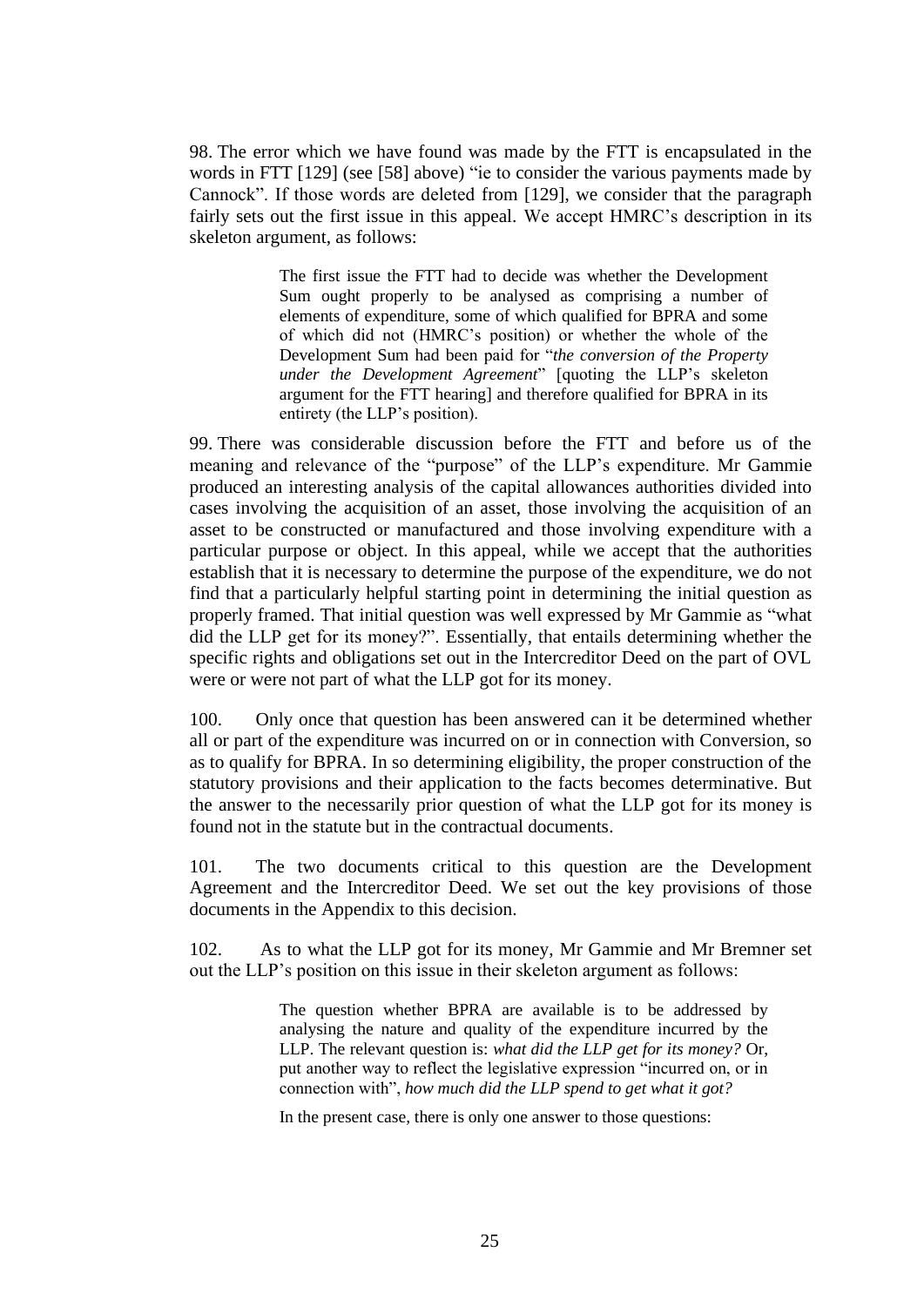98. The error which we have found was made by the FTT is encapsulated in the words in FTT [129] (see [58] above) "ie to consider the various payments made by Cannock". If those words are deleted from [129], we consider that the paragraph fairly sets out the first issue in this appeal. We accept HMRC's description in its skeleton argument, as follows:

> The first issue the FTT had to decide was whether the Development Sum ought properly to be analysed as comprising a number of elements of expenditure, some of which qualified for BPRA and some of which did not (HMRC's position) or whether the whole of the Development Sum had been paid for "*the conversion of the Property under the Development Agreement*" [quoting the LLP's skeleton argument for the FTT hearing] and therefore qualified for BPRA in its entirety (the LLP's position).

99. There was considerable discussion before the FTT and before us of the meaning and relevance of the "purpose" of the LLP's expenditure. Mr Gammie produced an interesting analysis of the capital allowances authorities divided into cases involving the acquisition of an asset, those involving the acquisition of an asset to be constructed or manufactured and those involving expenditure with a particular purpose or object. In this appeal, while we accept that the authorities establish that it is necessary to determine the purpose of the expenditure, we do not find that a particularly helpful starting point in determining the initial question as properly framed. That initial question was well expressed by Mr Gammie as "what did the LLP get for its money?". Essentially, that entails determining whether the specific rights and obligations set out in the Intercreditor Deed on the part of OVL were or were not part of what the LLP got for its money.

100. Only once that question has been answered can it be determined whether all or part of the expenditure was incurred on or in connection with Conversion, so as to qualify for BPRA. In so determining eligibility, the proper construction of the statutory provisions and their application to the facts becomes determinative. But the answer to the necessarily prior question of what the LLP got for its money is found not in the statute but in the contractual documents.

101. The two documents critical to this question are the Development Agreement and the Intercreditor Deed. We set out the key provisions of those documents in the Appendix to this decision.

102. As to what the LLP got for its money, Mr Gammie and Mr Bremner set out the LLP's position on this issue in their skeleton argument as follows:

> The question whether BPRA are available is to be addressed by analysing the nature and quality of the expenditure incurred by the LLP. The relevant question is: *what did the LLP get for its money?* Or, put another way to reflect the legislative expression "incurred on, or in connection with", *how much did the LLP spend to get what it got?*
>
> In the present case, there is only one answer to those questions: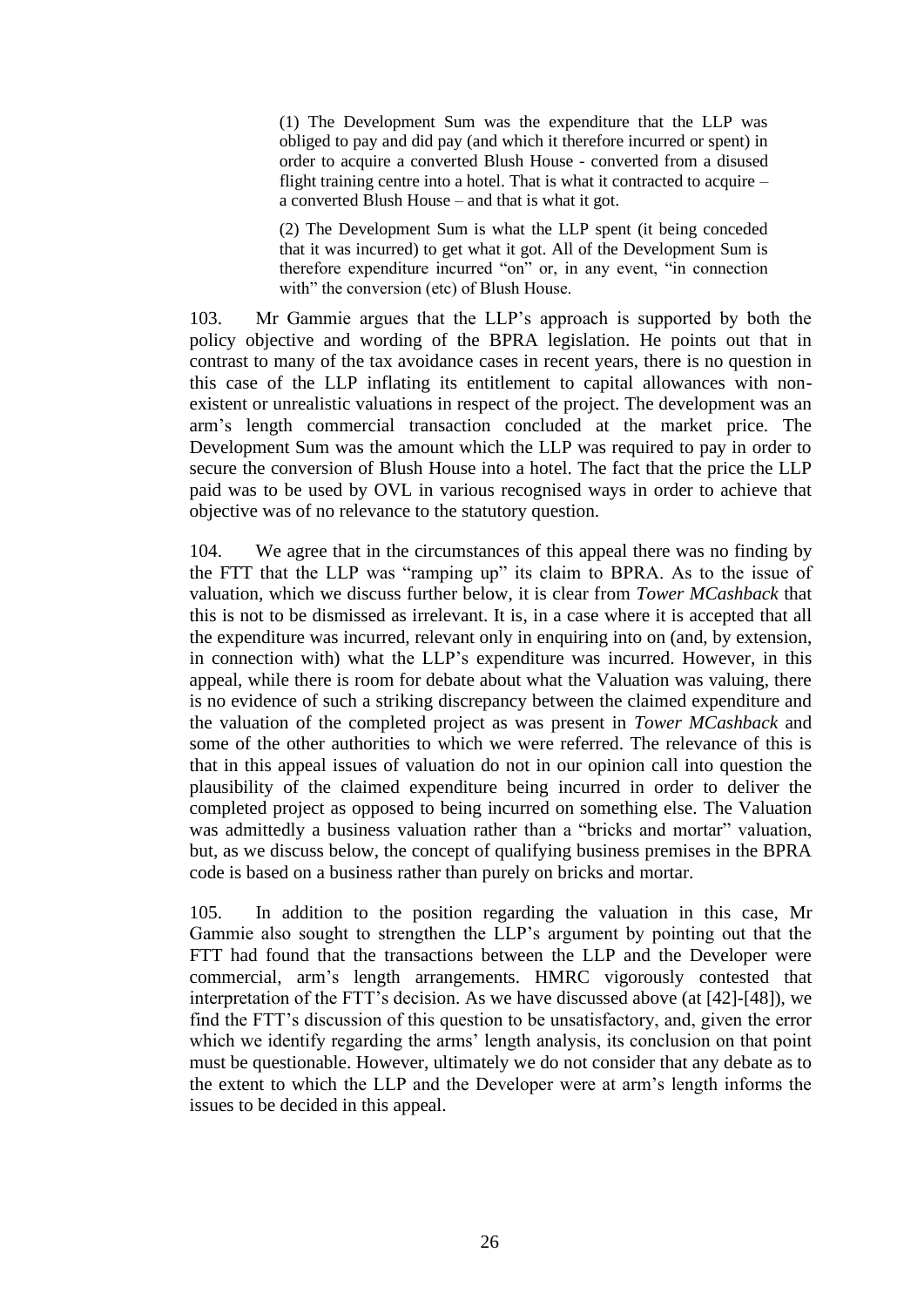> (1) The Development Sum was the expenditure that the LLP was obliged to pay and did pay (and which it therefore incurred or spent) in order to acquire a converted Blush House - converted from a disused flight training centre into a hotel. That is what it contracted to acquire – a converted Blush House – and that is what it got.
>
> (2) The Development Sum is what the LLP spent (it being conceded that it was incurred) to get what it got. All of the Development Sum is therefore expenditure incurred "on" or, in any event, "in connection with" the conversion (etc) of Blush House.

103. Mr Gammie argues that the LLP's approach is supported by both the policy objective and wording of the BPRA legislation. He points out that in contrast to many of the tax avoidance cases in recent years, there is no question in this case of the LLP inflating its entitlement to capital allowances with non-existent or unrealistic valuations in respect of the project. The development was an arm's length commercial transaction concluded at the market price. The Development Sum was the amount which the LLP was required to pay in order to secure the conversion of Blush House into a hotel. The fact that the price the LLP paid was to be used by OVL in various recognised ways in order to achieve that objective was of no relevance to the statutory question.

104. We agree that in the circumstances of this appeal there was no finding by the FTT that the LLP was "ramping up" its claim to BPRA. As to the issue of valuation, which we discuss further below, it is clear from *Tower MCashback* that this is not to be dismissed as irrelevant. It is, in a case where it is accepted that all the expenditure was incurred, relevant only in enquiring into on (and, by extension, in connection with) what the LLP's expenditure was incurred. However, in this appeal, while there is room for debate about what the Valuation was valuing, there is no evidence of such a striking discrepancy between the claimed expenditure and the valuation of the completed project as was present in *Tower MCashback* and some of the other authorities to which we were referred. The relevance of this is that in this appeal issues of valuation do not in our opinion call into question the plausibility of the claimed expenditure being incurred in order to deliver the completed project as opposed to being incurred on something else. The Valuation was admittedly a business valuation rather than a "bricks and mortar" valuation, but, as we discuss below, the concept of qualifying business premises in the BPRA code is based on a business rather than purely on bricks and mortar.

105. In addition to the position regarding the valuation in this case, Mr Gammie also sought to strengthen the LLP's argument by pointing out that the FTT had found that the transactions between the LLP and the Developer were commercial, arm's length arrangements. HMRC vigorously contested that interpretation of the FTT's decision. As we have discussed above (at [42]-[48]), we find the FTT's discussion of this question to be unsatisfactory, and, given the error which we identify regarding the arms' length analysis, its conclusion on that point must be questionable. However, ultimately we do not consider that any debate as to the extent to which the LLP and the Developer were at arm's length informs the issues to be decided in this appeal.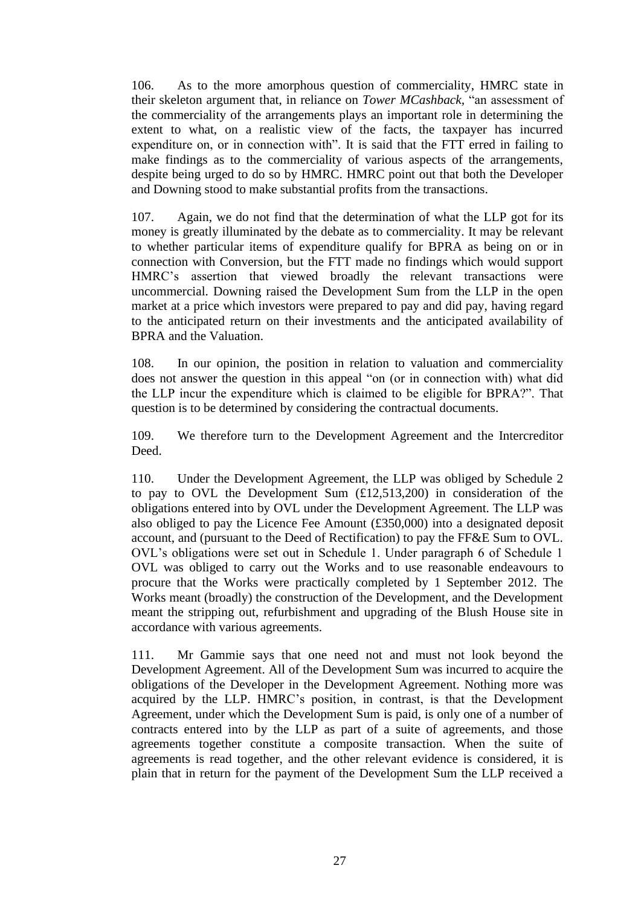106. As to the more amorphous question of commerciality, HMRC state in their skeleton argument that, in reliance on *Tower MCashback*, "an assessment of the commerciality of the arrangements plays an important role in determining the extent to what, on a realistic view of the facts, the taxpayer has incurred expenditure on, or in connection with". It is said that the FTT erred in failing to make findings as to the commerciality of various aspects of the arrangements, despite being urged to do so by HMRC. HMRC point out that both the Developer and Downing stood to make substantial profits from the transactions.

107. Again, we do not find that the determination of what the LLP got for its money is greatly illuminated by the debate as to commerciality. It may be relevant to whether particular items of expenditure qualify for BPRA as being on or in connection with Conversion, but the FTT made no findings which would support HMRC's assertion that viewed broadly the relevant transactions were uncommercial. Downing raised the Development Sum from the LLP in the open market at a price which investors were prepared to pay and did pay, having regard to the anticipated return on their investments and the anticipated availability of BPRA and the Valuation.

108. In our opinion, the position in relation to valuation and commerciality does not answer the question in this appeal "on (or in connection with) what did the LLP incur the expenditure which is claimed to be eligible for BPRA?". That question is to be determined by considering the contractual documents.

109. We therefore turn to the Development Agreement and the Intercreditor Deed.

110. Under the Development Agreement, the LLP was obliged by Schedule 2 to pay to OVL the Development Sum (£12,513,200) in consideration of the obligations entered into by OVL under the Development Agreement. The LLP was also obliged to pay the Licence Fee Amount (£350,000) into a designated deposit account, and (pursuant to the Deed of Rectification) to pay the FF&E Sum to OVL. OVL's obligations were set out in Schedule 1. Under paragraph 6 of Schedule 1 OVL was obliged to carry out the Works and to use reasonable endeavours to procure that the Works were practically completed by 1 September 2012. The Works meant (broadly) the construction of the Development, and the Development meant the stripping out, refurbishment and upgrading of the Blush House site in accordance with various agreements.

111. Mr Gammie says that one need not and must not look beyond the Development Agreement. All of the Development Sum was incurred to acquire the obligations of the Developer in the Development Agreement. Nothing more was acquired by the LLP. HMRC's position, in contrast, is that the Development Agreement, under which the Development Sum is paid, is only one of a number of contracts entered into by the LLP as part of a suite of agreements, and those agreements together constitute a composite transaction. When the suite of agreements is read together, and the other relevant evidence is considered, it is plain that in return for the payment of the Development Sum the LLP received a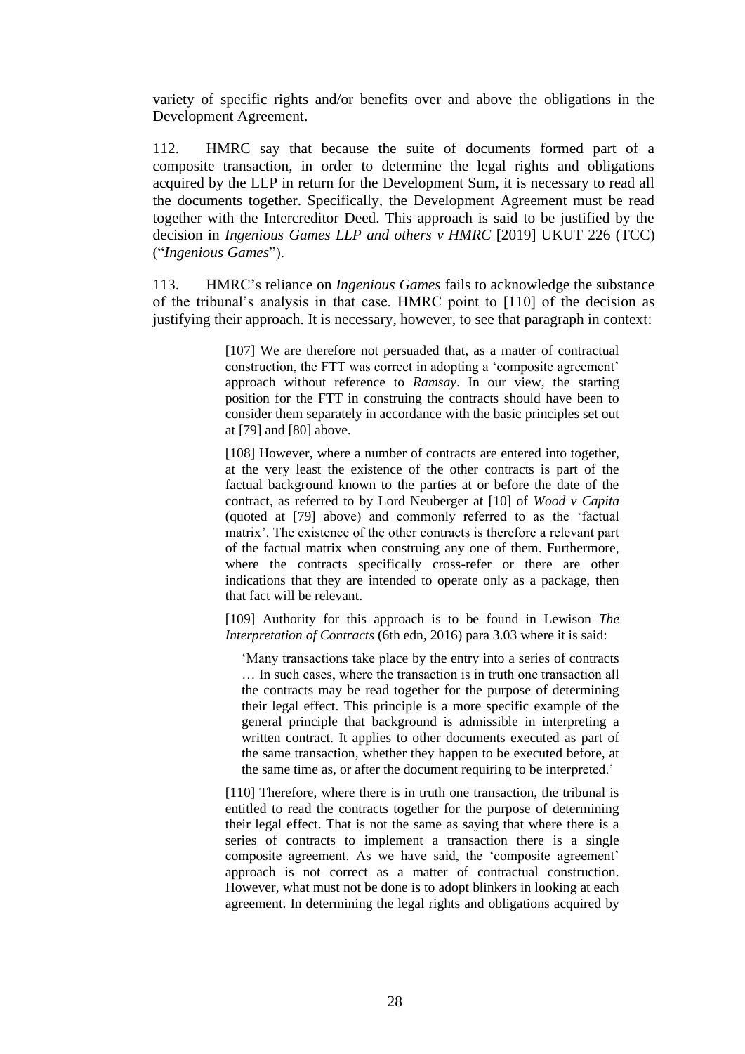variety of specific rights and/or benefits over and above the obligations in the Development Agreement.

112. HMRC say that because the suite of documents formed part of a composite transaction, in order to determine the legal rights and obligations acquired by the LLP in return for the Development Sum, it is necessary to read all the documents together. Specifically, the Development Agreement must be read together with the Intercreditor Deed. This approach is said to be justified by the decision in *Ingenious Games LLP and others v HMRC* [2019] UKUT 226 (TCC) ("*Ingenious Games*").

113. HMRC's reliance on *Ingenious Games* fails to acknowledge the substance of the tribunal's analysis in that case. HMRC point to [110] of the decision as justifying their approach. It is necessary, however, to see that paragraph in context:

> [107] We are therefore not persuaded that, as a matter of contractual construction, the FTT was correct in adopting a 'composite agreement' approach without reference to *Ramsay*. In our view, the starting position for the FTT in construing the contracts should have been to consider them separately in accordance with the basic principles set out at [79] and [80] above.
>
> [108] However, where a number of contracts are entered into together, at the very least the existence of the other contracts is part of the factual background known to the parties at or before the date of the contract, as referred to by Lord Neuberger at [10] of *Wood v Capita* (quoted at [79] above) and commonly referred to as the 'factual matrix'. The existence of the other contracts is therefore a relevant part of the factual matrix when construing any one of them. Furthermore, where the contracts specifically cross-refer or there are other indications that they are intended to operate only as a package, then that fact will be relevant.
>
> [109] Authority for this approach is to be found in Lewison *The Interpretation of Contracts* (6th edn, 2016) para 3.03 where it is said:
>
> > 'Many transactions take place by the entry into a series of contracts … In such cases, where the transaction is in truth one transaction all the contracts may be read together for the purpose of determining their legal effect. This principle is a more specific example of the general principle that background is admissible in interpreting a written contract. It applies to other documents executed as part of the same transaction, whether they happen to be executed before, at the same time as, or after the document requiring to be interpreted.'
>
> [110] Therefore, where there is in truth one transaction, the tribunal is entitled to read the contracts together for the purpose of determining their legal effect. That is not the same as saying that where there is a series of contracts to implement a transaction there is a single composite agreement. As we have said, the 'composite agreement' approach is not correct as a matter of contractual construction. However, what must not be done is to adopt blinkers in looking at each agreement. In determining the legal rights and obligations acquired by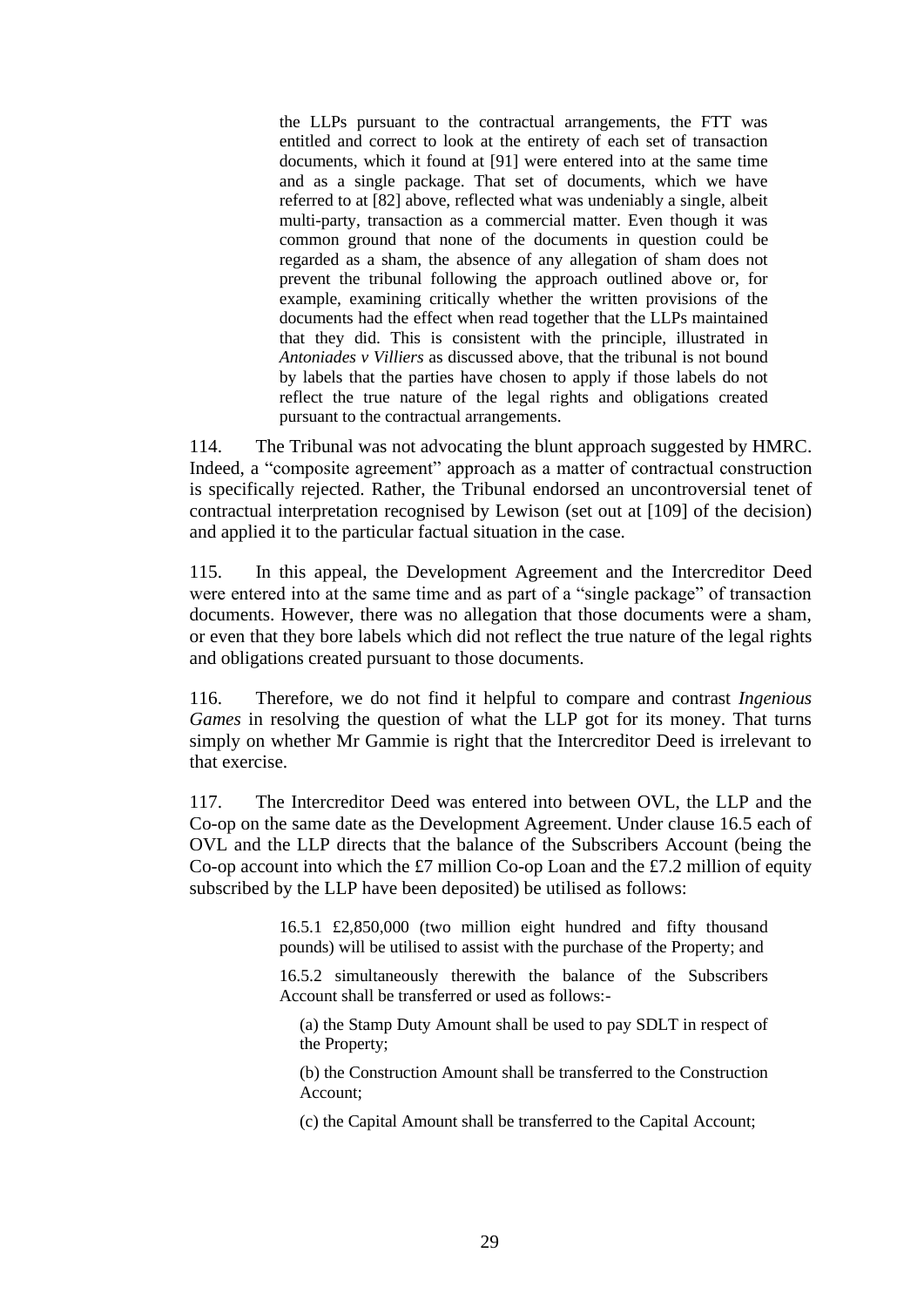> the LLPs pursuant to the contractual arrangements, the FTT was entitled and correct to look at the entirety of each set of transaction documents, which it found at [91] were entered into at the same time and as a single package. That set of documents, which we have referred to at [82] above, reflected what was undeniably a single, albeit multi-party, transaction as a commercial matter. Even though it was common ground that none of the documents in question could be regarded as a sham, the absence of any allegation of sham does not prevent the tribunal following the approach outlined above or, for example, examining critically whether the written provisions of the documents had the effect when read together that the LLPs maintained that they did. This is consistent with the principle, illustrated in *Antoniades v Villiers* as discussed above, that the tribunal is not bound by labels that the parties have chosen to apply if those labels do not reflect the true nature of the legal rights and obligations created pursuant to the contractual arrangements.

114. The Tribunal was not advocating the blunt approach suggested by HMRC. Indeed, a "composite agreement" approach as a matter of contractual construction is specifically rejected. Rather, the Tribunal endorsed an uncontroversial tenet of contractual interpretation recognised by Lewison (set out at [109] of the decision) and applied it to the particular factual situation in the case.

115. In this appeal, the Development Agreement and the Intercreditor Deed were entered into at the same time and as part of a "single package" of transaction documents. However, there was no allegation that those documents were a sham, or even that they bore labels which did not reflect the true nature of the legal rights and obligations created pursuant to those documents.

116. Therefore, we do not find it helpful to compare and contrast *Ingenious Games* in resolving the question of what the LLP got for its money. That turns simply on whether Mr Gammie is right that the Intercreditor Deed is irrelevant to that exercise.

117. The Intercreditor Deed was entered into between OVL, the LLP and the Co-op on the same date as the Development Agreement. Under clause 16.5 each of OVL and the LLP directs that the balance of the Subscribers Account (being the Co-op account into which the £7 million Co-op Loan and the £7.2 million of equity subscribed by the LLP have been deposited) be utilised as follows:

> 16.5.1 £2,850,000 (two million eight hundred and fifty thousand pounds) will be utilised to assist with the purchase of the Property; and
>
> 16.5.2 simultaneously therewith the balance of the Subscribers Account shall be transferred or used as follows:-
>
> (a) the Stamp Duty Amount shall be used to pay SDLT in respect of the Property;
>
> (b) the Construction Amount shall be transferred to the Construction Account;
>
> (c) the Capital Amount shall be transferred to the Capital Account;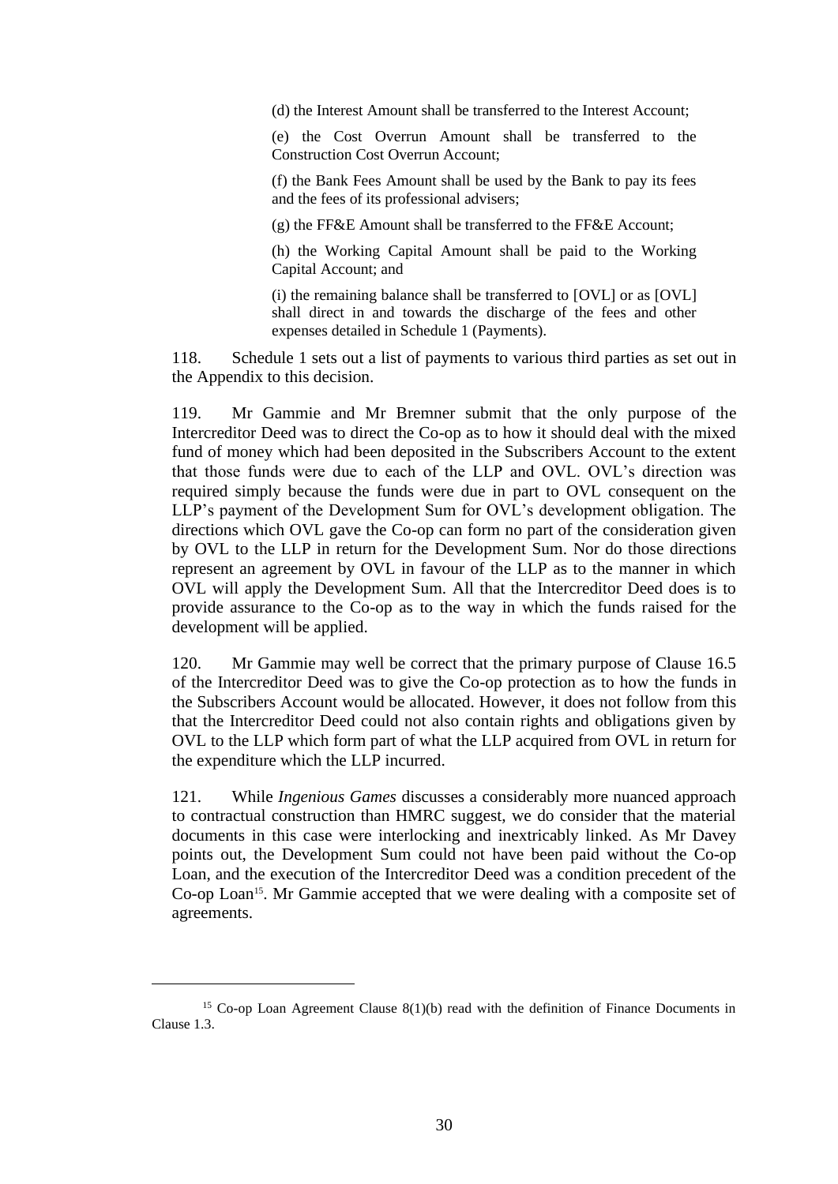(d) the Interest Amount shall be transferred to the Interest Account;

(e) the Cost Overrun Amount shall be transferred to the Construction Cost Overrun Account;

(f) the Bank Fees Amount shall be used by the Bank to pay its fees and the fees of its professional advisers;

(g) the FF&E Amount shall be transferred to the FF&E Account;

(h) the Working Capital Amount shall be paid to the Working Capital Account; and

(i) the remaining balance shall be transferred to [OVL] or as [OVL] shall direct in and towards the discharge of the fees and other expenses detailed in Schedule 1 (Payments).

118. Schedule 1 sets out a list of payments to various third parties as set out in the Appendix to this decision.

119. Mr Gammie and Mr Bremner submit that the only purpose of the Intercreditor Deed was to direct the Co-op as to how it should deal with the mixed fund of money which had been deposited in the Subscribers Account to the extent that those funds were due to each of the LLP and OVL. OVL's direction was required simply because the funds were due in part to OVL consequent on the LLP's payment of the Development Sum for OVL's development obligation. The directions which OVL gave the Co-op can form no part of the consideration given by OVL to the LLP in return for the Development Sum. Nor do those directions represent an agreement by OVL in favour of the LLP as to the manner in which OVL will apply the Development Sum. All that the Intercreditor Deed does is to provide assurance to the Co-op as to the way in which the funds raised for the development will be applied.

120. Mr Gammie may well be correct that the primary purpose of Clause 16.5 of the Intercreditor Deed was to give the Co-op protection as to how the funds in the Subscribers Account would be allocated. However, it does not follow from this that the Intercreditor Deed could not also contain rights and obligations given by OVL to the LLP which form part of what the LLP acquired from OVL in return for the expenditure which the LLP incurred.

121. While *Ingenious Games* discusses a considerably more nuanced approach to contractual construction than HMRC suggest, we do consider that the material documents in this case were interlocking and inextricably linked. As Mr Davey points out, the Development Sum could not have been paid without the Co-op Loan, and the execution of the Intercreditor Deed was a condition precedent of the Co-op Loan[15]. Mr Gammie accepted that we were dealing with a composite set of agreements.

[15] Co-op Loan Agreement Clause 8(1)(b) read with the definition of Finance Documents in Clause 1.3.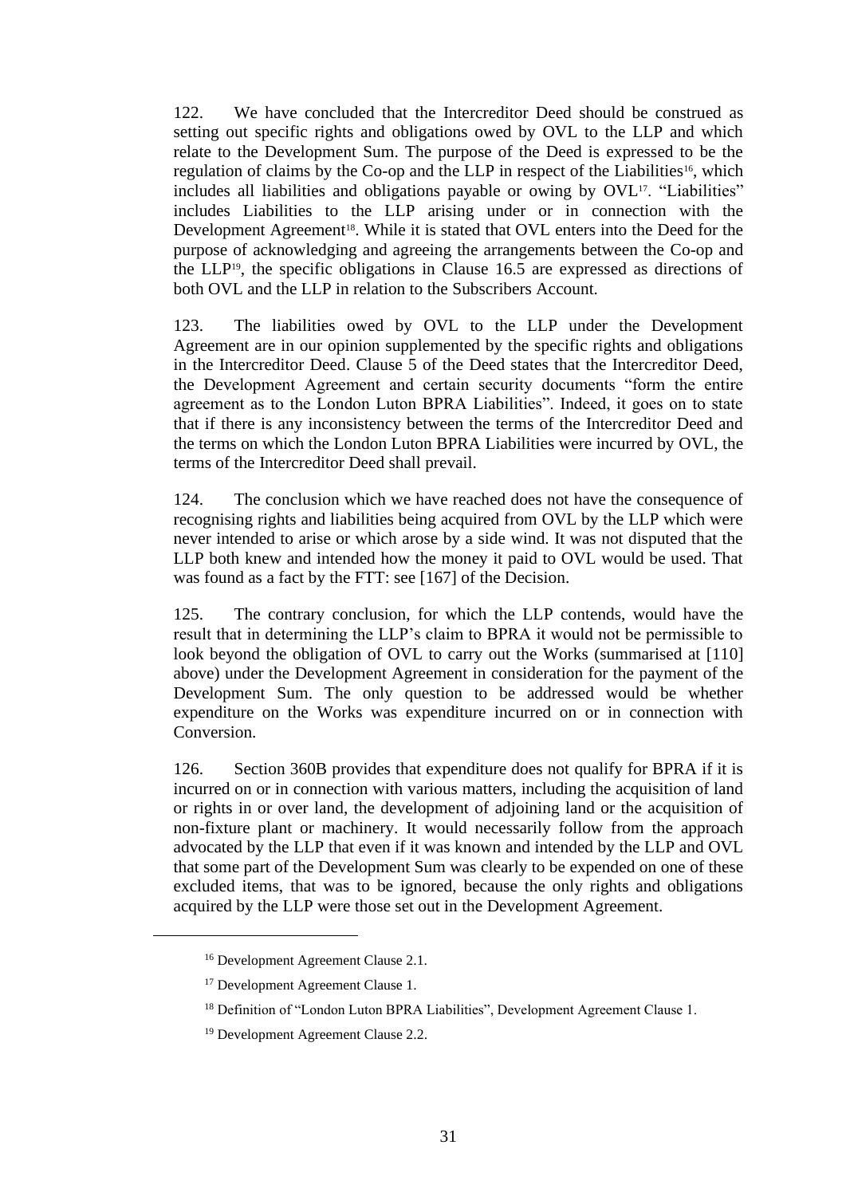122. We have concluded that the Intercreditor Deed should be construed as setting out specific rights and obligations owed by OVL to the LLP and which relate to the Development Sum. The purpose of the Deed is expressed to be the regulation of claims by the Co-op and the LLP in respect of the Liabilities[16], which includes all liabilities and obligations payable or owing by OVL[17]. "Liabilities" includes Liabilities to the LLP arising under or in connection with the Development Agreement[18]. While it is stated that OVL enters into the Deed for the purpose of acknowledging and agreeing the arrangements between the Co-op and the LLP[19], the specific obligations in Clause 16.5 are expressed as directions of both OVL and the LLP in relation to the Subscribers Account.

123. The liabilities owed by OVL to the LLP under the Development Agreement are in our opinion supplemented by the specific rights and obligations in the Intercreditor Deed. Clause 5 of the Deed states that the Intercreditor Deed, the Development Agreement and certain security documents "form the entire agreement as to the London Luton BPRA Liabilities". Indeed, it goes on to state that if there is any inconsistency between the terms of the Intercreditor Deed and the terms on which the London Luton BPRA Liabilities were incurred by OVL, the terms of the Intercreditor Deed shall prevail.

124. The conclusion which we have reached does not have the consequence of recognising rights and liabilities being acquired from OVL by the LLP which were never intended to arise or which arose by a side wind. It was not disputed that the LLP both knew and intended how the money it paid to OVL would be used. That was found as a fact by the FTT: see [167] of the Decision.

125. The contrary conclusion, for which the LLP contends, would have the result that in determining the LLP's claim to BPRA it would not be permissible to look beyond the obligation of OVL to carry out the Works (summarised at [110] above) under the Development Agreement in consideration for the payment of the Development Sum. The only question to be addressed would be whether expenditure on the Works was expenditure incurred on or in connection with Conversion.

126. Section 360B provides that expenditure does not qualify for BPRA if it is incurred on or in connection with various matters, including the acquisition of land or rights in or over land, the development of adjoining land or the acquisition of non-fixture plant or machinery. It would necessarily follow from the approach advocated by the LLP that even if it was known and intended by the LLP and OVL that some part of the Development Sum was clearly to be expended on one of these excluded items, that was to be ignored, because the only rights and obligations acquired by the LLP were those set out in the Development Agreement.

---

[16] Development Agreement Clause 2.1.

[17] Development Agreement Clause 1.

[18] Definition of "London Luton BPRA Liabilities", Development Agreement Clause 1.

[19] Development Agreement Clause 2.2.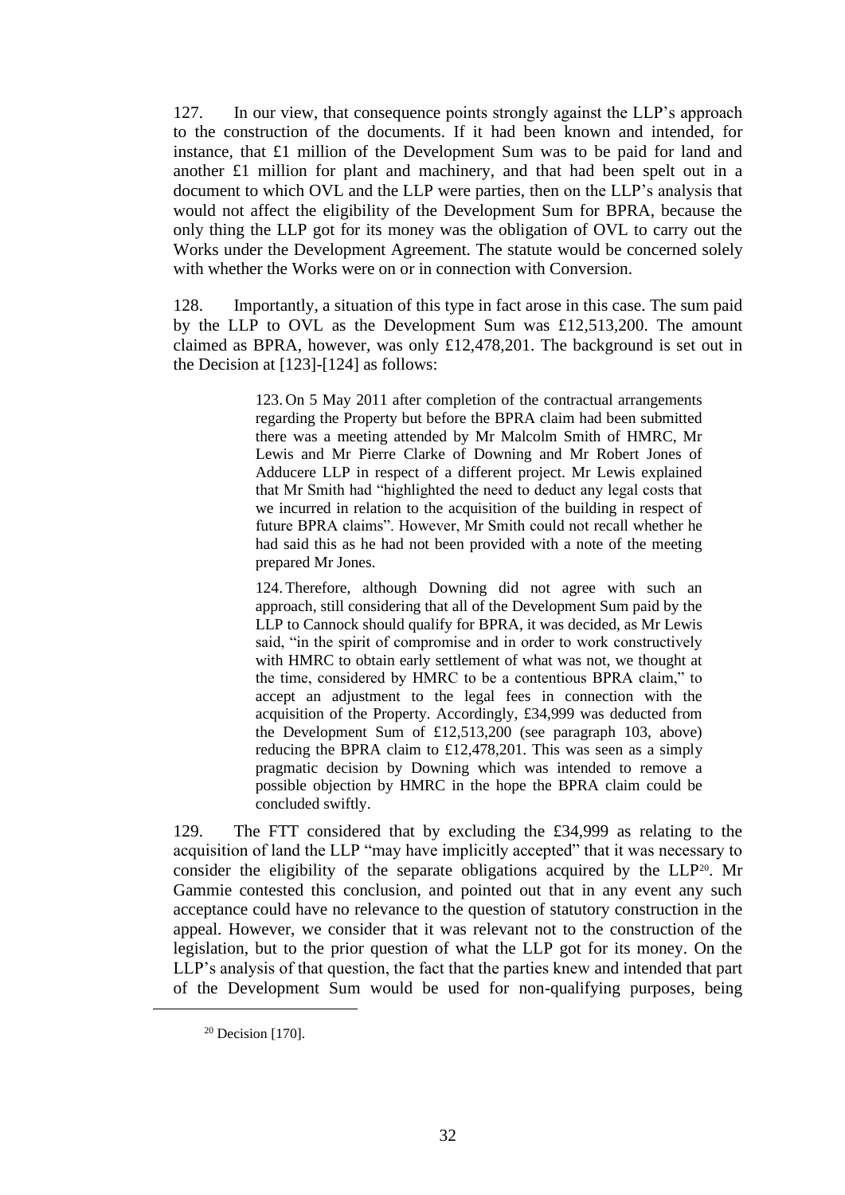127. In our view, that consequence points strongly against the LLP's approach to the construction of the documents. If it had been known and intended, for instance, that £1 million of the Development Sum was to be paid for land and another £1 million for plant and machinery, and that had been spelt out in a document to which OVL and the LLP were parties, then on the LLP's analysis that would not affect the eligibility of the Development Sum for BPRA, because the only thing the LLP got for its money was the obligation of OVL to carry out the Works under the Development Agreement. The statute would be concerned solely with whether the Works were on or in connection with Conversion.

128. Importantly, a situation of this type in fact arose in this case. The sum paid by the LLP to OVL as the Development Sum was £12,513,200. The amount claimed as BPRA, however, was only £12,478,201. The background is set out in the Decision at [123]-[124] as follows:

> 123. On 5 May 2011 after completion of the contractual arrangements regarding the Property but before the BPRA claim had been submitted there was a meeting attended by Mr Malcolm Smith of HMRC, Mr Lewis and Mr Pierre Clarke of Downing and Mr Robert Jones of Adducere LLP in respect of a different project. Mr Lewis explained that Mr Smith had "highlighted the need to deduct any legal costs that we incurred in relation to the acquisition of the building in respect of future BPRA claims". However, Mr Smith could not recall whether he had said this as he had not been provided with a note of the meeting prepared Mr Jones.
>
> 124. Therefore, although Downing did not agree with such an approach, still considering that all of the Development Sum paid by the LLP to Cannock should qualify for BPRA, it was decided, as Mr Lewis said, "in the spirit of compromise and in order to work constructively with HMRC to obtain early settlement of what was not, we thought at the time, considered by HMRC to be a contentious BPRA claim," to accept an adjustment to the legal fees in connection with the acquisition of the Property. Accordingly, £34,999 was deducted from the Development Sum of £12,513,200 (see paragraph 103, above) reducing the BPRA claim to £12,478,201. This was seen as a simply pragmatic decision by Downing which was intended to remove a possible objection by HMRC in the hope the BPRA claim could be concluded swiftly.

129. The FTT considered that by excluding the £34,999 as relating to the acquisition of land the LLP "may have implicitly accepted" that it was necessary to consider the eligibility of the separate obligations acquired by the LLP[20]. Mr Gammie contested this conclusion, and pointed out that in any event any such acceptance could have no relevance to the question of statutory construction in the appeal. However, we consider that it was relevant not to the construction of the legislation, but to the prior question of what the LLP got for its money. On the LLP's analysis of that question, the fact that the parties knew and intended that part of the Development Sum would be used for non-qualifying purposes, being

[20] Decision [170].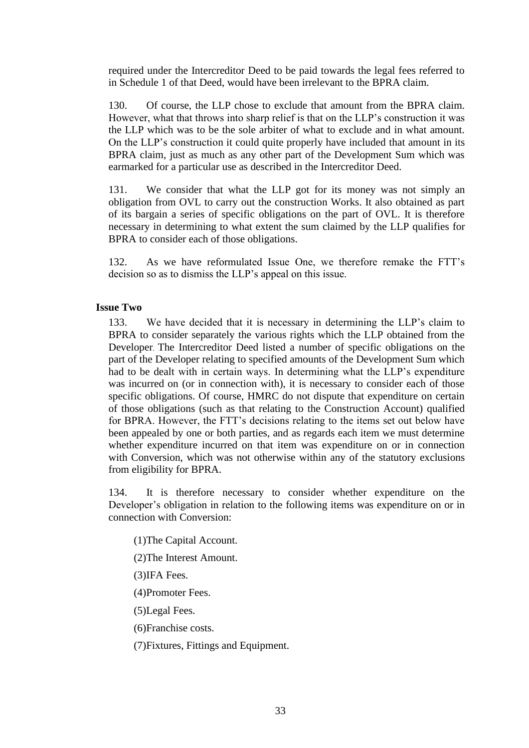required under the Intercreditor Deed to be paid towards the legal fees referred to in Schedule 1 of that Deed, would have been irrelevant to the BPRA claim.

130. Of course, the LLP chose to exclude that amount from the BPRA claim. However, what that throws into sharp relief is that on the LLP's construction it was the LLP which was to be the sole arbiter of what to exclude and in what amount. On the LLP's construction it could quite properly have included that amount in its BPRA claim, just as much as any other part of the Development Sum which was earmarked for a particular use as described in the Intercreditor Deed.

131. We consider that what the LLP got for its money was not simply an obligation from OVL to carry out the construction Works. It also obtained as part of its bargain a series of specific obligations on the part of OVL. It is therefore necessary in determining to what extent the sum claimed by the LLP qualifies for BPRA to consider each of those obligations.

132. As we have reformulated Issue One, we therefore remake the FTT's decision so as to dismiss the LLP's appeal on this issue.

**Issue Two**

133. We have decided that it is necessary in determining the LLP's claim to BPRA to consider separately the various rights which the LLP obtained from the Developer. The Intercreditor Deed listed a number of specific obligations on the part of the Developer relating to specified amounts of the Development Sum which had to be dealt with in certain ways. In determining what the LLP's expenditure was incurred on (or in connection with), it is necessary to consider each of those specific obligations. Of course, HMRC do not dispute that expenditure on certain of those obligations (such as that relating to the Construction Account) qualified for BPRA. However, the FTT's decisions relating to the items set out below have been appealed by one or both parties, and as regards each item we must determine whether expenditure incurred on that item was expenditure on or in connection with Conversion, which was not otherwise within any of the statutory exclusions from eligibility for BPRA.

134. It is therefore necessary to consider whether expenditure on the Developer's obligation in relation to the following items was expenditure on or in connection with Conversion:

(1)The Capital Account.

(2)The Interest Amount.

(3)IFA Fees.

(4)Promoter Fees.

(5)Legal Fees.

(6)Franchise costs.

(7)Fixtures, Fittings and Equipment.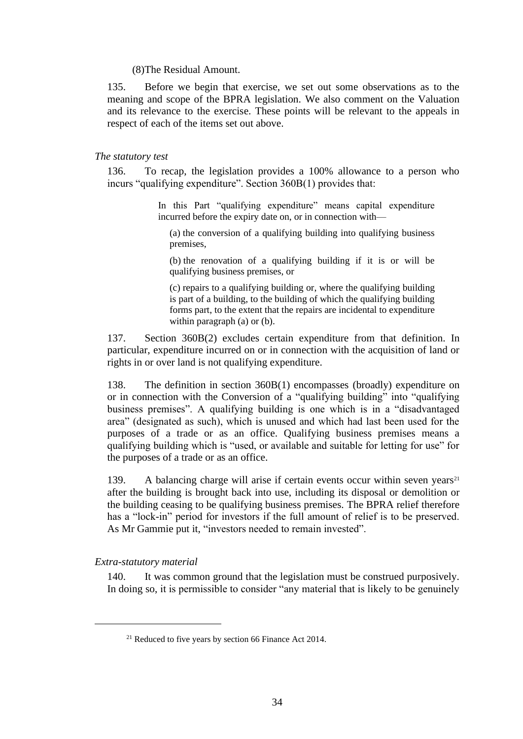(8)The Residual Amount.

135. Before we begin that exercise, we set out some observations as to the meaning and scope of the BPRA legislation. We also comment on the Valuation and its relevance to the exercise. These points will be relevant to the appeals in respect of each of the items set out above.

*The statutory test*

136. To recap, the legislation provides a 100% allowance to a person who incurs "qualifying expenditure". Section 360B(1) provides that:

> In this Part "qualifying expenditure" means capital expenditure incurred before the expiry date on, or in connection with—
>
> (a) the conversion of a qualifying building into qualifying business premises,
>
> (b) the renovation of a qualifying building if it is or will be qualifying business premises, or
>
> (c) repairs to a qualifying building or, where the qualifying building is part of a building, to the building of which the qualifying building forms part, to the extent that the repairs are incidental to expenditure within paragraph (a) or (b).

137. Section 360B(2) excludes certain expenditure from that definition. In particular, expenditure incurred on or in connection with the acquisition of land or rights in or over land is not qualifying expenditure.

138. The definition in section 360B(1) encompasses (broadly) expenditure on or in connection with the Conversion of a "qualifying building" into "qualifying business premises". A qualifying building is one which is in a "disadvantaged area" (designated as such), which is unused and which had last been used for the purposes of a trade or as an office. Qualifying business premises means a qualifying building which is "used, or available and suitable for letting for use" for the purposes of a trade or as an office.

139. A balancing charge will arise if certain events occur within seven years[21] after the building is brought back into use, including its disposal or demolition or the building ceasing to be qualifying business premises. The BPRA relief therefore has a "lock-in" period for investors if the full amount of relief is to be preserved. As Mr Gammie put it, "investors needed to remain invested".

*Extra-statutory material*

140. It was common ground that the legislation must be construed purposively. In doing so, it is permissible to consider "any material that is likely to be genuinely

[21] Reduced to five years by section 66 Finance Act 2014.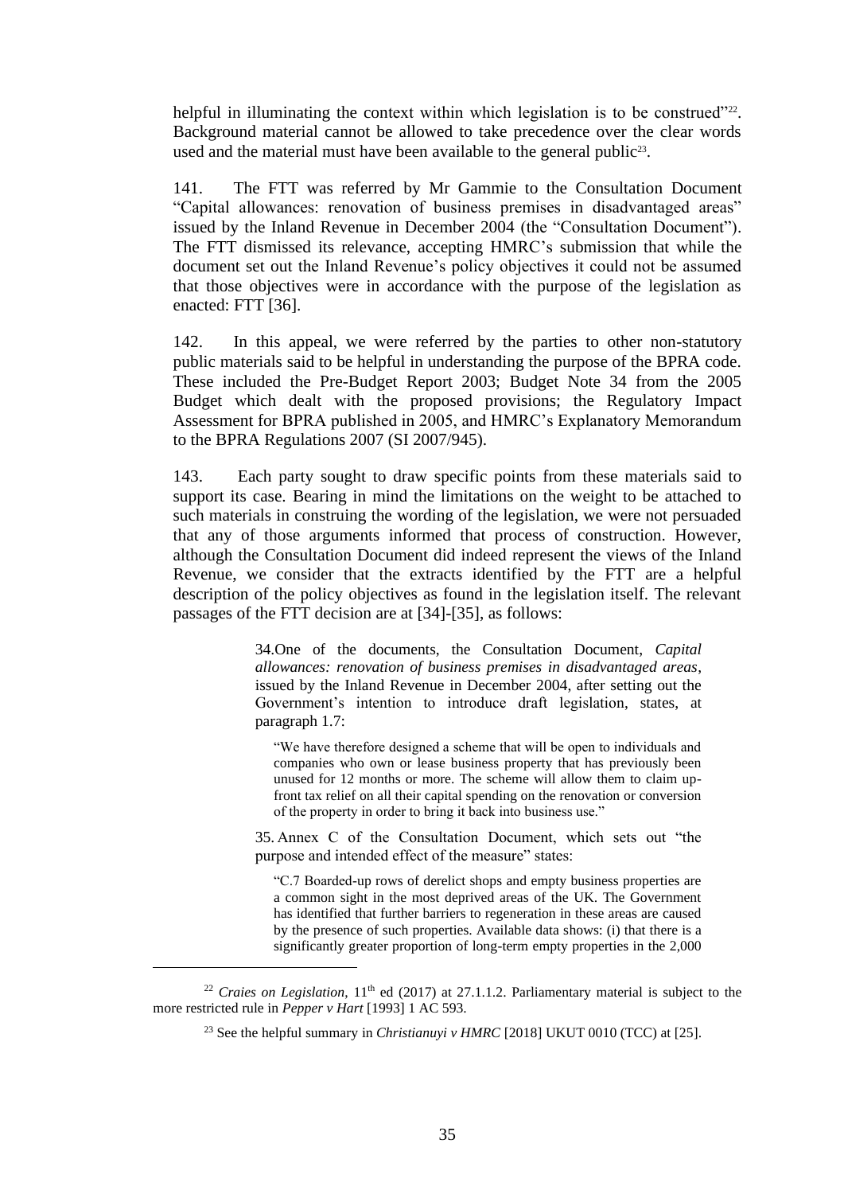helpful in illuminating the context within which legislation is to be construed"[22]. Background material cannot be allowed to take precedence over the clear words used and the material must have been available to the general public[23].

141. The FTT was referred by Mr Gammie to the Consultation Document "Capital allowances: renovation of business premises in disadvantaged areas" issued by the Inland Revenue in December 2004 (the "Consultation Document"). The FTT dismissed its relevance, accepting HMRC's submission that while the document set out the Inland Revenue's policy objectives it could not be assumed that those objectives were in accordance with the purpose of the legislation as enacted: FTT [36].

142. In this appeal, we were referred by the parties to other non-statutory public materials said to be helpful in understanding the purpose of the BPRA code. These included the Pre-Budget Report 2003; Budget Note 34 from the 2005 Budget which dealt with the proposed provisions; the Regulatory Impact Assessment for BPRA published in 2005, and HMRC's Explanatory Memorandum to the BPRA Regulations 2007 (SI 2007/945).

143. Each party sought to draw specific points from these materials said to support its case. Bearing in mind the limitations on the weight to be attached to such materials in construing the wording of the legislation, we were not persuaded that any of those arguments informed that process of construction. However, although the Consultation Document did indeed represent the views of the Inland Revenue, we consider that the extracts identified by the FTT are a helpful description of the policy objectives as found in the legislation itself. The relevant passages of the FTT decision are at [34]-[35], as follows:

> 34. One of the documents, the Consultation Document, *Capital allowances: renovation of business premises in disadvantaged areas*, issued by the Inland Revenue in December 2004, after setting out the Government's intention to introduce draft legislation, states, at paragraph 1.7:
>
> > "We have therefore designed a scheme that will be open to individuals and companies who own or lease business property that has previously been unused for 12 months or more. The scheme will allow them to claim up-front tax relief on all their capital spending on the renovation or conversion of the property in order to bring it back into business use."
>
> 35. Annex C of the Consultation Document, which sets out "the purpose and intended effect of the measure" states:
>
> > "C.7 Boarded-up rows of derelict shops and empty business properties are a common sight in the most deprived areas of the UK. The Government has identified that further barriers to regeneration in these areas are caused by the presence of such properties. Available data shows: (i) that there is a significantly greater proportion of long-term empty properties in the 2,000

[22] *Craies on Legislation*, 11th ed (2017) at 27.1.1.2. Parliamentary material is subject to the more restricted rule in *Pepper v Hart* [1993] 1 AC 593.

[23] See the helpful summary in *Christianuyi v HMRC* [2018] UKUT 0010 (TCC) at [25].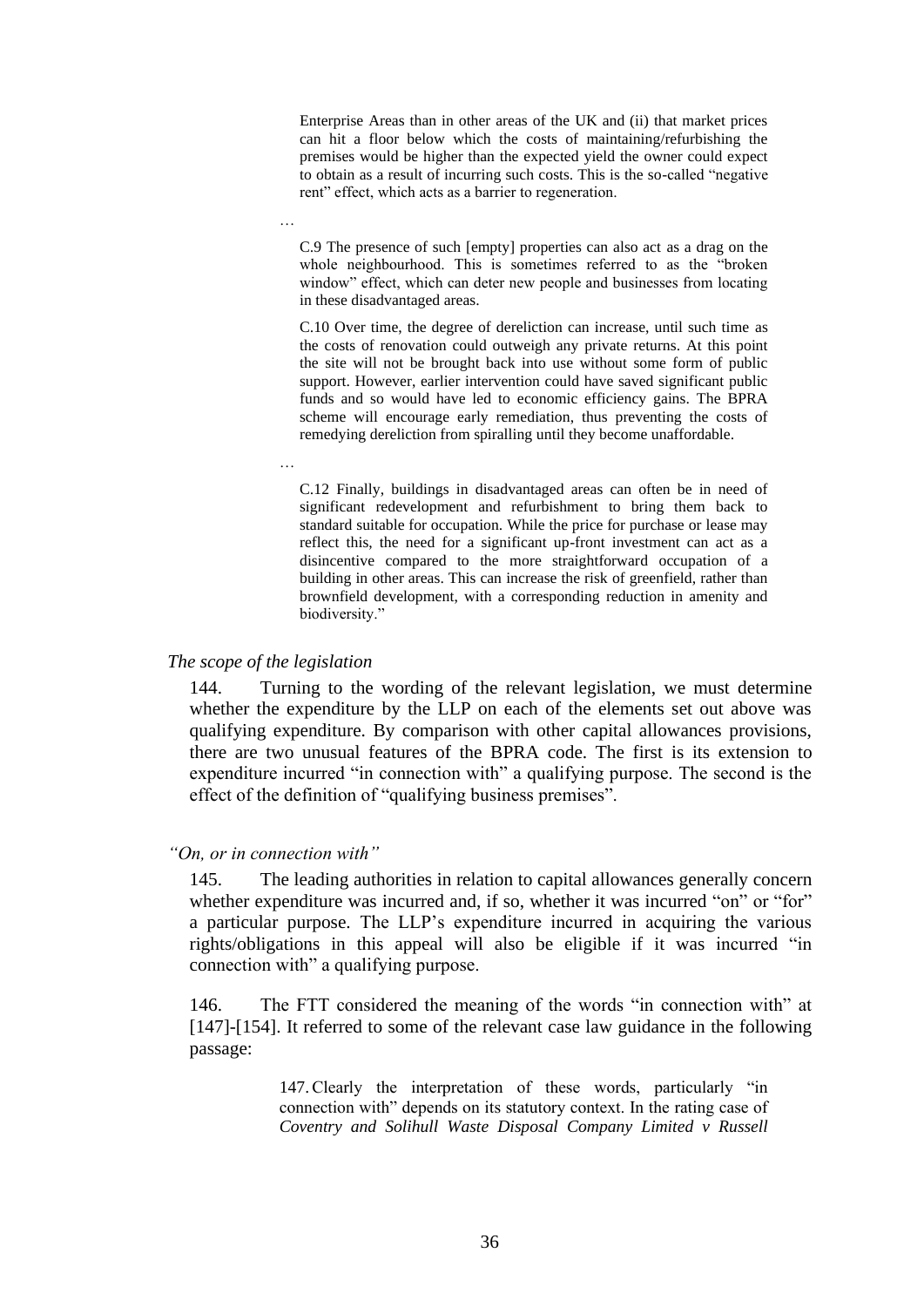> Enterprise Areas than in other areas of the UK and (ii) that market prices can hit a floor below which the costs of maintaining/refurbishing the premises would be higher than the expected yield the owner could expect to obtain as a result of incurring such costs. This is the so-called "negative rent" effect, which acts as a barrier to regeneration.
>
> …
>
> C.9 The presence of such [empty] properties can also act as a drag on the whole neighbourhood. This is sometimes referred to as the "broken window" effect, which can deter new people and businesses from locating in these disadvantaged areas.
>
> C.10 Over time, the degree of dereliction can increase, until such time as the costs of renovation could outweigh any private returns. At this point the site will not be brought back into use without some form of public support. However, earlier intervention could have saved significant public funds and so would have led to economic efficiency gains. The BPRA scheme will encourage early remediation, thus preventing the costs of remedying dereliction from spiralling until they become unaffordable.
>
> …
>
> C.12 Finally, buildings in disadvantaged areas can often be in need of significant redevelopment and refurbishment to bring them back to standard suitable for occupation. While the price for purchase or lease may reflect this, the need for a significant up-front investment can act as a disincentive compared to the more straightforward occupation of a building in other areas. This can increase the risk of greenfield, rather than brownfield development, with a corresponding reduction in amenity and biodiversity."

*The scope of the legislation*

144. Turning to the wording of the relevant legislation, we must determine whether the expenditure by the LLP on each of the elements set out above was qualifying expenditure. By comparison with other capital allowances provisions, there are two unusual features of the BPRA code. The first is its extension to expenditure incurred "in connection with" a qualifying purpose. The second is the effect of the definition of "qualifying business premises".

*"On, or in connection with"*

145. The leading authorities in relation to capital allowances generally concern whether expenditure was incurred and, if so, whether it was incurred "on" or "for" a particular purpose. The LLP's expenditure incurred in acquiring the various rights/obligations in this appeal will also be eligible if it was incurred "in connection with" a qualifying purpose.

146. The FTT considered the meaning of the words "in connection with" at [147]-[154]. It referred to some of the relevant case law guidance in the following passage:

> 147. Clearly the interpretation of these words, particularly "in connection with" depends on its statutory context. In the rating case of *Coventry and Solihull Waste Disposal Company Limited v Russell*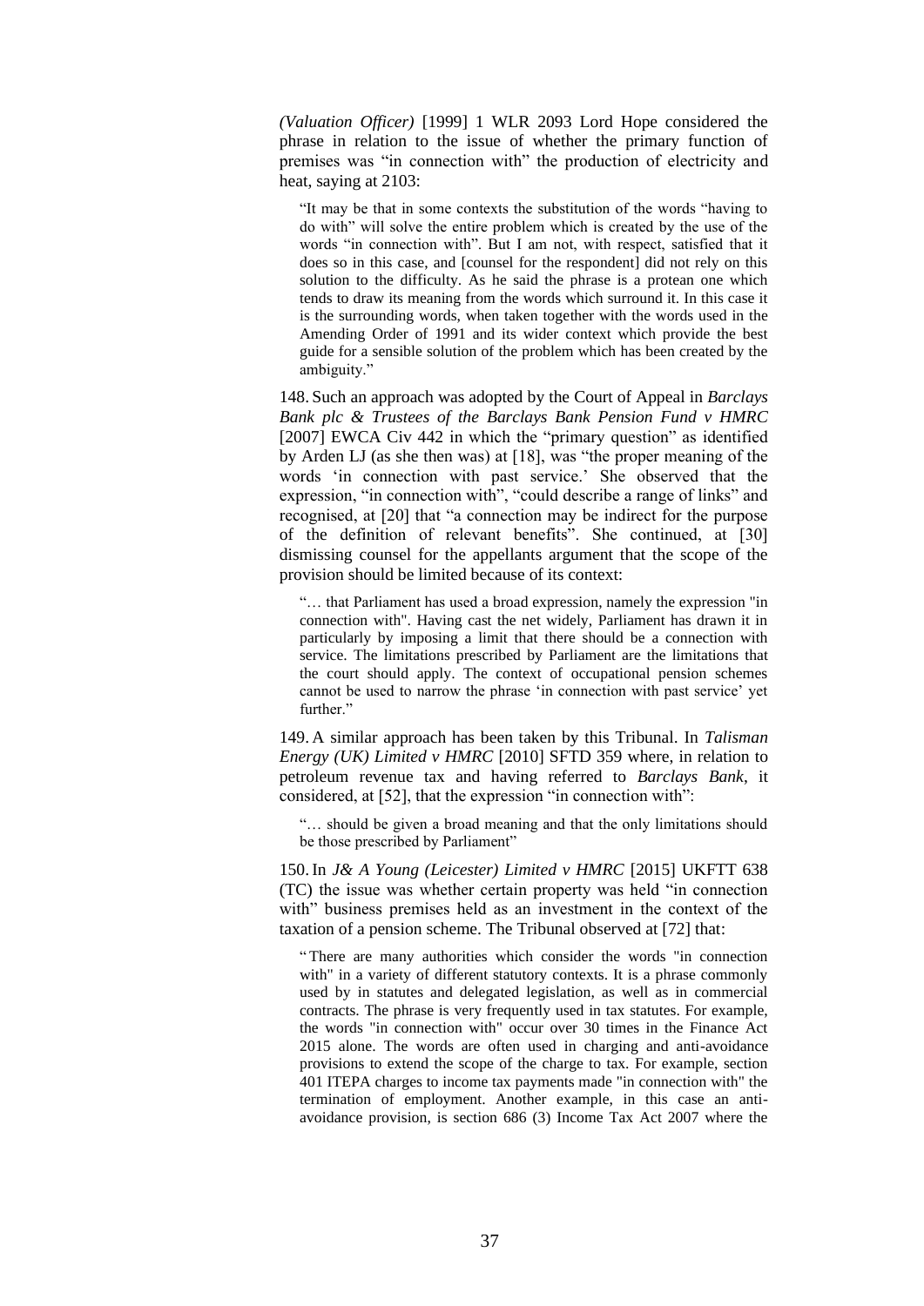*(Valuation Officer)* [1999] 1 WLR 2093 Lord Hope considered the phrase in relation to the issue of whether the primary function of premises was "in connection with" the production of electricity and heat, saying at 2103:

> "It may be that in some contexts the substitution of the words "having to do with" will solve the entire problem which is created by the use of the words "in connection with". But I am not, with respect, satisfied that it does so in this case, and [counsel for the respondent] did not rely on this solution to the difficulty. As he said the phrase is a protean one which tends to draw its meaning from the words which surround it. In this case it is the surrounding words, when taken together with the words used in the Amending Order of 1991 and its wider context which provide the best guide for a sensible solution of the problem which has been created by the ambiguity."

148. Such an approach was adopted by the Court of Appeal in *Barclays Bank plc & Trustees of the Barclays Bank Pension Fund v HMRC* [2007] EWCA Civ 442 in which the "primary question" as identified by Arden LJ (as she then was) at [18], was "the proper meaning of the words 'in connection with past service.' She observed that the expression, "in connection with", "could describe a range of links" and recognised, at [20] that "a connection may be indirect for the purpose of the definition of relevant benefits". She continued, at [30] dismissing counsel for the appellants argument that the scope of the provision should be limited because of its context:

> "… that Parliament has used a broad expression, namely the expression "in connection with". Having cast the net widely, Parliament has drawn it in particularly by imposing a limit that there should be a connection with service. The limitations prescribed by Parliament are the limitations that the court should apply. The context of occupational pension schemes cannot be used to narrow the phrase 'in connection with past service' yet further."

149. A similar approach has been taken by this Tribunal. In *Talisman Energy (UK) Limited v HMRC* [2010] SFTD 359 where, in relation to petroleum revenue tax and having referred to *Barclays Bank*, it considered, at [52], that the expression "in connection with":

> "… should be given a broad meaning and that the only limitations should be those prescribed by Parliament"

150. In *J& A Young (Leicester) Limited v HMRC* [2015] UKFTT 638 (TC) the issue was whether certain property was held "in connection with" business premises held as an investment in the context of the taxation of a pension scheme. The Tribunal observed at [72] that:

> " There are many authorities which consider the words "in connection with" in a variety of different statutory contexts. It is a phrase commonly used by in statutes and delegated legislation, as well as in commercial contracts. The phrase is very frequently used in tax statutes. For example, the words "in connection with" occur over 30 times in the Finance Act 2015 alone. The words are often used in charging and anti-avoidance provisions to extend the scope of the charge to tax. For example, section 401 ITEPA charges to income tax payments made "in connection with" the termination of employment. Another example, in this case an anti-avoidance provision, is section 686 (3) Income Tax Act 2007 where the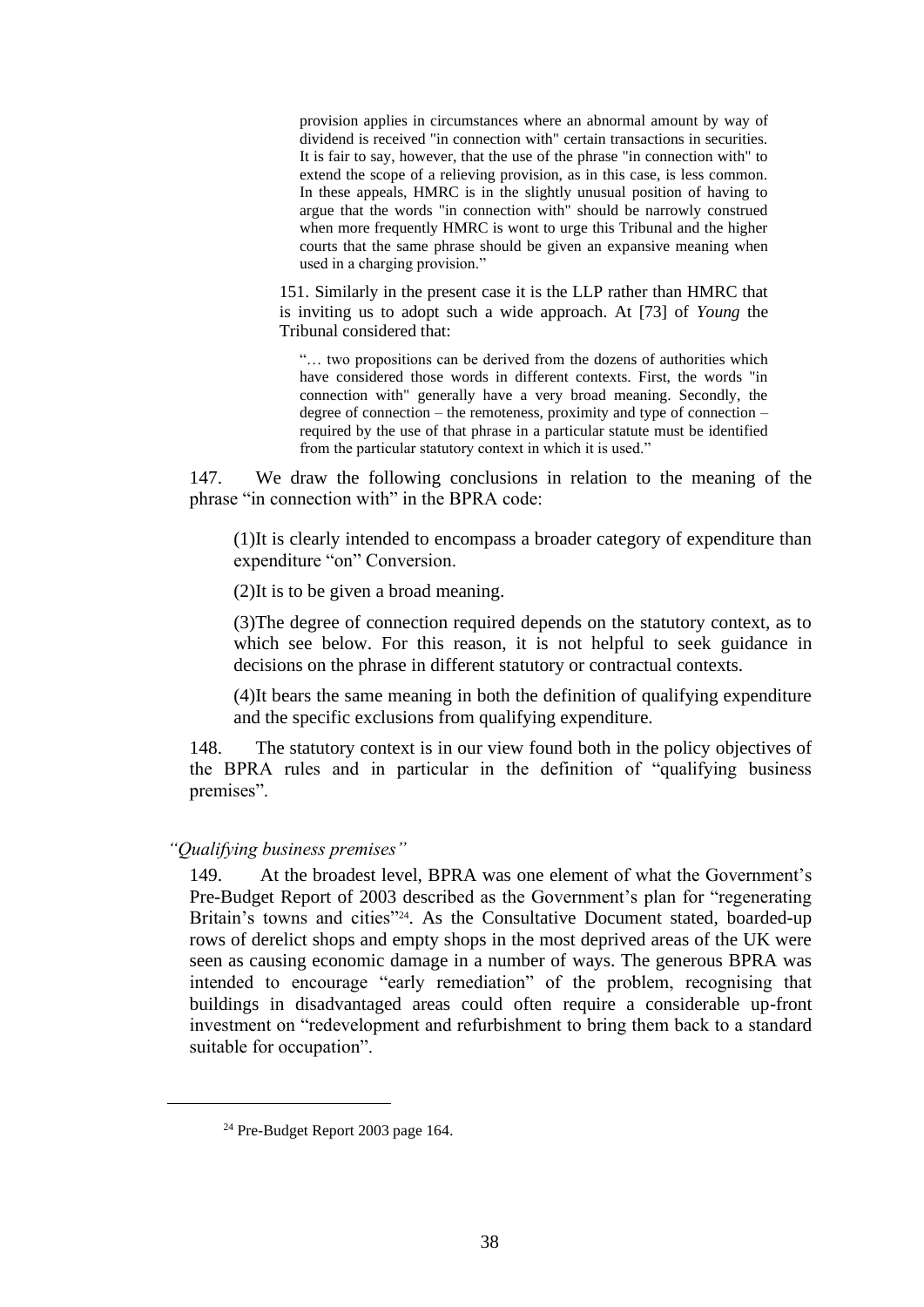> provision applies in circumstances where an abnormal amount by way of dividend is received "in connection with" certain transactions in securities. It is fair to say, however, that the use of the phrase "in connection with" to extend the scope of a relieving provision, as in this case, is less common. In these appeals, HMRC is in the slightly unusual position of having to argue that the words "in connection with" should be narrowly construed when more frequently HMRC is wont to urge this Tribunal and the higher courts that the same phrase should be given an expansive meaning when used in a charging provision."

> 151. Similarly in the present case it is the LLP rather than HMRC that is inviting us to adopt such a wide approach. At [73] of *Young* the Tribunal considered that:
>
> > "… two propositions can be derived from the dozens of authorities which have considered those words in different contexts. First, the words "in connection with" generally have a very broad meaning. Secondly, the degree of connection – the remoteness, proximity and type of connection – required by the use of that phrase in a particular statute must be identified from the particular statutory context in which it is used."

147. We draw the following conclusions in relation to the meaning of the phrase "in connection with" in the BPRA code:

(1)It is clearly intended to encompass a broader category of expenditure than expenditure "on" Conversion.

(2)It is to be given a broad meaning.

(3)The degree of connection required depends on the statutory context, as to which see below. For this reason, it is not helpful to seek guidance in decisions on the phrase in different statutory or contractual contexts.

(4)It bears the same meaning in both the definition of qualifying expenditure and the specific exclusions from qualifying expenditure.

148. The statutory context is in our view found both in the policy objectives of the BPRA rules and in particular in the definition of "qualifying business premises".

*"Qualifying business premises"*

149. At the broadest level, BPRA was one element of what the Government's Pre-Budget Report of 2003 described as the Government's plan for "regenerating Britain's towns and cities"[24]. As the Consultative Document stated, boarded-up rows of derelict shops and empty shops in the most deprived areas of the UK were seen as causing economic damage in a number of ways. The generous BPRA was intended to encourage "early remediation" of the problem, recognising that buildings in disadvantaged areas could often require a considerable up-front investment on "redevelopment and refurbishment to bring them back to a standard suitable for occupation".

[24] Pre-Budget Report 2003 page 164.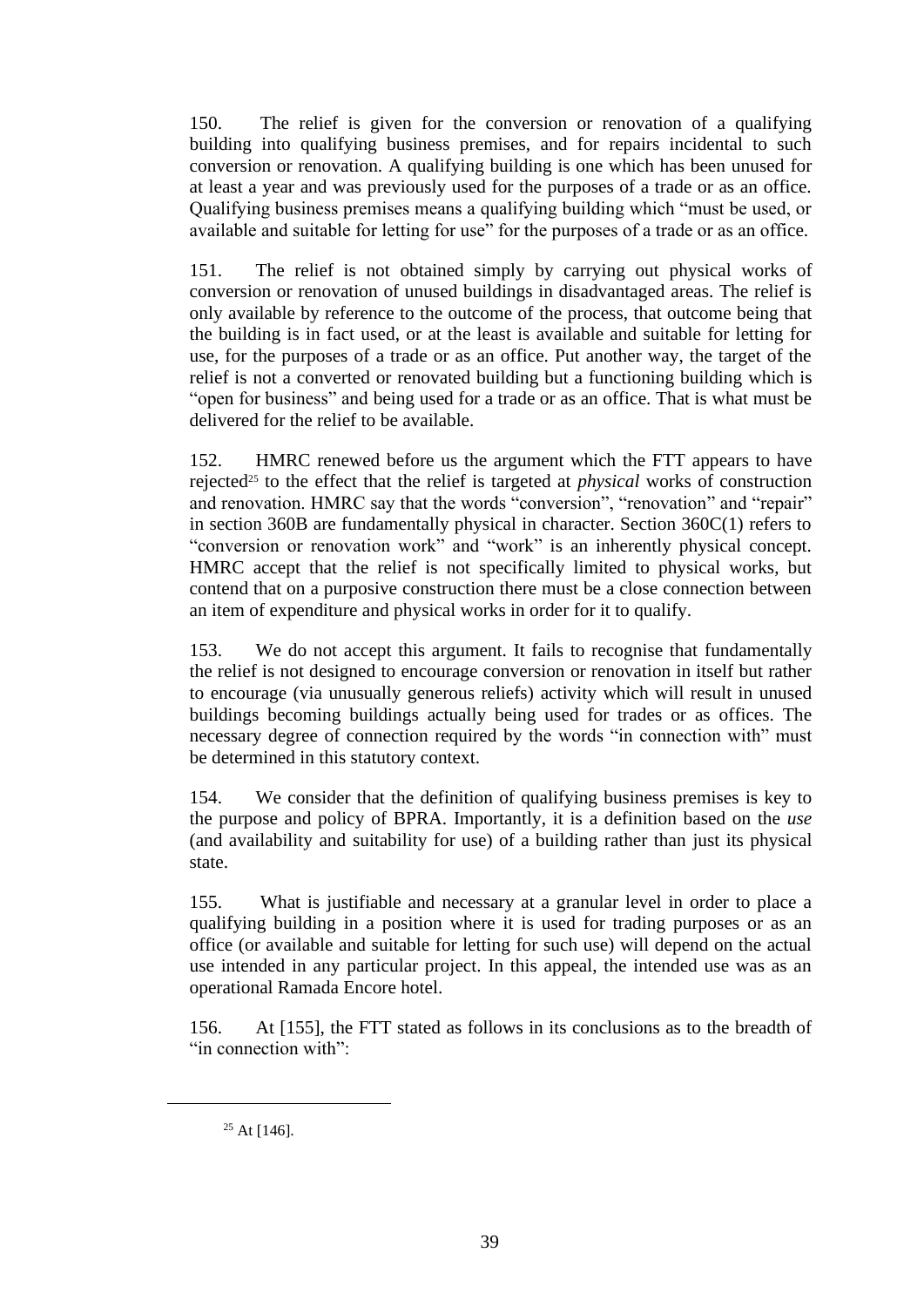150. The relief is given for the conversion or renovation of a qualifying building into qualifying business premises, and for repairs incidental to such conversion or renovation. A qualifying building is one which has been unused for at least a year and was previously used for the purposes of a trade or as an office. Qualifying business premises means a qualifying building which "must be used, or available and suitable for letting for use" for the purposes of a trade or as an office.

151. The relief is not obtained simply by carrying out physical works of conversion or renovation of unused buildings in disadvantaged areas. The relief is only available by reference to the outcome of the process, that outcome being that the building is in fact used, or at the least is available and suitable for letting for use, for the purposes of a trade or as an office. Put another way, the target of the relief is not a converted or renovated building but a functioning building which is "open for business" and being used for a trade or as an office. That is what must be delivered for the relief to be available.

152. HMRC renewed before us the argument which the FTT appears to have rejected[25] to the effect that the relief is targeted at *physical* works of construction and renovation. HMRC say that the words "conversion", "renovation" and "repair" in section 360B are fundamentally physical in character. Section 360C(1) refers to "conversion or renovation work" and "work" is an inherently physical concept. HMRC accept that the relief is not specifically limited to physical works, but contend that on a purposive construction there must be a close connection between an item of expenditure and physical works in order for it to qualify.

153. We do not accept this argument. It fails to recognise that fundamentally the relief is not designed to encourage conversion or renovation in itself but rather to encourage (via unusually generous reliefs) activity which will result in unused buildings becoming buildings actually being used for trades or as offices. The necessary degree of connection required by the words "in connection with" must be determined in this statutory context.

154. We consider that the definition of qualifying business premises is key to the purpose and policy of BPRA. Importantly, it is a definition based on the *use* (and availability and suitability for use) of a building rather than just its physical state.

155. What is justifiable and necessary at a granular level in order to place a qualifying building in a position where it is used for trading purposes or as an office (or available and suitable for letting for such use) will depend on the actual use intended in any particular project. In this appeal, the intended use was as an operational Ramada Encore hotel.

156. At [155], the FTT stated as follows in its conclusions as to the breadth of "in connection with":

---

[25] At [146].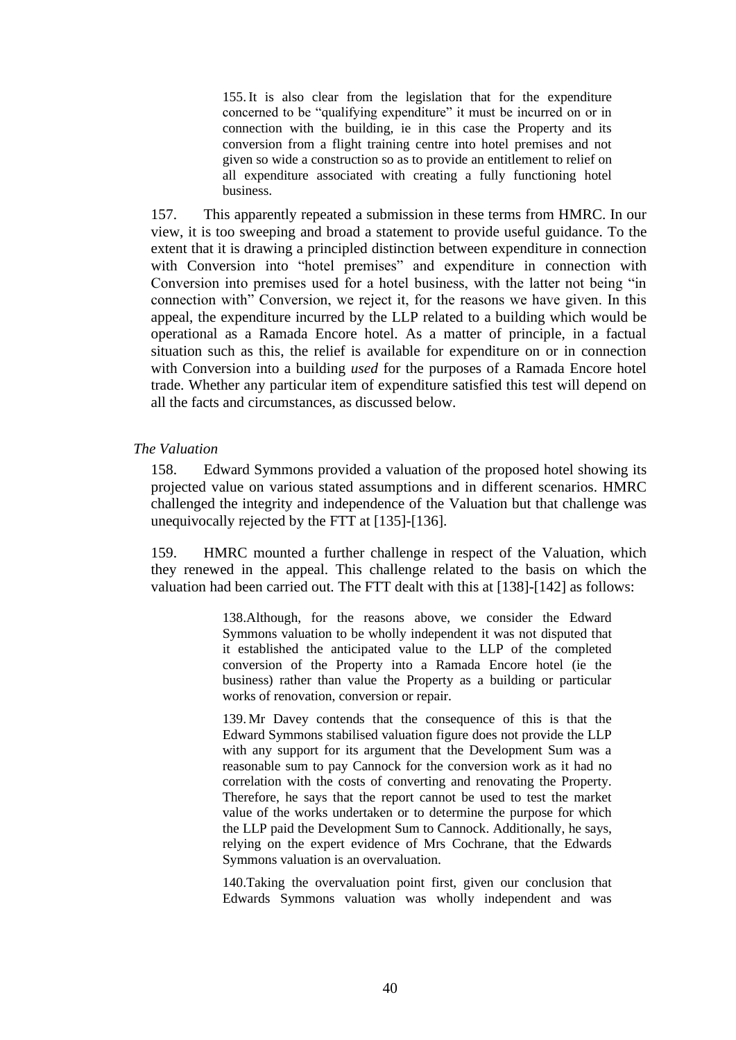> 155. It is also clear from the legislation that for the expenditure concerned to be "qualifying expenditure" it must be incurred on or in connection with the building, ie in this case the Property and its conversion from a flight training centre into hotel premises and not given so wide a construction so as to provide an entitlement to relief on all expenditure associated with creating a fully functioning hotel business.

157. This apparently repeated a submission in these terms from HMRC. In our view, it is too sweeping and broad a statement to provide useful guidance. To the extent that it is drawing a principled distinction between expenditure in connection with Conversion into "hotel premises" and expenditure in connection with Conversion into premises used for a hotel business, with the latter not being "in connection with" Conversion, we reject it, for the reasons we have given. In this appeal, the expenditure incurred by the LLP related to a building which would be operational as a Ramada Encore hotel. As a matter of principle, in a factual situation such as this, the relief is available for expenditure on or in connection with Conversion into a building *used* for the purposes of a Ramada Encore hotel trade. Whether any particular item of expenditure satisfied this test will depend on all the facts and circumstances, as discussed below.

*The Valuation*

158. Edward Symmons provided a valuation of the proposed hotel showing its projected value on various stated assumptions and in different scenarios. HMRC challenged the integrity and independence of the Valuation but that challenge was unequivocally rejected by the FTT at [135]-[136].

159. HMRC mounted a further challenge in respect of the Valuation, which they renewed in the appeal. This challenge related to the basis on which the valuation had been carried out. The FTT dealt with this at [138]-[142] as follows:

> 138. Although, for the reasons above, we consider the Edward Symmons valuation to be wholly independent it was not disputed that it established the anticipated value to the LLP of the completed conversion of the Property into a Ramada Encore hotel (ie the business) rather than value the Property as a building or particular works of renovation, conversion or repair.
>
> 139. Mr Davey contends that the consequence of this is that the Edward Symmons stabilised valuation figure does not provide the LLP with any support for its argument that the Development Sum was a reasonable sum to pay Cannock for the conversion work as it had no correlation with the costs of converting and renovating the Property. Therefore, he says that the report cannot be used to test the market value of the works undertaken or to determine the purpose for which the LLP paid the Development Sum to Cannock. Additionally, he says, relying on the expert evidence of Mrs Cochrane, that the Edwards Symmons valuation is an overvaluation.
>
> 140. Taking the overvaluation point first, given our conclusion that Edwards Symmons valuation was wholly independent and was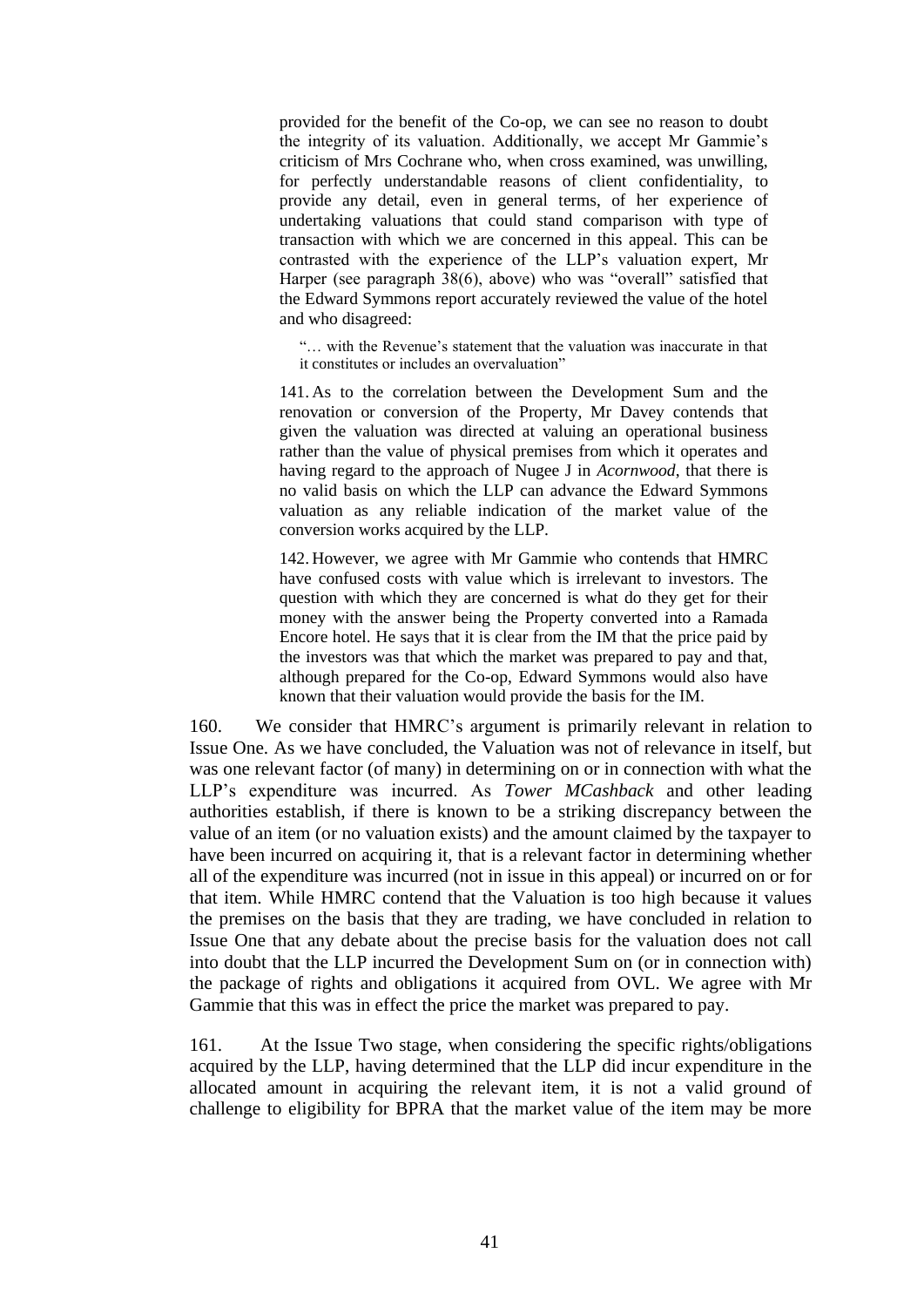> provided for the benefit of the Co-op, we can see no reason to doubt the integrity of its valuation. Additionally, we accept Mr Gammie's criticism of Mrs Cochrane who, when cross examined, was unwilling, for perfectly understandable reasons of client confidentiality, to provide any detail, even in general terms, of her experience of undertaking valuations that could stand comparison with type of transaction with which we are concerned in this appeal. This can be contrasted with the experience of the LLP's valuation expert, Mr Harper (see paragraph 38(6), above) who was "overall" satisfied that the Edward Symmons report accurately reviewed the value of the hotel and who disagreed:
>
> > "… with the Revenue's statement that the valuation was inaccurate in that it constitutes or includes an overvaluation"
>
> 141. As to the correlation between the Development Sum and the renovation or conversion of the Property, Mr Davey contends that given the valuation was directed at valuing an operational business rather than the value of physical premises from which it operates and having regard to the approach of Nugee J in *Acornwood*, that there is no valid basis on which the LLP can advance the Edward Symmons valuation as any reliable indication of the market value of the conversion works acquired by the LLP.
>
> 142. However, we agree with Mr Gammie who contends that HMRC have confused costs with value which is irrelevant to investors. The question with which they are concerned is what do they get for their money with the answer being the Property converted into a Ramada Encore hotel. He says that it is clear from the IM that the price paid by the investors was that which the market was prepared to pay and that, although prepared for the Co-op, Edward Symmons would also have known that their valuation would provide the basis for the IM.

160. We consider that HMRC's argument is primarily relevant in relation to Issue One. As we have concluded, the Valuation was not of relevance in itself, but was one relevant factor (of many) in determining on or in connection with what the LLP's expenditure was incurred. As *Tower MCashback* and other leading authorities establish, if there is known to be a striking discrepancy between the value of an item (or no valuation exists) and the amount claimed by the taxpayer to have been incurred on acquiring it, that is a relevant factor in determining whether all of the expenditure was incurred (not in issue in this appeal) or incurred on or for that item. While HMRC contend that the Valuation is too high because it values the premises on the basis that they are trading, we have concluded in relation to Issue One that any debate about the precise basis for the valuation does not call into doubt that the LLP incurred the Development Sum on (or in connection with) the package of rights and obligations it acquired from OVL. We agree with Mr Gammie that this was in effect the price the market was prepared to pay.

161. At the Issue Two stage, when considering the specific rights/obligations acquired by the LLP, having determined that the LLP did incur expenditure in the allocated amount in acquiring the relevant item, it is not a valid ground of challenge to eligibility for BPRA that the market value of the item may be more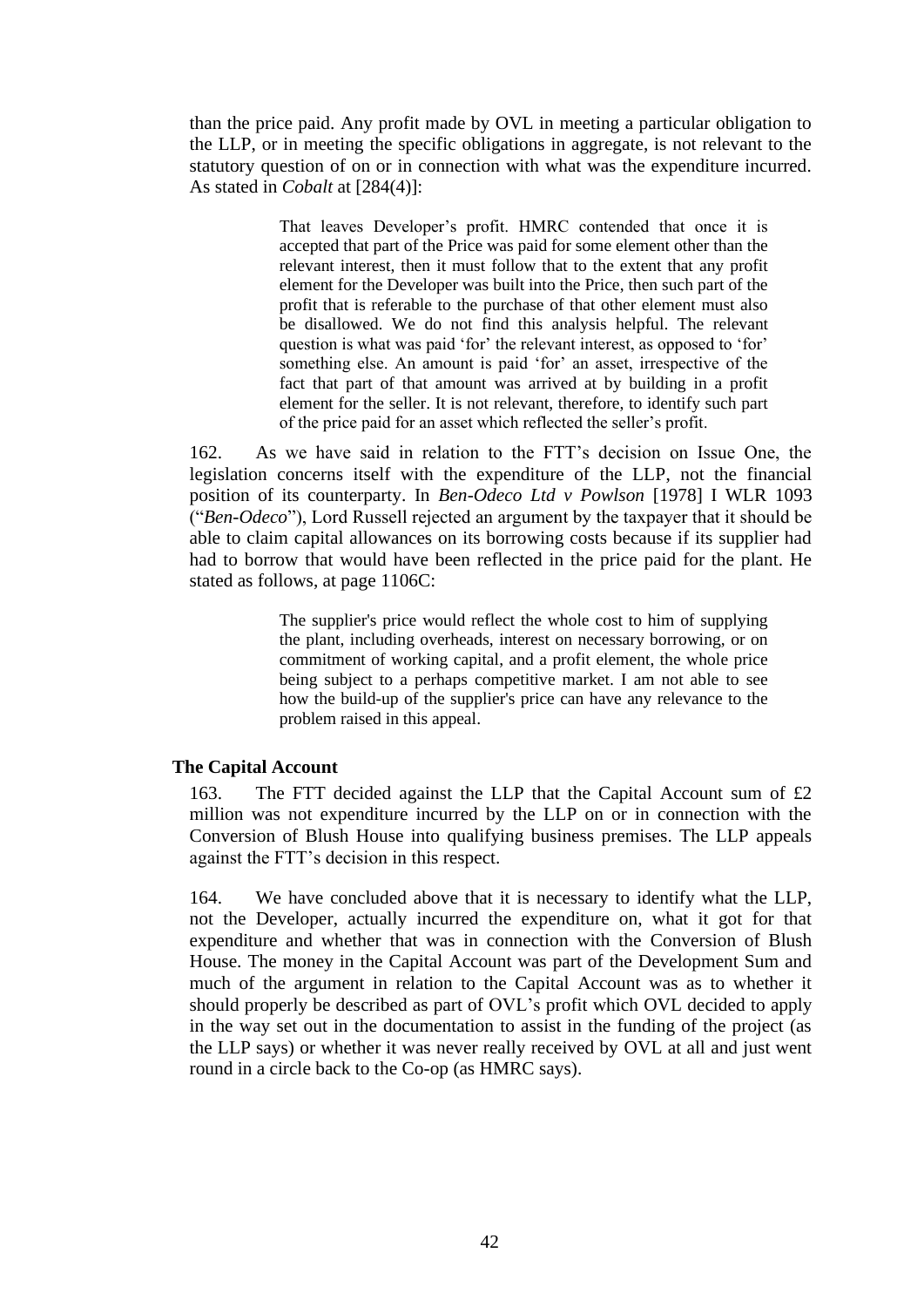than the price paid. Any profit made by OVL in meeting a particular obligation to the LLP, or in meeting the specific obligations in aggregate, is not relevant to the statutory question of on or in connection with what was the expenditure incurred. As stated in *Cobalt* at [284(4)]:

> That leaves Developer's profit. HMRC contended that once it is accepted that part of the Price was paid for some element other than the relevant interest, then it must follow that to the extent that any profit element for the Developer was built into the Price, then such part of the profit that is referable to the purchase of that other element must also be disallowed. We do not find this analysis helpful. The relevant question is what was paid 'for' the relevant interest, as opposed to 'for' something else. An amount is paid 'for' an asset, irrespective of the fact that part of that amount was arrived at by building in a profit element for the seller. It is not relevant, therefore, to identify such part of the price paid for an asset which reflected the seller's profit.

162. As we have said in relation to the FTT's decision on Issue One, the legislation concerns itself with the expenditure of the LLP, not the financial position of its counterparty. In *Ben-Odeco Ltd v Powlson* [1978] I WLR 1093 ("*Ben-Odeco*"), Lord Russell rejected an argument by the taxpayer that it should be able to claim capital allowances on its borrowing costs because if its supplier had had to borrow that would have been reflected in the price paid for the plant. He stated as follows, at page 1106C:

> The supplier's price would reflect the whole cost to him of supplying the plant, including overheads, interest on necessary borrowing, or on commitment of working capital, and a profit element, the whole price being subject to a perhaps competitive market. I am not able to see how the build-up of the supplier's price can have any relevance to the problem raised in this appeal.

**The Capital Account**

163. The FTT decided against the LLP that the Capital Account sum of £2 million was not expenditure incurred by the LLP on or in connection with the Conversion of Blush House into qualifying business premises. The LLP appeals against the FTT's decision in this respect.

164. We have concluded above that it is necessary to identify what the LLP, not the Developer, actually incurred the expenditure on, what it got for that expenditure and whether that was in connection with the Conversion of Blush House. The money in the Capital Account was part of the Development Sum and much of the argument in relation to the Capital Account was as to whether it should properly be described as part of OVL's profit which OVL decided to apply in the way set out in the documentation to assist in the funding of the project (as the LLP says) or whether it was never really received by OVL at all and just went round in a circle back to the Co-op (as HMRC says).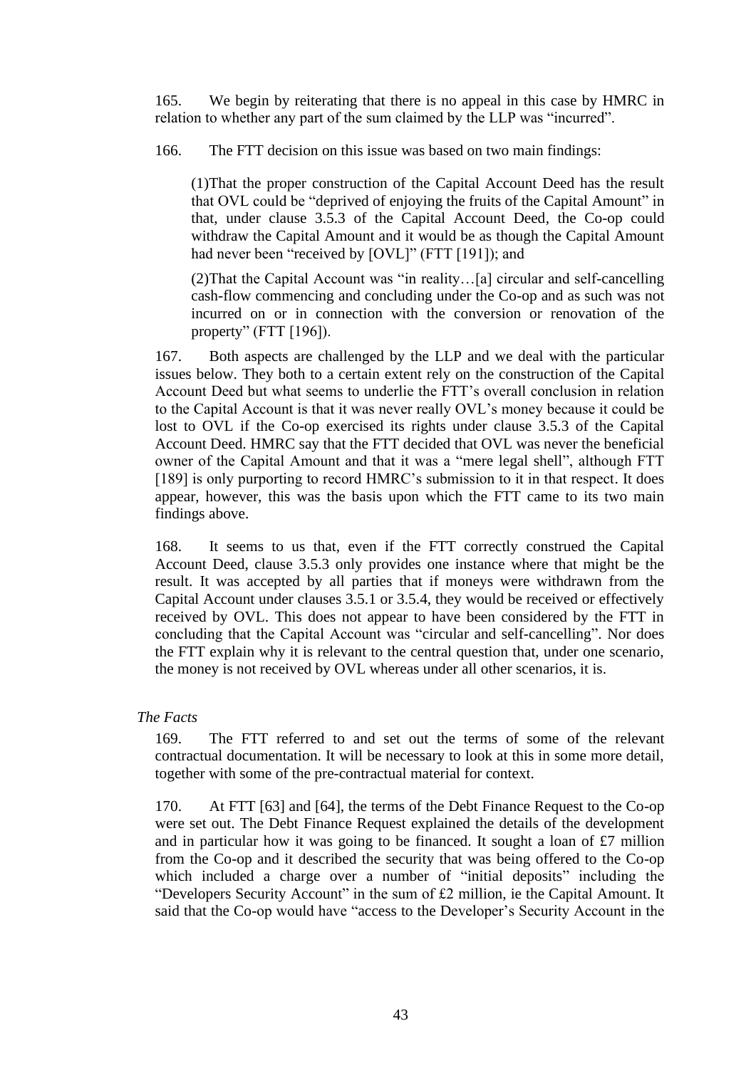165. We begin by reiterating that there is no appeal in this case by HMRC in relation to whether any part of the sum claimed by the LLP was "incurred".

166. The FTT decision on this issue was based on two main findings:

> (1)That the proper construction of the Capital Account Deed has the result that OVL could be "deprived of enjoying the fruits of the Capital Amount" in that, under clause 3.5.3 of the Capital Account Deed, the Co-op could withdraw the Capital Amount and it would be as though the Capital Amount had never been "received by [OVL]" (FTT [191]); and
>
> (2)That the Capital Account was "in reality…[a] circular and self-cancelling cash-flow commencing and concluding under the Co-op and as such was not incurred on or in connection with the conversion or renovation of the property" (FTT [196]).

167. Both aspects are challenged by the LLP and we deal with the particular issues below. They both to a certain extent rely on the construction of the Capital Account Deed but what seems to underlie the FTT's overall conclusion in relation to the Capital Account is that it was never really OVL's money because it could be lost to OVL if the Co-op exercised its rights under clause 3.5.3 of the Capital Account Deed. HMRC say that the FTT decided that OVL was never the beneficial owner of the Capital Amount and that it was a "mere legal shell", although FTT [189] is only purporting to record HMRC's submission to it in that respect. It does appear, however, this was the basis upon which the FTT came to its two main findings above.

168. It seems to us that, even if the FTT correctly construed the Capital Account Deed, clause 3.5.3 only provides one instance where that might be the result. It was accepted by all parties that if moneys were withdrawn from the Capital Account under clauses 3.5.1 or 3.5.4, they would be received or effectively received by OVL. This does not appear to have been considered by the FTT in concluding that the Capital Account was "circular and self-cancelling". Nor does the FTT explain why it is relevant to the central question that, under one scenario, the money is not received by OVL whereas under all other scenarios, it is.

*The Facts*

169. The FTT referred to and set out the terms of some of the relevant contractual documentation. It will be necessary to look at this in some more detail, together with some of the pre-contractual material for context.

170. At FTT [63] and [64], the terms of the Debt Finance Request to the Co-op were set out. The Debt Finance Request explained the details of the development and in particular how it was going to be financed. It sought a loan of £7 million from the Co-op and it described the security that was being offered to the Co-op which included a charge over a number of "initial deposits" including the "Developers Security Account" in the sum of £2 million, ie the Capital Amount. It said that the Co-op would have "access to the Developer's Security Account in the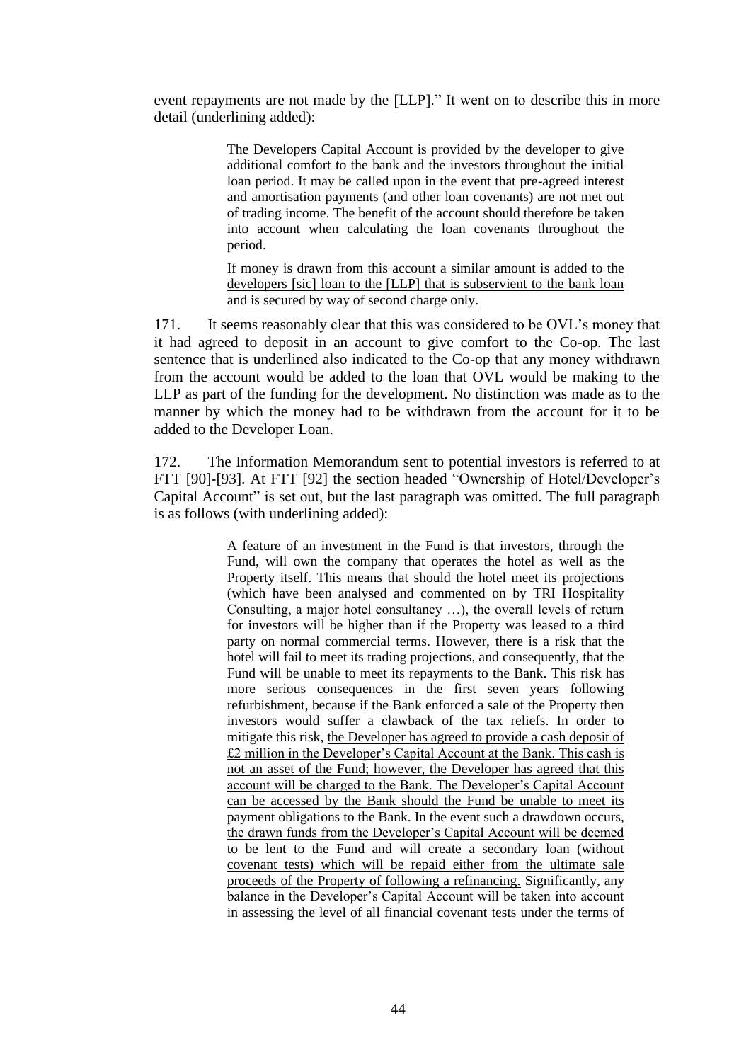event repayments are not made by the [LLP]." It went on to describe this in more detail (underlining added):

> The Developers Capital Account is provided by the developer to give additional comfort to the bank and the investors throughout the initial loan period. It may be called upon in the event that pre-agreed interest and amortisation payments (and other loan covenants) are not met out of trading income. The benefit of the account should therefore be taken into account when calculating the loan covenants throughout the period.
>
> <u>If money is drawn from this account a similar amount is added to the developers [sic] loan to the [LLP] that is subservient to the bank loan and is secured by way of second charge only.</u>

171. It seems reasonably clear that this was considered to be OVL's money that it had agreed to deposit in an account to give comfort to the Co-op. The last sentence that is underlined also indicated to the Co-op that any money withdrawn from the account would be added to the loan that OVL would be making to the LLP as part of the funding for the development. No distinction was made as to the manner by which the money had to be withdrawn from the account for it to be added to the Developer Loan.

172. The Information Memorandum sent to potential investors is referred to at FTT [90]-[93]. At FTT [92] the section headed "Ownership of Hotel/Developer's Capital Account" is set out, but the last paragraph was omitted. The full paragraph is as follows (with underlining added):

> A feature of an investment in the Fund is that investors, through the Fund, will own the company that operates the hotel as well as the Property itself. This means that should the hotel meet its projections (which have been analysed and commented on by TRI Hospitality Consulting, a major hotel consultancy …), the overall levels of return for investors will be higher than if the Property was leased to a third party on normal commercial terms. However, there is a risk that the hotel will fail to meet its trading projections, and consequently, that the Fund will be unable to meet its repayments to the Bank. This risk has more serious consequences in the first seven years following refurbishment, because if the Bank enforced a sale of the Property then investors would suffer a clawback of the tax reliefs. In order to mitigate this risk, <u>the Developer has agreed to provide a cash deposit of £2 million in the Developer's Capital Account at the Bank. This cash is not an asset of the Fund; however, the Developer has agreed that this account will be charged to the Bank. The Developer's Capital Account can be accessed by the Bank should the Fund be unable to meet its payment obligations to the Bank. In the event such a drawdown occurs, the drawn funds from the Developer's Capital Account will be deemed to be lent to the Fund and will create a secondary loan (without covenant tests) which will be repaid either from the ultimate sale proceeds of the Property of following a refinancing.</u> Significantly, any balance in the Developer's Capital Account will be taken into account in assessing the level of all financial covenant tests under the terms of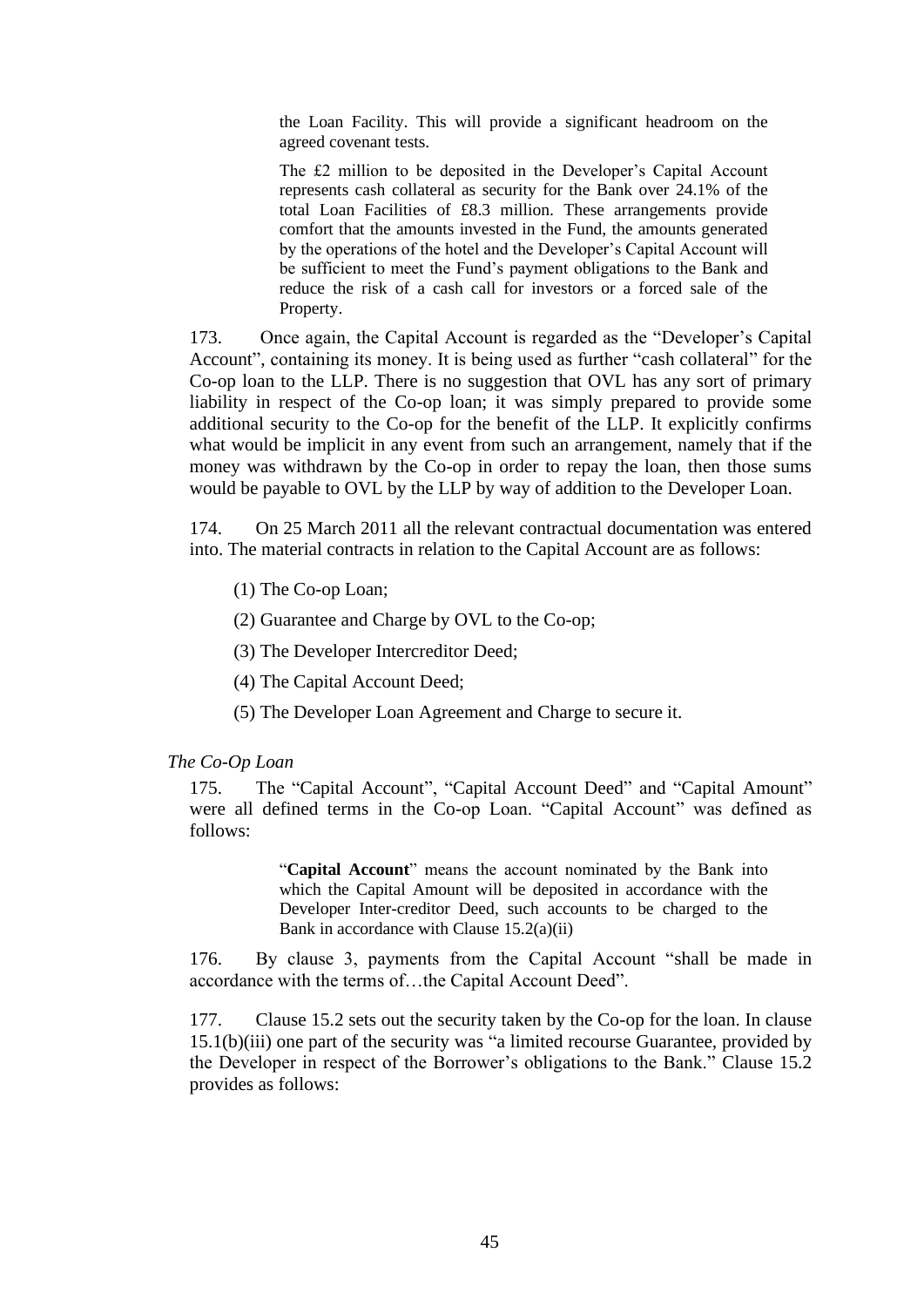> the Loan Facility. This will provide a significant headroom on the agreed covenant tests.
>
> The £2 million to be deposited in the Developer's Capital Account represents cash collateral as security for the Bank over 24.1% of the total Loan Facilities of £8.3 million. These arrangements provide comfort that the amounts invested in the Fund, the amounts generated by the operations of the hotel and the Developer's Capital Account will be sufficient to meet the Fund's payment obligations to the Bank and reduce the risk of a cash call for investors or a forced sale of the Property.

173. Once again, the Capital Account is regarded as the "Developer's Capital Account", containing its money. It is being used as further "cash collateral" for the Co-op loan to the LLP. There is no suggestion that OVL has any sort of primary liability in respect of the Co-op loan; it was simply prepared to provide some additional security to the Co-op for the benefit of the LLP. It explicitly confirms what would be implicit in any event from such an arrangement, namely that if the money was withdrawn by the Co-op in order to repay the loan, then those sums would be payable to OVL by the LLP by way of addition to the Developer Loan.

174. On 25 March 2011 all the relevant contractual documentation was entered into. The material contracts in relation to the Capital Account are as follows:

(1) The Co-op Loan;

(2) Guarantee and Charge by OVL to the Co-op;

(3) The Developer Intercreditor Deed;

(4) The Capital Account Deed;

(5) The Developer Loan Agreement and Charge to secure it.

*The Co-Op Loan*

175. The "Capital Account", "Capital Account Deed" and "Capital Amount" were all defined terms in the Co-op Loan. "Capital Account" was defined as follows:

> "**Capital Account**" means the account nominated by the Bank into which the Capital Amount will be deposited in accordance with the Developer Inter-creditor Deed, such accounts to be charged to the Bank in accordance with Clause 15.2(a)(ii)

176. By clause 3, payments from the Capital Account "shall be made in accordance with the terms of…the Capital Account Deed".

177. Clause 15.2 sets out the security taken by the Co-op for the loan. In clause 15.1(b)(iii) one part of the security was "a limited recourse Guarantee, provided by the Developer in respect of the Borrower's obligations to the Bank." Clause 15.2 provides as follows: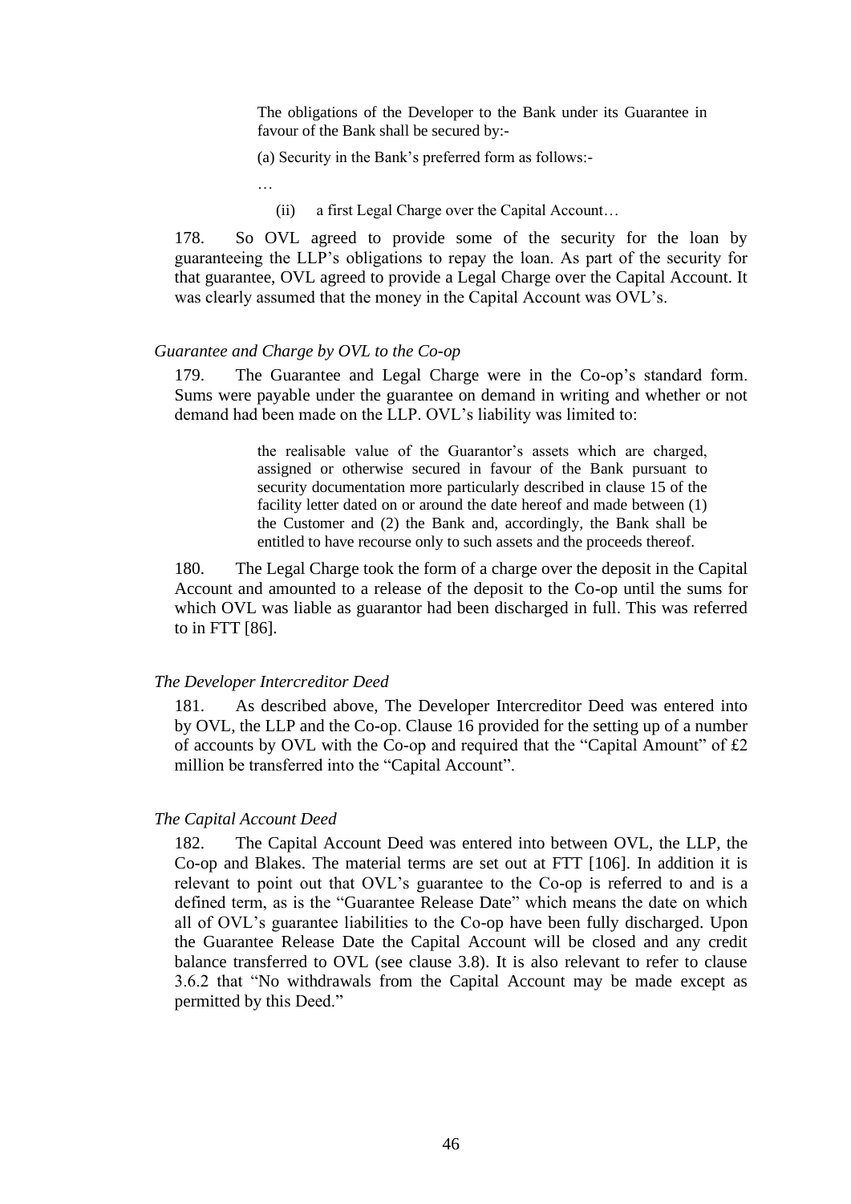> The obligations of the Developer to the Bank under its Guarantee in favour of the Bank shall be secured by:-
>
> (a) Security in the Bank's preferred form as follows:-
>
> …
>
> (ii) a first Legal Charge over the Capital Account…

178. So OVL agreed to provide some of the security for the loan by guaranteeing the LLP's obligations to repay the loan. As part of the security for that guarantee, OVL agreed to provide a Legal Charge over the Capital Account. It was clearly assumed that the money in the Capital Account was OVL's.

*Guarantee and Charge by OVL to the Co-op*

179. The Guarantee and Legal Charge were in the Co-op's standard form. Sums were payable under the guarantee on demand in writing and whether or not demand had been made on the LLP. OVL's liability was limited to:

> the realisable value of the Guarantor's assets which are charged, assigned or otherwise secured in favour of the Bank pursuant to security documentation more particularly described in clause 15 of the facility letter dated on or around the date hereof and made between (1) the Customer and (2) the Bank and, accordingly, the Bank shall be entitled to have recourse only to such assets and the proceeds thereof.

180. The Legal Charge took the form of a charge over the deposit in the Capital Account and amounted to a release of the deposit to the Co-op until the sums for which OVL was liable as guarantor had been discharged in full. This was referred to in FTT [86].

*The Developer Intercreditor Deed*

181. As described above, The Developer Intercreditor Deed was entered into by OVL, the LLP and the Co-op. Clause 16 provided for the setting up of a number of accounts by OVL with the Co-op and required that the "Capital Amount" of £2 million be transferred into the "Capital Account".

*The Capital Account Deed*

182. The Capital Account Deed was entered into between OVL, the LLP, the Co-op and Blakes. The material terms are set out at FTT [106]. In addition it is relevant to point out that OVL's guarantee to the Co-op is referred to and is a defined term, as is the "Guarantee Release Date" which means the date on which all of OVL's guarantee liabilities to the Co-op have been fully discharged. Upon the Guarantee Release Date the Capital Account will be closed and any credit balance transferred to OVL (see clause 3.8). It is also relevant to refer to clause 3.6.2 that "No withdrawals from the Capital Account may be made except as permitted by this Deed."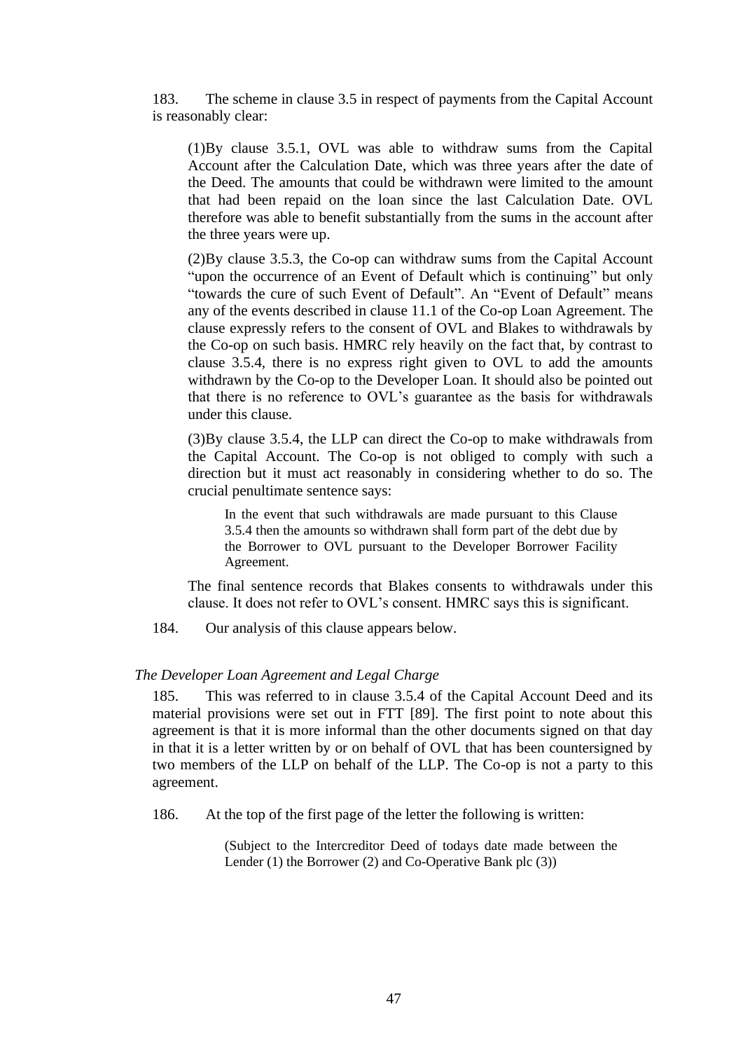183. The scheme in clause 3.5 in respect of payments from the Capital Account is reasonably clear:

(1)By clause 3.5.1, OVL was able to withdraw sums from the Capital Account after the Calculation Date, which was three years after the date of the Deed. The amounts that could be withdrawn were limited to the amount that had been repaid on the loan since the last Calculation Date. OVL therefore was able to benefit substantially from the sums in the account after the three years were up.

(2)By clause 3.5.3, the Co-op can withdraw sums from the Capital Account "upon the occurrence of an Event of Default which is continuing" but only "towards the cure of such Event of Default". An "Event of Default" means any of the events described in clause 11.1 of the Co-op Loan Agreement. The clause expressly refers to the consent of OVL and Blakes to withdrawals by the Co-op on such basis. HMRC rely heavily on the fact that, by contrast to clause 3.5.4, there is no express right given to OVL to add the amounts withdrawn by the Co-op to the Developer Loan. It should also be pointed out that there is no reference to OVL's guarantee as the basis for withdrawals under this clause.

(3)By clause 3.5.4, the LLP can direct the Co-op to make withdrawals from the Capital Account. The Co-op is not obliged to comply with such a direction but it must act reasonably in considering whether to do so. The crucial penultimate sentence says:

> In the event that such withdrawals are made pursuant to this Clause 3.5.4 then the amounts so withdrawn shall form part of the debt due by the Borrower to OVL pursuant to the Developer Borrower Facility Agreement.

The final sentence records that Blakes consents to withdrawals under this clause. It does not refer to OVL's consent. HMRC says this is significant.

184. Our analysis of this clause appears below.

*The Developer Loan Agreement and Legal Charge*

185. This was referred to in clause 3.5.4 of the Capital Account Deed and its material provisions were set out in FTT [89]. The first point to note about this agreement is that it is more informal than the other documents signed on that day in that it is a letter written by or on behalf of OVL that has been countersigned by two members of the LLP on behalf of the LLP. The Co-op is not a party to this agreement.

186. At the top of the first page of the letter the following is written:

> (Subject to the Intercreditor Deed of todays date made between the Lender (1) the Borrower (2) and Co-Operative Bank plc (3))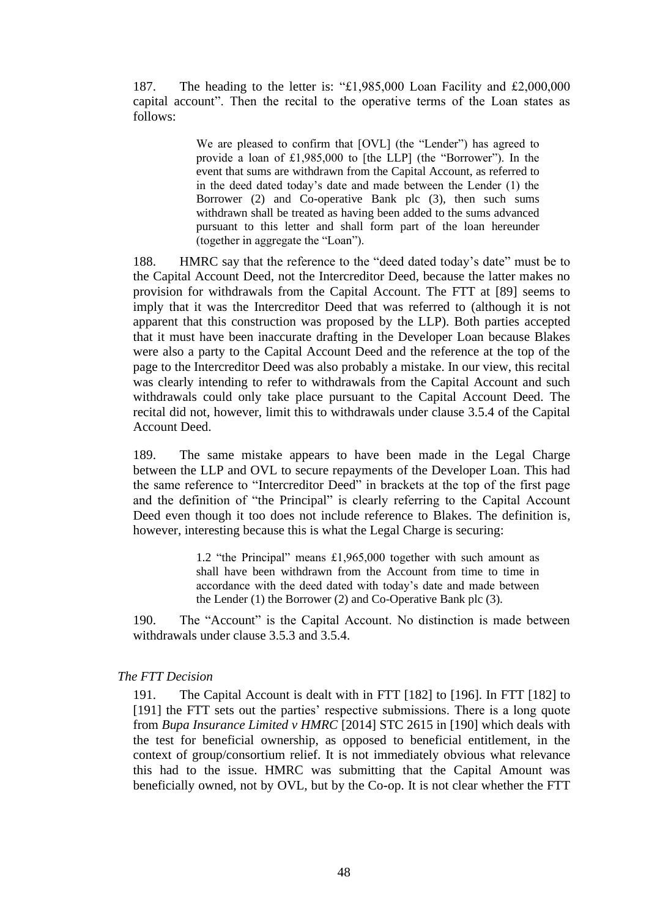187. The heading to the letter is: "£1,985,000 Loan Facility and £2,000,000 capital account". Then the recital to the operative terms of the Loan states as follows:

> We are pleased to confirm that [OVL] (the "Lender") has agreed to provide a loan of £1,985,000 to [the LLP] (the "Borrower"). In the event that sums are withdrawn from the Capital Account, as referred to in the deed dated today's date and made between the Lender (1) the Borrower (2) and Co-operative Bank plc (3), then such sums withdrawn shall be treated as having been added to the sums advanced pursuant to this letter and shall form part of the loan hereunder (together in aggregate the "Loan").

188. HMRC say that the reference to the "deed dated today's date" must be to the Capital Account Deed, not the Intercreditor Deed, because the latter makes no provision for withdrawals from the Capital Account. The FTT at [89] seems to imply that it was the Intercreditor Deed that was referred to (although it is not apparent that this construction was proposed by the LLP). Both parties accepted that it must have been inaccurate drafting in the Developer Loan because Blakes were also a party to the Capital Account Deed and the reference at the top of the page to the Intercreditor Deed was also probably a mistake. In our view, this recital was clearly intending to refer to withdrawals from the Capital Account and such withdrawals could only take place pursuant to the Capital Account Deed. The recital did not, however, limit this to withdrawals under clause 3.5.4 of the Capital Account Deed.

189. The same mistake appears to have been made in the Legal Charge between the LLP and OVL to secure repayments of the Developer Loan. This had the same reference to "Intercreditor Deed" in brackets at the top of the first page and the definition of "the Principal" is clearly referring to the Capital Account Deed even though it too does not include reference to Blakes. The definition is, however, interesting because this is what the Legal Charge is securing:

> 1.2 "the Principal" means £1,965,000 together with such amount as shall have been withdrawn from the Account from time to time in accordance with the deed dated with today's date and made between the Lender (1) the Borrower (2) and Co-Operative Bank plc (3).

190. The "Account" is the Capital Account. No distinction is made between withdrawals under clause 3.5.3 and 3.5.4.

### *The FTT Decision*

191. The Capital Account is dealt with in FTT [182] to [196]. In FTT [182] to [191] the FTT sets out the parties' respective submissions. There is a long quote from *Bupa Insurance Limited v HMRC* [2014] STC 2615 in [190] which deals with the test for beneficial ownership, as opposed to beneficial entitlement, in the context of group/consortium relief. It is not immediately obvious what relevance this had to the issue. HMRC was submitting that the Capital Amount was beneficially owned, not by OVL, but by the Co-op. It is not clear whether the FTT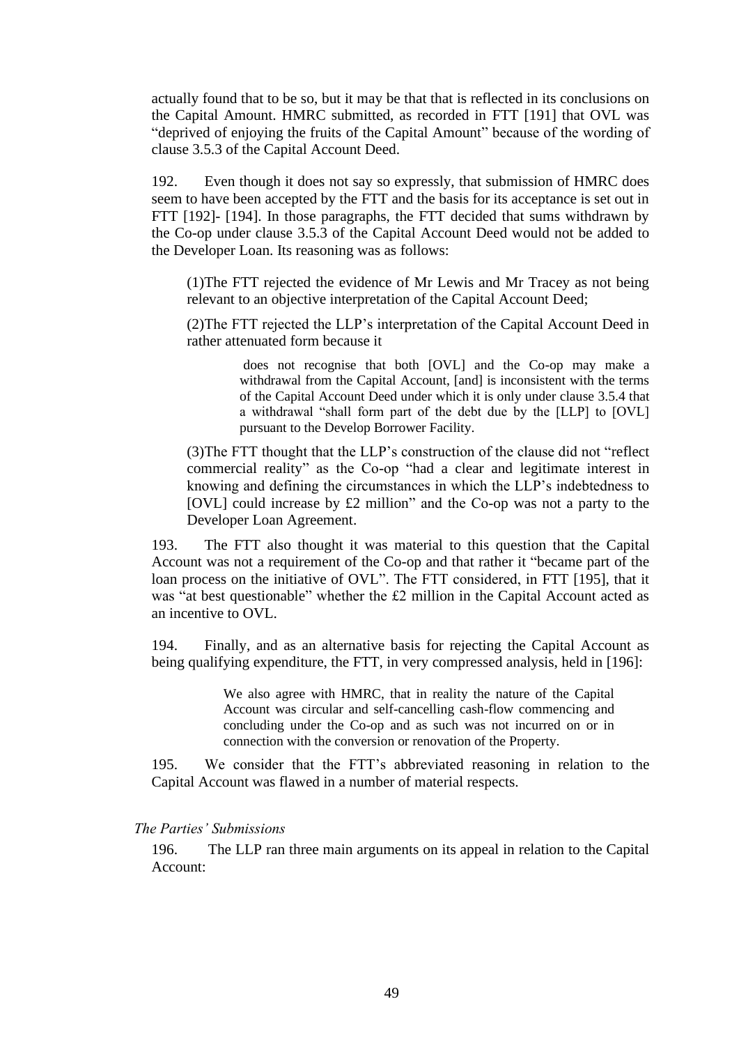actually found that to be so, but it may be that that is reflected in its conclusions on the Capital Amount. HMRC submitted, as recorded in FTT [191] that OVL was "deprived of enjoying the fruits of the Capital Amount" because of the wording of clause 3.5.3 of the Capital Account Deed.

192. Even though it does not say so expressly, that submission of HMRC does seem to have been accepted by the FTT and the basis for its acceptance is set out in FTT [192]- [194]. In those paragraphs, the FTT decided that sums withdrawn by the Co-op under clause 3.5.3 of the Capital Account Deed would not be added to the Developer Loan. Its reasoning was as follows:

> (1)The FTT rejected the evidence of Mr Lewis and Mr Tracey as not being relevant to an objective interpretation of the Capital Account Deed;
>
> (2)The FTT rejected the LLP's interpretation of the Capital Account Deed in rather attenuated form because it
>
> > does not recognise that both [OVL] and the Co-op may make a withdrawal from the Capital Account, [and] is inconsistent with the terms of the Capital Account Deed under which it is only under clause 3.5.4 that a withdrawal "shall form part of the debt due by the [LLP] to [OVL] pursuant to the Develop Borrower Facility.
>
> (3)The FTT thought that the LLP's construction of the clause did not "reflect commercial reality" as the Co-op "had a clear and legitimate interest in knowing and defining the circumstances in which the LLP's indebtedness to [OVL] could increase by £2 million" and the Co-op was not a party to the Developer Loan Agreement.

193. The FTT also thought it was material to this question that the Capital Account was not a requirement of the Co-op and that rather it "became part of the loan process on the initiative of OVL". The FTT considered, in FTT [195], that it was "at best questionable" whether the £2 million in the Capital Account acted as an incentive to OVL.

194. Finally, and as an alternative basis for rejecting the Capital Account as being qualifying expenditure, the FTT, in very compressed analysis, held in [196]:

> We also agree with HMRC, that in reality the nature of the Capital Account was circular and self-cancelling cash-flow commencing and concluding under the Co-op and as such was not incurred on or in connection with the conversion or renovation of the Property.

195. We consider that the FTT's abbreviated reasoning in relation to the Capital Account was flawed in a number of material respects.

*The Parties' Submissions*

196. The LLP ran three main arguments on its appeal in relation to the Capital Account: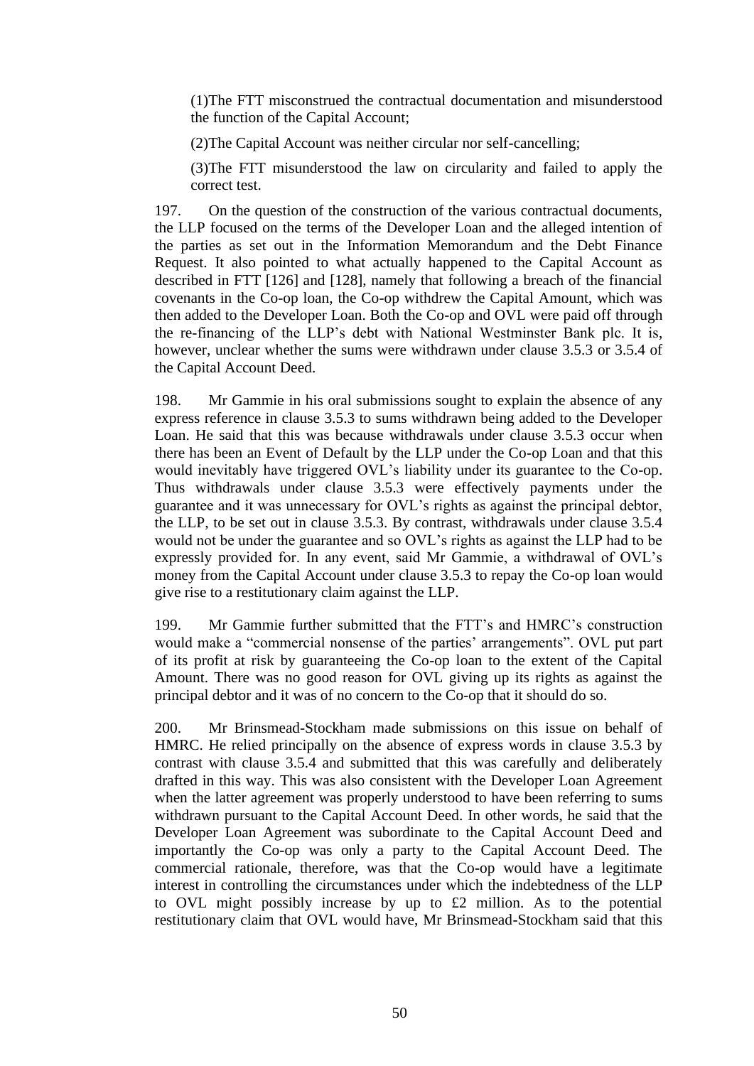(1)The FTT misconstrued the contractual documentation and misunderstood the function of the Capital Account;

(2)The Capital Account was neither circular nor self-cancelling;

(3)The FTT misunderstood the law on circularity and failed to apply the correct test.

197. On the question of the construction of the various contractual documents, the LLP focused on the terms of the Developer Loan and the alleged intention of the parties as set out in the Information Memorandum and the Debt Finance Request. It also pointed to what actually happened to the Capital Account as described in FTT [126] and [128], namely that following a breach of the financial covenants in the Co-op loan, the Co-op withdrew the Capital Amount, which was then added to the Developer Loan. Both the Co-op and OVL were paid off through the re-financing of the LLP's debt with National Westminster Bank plc. It is, however, unclear whether the sums were withdrawn under clause 3.5.3 or 3.5.4 of the Capital Account Deed.

198. Mr Gammie in his oral submissions sought to explain the absence of any express reference in clause 3.5.3 to sums withdrawn being added to the Developer Loan. He said that this was because withdrawals under clause 3.5.3 occur when there has been an Event of Default by the LLP under the Co-op Loan and that this would inevitably have triggered OVL's liability under its guarantee to the Co-op. Thus withdrawals under clause 3.5.3 were effectively payments under the guarantee and it was unnecessary for OVL's rights as against the principal debtor, the LLP, to be set out in clause 3.5.3. By contrast, withdrawals under clause 3.5.4 would not be under the guarantee and so OVL's rights as against the LLP had to be expressly provided for. In any event, said Mr Gammie, a withdrawal of OVL's money from the Capital Account under clause 3.5.3 to repay the Co-op loan would give rise to a restitutionary claim against the LLP.

199. Mr Gammie further submitted that the FTT's and HMRC's construction would make a "commercial nonsense of the parties' arrangements". OVL put part of its profit at risk by guaranteeing the Co-op loan to the extent of the Capital Amount. There was no good reason for OVL giving up its rights as against the principal debtor and it was of no concern to the Co-op that it should do so.

200. Mr Brinsmead-Stockham made submissions on this issue on behalf of HMRC. He relied principally on the absence of express words in clause 3.5.3 by contrast with clause 3.5.4 and submitted that this was carefully and deliberately drafted in this way. This was also consistent with the Developer Loan Agreement when the latter agreement was properly understood to have been referring to sums withdrawn pursuant to the Capital Account Deed. In other words, he said that the Developer Loan Agreement was subordinate to the Capital Account Deed and importantly the Co-op was only a party to the Capital Account Deed. The commercial rationale, therefore, was that the Co-op would have a legitimate interest in controlling the circumstances under which the indebtedness of the LLP to OVL might possibly increase by up to £2 million. As to the potential restitutionary claim that OVL would have, Mr Brinsmead-Stockham said that this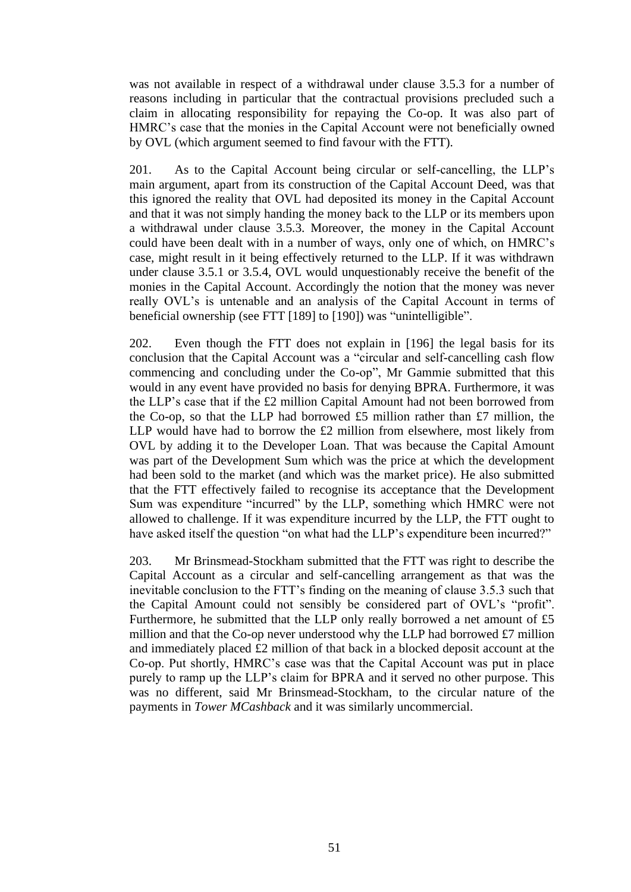was not available in respect of a withdrawal under clause 3.5.3 for a number of reasons including in particular that the contractual provisions precluded such a claim in allocating responsibility for repaying the Co-op. It was also part of HMRC's case that the monies in the Capital Account were not beneficially owned by OVL (which argument seemed to find favour with the FTT).

201. As to the Capital Account being circular or self-cancelling, the LLP's main argument, apart from its construction of the Capital Account Deed, was that this ignored the reality that OVL had deposited its money in the Capital Account and that it was not simply handing the money back to the LLP or its members upon a withdrawal under clause 3.5.3. Moreover, the money in the Capital Account could have been dealt with in a number of ways, only one of which, on HMRC's case, might result in it being effectively returned to the LLP. If it was withdrawn under clause 3.5.1 or 3.5.4, OVL would unquestionably receive the benefit of the monies in the Capital Account. Accordingly the notion that the money was never really OVL's is untenable and an analysis of the Capital Account in terms of beneficial ownership (see FTT [189] to [190]) was "unintelligible".

202. Even though the FTT does not explain in [196] the legal basis for its conclusion that the Capital Account was a "circular and self-cancelling cash flow commencing and concluding under the Co-op", Mr Gammie submitted that this would in any event have provided no basis for denying BPRA. Furthermore, it was the LLP's case that if the £2 million Capital Amount had not been borrowed from the Co-op, so that the LLP had borrowed £5 million rather than £7 million, the LLP would have had to borrow the £2 million from elsewhere, most likely from OVL by adding it to the Developer Loan. That was because the Capital Amount was part of the Development Sum which was the price at which the development had been sold to the market (and which was the market price). He also submitted that the FTT effectively failed to recognise its acceptance that the Development Sum was expenditure "incurred" by the LLP, something which HMRC were not allowed to challenge. If it was expenditure incurred by the LLP, the FTT ought to have asked itself the question "on what had the LLP's expenditure been incurred?"

203. Mr Brinsmead-Stockham submitted that the FTT was right to describe the Capital Account as a circular and self-cancelling arrangement as that was the inevitable conclusion to the FTT's finding on the meaning of clause 3.5.3 such that the Capital Amount could not sensibly be considered part of OVL's "profit". Furthermore, he submitted that the LLP only really borrowed a net amount of £5 million and that the Co-op never understood why the LLP had borrowed £7 million and immediately placed £2 million of that back in a blocked deposit account at the Co-op. Put shortly, HMRC's case was that the Capital Account was put in place purely to ramp up the LLP's claim for BPRA and it served no other purpose. This was no different, said Mr Brinsmead-Stockham, to the circular nature of the payments in *Tower MCashback* and it was similarly uncommercial.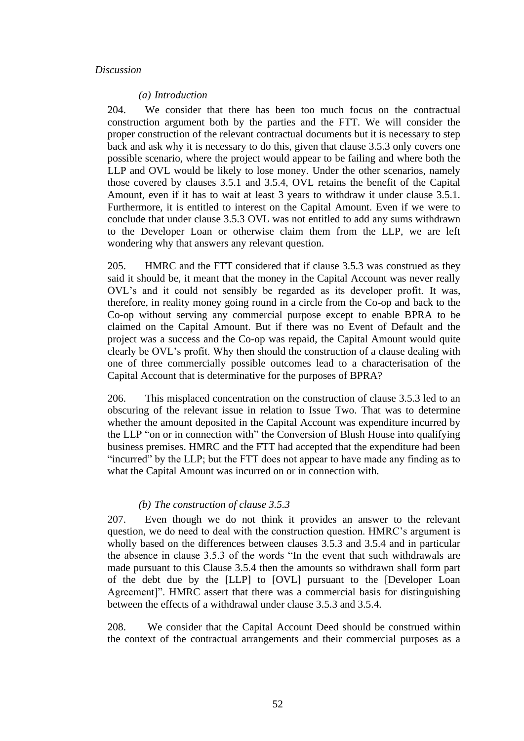*Discussion*

*(a) Introduction*

204. We consider that there has been too much focus on the contractual construction argument both by the parties and the FTT. We will consider the proper construction of the relevant contractual documents but it is necessary to step back and ask why it is necessary to do this, given that clause 3.5.3 only covers one possible scenario, where the project would appear to be failing and where both the LLP and OVL would be likely to lose money. Under the other scenarios, namely those covered by clauses 3.5.1 and 3.5.4, OVL retains the benefit of the Capital Amount, even if it has to wait at least 3 years to withdraw it under clause 3.5.1. Furthermore, it is entitled to interest on the Capital Amount. Even if we were to conclude that under clause 3.5.3 OVL was not entitled to add any sums withdrawn to the Developer Loan or otherwise claim them from the LLP, we are left wondering why that answers any relevant question.

205. HMRC and the FTT considered that if clause 3.5.3 was construed as they said it should be, it meant that the money in the Capital Account was never really OVL's and it could not sensibly be regarded as its developer profit. It was, therefore, in reality money going round in a circle from the Co-op and back to the Co-op without serving any commercial purpose except to enable BPRA to be claimed on the Capital Amount. But if there was no Event of Default and the project was a success and the Co-op was repaid, the Capital Amount would quite clearly be OVL's profit. Why then should the construction of a clause dealing with one of three commercially possible outcomes lead to a characterisation of the Capital Account that is determinative for the purposes of BPRA?

206. This misplaced concentration on the construction of clause 3.5.3 led to an obscuring of the relevant issue in relation to Issue Two. That was to determine whether the amount deposited in the Capital Account was expenditure incurred by the LLP "on or in connection with" the Conversion of Blush House into qualifying business premises. HMRC and the FTT had accepted that the expenditure had been "incurred" by the LLP; but the FTT does not appear to have made any finding as to what the Capital Amount was incurred on or in connection with.

*(b) The construction of clause 3.5.3*

207. Even though we do not think it provides an answer to the relevant question, we do need to deal with the construction question. HMRC's argument is wholly based on the differences between clauses 3.5.3 and 3.5.4 and in particular the absence in clause 3.5.3 of the words "In the event that such withdrawals are made pursuant to this Clause 3.5.4 then the amounts so withdrawn shall form part of the debt due by the [LLP] to [OVL] pursuant to the [Developer Loan Agreement]". HMRC assert that there was a commercial basis for distinguishing between the effects of a withdrawal under clause 3.5.3 and 3.5.4.

208. We consider that the Capital Account Deed should be construed within the context of the contractual arrangements and their commercial purposes as a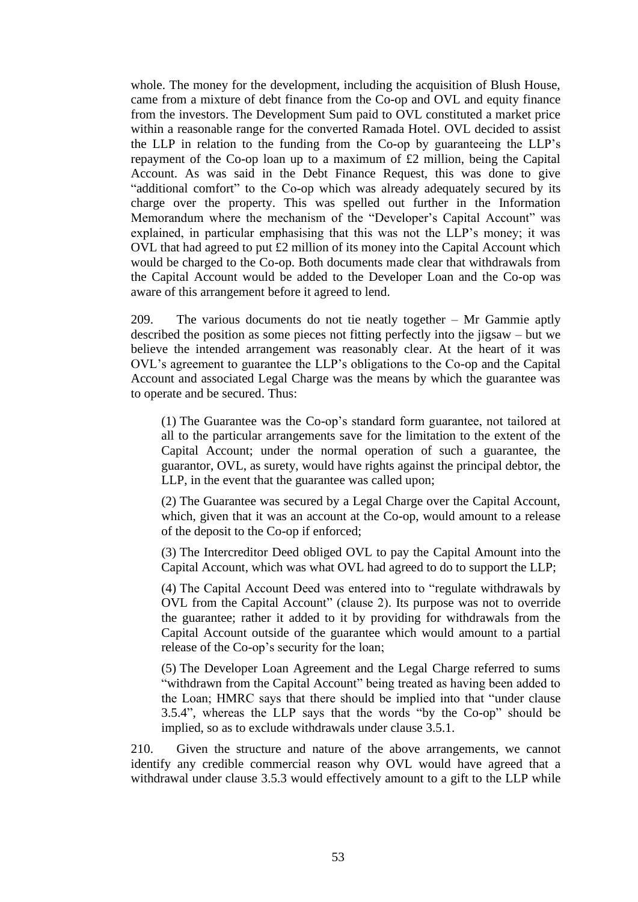whole. The money for the development, including the acquisition of Blush House, came from a mixture of debt finance from the Co-op and OVL and equity finance from the investors. The Development Sum paid to OVL constituted a market price within a reasonable range for the converted Ramada Hotel. OVL decided to assist the LLP in relation to the funding from the Co-op by guaranteeing the LLP's repayment of the Co-op loan up to a maximum of £2 million, being the Capital Account. As was said in the Debt Finance Request, this was done to give "additional comfort" to the Co-op which was already adequately secured by its charge over the property. This was spelled out further in the Information Memorandum where the mechanism of the "Developer's Capital Account" was explained, in particular emphasising that this was not the LLP's money; it was OVL that had agreed to put £2 million of its money into the Capital Account which would be charged to the Co-op. Both documents made clear that withdrawals from the Capital Account would be added to the Developer Loan and the Co-op was aware of this arrangement before it agreed to lend.

209. The various documents do not tie neatly together – Mr Gammie aptly described the position as some pieces not fitting perfectly into the jigsaw – but we believe the intended arrangement was reasonably clear. At the heart of it was OVL's agreement to guarantee the LLP's obligations to the Co-op and the Capital Account and associated Legal Charge was the means by which the guarantee was to operate and be secured. Thus:

> (1) The Guarantee was the Co-op's standard form guarantee, not tailored at all to the particular arrangements save for the limitation to the extent of the Capital Account; under the normal operation of such a guarantee, the guarantor, OVL, as surety, would have rights against the principal debtor, the LLP, in the event that the guarantee was called upon;
>
> (2) The Guarantee was secured by a Legal Charge over the Capital Account, which, given that it was an account at the Co-op, would amount to a release of the deposit to the Co-op if enforced;
>
> (3) The Intercreditor Deed obliged OVL to pay the Capital Amount into the Capital Account, which was what OVL had agreed to do to support the LLP;
>
> (4) The Capital Account Deed was entered into to "regulate withdrawals by OVL from the Capital Account" (clause 2). Its purpose was not to override the guarantee; rather it added to it by providing for withdrawals from the Capital Account outside of the guarantee which would amount to a partial release of the Co-op's security for the loan;
>
> (5) The Developer Loan Agreement and the Legal Charge referred to sums "withdrawn from the Capital Account" being treated as having been added to the Loan; HMRC says that there should be implied into that "under clause 3.5.4", whereas the LLP says that the words "by the Co-op" should be implied, so as to exclude withdrawals under clause 3.5.1.

210. Given the structure and nature of the above arrangements, we cannot identify any credible commercial reason why OVL would have agreed that a withdrawal under clause 3.5.3 would effectively amount to a gift to the LLP while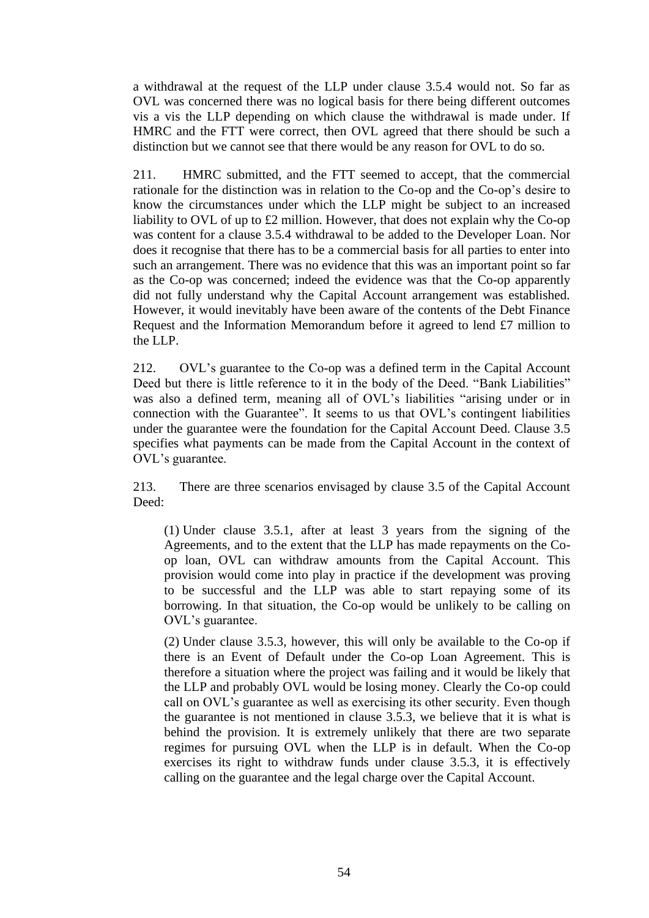a withdrawal at the request of the LLP under clause 3.5.4 would not. So far as OVL was concerned there was no logical basis for there being different outcomes vis a vis the LLP depending on which clause the withdrawal is made under. If HMRC and the FTT were correct, then OVL agreed that there should be such a distinction but we cannot see that there would be any reason for OVL to do so.

211. HMRC submitted, and the FTT seemed to accept, that the commercial rationale for the distinction was in relation to the Co-op and the Co-op's desire to know the circumstances under which the LLP might be subject to an increased liability to OVL of up to £2 million. However, that does not explain why the Co-op was content for a clause 3.5.4 withdrawal to be added to the Developer Loan. Nor does it recognise that there has to be a commercial basis for all parties to enter into such an arrangement. There was no evidence that this was an important point so far as the Co-op was concerned; indeed the evidence was that the Co-op apparently did not fully understand why the Capital Account arrangement was established. However, it would inevitably have been aware of the contents of the Debt Finance Request and the Information Memorandum before it agreed to lend £7 million to the LLP.

212. OVL's guarantee to the Co-op was a defined term in the Capital Account Deed but there is little reference to it in the body of the Deed. "Bank Liabilities" was also a defined term, meaning all of OVL's liabilities "arising under or in connection with the Guarantee". It seems to us that OVL's contingent liabilities under the guarantee were the foundation for the Capital Account Deed. Clause 3.5 specifies what payments can be made from the Capital Account in the context of OVL's guarantee.

213. There are three scenarios envisaged by clause 3.5 of the Capital Account Deed:

(1) Under clause 3.5.1, after at least 3 years from the signing of the Agreements, and to the extent that the LLP has made repayments on the Co-op loan, OVL can withdraw amounts from the Capital Account. This provision would come into play in practice if the development was proving to be successful and the LLP was able to start repaying some of its borrowing. In that situation, the Co-op would be unlikely to be calling on OVL's guarantee.

(2) Under clause 3.5.3, however, this will only be available to the Co-op if there is an Event of Default under the Co-op Loan Agreement. This is therefore a situation where the project was failing and it would be likely that the LLP and probably OVL would be losing money. Clearly the Co-op could call on OVL's guarantee as well as exercising its other security. Even though the guarantee is not mentioned in clause 3.5.3, we believe that it is what is behind the provision. It is extremely unlikely that there are two separate regimes for pursuing OVL when the LLP is in default. When the Co-op exercises its right to withdraw funds under clause 3.5.3, it is effectively calling on the guarantee and the legal charge over the Capital Account.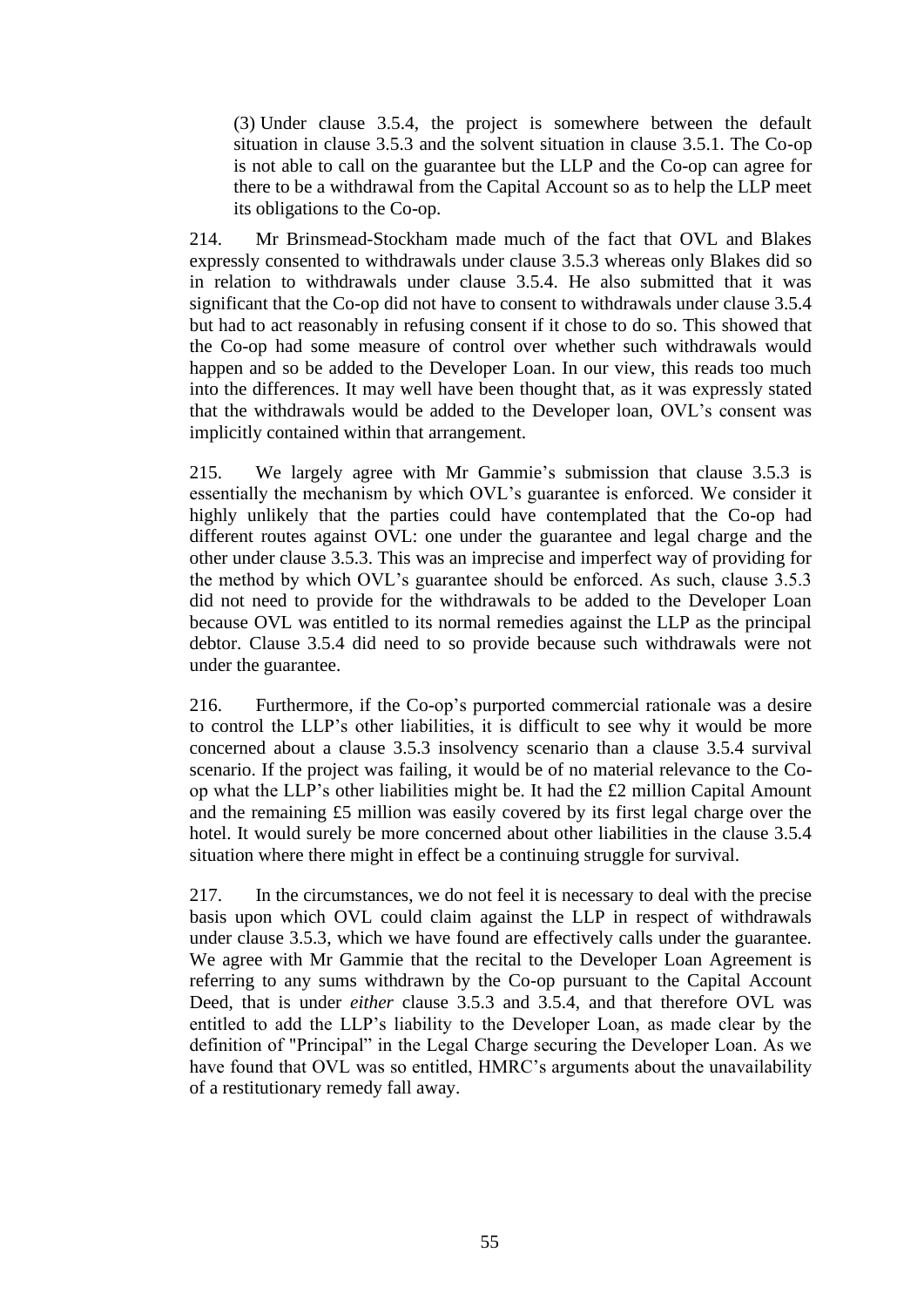(3) Under clause 3.5.4, the project is somewhere between the default situation in clause 3.5.3 and the solvent situation in clause 3.5.1. The Co-op is not able to call on the guarantee but the LLP and the Co-op can agree for there to be a withdrawal from the Capital Account so as to help the LLP meet its obligations to the Co-op.

214. Mr Brinsmead-Stockham made much of the fact that OVL and Blakes expressly consented to withdrawals under clause 3.5.3 whereas only Blakes did so in relation to withdrawals under clause 3.5.4. He also submitted that it was significant that the Co-op did not have to consent to withdrawals under clause 3.5.4 but had to act reasonably in refusing consent if it chose to do so. This showed that the Co-op had some measure of control over whether such withdrawals would happen and so be added to the Developer Loan. In our view, this reads too much into the differences. It may well have been thought that, as it was expressly stated that the withdrawals would be added to the Developer loan, OVL's consent was implicitly contained within that arrangement.

215. We largely agree with Mr Gammie's submission that clause 3.5.3 is essentially the mechanism by which OVL's guarantee is enforced. We consider it highly unlikely that the parties could have contemplated that the Co-op had different routes against OVL: one under the guarantee and legal charge and the other under clause 3.5.3. This was an imprecise and imperfect way of providing for the method by which OVL's guarantee should be enforced. As such, clause 3.5.3 did not need to provide for the withdrawals to be added to the Developer Loan because OVL was entitled to its normal remedies against the LLP as the principal debtor. Clause 3.5.4 did need to so provide because such withdrawals were not under the guarantee.

216. Furthermore, if the Co-op's purported commercial rationale was a desire to control the LLP's other liabilities, it is difficult to see why it would be more concerned about a clause 3.5.3 insolvency scenario than a clause 3.5.4 survival scenario. If the project was failing, it would be of no material relevance to the Co-op what the LLP's other liabilities might be. It had the £2 million Capital Amount and the remaining £5 million was easily covered by its first legal charge over the hotel. It would surely be more concerned about other liabilities in the clause 3.5.4 situation where there might in effect be a continuing struggle for survival.

217. In the circumstances, we do not feel it is necessary to deal with the precise basis upon which OVL could claim against the LLP in respect of withdrawals under clause 3.5.3, which we have found are effectively calls under the guarantee. We agree with Mr Gammie that the recital to the Developer Loan Agreement is referring to any sums withdrawn by the Co-op pursuant to the Capital Account Deed, that is under *either* clause 3.5.3 and 3.5.4, and that therefore OVL was entitled to add the LLP's liability to the Developer Loan, as made clear by the definition of "Principal" in the Legal Charge securing the Developer Loan. As we have found that OVL was so entitled, HMRC's arguments about the unavailability of a restitutionary remedy fall away.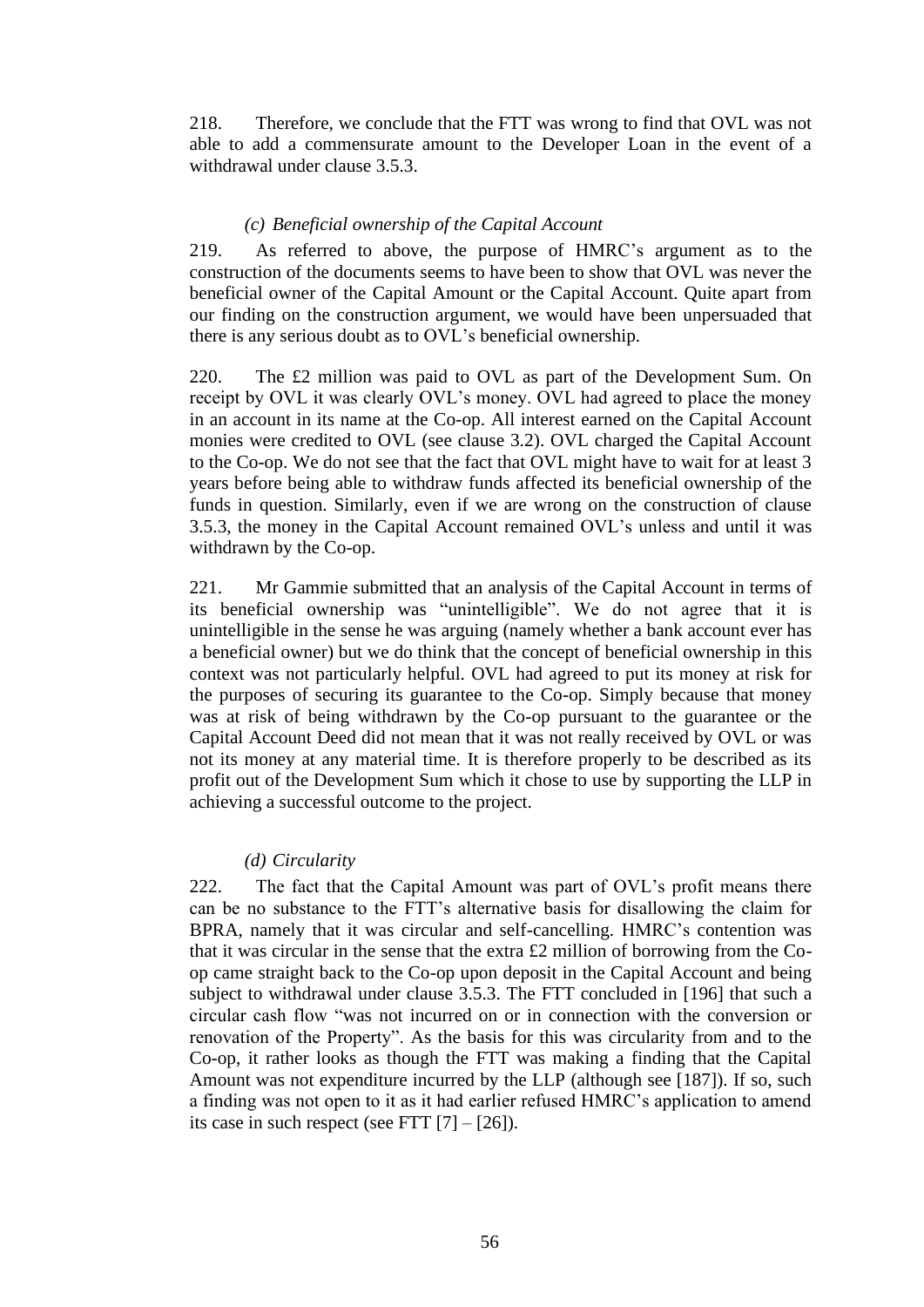218. Therefore, we conclude that the FTT was wrong to find that OVL was not able to add a commensurate amount to the Developer Loan in the event of a withdrawal under clause 3.5.3.

### *(c) Beneficial ownership of the Capital Account*

219. As referred to above, the purpose of HMRC's argument as to the construction of the documents seems to have been to show that OVL was never the beneficial owner of the Capital Amount or the Capital Account. Quite apart from our finding on the construction argument, we would have been unpersuaded that there is any serious doubt as to OVL's beneficial ownership.

220. The £2 million was paid to OVL as part of the Development Sum. On receipt by OVL it was clearly OVL's money. OVL had agreed to place the money in an account in its name at the Co-op. All interest earned on the Capital Account monies were credited to OVL (see clause 3.2). OVL charged the Capital Account to the Co-op. We do not see that the fact that OVL might have to wait for at least 3 years before being able to withdraw funds affected its beneficial ownership of the funds in question. Similarly, even if we are wrong on the construction of clause 3.5.3, the money in the Capital Account remained OVL's unless and until it was withdrawn by the Co-op.

221. Mr Gammie submitted that an analysis of the Capital Account in terms of its beneficial ownership was "unintelligible". We do not agree that it is unintelligible in the sense he was arguing (namely whether a bank account ever has a beneficial owner) but we do think that the concept of beneficial ownership in this context was not particularly helpful. OVL had agreed to put its money at risk for the purposes of securing its guarantee to the Co-op. Simply because that money was at risk of being withdrawn by the Co-op pursuant to the guarantee or the Capital Account Deed did not mean that it was not really received by OVL or was not its money at any material time. It is therefore properly to be described as its profit out of the Development Sum which it chose to use by supporting the LLP in achieving a successful outcome to the project.

### *(d) Circularity*

222. The fact that the Capital Amount was part of OVL's profit means there can be no substance to the FTT's alternative basis for disallowing the claim for BPRA, namely that it was circular and self-cancelling. HMRC's contention was that it was circular in the sense that the extra £2 million of borrowing from the Co-op came straight back to the Co-op upon deposit in the Capital Account and being subject to withdrawal under clause 3.5.3. The FTT concluded in [196] that such a circular cash flow "was not incurred on or in connection with the conversion or renovation of the Property". As the basis for this was circularity from and to the Co-op, it rather looks as though the FTT was making a finding that the Capital Amount was not expenditure incurred by the LLP (although see [187]). If so, such a finding was not open to it as it had earlier refused HMRC's application to amend its case in such respect (see FTT [7] – [26]).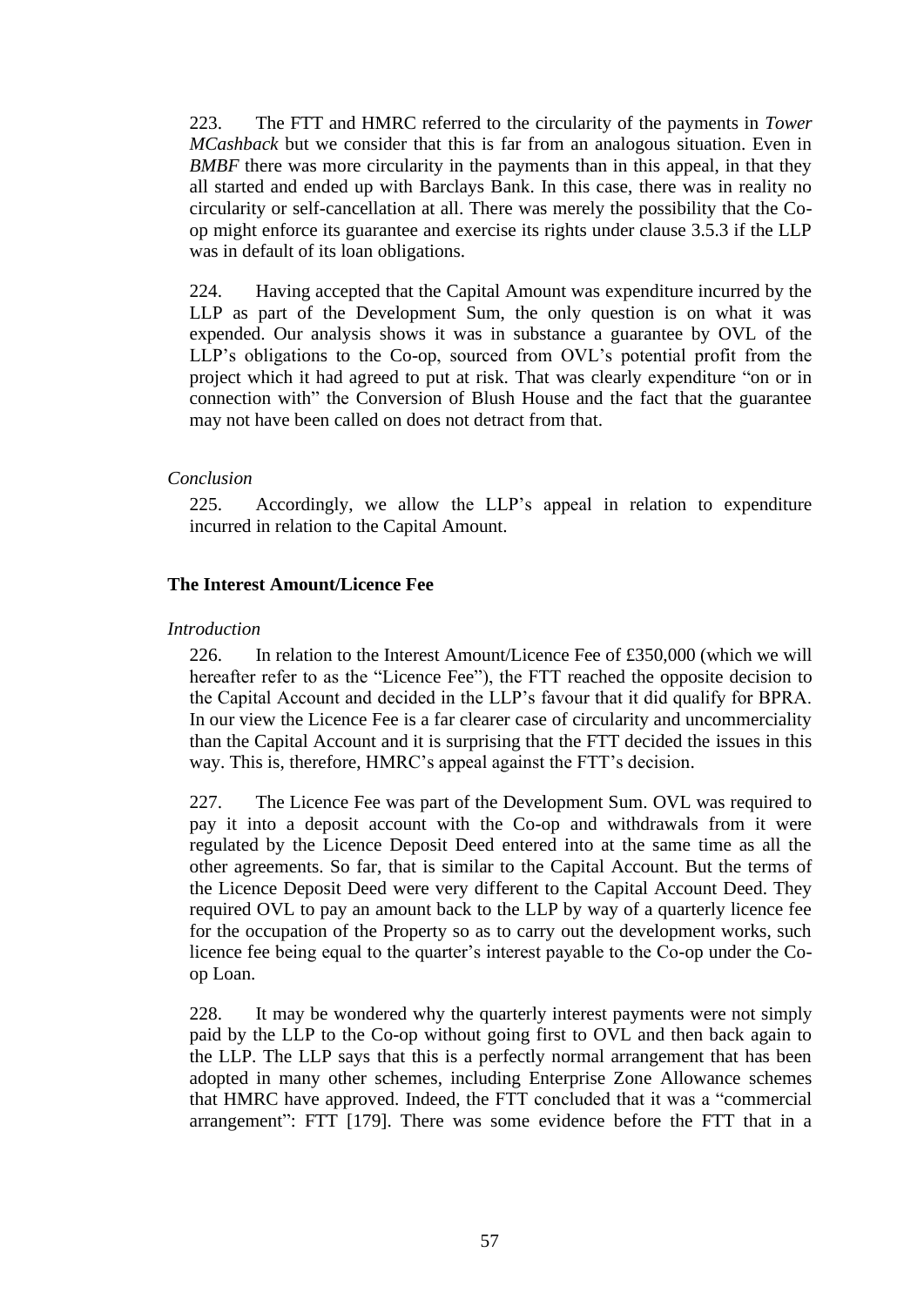223. The FTT and HMRC referred to the circularity of the payments in *Tower MCashback* but we consider that this is far from an analogous situation. Even in *BMBF* there was more circularity in the payments than in this appeal, in that they all started and ended up with Barclays Bank. In this case, there was in reality no circularity or self-cancellation at all. There was merely the possibility that the Co-op might enforce its guarantee and exercise its rights under clause 3.5.3 if the LLP was in default of its loan obligations.

224. Having accepted that the Capital Amount was expenditure incurred by the LLP as part of the Development Sum, the only question is on what it was expended. Our analysis shows it was in substance a guarantee by OVL of the LLP's obligations to the Co-op, sourced from OVL's potential profit from the project which it had agreed to put at risk. That was clearly expenditure "on or in connection with" the Conversion of Blush House and the fact that the guarantee may not have been called on does not detract from that.

*Conclusion*

225. Accordingly, we allow the LLP's appeal in relation to expenditure incurred in relation to the Capital Amount.

**The Interest Amount/Licence Fee**

*Introduction*

226. In relation to the Interest Amount/Licence Fee of £350,000 (which we will hereafter refer to as the "Licence Fee"), the FTT reached the opposite decision to the Capital Account and decided in the LLP's favour that it did qualify for BPRA. In our view the Licence Fee is a far clearer case of circularity and uncommerciality than the Capital Account and it is surprising that the FTT decided the issues in this way. This is, therefore, HMRC's appeal against the FTT's decision.

227. The Licence Fee was part of the Development Sum. OVL was required to pay it into a deposit account with the Co-op and withdrawals from it were regulated by the Licence Deposit Deed entered into at the same time as all the other agreements. So far, that is similar to the Capital Account. But the terms of the Licence Deposit Deed were very different to the Capital Account Deed. They required OVL to pay an amount back to the LLP by way of a quarterly licence fee for the occupation of the Property so as to carry out the development works, such licence fee being equal to the quarter's interest payable to the Co-op under the Co-op Loan.

228. It may be wondered why the quarterly interest payments were not simply paid by the LLP to the Co-op without going first to OVL and then back again to the LLP. The LLP says that this is a perfectly normal arrangement that has been adopted in many other schemes, including Enterprise Zone Allowance schemes that HMRC have approved. Indeed, the FTT concluded that it was a "commercial arrangement": FTT [179]. There was some evidence before the FTT that in a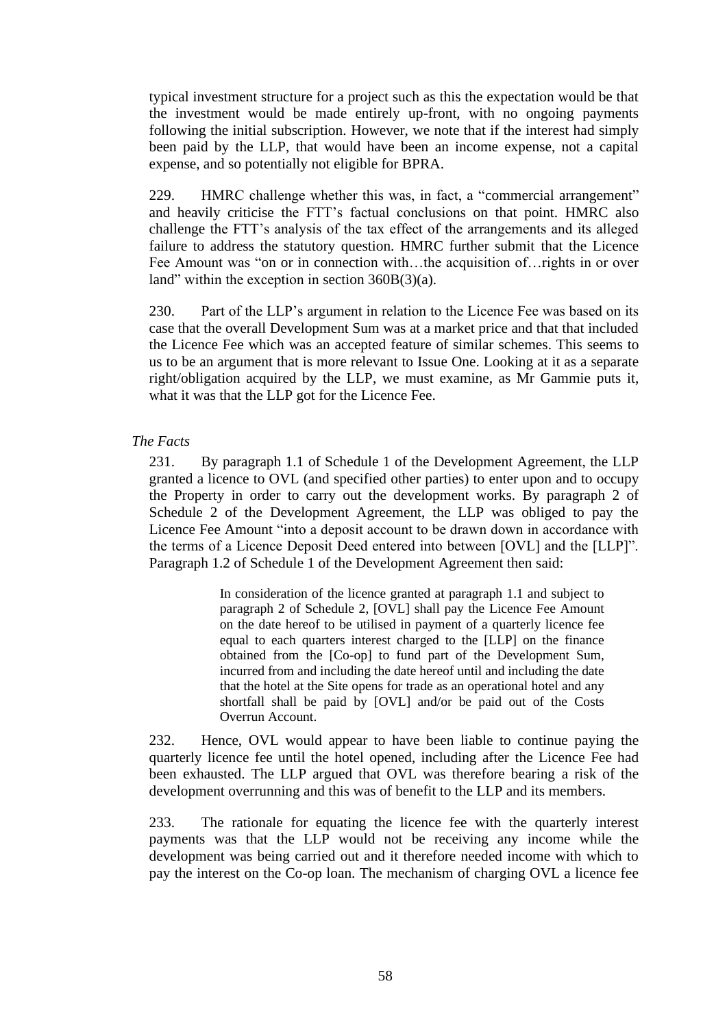typical investment structure for a project such as this the expectation would be that the investment would be made entirely up-front, with no ongoing payments following the initial subscription. However, we note that if the interest had simply been paid by the LLP, that would have been an income expense, not a capital expense, and so potentially not eligible for BPRA.

229. HMRC challenge whether this was, in fact, a "commercial arrangement" and heavily criticise the FTT's factual conclusions on that point. HMRC also challenge the FTT's analysis of the tax effect of the arrangements and its alleged failure to address the statutory question. HMRC further submit that the Licence Fee Amount was "on or in connection with…the acquisition of…rights in or over land" within the exception in section 360B(3)(a).

230. Part of the LLP's argument in relation to the Licence Fee was based on its case that the overall Development Sum was at a market price and that that included the Licence Fee which was an accepted feature of similar schemes. This seems to us to be an argument that is more relevant to Issue One. Looking at it as a separate right/obligation acquired by the LLP, we must examine, as Mr Gammie puts it, what it was that the LLP got for the Licence Fee.

*The Facts*

231. By paragraph 1.1 of Schedule 1 of the Development Agreement, the LLP granted a licence to OVL (and specified other parties) to enter upon and to occupy the Property in order to carry out the development works. By paragraph 2 of Schedule 2 of the Development Agreement, the LLP was obliged to pay the Licence Fee Amount "into a deposit account to be drawn down in accordance with the terms of a Licence Deposit Deed entered into between [OVL] and the [LLP]". Paragraph 1.2 of Schedule 1 of the Development Agreement then said:

> In consideration of the licence granted at paragraph 1.1 and subject to paragraph 2 of Schedule 2, [OVL] shall pay the Licence Fee Amount on the date hereof to be utilised in payment of a quarterly licence fee equal to each quarters interest charged to the [LLP] on the finance obtained from the [Co-op] to fund part of the Development Sum, incurred from and including the date hereof until and including the date that the hotel at the Site opens for trade as an operational hotel and any shortfall shall be paid by [OVL] and/or be paid out of the Costs Overrun Account.

232. Hence, OVL would appear to have been liable to continue paying the quarterly licence fee until the hotel opened, including after the Licence Fee had been exhausted. The LLP argued that OVL was therefore bearing a risk of the development overrunning and this was of benefit to the LLP and its members.

233. The rationale for equating the licence fee with the quarterly interest payments was that the LLP would not be receiving any income while the development was being carried out and it therefore needed income with which to pay the interest on the Co-op loan. The mechanism of charging OVL a licence fee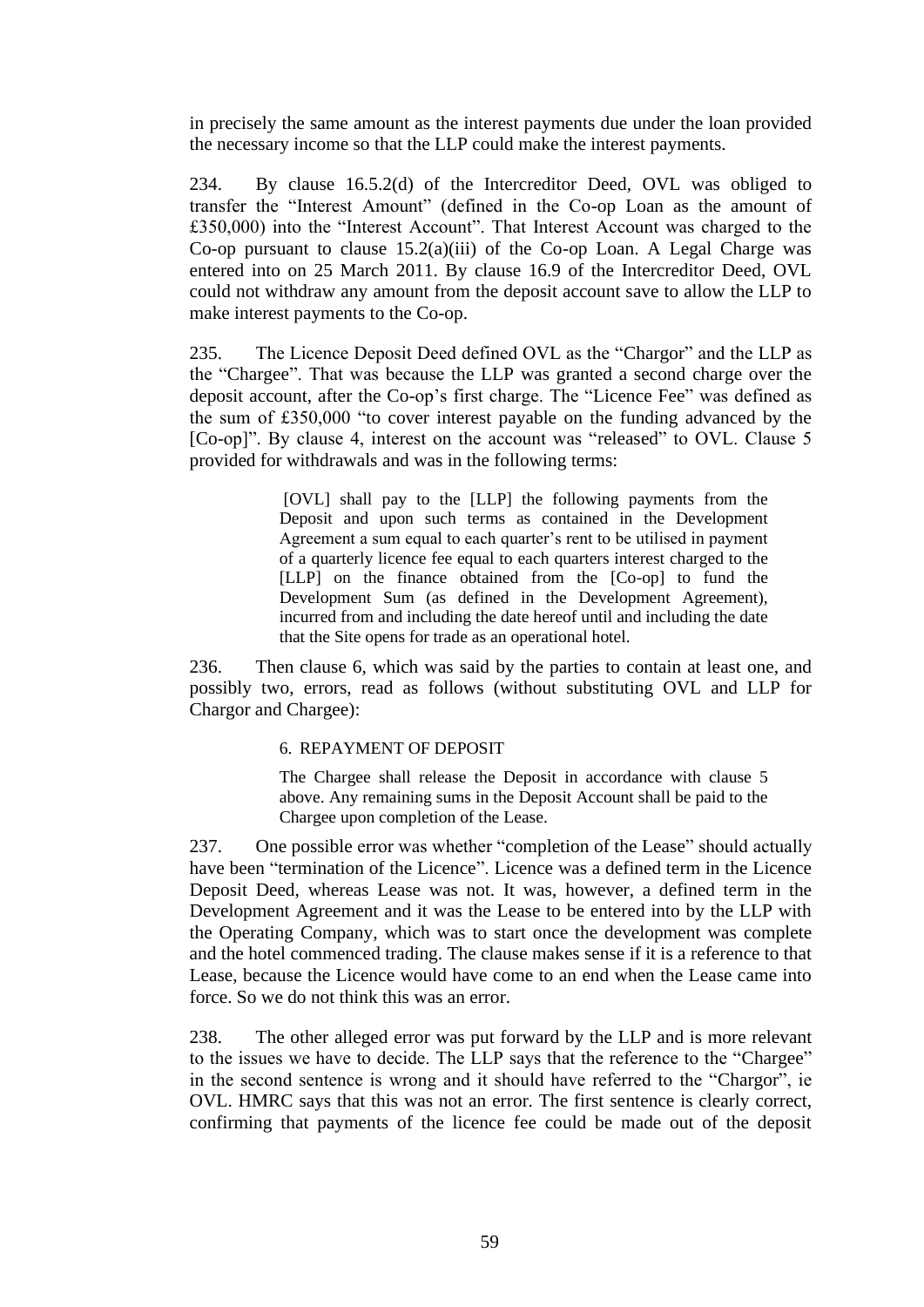in precisely the same amount as the interest payments due under the loan provided the necessary income so that the LLP could make the interest payments.

234. By clause 16.5.2(d) of the Intercreditor Deed, OVL was obliged to transfer the "Interest Amount" (defined in the Co-op Loan as the amount of £350,000) into the "Interest Account". That Interest Account was charged to the Co-op pursuant to clause 15.2(a)(iii) of the Co-op Loan. A Legal Charge was entered into on 25 March 2011. By clause 16.9 of the Intercreditor Deed, OVL could not withdraw any amount from the deposit account save to allow the LLP to make interest payments to the Co-op.

235. The Licence Deposit Deed defined OVL as the "Chargor" and the LLP as the "Chargee". That was because the LLP was granted a second charge over the deposit account, after the Co-op's first charge. The "Licence Fee" was defined as the sum of £350,000 "to cover interest payable on the funding advanced by the [Co-op]". By clause 4, interest on the account was "released" to OVL. Clause 5 provided for withdrawals and was in the following terms:

> [OVL] shall pay to the [LLP] the following payments from the Deposit and upon such terms as contained in the Development Agreement a sum equal to each quarter's rent to be utilised in payment of a quarterly licence fee equal to each quarters interest charged to the [LLP] on the finance obtained from the [Co-op] to fund the Development Sum (as defined in the Development Agreement), incurred from and including the date hereof until and including the date that the Site opens for trade as an operational hotel.

236. Then clause 6, which was said by the parties to contain at least one, and possibly two, errors, read as follows (without substituting OVL and LLP for Chargor and Chargee):

> 6. REPAYMENT OF DEPOSIT
>
> The Chargee shall release the Deposit in accordance with clause 5 above. Any remaining sums in the Deposit Account shall be paid to the Chargee upon completion of the Lease.

237. One possible error was whether "completion of the Lease" should actually have been "termination of the Licence". Licence was a defined term in the Licence Deposit Deed, whereas Lease was not. It was, however, a defined term in the Development Agreement and it was the Lease to be entered into by the LLP with the Operating Company, which was to start once the development was complete and the hotel commenced trading. The clause makes sense if it is a reference to that Lease, because the Licence would have come to an end when the Lease came into force. So we do not think this was an error.

238. The other alleged error was put forward by the LLP and is more relevant to the issues we have to decide. The LLP says that the reference to the "Chargee" in the second sentence is wrong and it should have referred to the "Chargor", ie OVL. HMRC says that this was not an error. The first sentence is clearly correct, confirming that payments of the licence fee could be made out of the deposit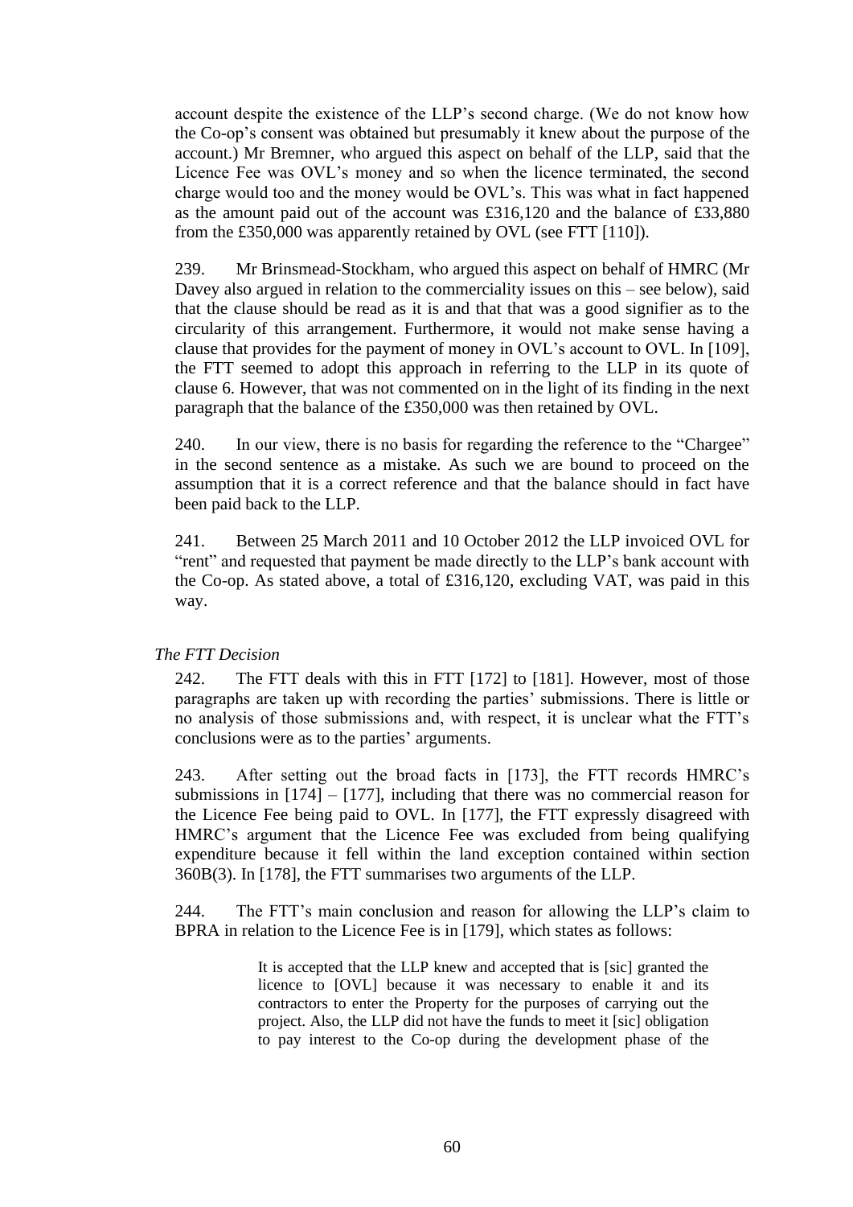account despite the existence of the LLP's second charge. (We do not know how the Co-op's consent was obtained but presumably it knew about the purpose of the account.) Mr Bremner, who argued this aspect on behalf of the LLP, said that the Licence Fee was OVL's money and so when the licence terminated, the second charge would too and the money would be OVL's. This was what in fact happened as the amount paid out of the account was £316,120 and the balance of £33,880 from the £350,000 was apparently retained by OVL (see FTT [110]).

239. Mr Brinsmead-Stockham, who argued this aspect on behalf of HMRC (Mr Davey also argued in relation to the commerciality issues on this – see below), said that the clause should be read as it is and that that was a good signifier as to the circularity of this arrangement. Furthermore, it would not make sense having a clause that provides for the payment of money in OVL's account to OVL. In [109], the FTT seemed to adopt this approach in referring to the LLP in its quote of clause 6. However, that was not commented on in the light of its finding in the next paragraph that the balance of the £350,000 was then retained by OVL.

240. In our view, there is no basis for regarding the reference to the "Chargee" in the second sentence as a mistake. As such we are bound to proceed on the assumption that it is a correct reference and that the balance should in fact have been paid back to the LLP.

241. Between 25 March 2011 and 10 October 2012 the LLP invoiced OVL for "rent" and requested that payment be made directly to the LLP's bank account with the Co-op. As stated above, a total of £316,120, excluding VAT, was paid in this way.

*The FTT Decision*

242. The FTT deals with this in FTT [172] to [181]. However, most of those paragraphs are taken up with recording the parties' submissions. There is little or no analysis of those submissions and, with respect, it is unclear what the FTT's conclusions were as to the parties' arguments.

243. After setting out the broad facts in [173], the FTT records HMRC's submissions in [174] – [177], including that there was no commercial reason for the Licence Fee being paid to OVL. In [177], the FTT expressly disagreed with HMRC's argument that the Licence Fee was excluded from being qualifying expenditure because it fell within the land exception contained within section 360B(3). In [178], the FTT summarises two arguments of the LLP.

244. The FTT's main conclusion and reason for allowing the LLP's claim to BPRA in relation to the Licence Fee is in [179], which states as follows:

> It is accepted that the LLP knew and accepted that is [sic] granted the licence to [OVL] because it was necessary to enable it and its contractors to enter the Property for the purposes of carrying out the project. Also, the LLP did not have the funds to meet it [sic] obligation to pay interest to the Co-op during the development phase of the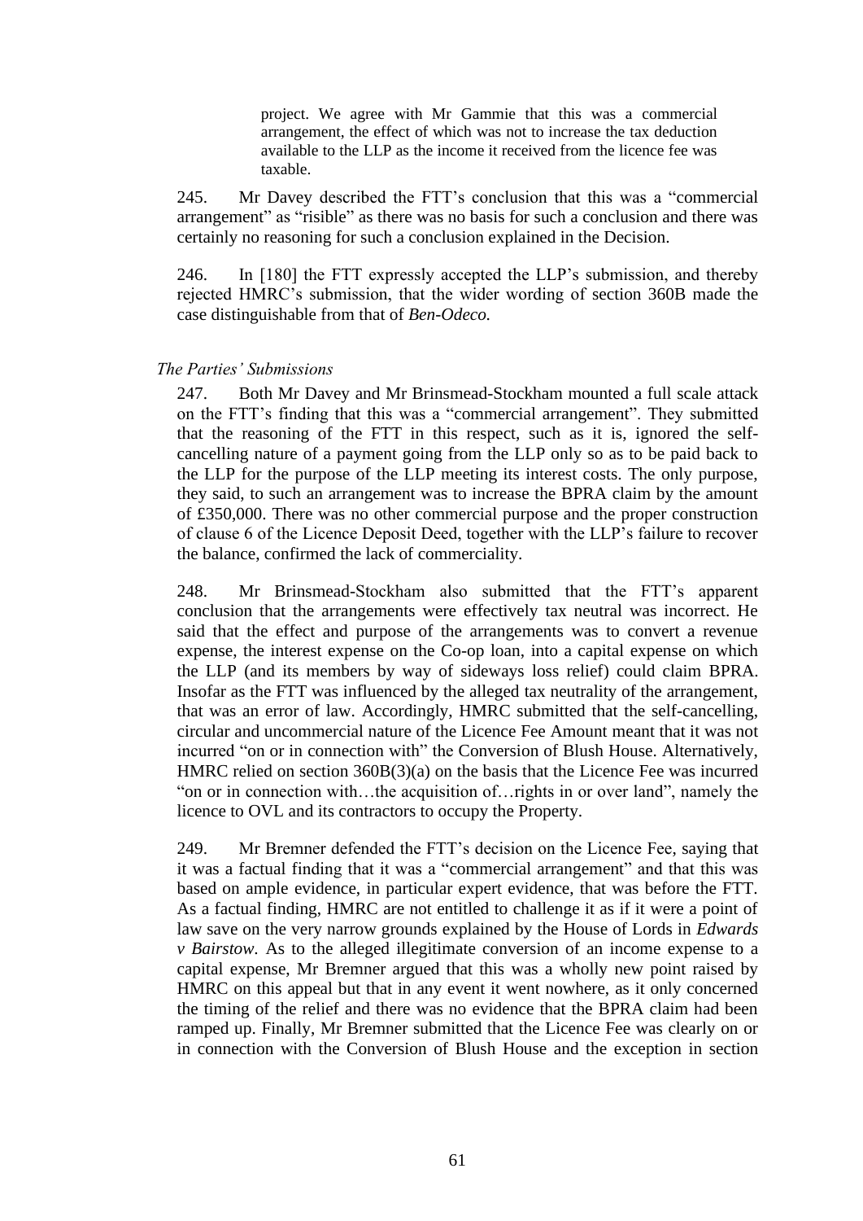> project. We agree with Mr Gammie that this was a commercial arrangement, the effect of which was not to increase the tax deduction available to the LLP as the income it received from the licence fee was taxable.

245. Mr Davey described the FTT's conclusion that this was a "commercial arrangement" as "risible" as there was no basis for such a conclusion and there was certainly no reasoning for such a conclusion explained in the Decision.

246. In [180] the FTT expressly accepted the LLP's submission, and thereby rejected HMRC's submission, that the wider wording of section 360B made the case distinguishable from that of *Ben-Odeco.*

*The Parties' Submissions*

247. Both Mr Davey and Mr Brinsmead-Stockham mounted a full scale attack on the FTT's finding that this was a "commercial arrangement". They submitted that the reasoning of the FTT in this respect, such as it is, ignored the self-cancelling nature of a payment going from the LLP only so as to be paid back to the LLP for the purpose of the LLP meeting its interest costs. The only purpose, they said, to such an arrangement was to increase the BPRA claim by the amount of £350,000. There was no other commercial purpose and the proper construction of clause 6 of the Licence Deposit Deed, together with the LLP's failure to recover the balance, confirmed the lack of commerciality.

248. Mr Brinsmead-Stockham also submitted that the FTT's apparent conclusion that the arrangements were effectively tax neutral was incorrect. He said that the effect and purpose of the arrangements was to convert a revenue expense, the interest expense on the Co-op loan, into a capital expense on which the LLP (and its members by way of sideways loss relief) could claim BPRA. Insofar as the FTT was influenced by the alleged tax neutrality of the arrangement, that was an error of law. Accordingly, HMRC submitted that the self-cancelling, circular and uncommercial nature of the Licence Fee Amount meant that it was not incurred "on or in connection with" the Conversion of Blush House. Alternatively, HMRC relied on section 360B(3)(a) on the basis that the Licence Fee was incurred "on or in connection with…the acquisition of…rights in or over land", namely the licence to OVL and its contractors to occupy the Property.

249. Mr Bremner defended the FTT's decision on the Licence Fee, saying that it was a factual finding that it was a "commercial arrangement" and that this was based on ample evidence, in particular expert evidence, that was before the FTT. As a factual finding, HMRC are not entitled to challenge it as if it were a point of law save on the very narrow grounds explained by the House of Lords in *Edwards v Bairstow*. As to the alleged illegitimate conversion of an income expense to a capital expense, Mr Bremner argued that this was a wholly new point raised by HMRC on this appeal but that in any event it went nowhere, as it only concerned the timing of the relief and there was no evidence that the BPRA claim had been ramped up. Finally, Mr Bremner submitted that the Licence Fee was clearly on or in connection with the Conversion of Blush House and the exception in section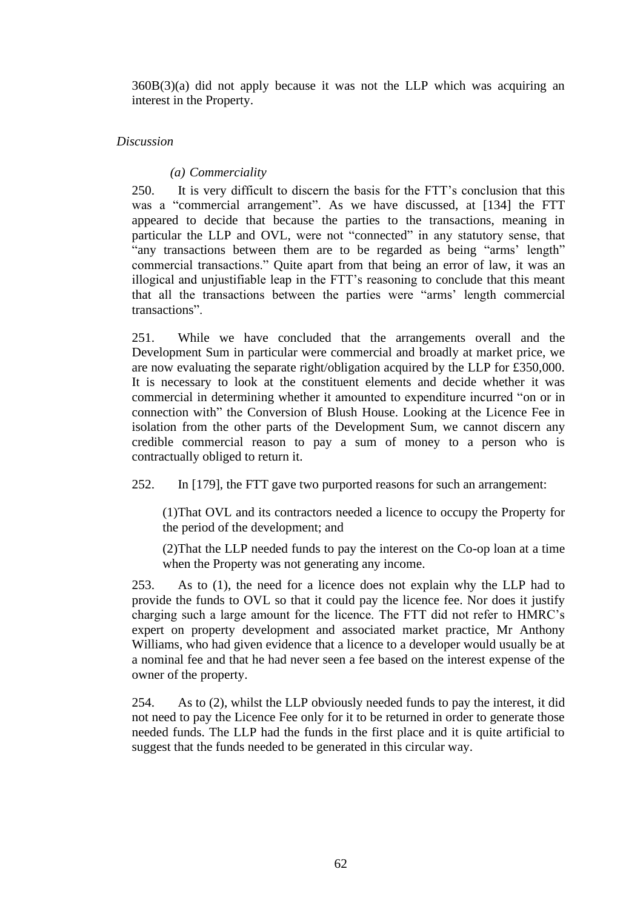360B(3)(a) did not apply because it was not the LLP which was acquiring an interest in the Property.

*Discussion*

*(a) Commerciality*

250. It is very difficult to discern the basis for the FTT's conclusion that this was a "commercial arrangement". As we have discussed, at [134] the FTT appeared to decide that because the parties to the transactions, meaning in particular the LLP and OVL, were not "connected" in any statutory sense, that "any transactions between them are to be regarded as being "arms' length" commercial transactions." Quite apart from that being an error of law, it was an illogical and unjustifiable leap in the FTT's reasoning to conclude that this meant that all the transactions between the parties were "arms' length commercial transactions".

251. While we have concluded that the arrangements overall and the Development Sum in particular were commercial and broadly at market price, we are now evaluating the separate right/obligation acquired by the LLP for £350,000. It is necessary to look at the constituent elements and decide whether it was commercial in determining whether it amounted to expenditure incurred "on or in connection with" the Conversion of Blush House. Looking at the Licence Fee in isolation from the other parts of the Development Sum, we cannot discern any credible commercial reason to pay a sum of money to a person who is contractually obliged to return it.

252. In [179], the FTT gave two purported reasons for such an arrangement:

(1)That OVL and its contractors needed a licence to occupy the Property for the period of the development; and

(2)That the LLP needed funds to pay the interest on the Co-op loan at a time when the Property was not generating any income.

253. As to (1), the need for a licence does not explain why the LLP had to provide the funds to OVL so that it could pay the licence fee. Nor does it justify charging such a large amount for the licence. The FTT did not refer to HMRC's expert on property development and associated market practice, Mr Anthony Williams, who had given evidence that a licence to a developer would usually be at a nominal fee and that he had never seen a fee based on the interest expense of the owner of the property.

254. As to (2), whilst the LLP obviously needed funds to pay the interest, it did not need to pay the Licence Fee only for it to be returned in order to generate those needed funds. The LLP had the funds in the first place and it is quite artificial to suggest that the funds needed to be generated in this circular way.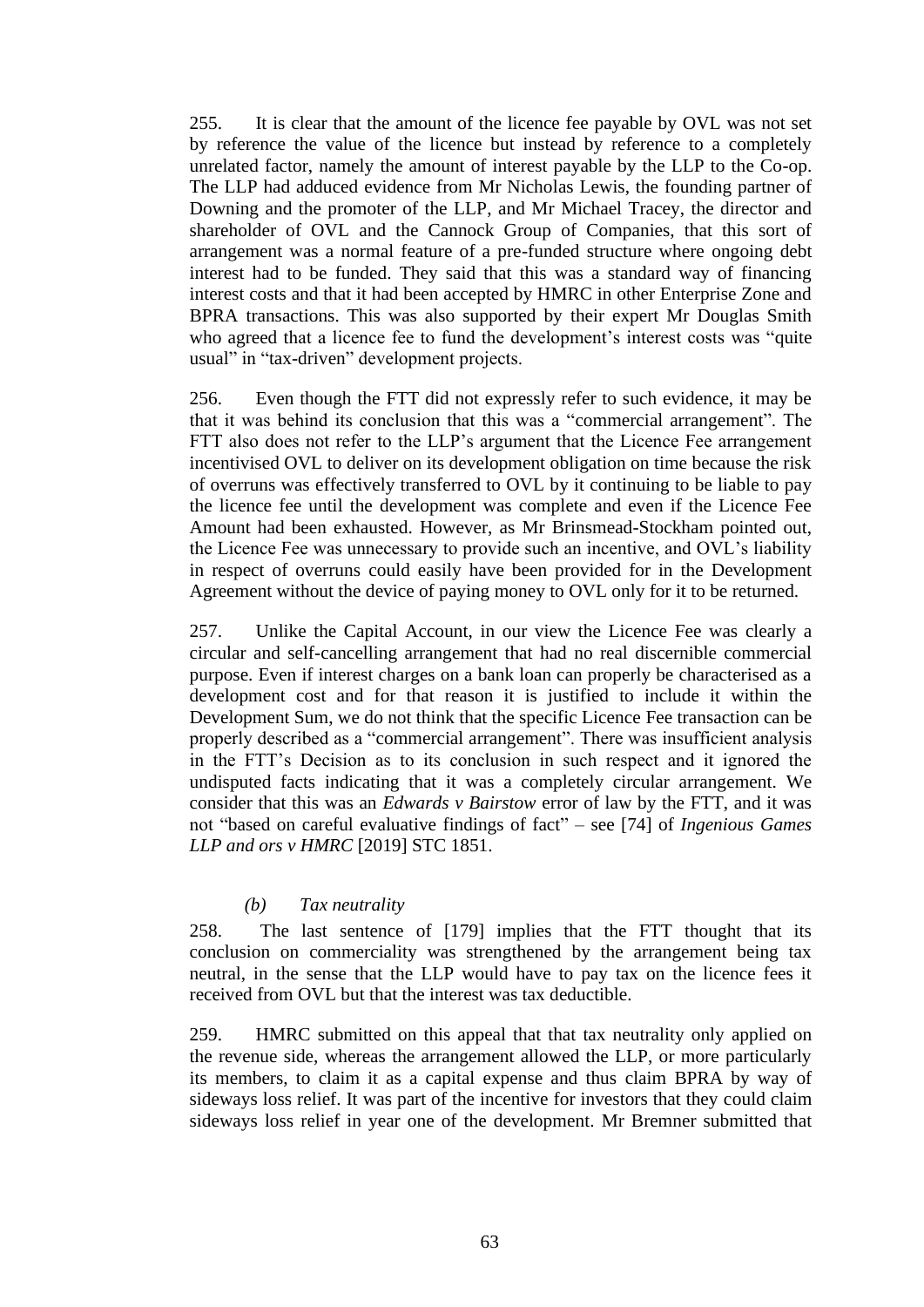255. It is clear that the amount of the licence fee payable by OVL was not set by reference the value of the licence but instead by reference to a completely unrelated factor, namely the amount of interest payable by the LLP to the Co-op. The LLP had adduced evidence from Mr Nicholas Lewis, the founding partner of Downing and the promoter of the LLP, and Mr Michael Tracey, the director and shareholder of OVL and the Cannock Group of Companies, that this sort of arrangement was a normal feature of a pre-funded structure where ongoing debt interest had to be funded. They said that this was a standard way of financing interest costs and that it had been accepted by HMRC in other Enterprise Zone and BPRA transactions. This was also supported by their expert Mr Douglas Smith who agreed that a licence fee to fund the development's interest costs was "quite usual" in "tax-driven" development projects.

256. Even though the FTT did not expressly refer to such evidence, it may be that it was behind its conclusion that this was a "commercial arrangement". The FTT also does not refer to the LLP's argument that the Licence Fee arrangement incentivised OVL to deliver on its development obligation on time because the risk of overruns was effectively transferred to OVL by it continuing to be liable to pay the licence fee until the development was complete and even if the Licence Fee Amount had been exhausted. However, as Mr Brinsmead-Stockham pointed out, the Licence Fee was unnecessary to provide such an incentive, and OVL's liability in respect of overruns could easily have been provided for in the Development Agreement without the device of paying money to OVL only for it to be returned.

257. Unlike the Capital Account, in our view the Licence Fee was clearly a circular and self-cancelling arrangement that had no real discernible commercial purpose. Even if interest charges on a bank loan can properly be characterised as a development cost and for that reason it is justified to include it within the Development Sum, we do not think that the specific Licence Fee transaction can be properly described as a "commercial arrangement". There was insufficient analysis in the FTT's Decision as to its conclusion in such respect and it ignored the undisputed facts indicating that it was a completely circular arrangement. We consider that this was an *Edwards v Bairstow* error of law by the FTT, and it was not "based on careful evaluative findings of fact" – see [74] of *Ingenious Games LLP and ors v HMRC* [2019] STC 1851.

*(b) Tax neutrality*

258. The last sentence of [179] implies that the FTT thought that its conclusion on commerciality was strengthened by the arrangement being tax neutral, in the sense that the LLP would have to pay tax on the licence fees it received from OVL but that the interest was tax deductible.

259. HMRC submitted on this appeal that that tax neutrality only applied on the revenue side, whereas the arrangement allowed the LLP, or more particularly its members, to claim it as a capital expense and thus claim BPRA by way of sideways loss relief. It was part of the incentive for investors that they could claim sideways loss relief in year one of the development. Mr Bremner submitted that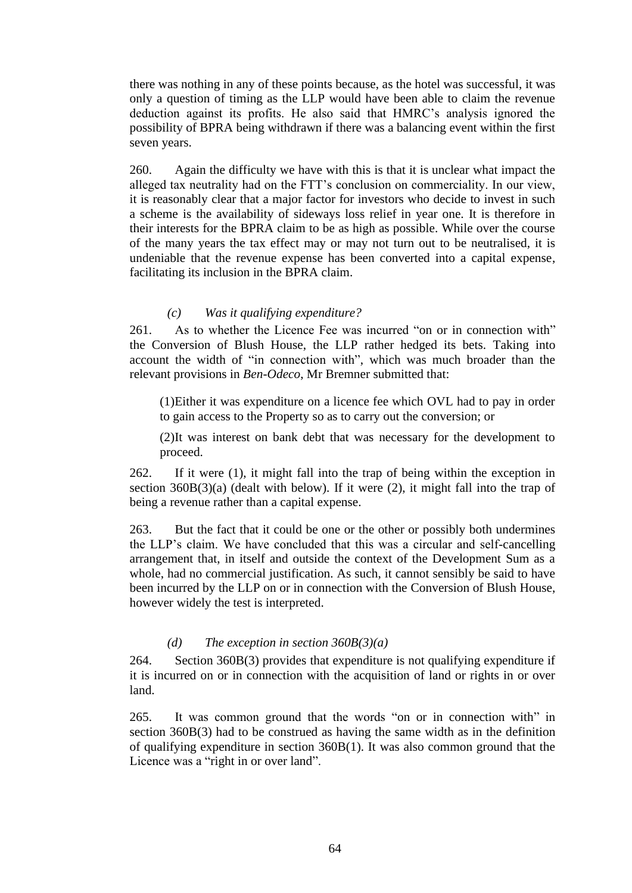there was nothing in any of these points because, as the hotel was successful, it was only a question of timing as the LLP would have been able to claim the revenue deduction against its profits. He also said that HMRC's analysis ignored the possibility of BPRA being withdrawn if there was a balancing event within the first seven years.

260. Again the difficulty we have with this is that it is unclear what impact the alleged tax neutrality had on the FTT's conclusion on commerciality. In our view, it is reasonably clear that a major factor for investors who decide to invest in such a scheme is the availability of sideways loss relief in year one. It is therefore in their interests for the BPRA claim to be as high as possible. While over the course of the many years the tax effect may or may not turn out to be neutralised, it is undeniable that the revenue expense has been converted into a capital expense, facilitating its inclusion in the BPRA claim.

### *(c) Was it qualifying expenditure?*

261. As to whether the Licence Fee was incurred "on or in connection with" the Conversion of Blush House, the LLP rather hedged its bets. Taking into account the width of "in connection with", which was much broader than the relevant provisions in *Ben-Odeco*, Mr Bremner submitted that:

> (1)Either it was expenditure on a licence fee which OVL had to pay in order to gain access to the Property so as to carry out the conversion; or
>
> (2)It was interest on bank debt that was necessary for the development to proceed.

262. If it were (1), it might fall into the trap of being within the exception in section 360B(3)(a) (dealt with below). If it were (2), it might fall into the trap of being a revenue rather than a capital expense.

263. But the fact that it could be one or the other or possibly both undermines the LLP's claim. We have concluded that this was a circular and self-cancelling arrangement that, in itself and outside the context of the Development Sum as a whole, had no commercial justification. As such, it cannot sensibly be said to have been incurred by the LLP on or in connection with the Conversion of Blush House, however widely the test is interpreted.

### *(d) The exception in section 360B(3)(a)*

264. Section 360B(3) provides that expenditure is not qualifying expenditure if it is incurred on or in connection with the acquisition of land or rights in or over land.

265. It was common ground that the words "on or in connection with" in section 360B(3) had to be construed as having the same width as in the definition of qualifying expenditure in section 360B(1). It was also common ground that the Licence was a "right in or over land".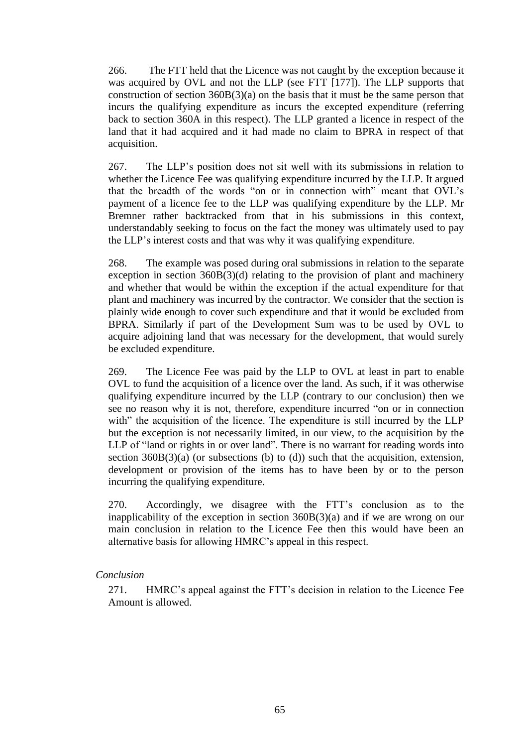266. The FTT held that the Licence was not caught by the exception because it was acquired by OVL and not the LLP (see FTT [177]). The LLP supports that construction of section 360B(3)(a) on the basis that it must be the same person that incurs the qualifying expenditure as incurs the excepted expenditure (referring back to section 360A in this respect). The LLP granted a licence in respect of the land that it had acquired and it had made no claim to BPRA in respect of that acquisition.

267. The LLP's position does not sit well with its submissions in relation to whether the Licence Fee was qualifying expenditure incurred by the LLP. It argued that the breadth of the words "on or in connection with" meant that OVL's payment of a licence fee to the LLP was qualifying expenditure by the LLP. Mr Bremner rather backtracked from that in his submissions in this context, understandably seeking to focus on the fact the money was ultimately used to pay the LLP's interest costs and that was why it was qualifying expenditure.

268. The example was posed during oral submissions in relation to the separate exception in section 360B(3)(d) relating to the provision of plant and machinery and whether that would be within the exception if the actual expenditure for that plant and machinery was incurred by the contractor. We consider that the section is plainly wide enough to cover such expenditure and that it would be excluded from BPRA. Similarly if part of the Development Sum was to be used by OVL to acquire adjoining land that was necessary for the development, that would surely be excluded expenditure.

269. The Licence Fee was paid by the LLP to OVL at least in part to enable OVL to fund the acquisition of a licence over the land. As such, if it was otherwise qualifying expenditure incurred by the LLP (contrary to our conclusion) then we see no reason why it is not, therefore, expenditure incurred "on or in connection with" the acquisition of the licence. The expenditure is still incurred by the LLP but the exception is not necessarily limited, in our view, to the acquisition by the LLP of "land or rights in or over land". There is no warrant for reading words into section 360B(3)(a) (or subsections (b) to (d)) such that the acquisition, extension, development or provision of the items has to have been by or to the person incurring the qualifying expenditure.

270. Accordingly, we disagree with the FTT's conclusion as to the inapplicability of the exception in section 360B(3)(a) and if we are wrong on our main conclusion in relation to the Licence Fee then this would have been an alternative basis for allowing HMRC's appeal in this respect.

*Conclusion*

271. HMRC's appeal against the FTT's decision in relation to the Licence Fee Amount is allowed.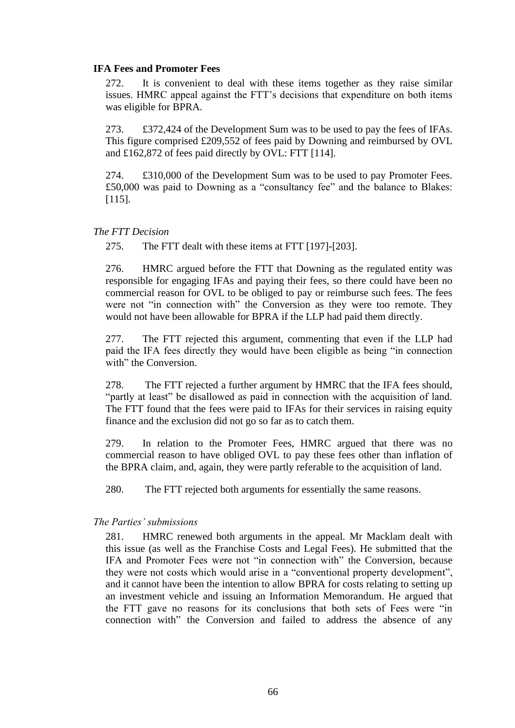**IFA Fees and Promoter Fees**

272. It is convenient to deal with these items together as they raise similar issues. HMRC appeal against the FTT's decisions that expenditure on both items was eligible for BPRA.

273. £372,424 of the Development Sum was to be used to pay the fees of IFAs. This figure comprised £209,552 of fees paid by Downing and reimbursed by OVL and £162,872 of fees paid directly by OVL: FTT [114].

274. £310,000 of the Development Sum was to be used to pay Promoter Fees. £50,000 was paid to Downing as a "consultancy fee" and the balance to Blakes: [115].

*The FTT Decision*

275. The FTT dealt with these items at FTT [197]-[203].

276. HMRC argued before the FTT that Downing as the regulated entity was responsible for engaging IFAs and paying their fees, so there could have been no commercial reason for OVL to be obliged to pay or reimburse such fees. The fees were not "in connection with" the Conversion as they were too remote. They would not have been allowable for BPRA if the LLP had paid them directly.

277. The FTT rejected this argument, commenting that even if the LLP had paid the IFA fees directly they would have been eligible as being "in connection with" the Conversion.

278. The FTT rejected a further argument by HMRC that the IFA fees should, "partly at least" be disallowed as paid in connection with the acquisition of land. The FTT found that the fees were paid to IFAs for their services in raising equity finance and the exclusion did not go so far as to catch them.

279. In relation to the Promoter Fees, HMRC argued that there was no commercial reason to have obliged OVL to pay these fees other than inflation of the BPRA claim, and, again, they were partly referable to the acquisition of land.

280. The FTT rejected both arguments for essentially the same reasons.

*The Parties' submissions*

281. HMRC renewed both arguments in the appeal. Mr Macklam dealt with this issue (as well as the Franchise Costs and Legal Fees). He submitted that the IFA and Promoter Fees were not "in connection with" the Conversion, because they were not costs which would arise in a "conventional property development", and it cannot have been the intention to allow BPRA for costs relating to setting up an investment vehicle and issuing an Information Memorandum. He argued that the FTT gave no reasons for its conclusions that both sets of Fees were "in connection with" the Conversion and failed to address the absence of any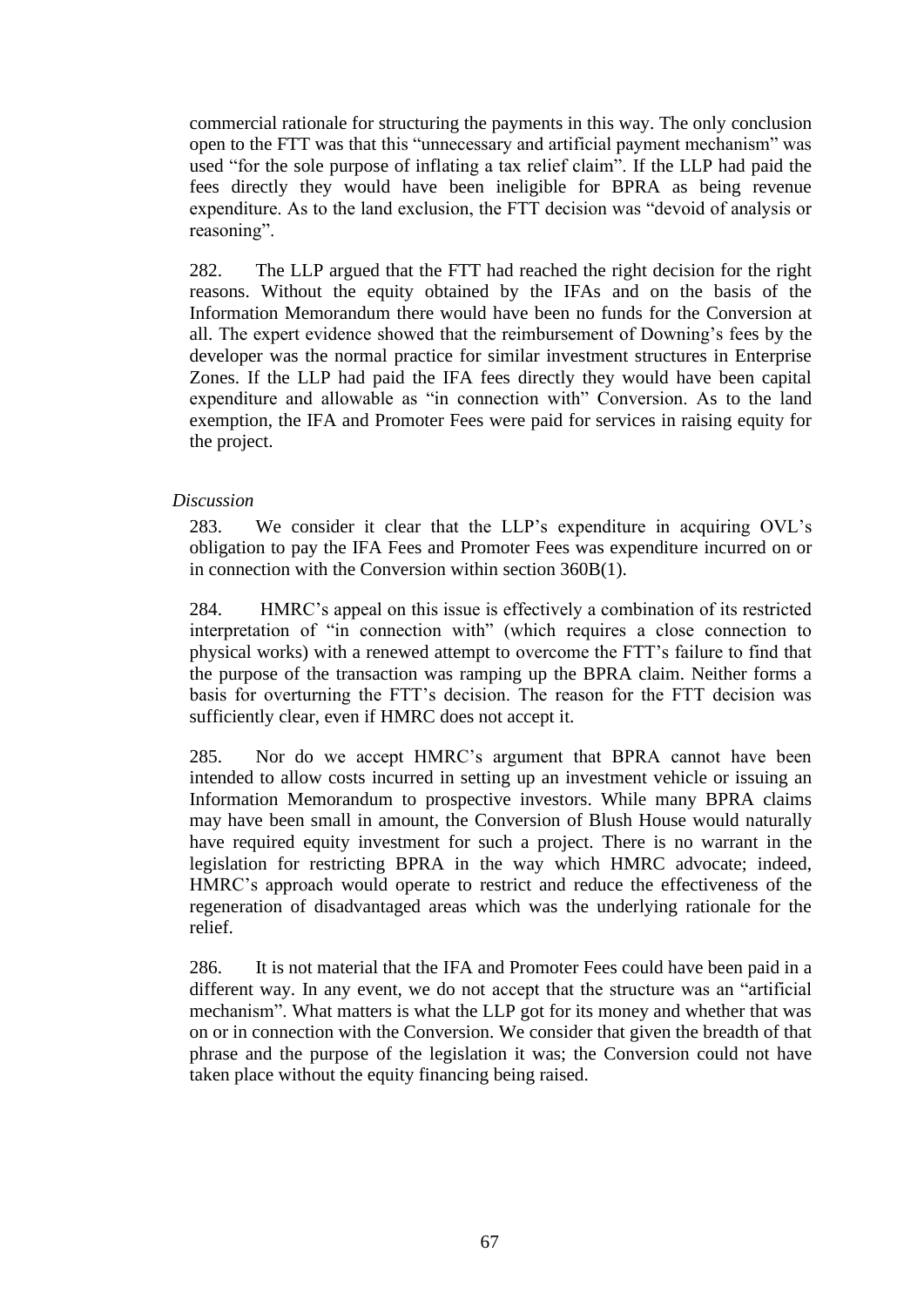commercial rationale for structuring the payments in this way. The only conclusion open to the FTT was that this "unnecessary and artificial payment mechanism" was used "for the sole purpose of inflating a tax relief claim". If the LLP had paid the fees directly they would have been ineligible for BPRA as being revenue expenditure. As to the land exclusion, the FTT decision was "devoid of analysis or reasoning".

282. The LLP argued that the FTT had reached the right decision for the right reasons. Without the equity obtained by the IFAs and on the basis of the Information Memorandum there would have been no funds for the Conversion at all. The expert evidence showed that the reimbursement of Downing's fees by the developer was the normal practice for similar investment structures in Enterprise Zones. If the LLP had paid the IFA fees directly they would have been capital expenditure and allowable as "in connection with" Conversion. As to the land exemption, the IFA and Promoter Fees were paid for services in raising equity for the project.

*Discussion*

283. We consider it clear that the LLP's expenditure in acquiring OVL's obligation to pay the IFA Fees and Promoter Fees was expenditure incurred on or in connection with the Conversion within section 360B(1).

284. HMRC's appeal on this issue is effectively a combination of its restricted interpretation of "in connection with" (which requires a close connection to physical works) with a renewed attempt to overcome the FTT's failure to find that the purpose of the transaction was ramping up the BPRA claim. Neither forms a basis for overturning the FTT's decision. The reason for the FTT decision was sufficiently clear, even if HMRC does not accept it.

285. Nor do we accept HMRC's argument that BPRA cannot have been intended to allow costs incurred in setting up an investment vehicle or issuing an Information Memorandum to prospective investors. While many BPRA claims may have been small in amount, the Conversion of Blush House would naturally have required equity investment for such a project. There is no warrant in the legislation for restricting BPRA in the way which HMRC advocate; indeed, HMRC's approach would operate to restrict and reduce the effectiveness of the regeneration of disadvantaged areas which was the underlying rationale for the relief.

286. It is not material that the IFA and Promoter Fees could have been paid in a different way. In any event, we do not accept that the structure was an "artificial mechanism". What matters is what the LLP got for its money and whether that was on or in connection with the Conversion. We consider that given the breadth of that phrase and the purpose of the legislation it was; the Conversion could not have taken place without the equity financing being raised.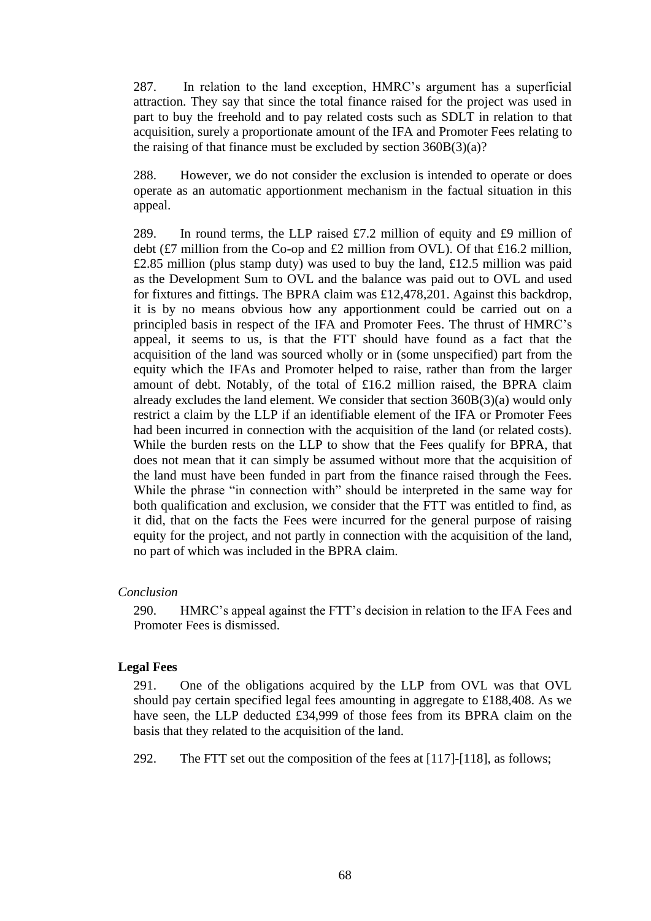287. In relation to the land exception, HMRC's argument has a superficial attraction. They say that since the total finance raised for the project was used in part to buy the freehold and to pay related costs such as SDLT in relation to that acquisition, surely a proportionate amount of the IFA and Promoter Fees relating to the raising of that finance must be excluded by section 360B(3)(a)?

288. However, we do not consider the exclusion is intended to operate or does operate as an automatic apportionment mechanism in the factual situation in this appeal.

289. In round terms, the LLP raised £7.2 million of equity and £9 million of debt (£7 million from the Co-op and £2 million from OVL). Of that £16.2 million, £2.85 million (plus stamp duty) was used to buy the land, £12.5 million was paid as the Development Sum to OVL and the balance was paid out to OVL and used for fixtures and fittings. The BPRA claim was £12,478,201. Against this backdrop, it is by no means obvious how any apportionment could be carried out on a principled basis in respect of the IFA and Promoter Fees. The thrust of HMRC's appeal, it seems to us, is that the FTT should have found as a fact that the acquisition of the land was sourced wholly or in (some unspecified) part from the equity which the IFAs and Promoter helped to raise, rather than from the larger amount of debt. Notably, of the total of £16.2 million raised, the BPRA claim already excludes the land element. We consider that section 360B(3)(a) would only restrict a claim by the LLP if an identifiable element of the IFA or Promoter Fees had been incurred in connection with the acquisition of the land (or related costs). While the burden rests on the LLP to show that the Fees qualify for BPRA, that does not mean that it can simply be assumed without more that the acquisition of the land must have been funded in part from the finance raised through the Fees. While the phrase "in connection with" should be interpreted in the same way for both qualification and exclusion, we consider that the FTT was entitled to find, as it did, that on the facts the Fees were incurred for the general purpose of raising equity for the project, and not partly in connection with the acquisition of the land, no part of which was included in the BPRA claim.

*Conclusion*

290. HMRC's appeal against the FTT's decision in relation to the IFA Fees and Promoter Fees is dismissed.

**Legal Fees**

291. One of the obligations acquired by the LLP from OVL was that OVL should pay certain specified legal fees amounting in aggregate to £188,408. As we have seen, the LLP deducted £34,999 of those fees from its BPRA claim on the basis that they related to the acquisition of the land.

292. The FTT set out the composition of the fees at [117]-[118], as follows;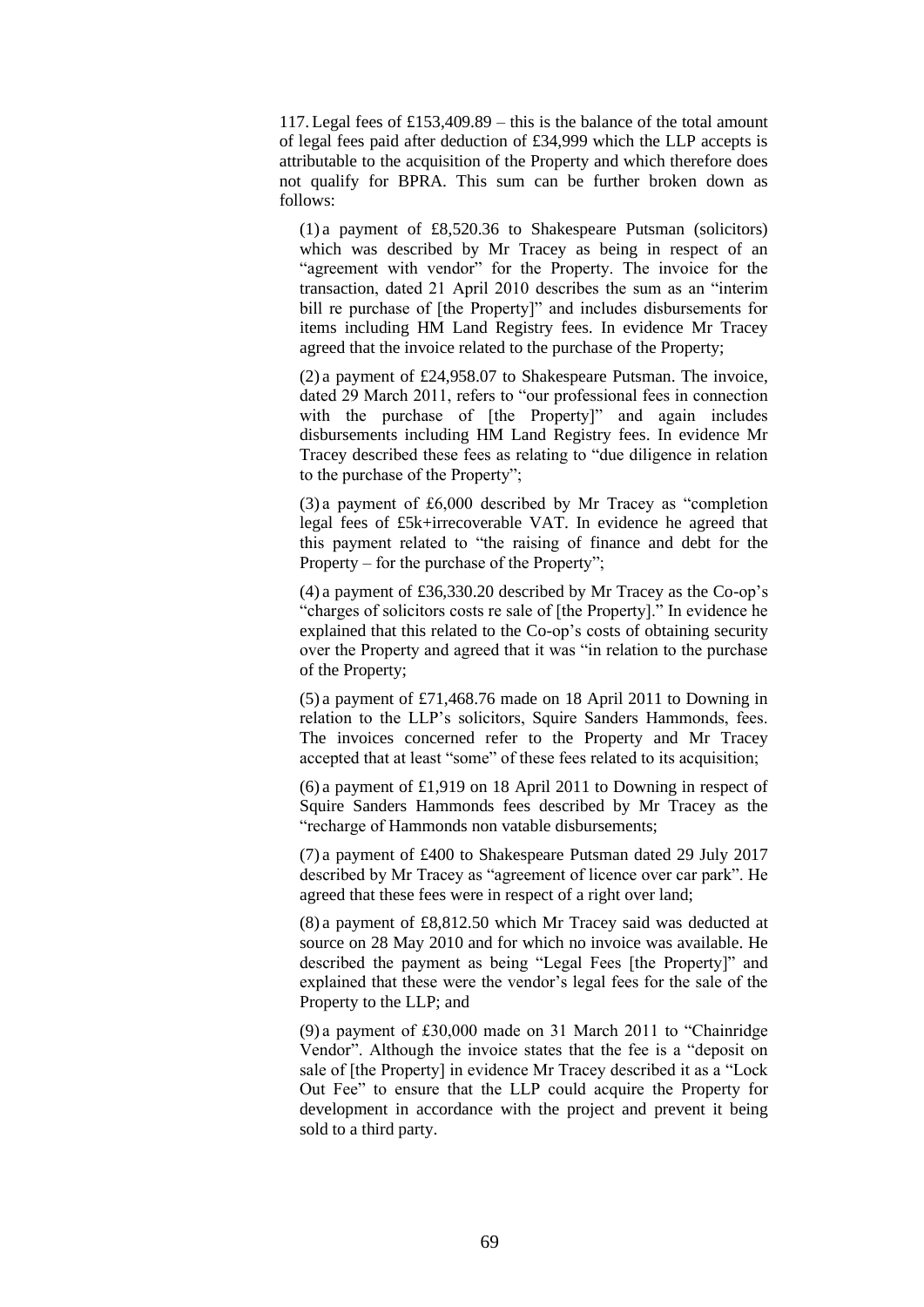117. Legal fees of £153,409.89 – this is the balance of the total amount of legal fees paid after deduction of £34,999 which the LLP accepts is attributable to the acquisition of the Property and which therefore does not qualify for BPRA. This sum can be further broken down as follows:

(1) a payment of £8,520.36 to Shakespeare Putsman (solicitors) which was described by Mr Tracey as being in respect of an "agreement with vendor" for the Property. The invoice for the transaction, dated 21 April 2010 describes the sum as an "interim bill re purchase of [the Property]" and includes disbursements for items including HM Land Registry fees. In evidence Mr Tracey agreed that the invoice related to the purchase of the Property;

(2) a payment of £24,958.07 to Shakespeare Putsman. The invoice, dated 29 March 2011, refers to "our professional fees in connection with the purchase of [the Property]" and again includes disbursements including HM Land Registry fees. In evidence Mr Tracey described these fees as relating to "due diligence in relation to the purchase of the Property";

(3) a payment of £6,000 described by Mr Tracey as "completion legal fees of £5k+irrecoverable VAT. In evidence he agreed that this payment related to "the raising of finance and debt for the Property – for the purchase of the Property";

(4) a payment of £36,330.20 described by Mr Tracey as the Co-op's "charges of solicitors costs re sale of [the Property]." In evidence he explained that this related to the Co-op's costs of obtaining security over the Property and agreed that it was "in relation to the purchase of the Property;

(5) a payment of £71,468.76 made on 18 April 2011 to Downing in relation to the LLP's solicitors, Squire Sanders Hammonds, fees. The invoices concerned refer to the Property and Mr Tracey accepted that at least "some" of these fees related to its acquisition;

(6) a payment of £1,919 on 18 April 2011 to Downing in respect of Squire Sanders Hammonds fees described by Mr Tracey as the "recharge of Hammonds non vatable disbursements;

(7) a payment of £400 to Shakespeare Putsman dated 29 July 2017 described by Mr Tracey as "agreement of licence over car park". He agreed that these fees were in respect of a right over land;

(8) a payment of £8,812.50 which Mr Tracey said was deducted at source on 28 May 2010 and for which no invoice was available. He described the payment as being "Legal Fees [the Property]" and explained that these were the vendor's legal fees for the sale of the Property to the LLP; and

(9) a payment of £30,000 made on 31 March 2011 to "Chainridge Vendor". Although the invoice states that the fee is a "deposit on sale of [the Property] in evidence Mr Tracey described it as a "Lock Out Fee" to ensure that the LLP could acquire the Property for development in accordance with the project and prevent it being sold to a third party.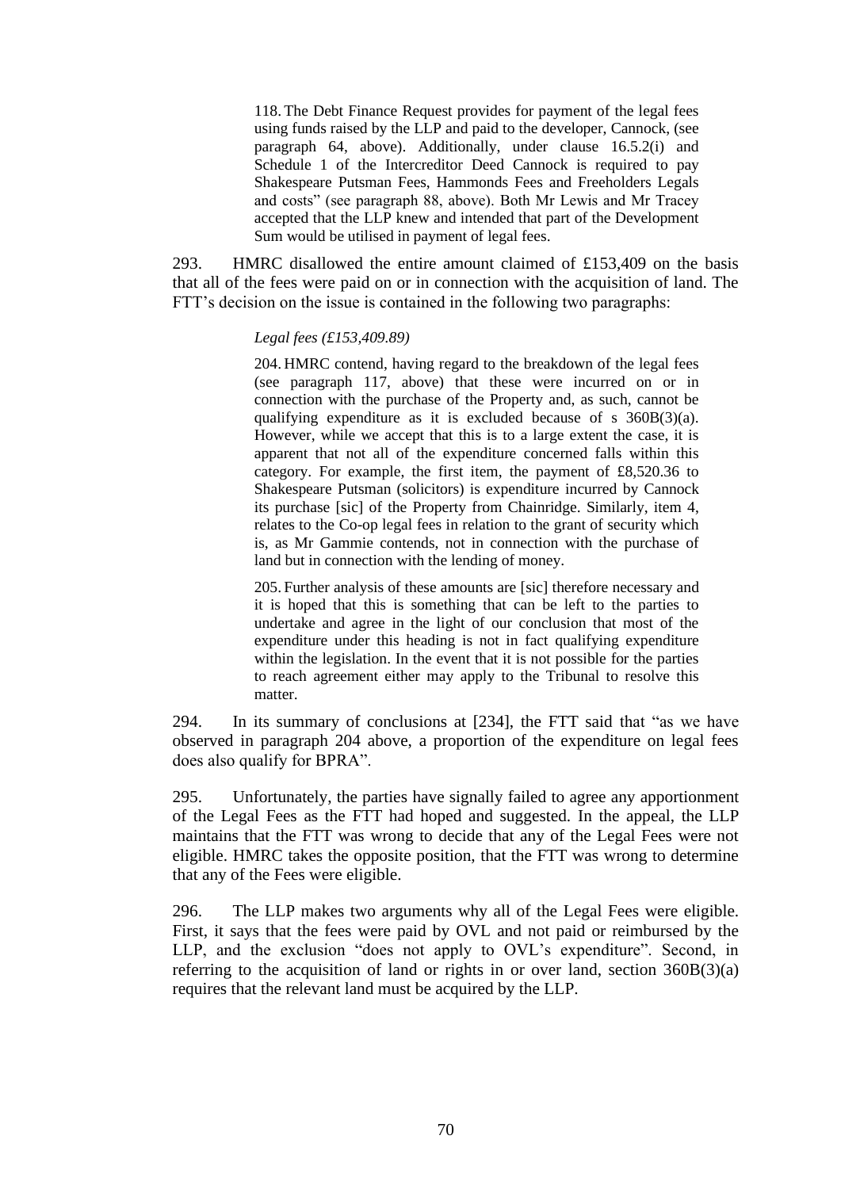> 118. The Debt Finance Request provides for payment of the legal fees using funds raised by the LLP and paid to the developer, Cannock, (see paragraph 64, above). Additionally, under clause 16.5.2(i) and Schedule 1 of the Intercreditor Deed Cannock is required to pay Shakespeare Putsman Fees, Hammonds Fees and Freeholders Legals and costs" (see paragraph 88, above). Both Mr Lewis and Mr Tracey accepted that the LLP knew and intended that part of the Development Sum would be utilised in payment of legal fees.

293. HMRC disallowed the entire amount claimed of £153,409 on the basis that all of the fees were paid on or in connection with the acquisition of land. The FTT's decision on the issue is contained in the following two paragraphs:

> *Legal fees (£153,409.89)*
>
> 204. HMRC contend, having regard to the breakdown of the legal fees (see paragraph 117, above) that these were incurred on or in connection with the purchase of the Property and, as such, cannot be qualifying expenditure as it is excluded because of s 360B(3)(a). However, while we accept that this is to a large extent the case, it is apparent that not all of the expenditure concerned falls within this category. For example, the first item, the payment of £8,520.36 to Shakespeare Putsman (solicitors) is expenditure incurred by Cannock its purchase [sic] of the Property from Chainridge. Similarly, item 4, relates to the Co-op legal fees in relation to the grant of security which is, as Mr Gammie contends, not in connection with the purchase of land but in connection with the lending of money.
>
> 205. Further analysis of these amounts are [sic] therefore necessary and it is hoped that this is something that can be left to the parties to undertake and agree in the light of our conclusion that most of the expenditure under this heading is not in fact qualifying expenditure within the legislation. In the event that it is not possible for the parties to reach agreement either may apply to the Tribunal to resolve this matter.

294. In its summary of conclusions at [234], the FTT said that "as we have observed in paragraph 204 above, a proportion of the expenditure on legal fees does also qualify for BPRA".

295. Unfortunately, the parties have signally failed to agree any apportionment of the Legal Fees as the FTT had hoped and suggested. In the appeal, the LLP maintains that the FTT was wrong to decide that any of the Legal Fees were not eligible. HMRC takes the opposite position, that the FTT was wrong to determine that any of the Fees were eligible.

296. The LLP makes two arguments why all of the Legal Fees were eligible. First, it says that the fees were paid by OVL and not paid or reimbursed by the LLP, and the exclusion "does not apply to OVL's expenditure". Second, in referring to the acquisition of land or rights in or over land, section 360B(3)(a) requires that the relevant land must be acquired by the LLP.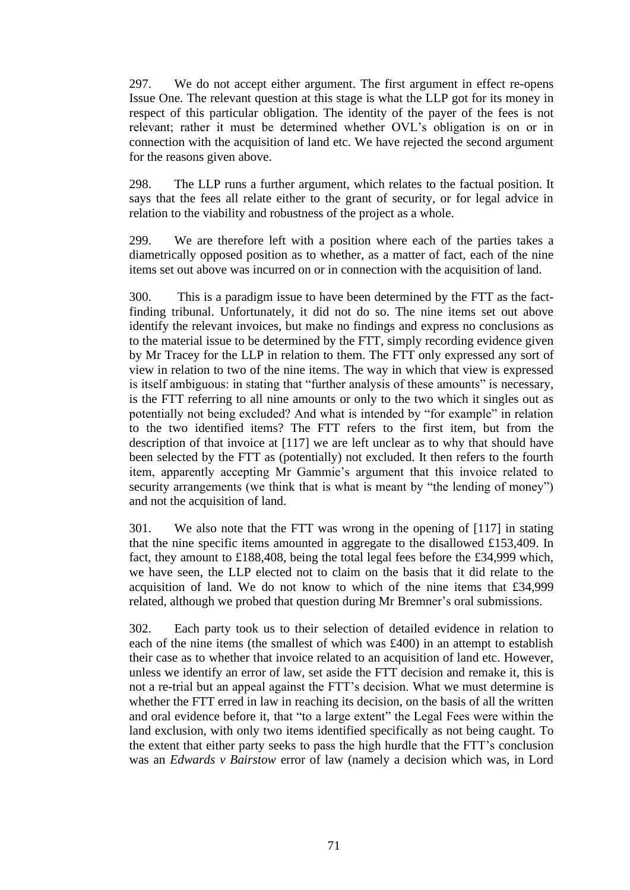297. We do not accept either argument. The first argument in effect re-opens Issue One. The relevant question at this stage is what the LLP got for its money in respect of this particular obligation. The identity of the payer of the fees is not relevant; rather it must be determined whether OVL's obligation is on or in connection with the acquisition of land etc. We have rejected the second argument for the reasons given above.

298. The LLP runs a further argument, which relates to the factual position. It says that the fees all relate either to the grant of security, or for legal advice in relation to the viability and robustness of the project as a whole.

299. We are therefore left with a position where each of the parties takes a diametrically opposed position as to whether, as a matter of fact, each of the nine items set out above was incurred on or in connection with the acquisition of land.

300. This is a paradigm issue to have been determined by the FTT as the fact-finding tribunal. Unfortunately, it did not do so. The nine items set out above identify the relevant invoices, but make no findings and express no conclusions as to the material issue to be determined by the FTT, simply recording evidence given by Mr Tracey for the LLP in relation to them. The FTT only expressed any sort of view in relation to two of the nine items. The way in which that view is expressed is itself ambiguous: in stating that "further analysis of these amounts" is necessary, is the FTT referring to all nine amounts or only to the two which it singles out as potentially not being excluded? And what is intended by "for example" in relation to the two identified items? The FTT refers to the first item, but from the description of that invoice at [117] we are left unclear as to why that should have been selected by the FTT as (potentially) not excluded. It then refers to the fourth item, apparently accepting Mr Gammie's argument that this invoice related to security arrangements (we think that is what is meant by "the lending of money") and not the acquisition of land.

301. We also note that the FTT was wrong in the opening of [117] in stating that the nine specific items amounted in aggregate to the disallowed £153,409. In fact, they amount to £188,408, being the total legal fees before the £34,999 which, we have seen, the LLP elected not to claim on the basis that it did relate to the acquisition of land. We do not know to which of the nine items that £34,999 related, although we probed that question during Mr Bremner's oral submissions.

302. Each party took us to their selection of detailed evidence in relation to each of the nine items (the smallest of which was £400) in an attempt to establish their case as to whether that invoice related to an acquisition of land etc. However, unless we identify an error of law, set aside the FTT decision and remake it, this is not a re-trial but an appeal against the FTT's decision. What we must determine is whether the FTT erred in law in reaching its decision, on the basis of all the written and oral evidence before it, that "to a large extent" the Legal Fees were within the land exclusion, with only two items identified specifically as not being caught. To the extent that either party seeks to pass the high hurdle that the FTT's conclusion was an *Edwards v Bairstow* error of law (namely a decision which was, in Lord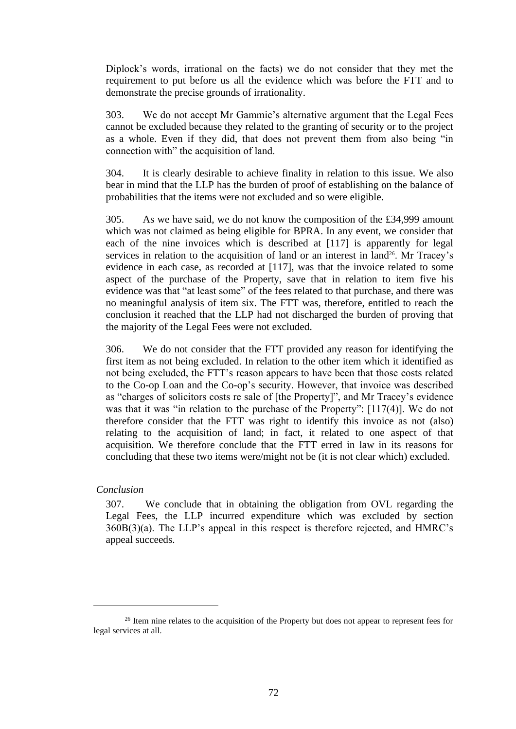Diplock's words, irrational on the facts) we do not consider that they met the requirement to put before us all the evidence which was before the FTT and to demonstrate the precise grounds of irrationality.

303. We do not accept Mr Gammie's alternative argument that the Legal Fees cannot be excluded because they related to the granting of security or to the project as a whole. Even if they did, that does not prevent them from also being "in connection with" the acquisition of land.

304. It is clearly desirable to achieve finality in relation to this issue. We also bear in mind that the LLP has the burden of proof of establishing on the balance of probabilities that the items were not excluded and so were eligible.

305. As we have said, we do not know the composition of the £34,999 amount which was not claimed as being eligible for BPRA. In any event, we consider that each of the nine invoices which is described at [117] is apparently for legal services in relation to the acquisition of land or an interest in land[26]. Mr Tracey's evidence in each case, as recorded at [117], was that the invoice related to some aspect of the purchase of the Property, save that in relation to item five his evidence was that "at least some" of the fees related to that purchase, and there was no meaningful analysis of item six. The FTT was, therefore, entitled to reach the conclusion it reached that the LLP had not discharged the burden of proving that the majority of the Legal Fees were not excluded.

306. We do not consider that the FTT provided any reason for identifying the first item as not being excluded. In relation to the other item which it identified as not being excluded, the FTT's reason appears to have been that those costs related to the Co-op Loan and the Co-op's security. However, that invoice was described as "charges of solicitors costs re sale of [the Property]", and Mr Tracey's evidence was that it was "in relation to the purchase of the Property": [117(4)]. We do not therefore consider that the FTT was right to identify this invoice as not (also) relating to the acquisition of land; in fact, it related to one aspect of that acquisition. We therefore conclude that the FTT erred in law in its reasons for concluding that these two items were/might not be (it is not clear which) excluded.

*Conclusion*

307. We conclude that in obtaining the obligation from OVL regarding the Legal Fees, the LLP incurred expenditure which was excluded by section 360B(3)(a). The LLP's appeal in this respect is therefore rejected, and HMRC's appeal succeeds.

[26] Item nine relates to the acquisition of the Property but does not appear to represent fees for legal services at all.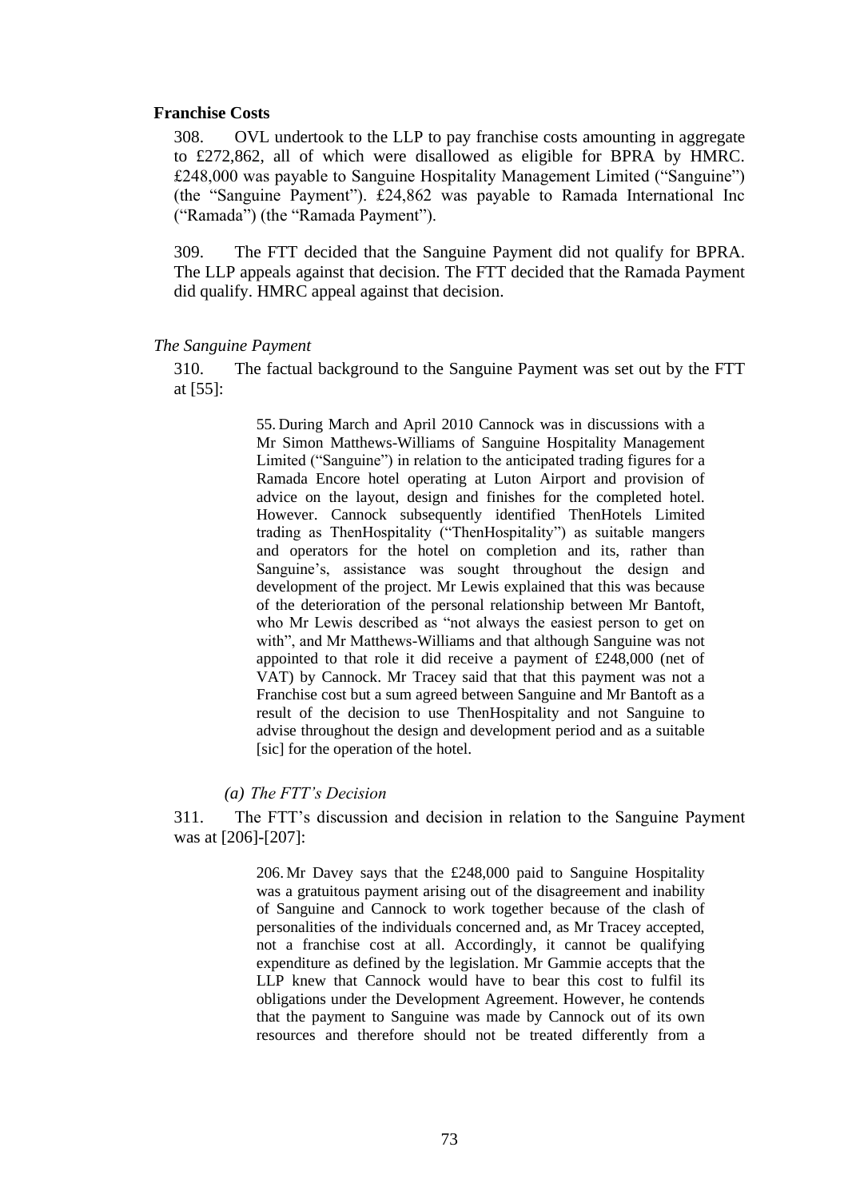**Franchise Costs**

308. OVL undertook to the LLP to pay franchise costs amounting in aggregate to £272,862, all of which were disallowed as eligible for BPRA by HMRC. £248,000 was payable to Sanguine Hospitality Management Limited ("Sanguine") (the "Sanguine Payment"). £24,862 was payable to Ramada International Inc ("Ramada") (the "Ramada Payment").

309. The FTT decided that the Sanguine Payment did not qualify for BPRA. The LLP appeals against that decision. The FTT decided that the Ramada Payment did qualify. HMRC appeal against that decision.

*The Sanguine Payment*

310. The factual background to the Sanguine Payment was set out by the FTT at [55]:

> 55. During March and April 2010 Cannock was in discussions with a Mr Simon Matthews-Williams of Sanguine Hospitality Management Limited ("Sanguine") in relation to the anticipated trading figures for a Ramada Encore hotel operating at Luton Airport and provision of advice on the layout, design and finishes for the completed hotel. However. Cannock subsequently identified ThenHotels Limited trading as ThenHospitality ("ThenHospitality") as suitable mangers and operators for the hotel on completion and its, rather than Sanguine's, assistance was sought throughout the design and development of the project. Mr Lewis explained that this was because of the deterioration of the personal relationship between Mr Bantoft, who Mr Lewis described as "not always the easiest person to get on with", and Mr Matthews-Williams and that although Sanguine was not appointed to that role it did receive a payment of £248,000 (net of VAT) by Cannock. Mr Tracey said that that this payment was not a Franchise cost but a sum agreed between Sanguine and Mr Bantoft as a result of the decision to use ThenHospitality and not Sanguine to advise throughout the design and development period and as a suitable [sic] for the operation of the hotel.

*(a) The FTT's Decision*

311. The FTT's discussion and decision in relation to the Sanguine Payment was at [206]-[207]:

> 206. Mr Davey says that the £248,000 paid to Sanguine Hospitality was a gratuitous payment arising out of the disagreement and inability of Sanguine and Cannock to work together because of the clash of personalities of the individuals concerned and, as Mr Tracey accepted, not a franchise cost at all. Accordingly, it cannot be qualifying expenditure as defined by the legislation. Mr Gammie accepts that the LLP knew that Cannock would have to bear this cost to fulfil its obligations under the Development Agreement. However, he contends that the payment to Sanguine was made by Cannock out of its own resources and therefore should not be treated differently from a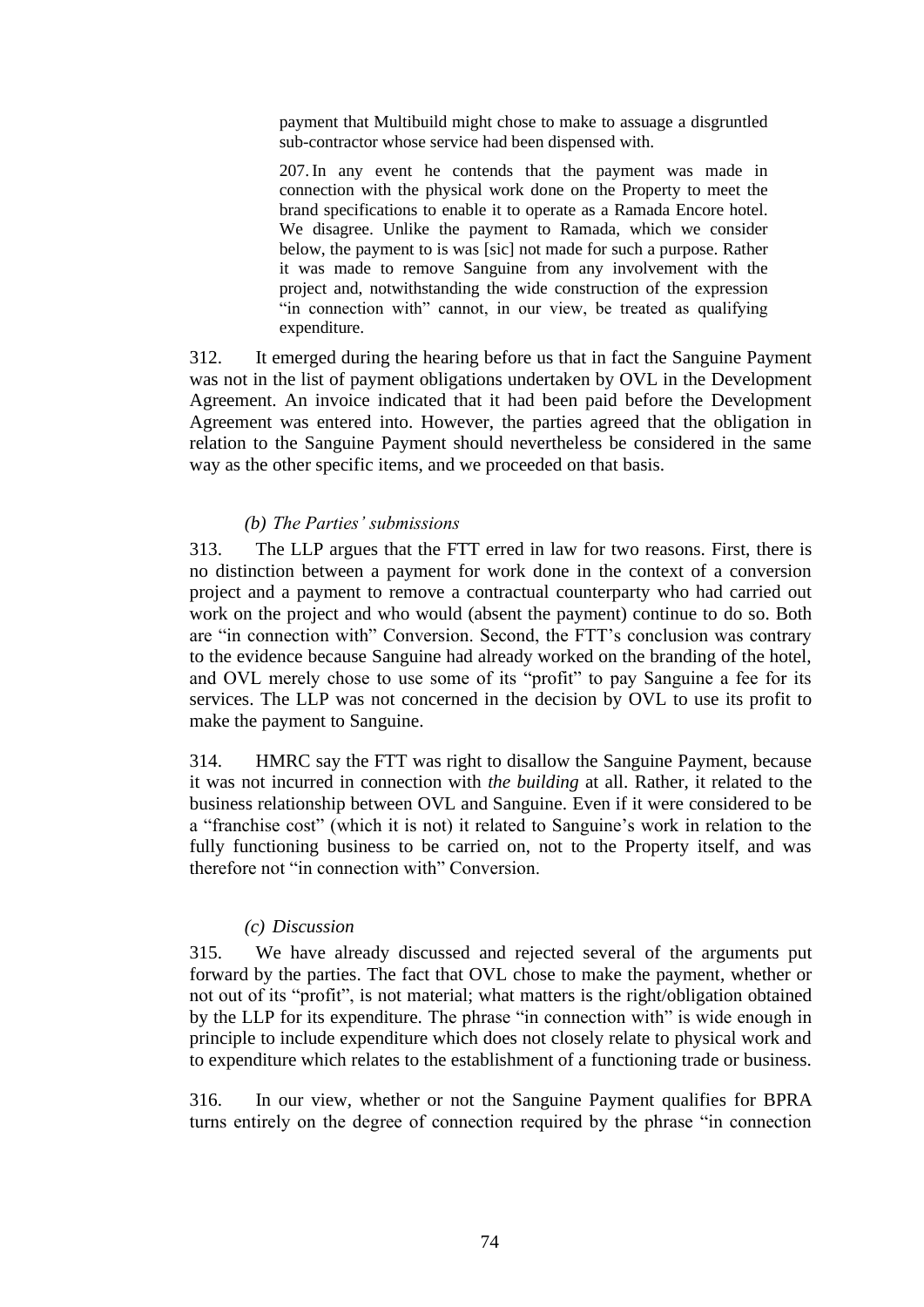> payment that Multibuild might chose to make to assuage a disgruntled sub-contractor whose service had been dispensed with.
>
> 207. In any event he contends that the payment was made in connection with the physical work done on the Property to meet the brand specifications to enable it to operate as a Ramada Encore hotel. We disagree. Unlike the payment to Ramada, which we consider below, the payment to is was [sic] not made for such a purpose. Rather it was made to remove Sanguine from any involvement with the project and, notwithstanding the wide construction of the expression "in connection with" cannot, in our view, be treated as qualifying expenditure.

312. It emerged during the hearing before us that in fact the Sanguine Payment was not in the list of payment obligations undertaken by OVL in the Development Agreement. An invoice indicated that it had been paid before the Development Agreement was entered into. However, the parties agreed that the obligation in relation to the Sanguine Payment should nevertheless be considered in the same way as the other specific items, and we proceeded on that basis.

### *(b) The Parties' submissions*

313. The LLP argues that the FTT erred in law for two reasons. First, there is no distinction between a payment for work done in the context of a conversion project and a payment to remove a contractual counterparty who had carried out work on the project and who would (absent the payment) continue to do so. Both are "in connection with" Conversion. Second, the FTT's conclusion was contrary to the evidence because Sanguine had already worked on the branding of the hotel, and OVL merely chose to use some of its "profit" to pay Sanguine a fee for its services. The LLP was not concerned in the decision by OVL to use its profit to make the payment to Sanguine.

314. HMRC say the FTT was right to disallow the Sanguine Payment, because it was not incurred in connection with *the building* at all. Rather, it related to the business relationship between OVL and Sanguine. Even if it were considered to be a "franchise cost" (which it is not) it related to Sanguine's work in relation to the fully functioning business to be carried on, not to the Property itself, and was therefore not "in connection with" Conversion.

### *(c) Discussion*

315. We have already discussed and rejected several of the arguments put forward by the parties. The fact that OVL chose to make the payment, whether or not out of its "profit", is not material; what matters is the right/obligation obtained by the LLP for its expenditure. The phrase "in connection with" is wide enough in principle to include expenditure which does not closely relate to physical work and to expenditure which relates to the establishment of a functioning trade or business.

316. In our view, whether or not the Sanguine Payment qualifies for BPRA turns entirely on the degree of connection required by the phrase "in connection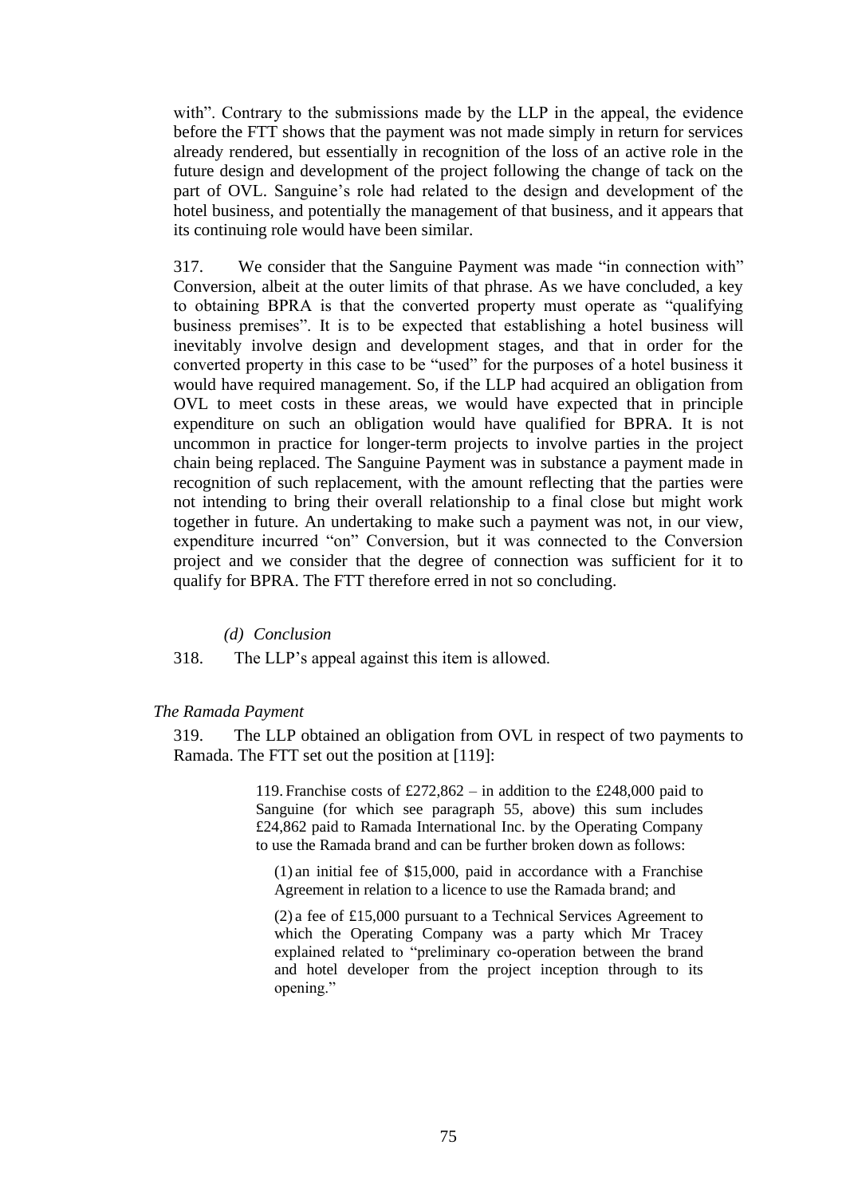with". Contrary to the submissions made by the LLP in the appeal, the evidence before the FTT shows that the payment was not made simply in return for services already rendered, but essentially in recognition of the loss of an active role in the future design and development of the project following the change of tack on the part of OVL. Sanguine's role had related to the design and development of the hotel business, and potentially the management of that business, and it appears that its continuing role would have been similar.

317. We consider that the Sanguine Payment was made "in connection with" Conversion, albeit at the outer limits of that phrase. As we have concluded, a key to obtaining BPRA is that the converted property must operate as "qualifying business premises". It is to be expected that establishing a hotel business will inevitably involve design and development stages, and that in order for the converted property in this case to be "used" for the purposes of a hotel business it would have required management. So, if the LLP had acquired an obligation from OVL to meet costs in these areas, we would have expected that in principle expenditure on such an obligation would have qualified for BPRA. It is not uncommon in practice for longer-term projects to involve parties in the project chain being replaced. The Sanguine Payment was in substance a payment made in recognition of such replacement, with the amount reflecting that the parties were not intending to bring their overall relationship to a final close but might work together in future. An undertaking to make such a payment was not, in our view, expenditure incurred "on" Conversion, but it was connected to the Conversion project and we consider that the degree of connection was sufficient for it to qualify for BPRA. The FTT therefore erred in not so concluding.

*(d) Conclusion*

318. The LLP's appeal against this item is allowed.

*The Ramada Payment*

319. The LLP obtained an obligation from OVL in respect of two payments to Ramada. The FTT set out the position at [119]:

> 119. Franchise costs of £272,862 – in addition to the £248,000 paid to Sanguine (for which see paragraph 55, above) this sum includes £24,862 paid to Ramada International Inc. by the Operating Company to use the Ramada brand and can be further broken down as follows:
>
> (1) an initial fee of \$15,000, paid in accordance with a Franchise Agreement in relation to a licence to use the Ramada brand; and
>
> (2) a fee of £15,000 pursuant to a Technical Services Agreement to which the Operating Company was a party which Mr Tracey explained related to "preliminary co-operation between the brand and hotel developer from the project inception through to its opening."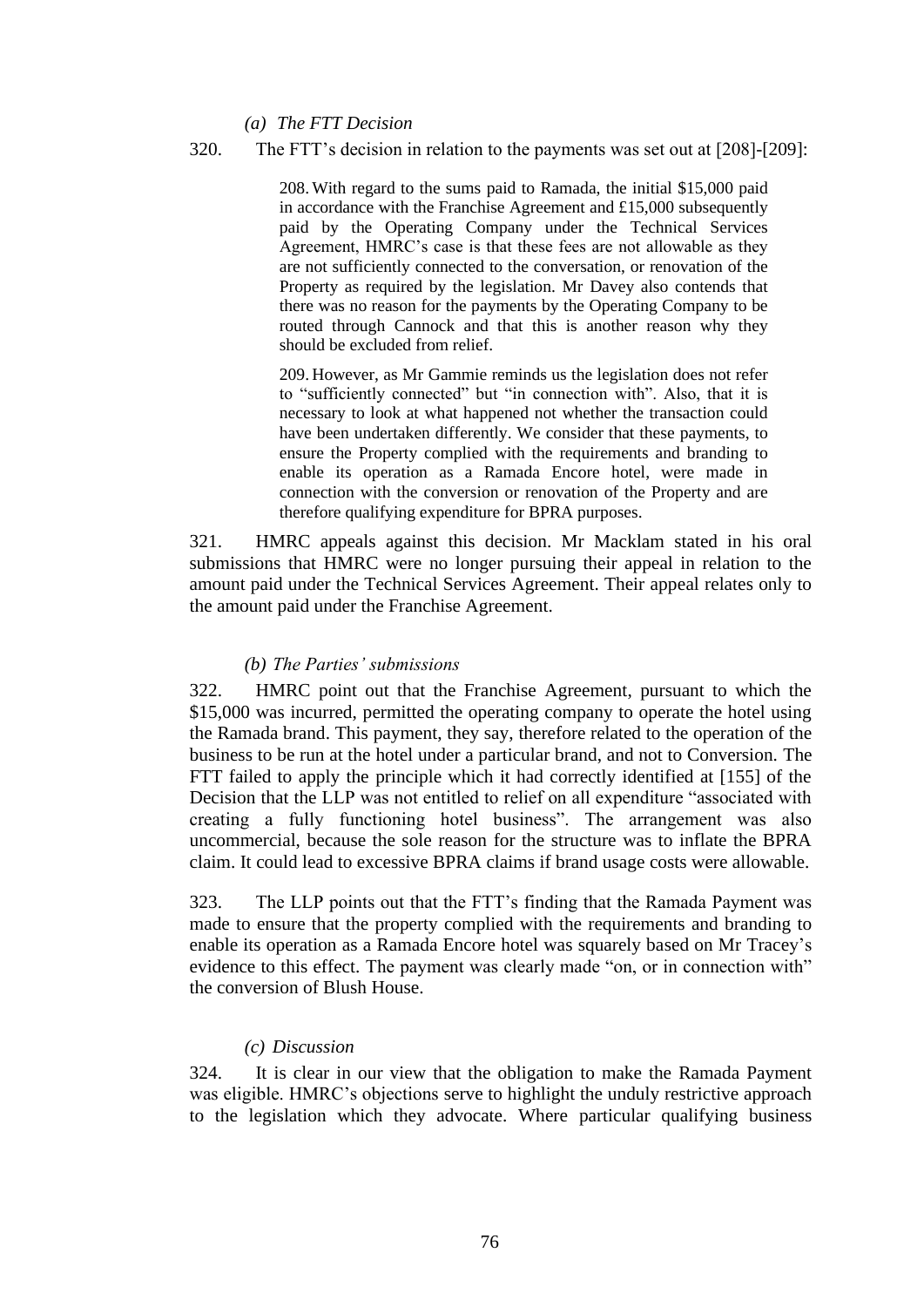### *(a) The FTT Decision*

320. The FTT's decision in relation to the payments was set out at [208]-[209]:

> 208. With regard to the sums paid to Ramada, the initial $15,000 paid in accordance with the Franchise Agreement and £15,000 subsequently paid by the Operating Company under the Technical Services Agreement, HMRC's case is that these fees are not allowable as they are not sufficiently connected to the conversation, or renovation of the Property as required by the legislation. Mr Davey also contends that there was no reason for the payments by the Operating Company to be routed through Cannock and that this is another reason why they should be excluded from relief.
>
> 209. However, as Mr Gammie reminds us the legislation does not refer to "sufficiently connected" but "in connection with". Also, that it is necessary to look at what happened not whether the transaction could have been undertaken differently. We consider that these payments, to ensure the Property complied with the requirements and branding to enable its operation as a Ramada Encore hotel, were made in connection with the conversion or renovation of the Property and are therefore qualifying expenditure for BPRA purposes.

321. HMRC appeals against this decision. Mr Macklam stated in his oral submissions that HMRC were no longer pursuing their appeal in relation to the amount paid under the Technical Services Agreement. Their appeal relates only to the amount paid under the Franchise Agreement.

### *(b) The Parties' submissions*

322. HMRC point out that the Franchise Agreement, pursuant to which the $15,000 was incurred, permitted the operating company to operate the hotel using the Ramada brand. This payment, they say, therefore related to the operation of the business to be run at the hotel under a particular brand, and not to Conversion. The FTT failed to apply the principle which it had correctly identified at [155] of the Decision that the LLP was not entitled to relief on all expenditure "associated with creating a fully functioning hotel business". The arrangement was also uncommercial, because the sole reason for the structure was to inflate the BPRA claim. It could lead to excessive BPRA claims if brand usage costs were allowable.

323. The LLP points out that the FTT's finding that the Ramada Payment was made to ensure that the property complied with the requirements and branding to enable its operation as a Ramada Encore hotel was squarely based on Mr Tracey's evidence to this effect. The payment was clearly made "on, or in connection with" the conversion of Blush House.

### *(c) Discussion*

324. It is clear in our view that the obligation to make the Ramada Payment was eligible. HMRC's objections serve to highlight the unduly restrictive approach to the legislation which they advocate. Where particular qualifying business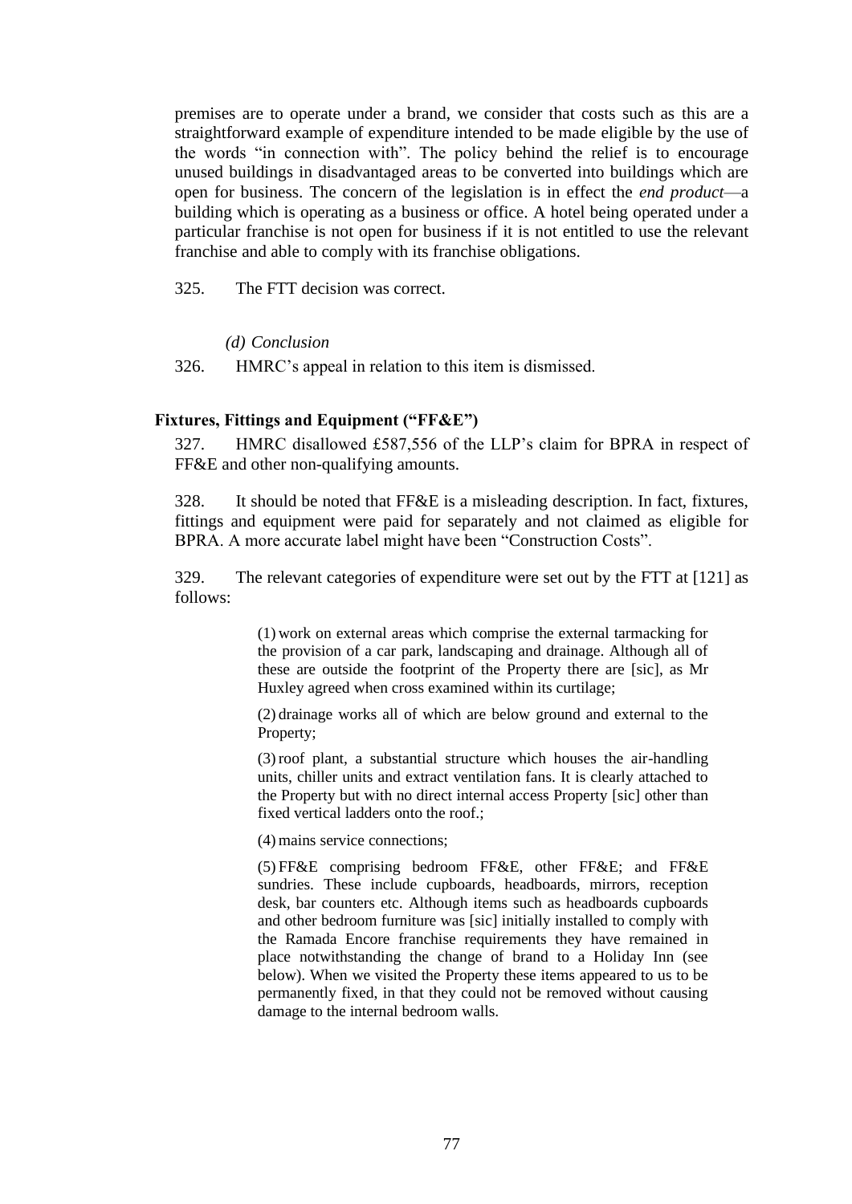premises are to operate under a brand, we consider that costs such as this are a straightforward example of expenditure intended to be made eligible by the use of the words "in connection with". The policy behind the relief is to encourage unused buildings in disadvantaged areas to be converted into buildings which are open for business. The concern of the legislation is in effect the *end product*—a building which is operating as a business or office. A hotel being operated under a particular franchise is not open for business if it is not entitled to use the relevant franchise and able to comply with its franchise obligations.

325. The FTT decision was correct.

*(d) Conclusion*

326. HMRC's appeal in relation to this item is dismissed.

**Fixtures, Fittings and Equipment ("FF&E")**

327. HMRC disallowed £587,556 of the LLP's claim for BPRA in respect of FF&E and other non-qualifying amounts.

328. It should be noted that FF&E is a misleading description. In fact, fixtures, fittings and equipment were paid for separately and not claimed as eligible for BPRA. A more accurate label might have been "Construction Costs".

329. The relevant categories of expenditure were set out by the FTT at [121] as follows:

> (1) work on external areas which comprise the external tarmacking for the provision of a car park, landscaping and drainage. Although all of these are outside the footprint of the Property there are [sic], as Mr Huxley agreed when cross examined within its curtilage;
>
> (2) drainage works all of which are below ground and external to the Property;
>
> (3) roof plant, a substantial structure which houses the air-handling units, chiller units and extract ventilation fans. It is clearly attached to the Property but with no direct internal access Property [sic] other than fixed vertical ladders onto the roof.;
>
> (4) mains service connections;
>
> (5) FF&E comprising bedroom FF&E, other FF&E; and FF&E sundries. These include cupboards, headboards, mirrors, reception desk, bar counters etc. Although items such as headboards cupboards and other bedroom furniture was [sic] initially installed to comply with the Ramada Encore franchise requirements they have remained in place notwithstanding the change of brand to a Holiday Inn (see below). When we visited the Property these items appeared to us to be permanently fixed, in that they could not be removed without causing damage to the internal bedroom walls.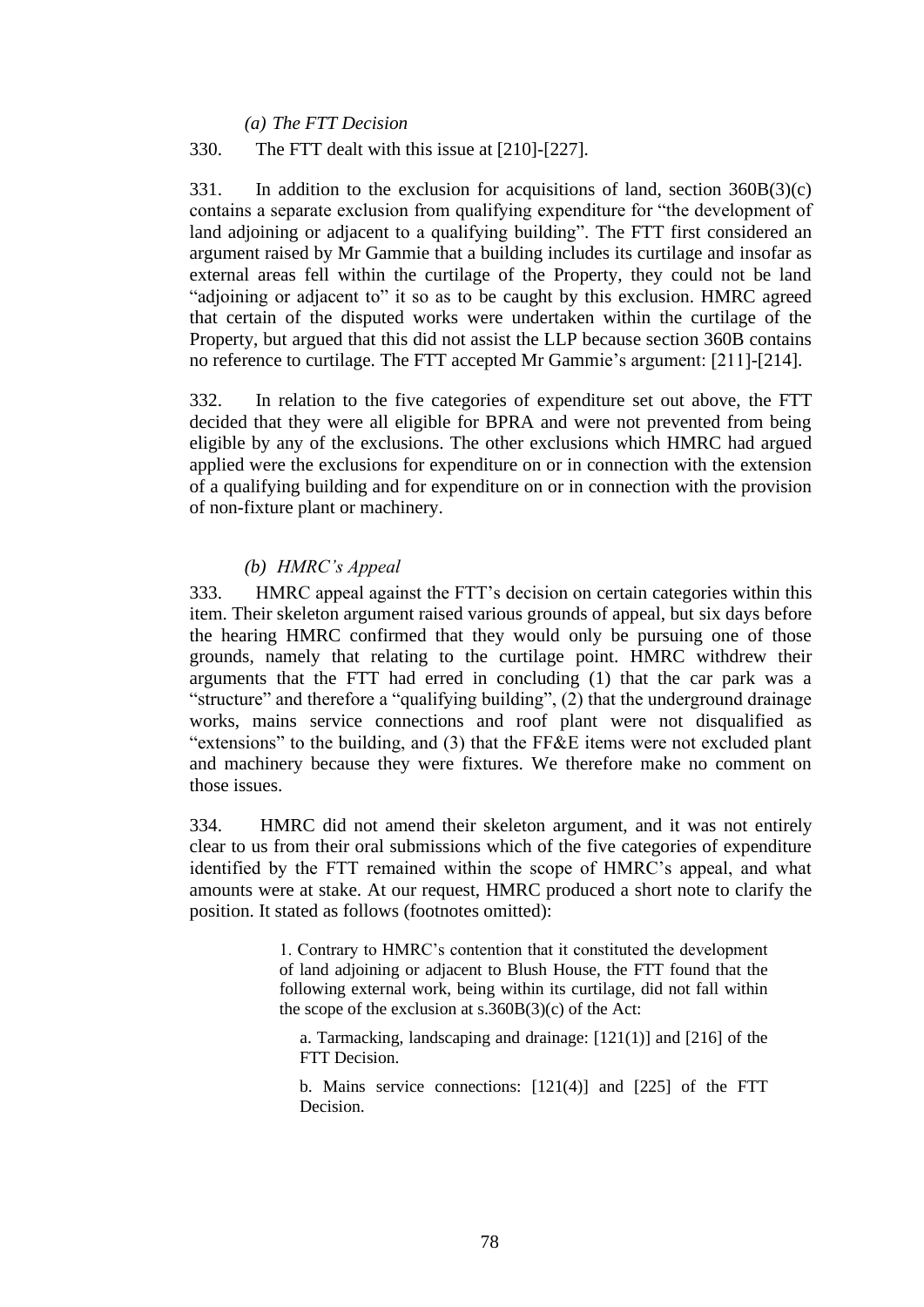*(a) The FTT Decision*

330. The FTT dealt with this issue at [210]-[227].

331. In addition to the exclusion for acquisitions of land, section 360B(3)(c) contains a separate exclusion from qualifying expenditure for "the development of land adjoining or adjacent to a qualifying building". The FTT first considered an argument raised by Mr Gammie that a building includes its curtilage and insofar as external areas fell within the curtilage of the Property, they could not be land "adjoining or adjacent to" it so as to be caught by this exclusion. HMRC agreed that certain of the disputed works were undertaken within the curtilage of the Property, but argued that this did not assist the LLP because section 360B contains no reference to curtilage. The FTT accepted Mr Gammie's argument: [211]-[214].

332. In relation to the five categories of expenditure set out above, the FTT decided that they were all eligible for BPRA and were not prevented from being eligible by any of the exclusions. The other exclusions which HMRC had argued applied were the exclusions for expenditure on or in connection with the extension of a qualifying building and for expenditure on or in connection with the provision of non-fixture plant or machinery.

*(b) HMRC's Appeal*

333. HMRC appeal against the FTT's decision on certain categories within this item. Their skeleton argument raised various grounds of appeal, but six days before the hearing HMRC confirmed that they would only be pursuing one of those grounds, namely that relating to the curtilage point. HMRC withdrew their arguments that the FTT had erred in concluding (1) that the car park was a "structure" and therefore a "qualifying building", (2) that the underground drainage works, mains service connections and roof plant were not disqualified as "extensions" to the building, and (3) that the FF&E items were not excluded plant and machinery because they were fixtures. We therefore make no comment on those issues.

334. HMRC did not amend their skeleton argument, and it was not entirely clear to us from their oral submissions which of the five categories of expenditure identified by the FTT remained within the scope of HMRC's appeal, and what amounts were at stake. At our request, HMRC produced a short note to clarify the position. It stated as follows (footnotes omitted):

> 1. Contrary to HMRC's contention that it constituted the development of land adjoining or adjacent to Blush House, the FTT found that the following external work, being within its curtilage, did not fall within the scope of the exclusion at s.360B(3)(c) of the Act:
>
> a. Tarmacking, landscaping and drainage: [121(1)] and [216] of the FTT Decision.
>
> b. Mains service connections: [121(4)] and [225] of the FTT Decision.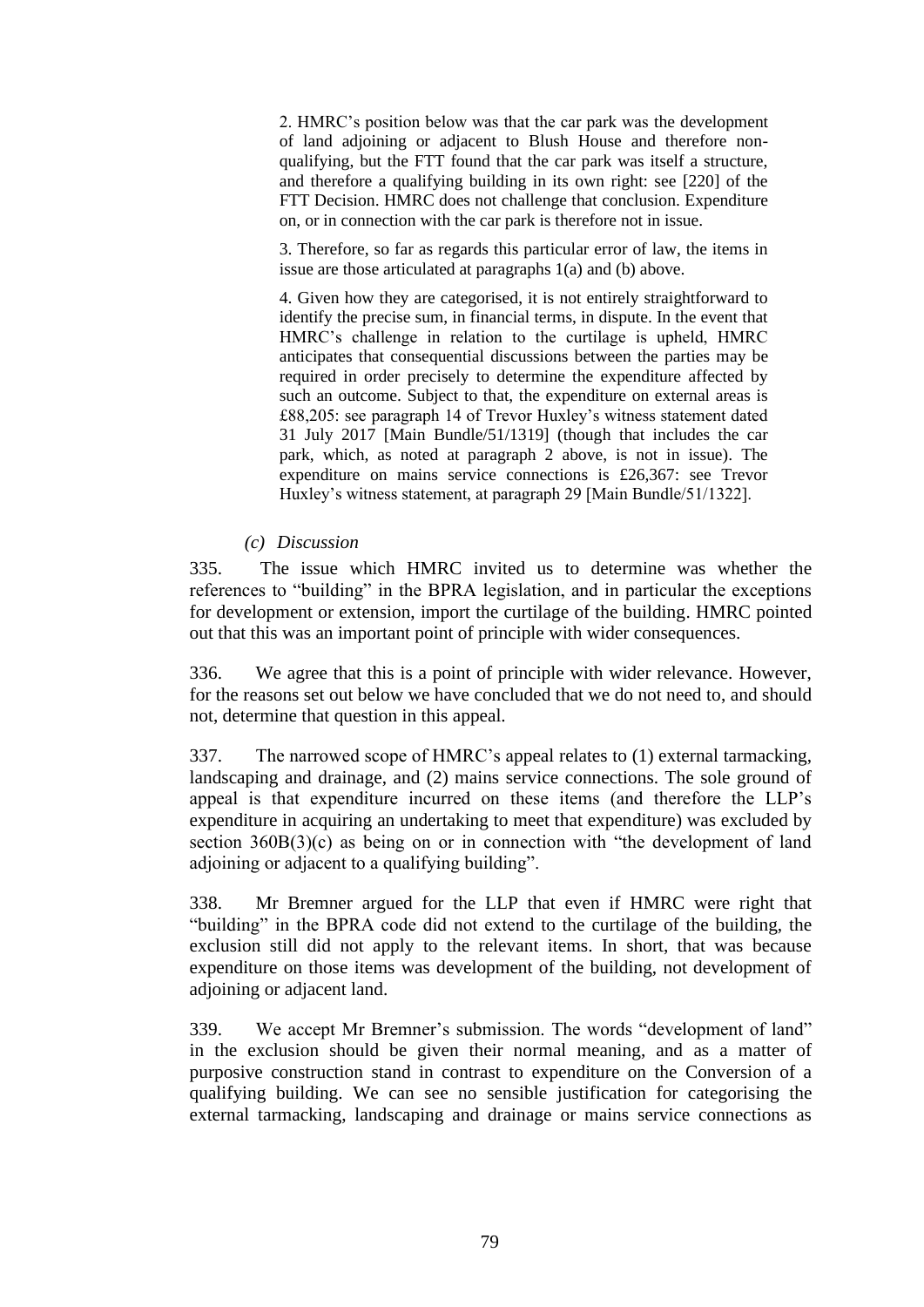> 2. HMRC's position below was that the car park was the development of land adjoining or adjacent to Blush House and therefore non-qualifying, but the FTT found that the car park was itself a structure, and therefore a qualifying building in its own right: see [220] of the FTT Decision. HMRC does not challenge that conclusion. Expenditure on, or in connection with the car park is therefore not in issue.
>
> 3. Therefore, so far as regards this particular error of law, the items in issue are those articulated at paragraphs 1(a) and (b) above.
>
> 4. Given how they are categorised, it is not entirely straightforward to identify the precise sum, in financial terms, in dispute. In the event that HMRC's challenge in relation to the curtilage is upheld, HMRC anticipates that consequential discussions between the parties may be required in order precisely to determine the expenditure affected by such an outcome. Subject to that, the expenditure on external areas is £88,205: see paragraph 14 of Trevor Huxley's witness statement dated 31 July 2017 [Main Bundle/51/1319] (though that includes the car park, which, as noted at paragraph 2 above, is not in issue). The expenditure on mains service connections is £26,367: see Trevor Huxley's witness statement, at paragraph 29 [Main Bundle/51/1322].

### *(c) Discussion*

335. The issue which HMRC invited us to determine was whether the references to "building" in the BPRA legislation, and in particular the exceptions for development or extension, import the curtilage of the building. HMRC pointed out that this was an important point of principle with wider consequences.

336. We agree that this is a point of principle with wider relevance. However, for the reasons set out below we have concluded that we do not need to, and should not, determine that question in this appeal.

337. The narrowed scope of HMRC's appeal relates to (1) external tarmacking, landscaping and drainage, and (2) mains service connections. The sole ground of appeal is that expenditure incurred on these items (and therefore the LLP's expenditure in acquiring an undertaking to meet that expenditure) was excluded by section 360B(3)(c) as being on or in connection with "the development of land adjoining or adjacent to a qualifying building".

338. Mr Bremner argued for the LLP that even if HMRC were right that "building" in the BPRA code did not extend to the curtilage of the building, the exclusion still did not apply to the relevant items. In short, that was because expenditure on those items was development of the building, not development of adjoining or adjacent land.

339. We accept Mr Bremner's submission. The words "development of land" in the exclusion should be given their normal meaning, and as a matter of purposive construction stand in contrast to expenditure on the Conversion of a qualifying building. We can see no sensible justification for categorising the external tarmacking, landscaping and drainage or mains service connections as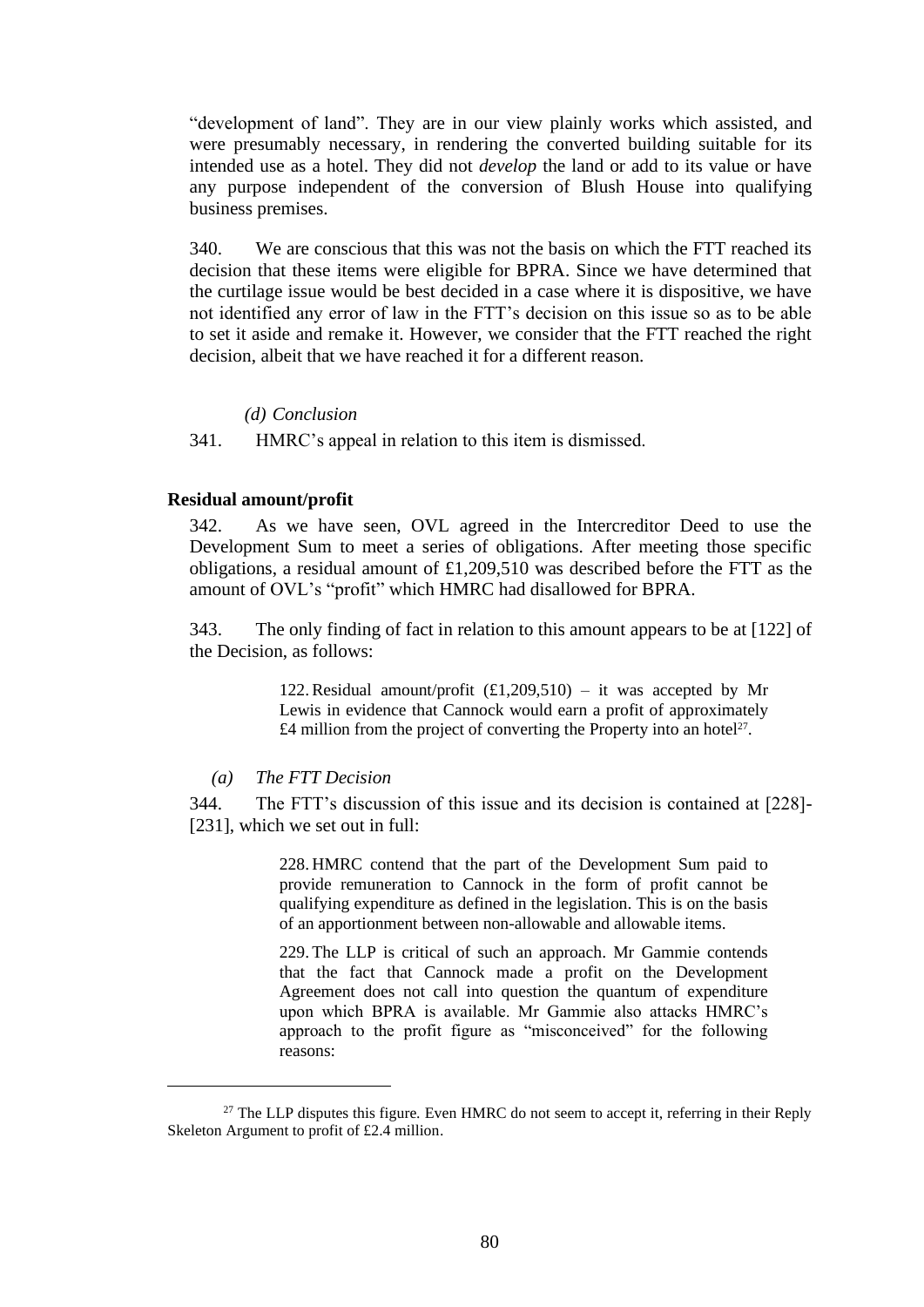"development of land". They are in our view plainly works which assisted, and were presumably necessary, in rendering the converted building suitable for its intended use as a hotel. They did not *develop* the land or add to its value or have any purpose independent of the conversion of Blush House into qualifying business premises.

340. We are conscious that this was not the basis on which the FTT reached its decision that these items were eligible for BPRA. Since we have determined that the curtilage issue would be best decided in a case where it is dispositive, we have not identified any error of law in the FTT's decision on this issue so as to be able to set it aside and remake it. However, we consider that the FTT reached the right decision, albeit that we have reached it for a different reason.

*(d) Conclusion*

341. HMRC's appeal in relation to this item is dismissed.

**Residual amount/profit**

342. As we have seen, OVL agreed in the Intercreditor Deed to use the Development Sum to meet a series of obligations. After meeting those specific obligations, a residual amount of £1,209,510 was described before the FTT as the amount of OVL's "profit" which HMRC had disallowed for BPRA.

343. The only finding of fact in relation to this amount appears to be at [122] of the Decision, as follows:

> 122. Residual amount/profit (£1,209,510) – it was accepted by Mr Lewis in evidence that Cannock would earn a profit of approximately £4 million from the project of converting the Property into an hotel[27].

*(a) The FTT Decision*

344. The FTT's discussion of this issue and its decision is contained at [228]-[231], which we set out in full:

> 228. HMRC contend that the part of the Development Sum paid to provide remuneration to Cannock in the form of profit cannot be qualifying expenditure as defined in the legislation. This is on the basis of an apportionment between non-allowable and allowable items.
>
> 229. The LLP is critical of such an approach. Mr Gammie contends that the fact that Cannock made a profit on the Development Agreement does not call into question the quantum of expenditure upon which BPRA is available. Mr Gammie also attacks HMRC's approach to the profit figure as "misconceived" for the following reasons:

[27] The LLP disputes this figure. Even HMRC do not seem to accept it, referring in their Reply Skeleton Argument to profit of £2.4 million.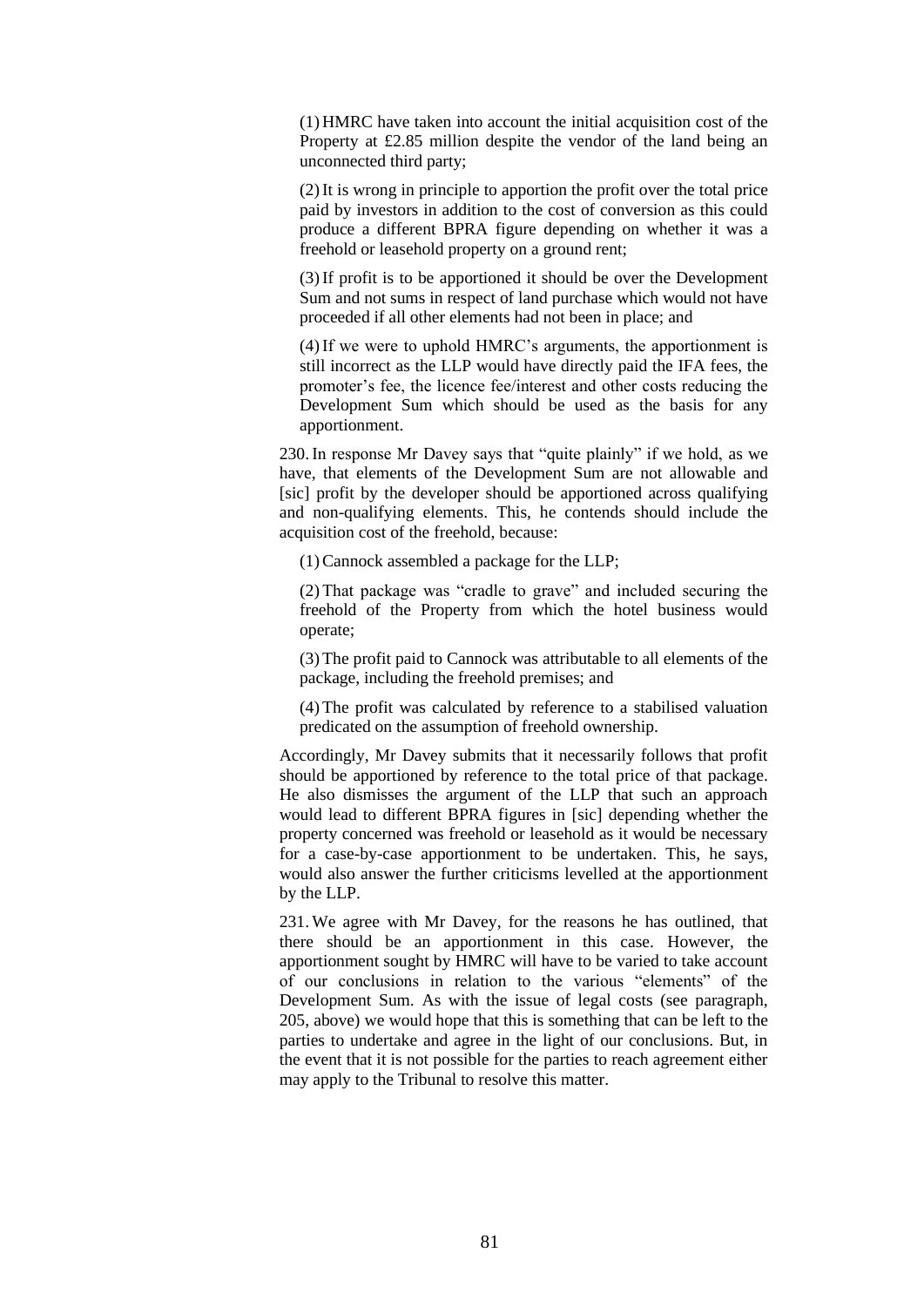(1) HMRC have taken into account the initial acquisition cost of the Property at £2.85 million despite the vendor of the land being an unconnected third party;

(2) It is wrong in principle to apportion the profit over the total price paid by investors in addition to the cost of conversion as this could produce a different BPRA figure depending on whether it was a freehold or leasehold property on a ground rent;

(3) If profit is to be apportioned it should be over the Development Sum and not sums in respect of land purchase which would not have proceeded if all other elements had not been in place; and

(4) If we were to uphold HMRC's arguments, the apportionment is still incorrect as the LLP would have directly paid the IFA fees, the promoter's fee, the licence fee/interest and other costs reducing the Development Sum which should be used as the basis for any apportionment.

230. In response Mr Davey says that "quite plainly" if we hold, as we have, that elements of the Development Sum are not allowable and [sic] profit by the developer should be apportioned across qualifying and non-qualifying elements. This, he contends should include the acquisition cost of the freehold, because:

(1) Cannock assembled a package for the LLP;

(2) That package was "cradle to grave" and included securing the freehold of the Property from which the hotel business would operate;

(3) The profit paid to Cannock was attributable to all elements of the package, including the freehold premises; and

(4) The profit was calculated by reference to a stabilised valuation predicated on the assumption of freehold ownership.

Accordingly, Mr Davey submits that it necessarily follows that profit should be apportioned by reference to the total price of that package. He also dismisses the argument of the LLP that such an approach would lead to different BPRA figures in [sic] depending whether the property concerned was freehold or leasehold as it would be necessary for a case-by-case apportionment to be undertaken. This, he says, would also answer the further criticisms levelled at the apportionment by the LLP.

231. We agree with Mr Davey, for the reasons he has outlined, that there should be an apportionment in this case. However, the apportionment sought by HMRC will have to be varied to take account of our conclusions in relation to the various "elements" of the Development Sum. As with the issue of legal costs (see paragraph, 205, above) we would hope that this is something that can be left to the parties to undertake and agree in the light of our conclusions. But, in the event that it is not possible for the parties to reach agreement either may apply to the Tribunal to resolve this matter.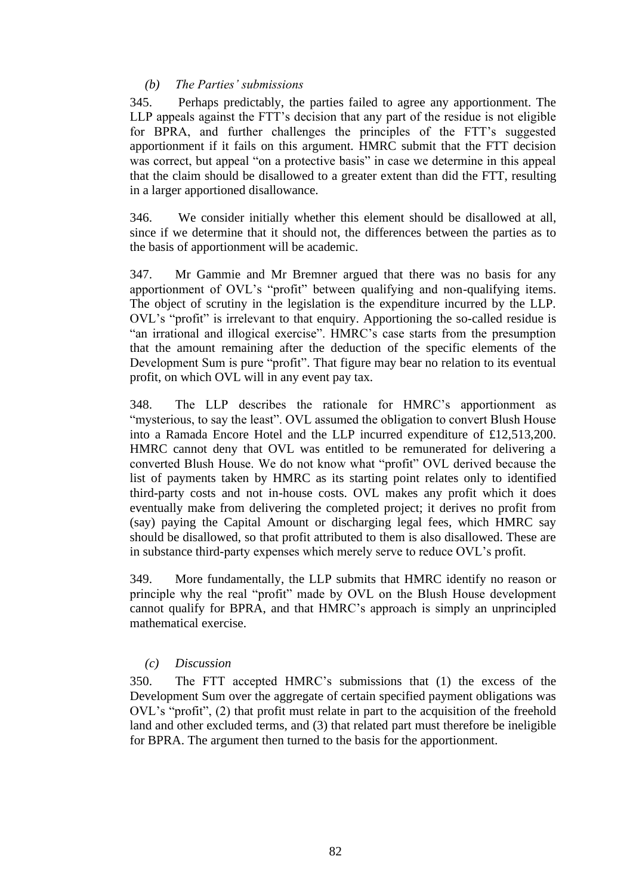### *(b) The Parties' submissions*

345. Perhaps predictably, the parties failed to agree any apportionment. The LLP appeals against the FTT's decision that any part of the residue is not eligible for BPRA, and further challenges the principles of the FTT's suggested apportionment if it fails on this argument. HMRC submit that the FTT decision was correct, but appeal "on a protective basis" in case we determine in this appeal that the claim should be disallowed to a greater extent than did the FTT, resulting in a larger apportioned disallowance.

346. We consider initially whether this element should be disallowed at all, since if we determine that it should not, the differences between the parties as to the basis of apportionment will be academic.

347. Mr Gammie and Mr Bremner argued that there was no basis for any apportionment of OVL's "profit" between qualifying and non-qualifying items. The object of scrutiny in the legislation is the expenditure incurred by the LLP. OVL's "profit" is irrelevant to that enquiry. Apportioning the so-called residue is "an irrational and illogical exercise". HMRC's case starts from the presumption that the amount remaining after the deduction of the specific elements of the Development Sum is pure "profit". That figure may bear no relation to its eventual profit, on which OVL will in any event pay tax.

348. The LLP describes the rationale for HMRC's apportionment as "mysterious, to say the least". OVL assumed the obligation to convert Blush House into a Ramada Encore Hotel and the LLP incurred expenditure of £12,513,200. HMRC cannot deny that OVL was entitled to be remunerated for delivering a converted Blush House. We do not know what "profit" OVL derived because the list of payments taken by HMRC as its starting point relates only to identified third-party costs and not in-house costs. OVL makes any profit which it does eventually make from delivering the completed project; it derives no profit from (say) paying the Capital Amount or discharging legal fees, which HMRC say should be disallowed, so that profit attributed to them is also disallowed. These are in substance third-party expenses which merely serve to reduce OVL's profit.

349. More fundamentally, the LLP submits that HMRC identify no reason or principle why the real "profit" made by OVL on the Blush House development cannot qualify for BPRA, and that HMRC's approach is simply an unprincipled mathematical exercise.

### *(c) Discussion*

350. The FTT accepted HMRC's submissions that (1) the excess of the Development Sum over the aggregate of certain specified payment obligations was OVL's "profit", (2) that profit must relate in part to the acquisition of the freehold land and other excluded terms, and (3) that related part must therefore be ineligible for BPRA. The argument then turned to the basis for the apportionment.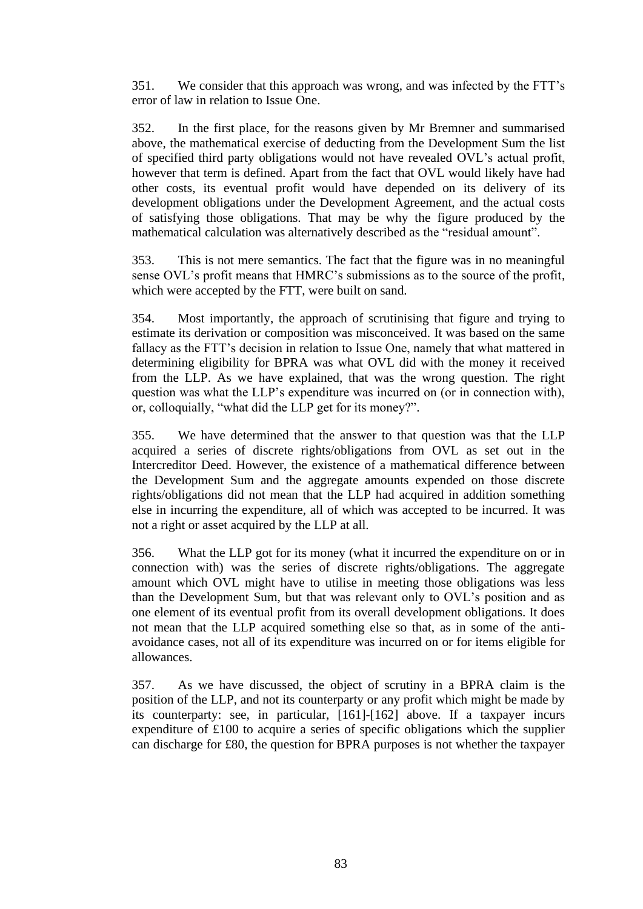351. We consider that this approach was wrong, and was infected by the FTT's error of law in relation to Issue One.

352. In the first place, for the reasons given by Mr Bremner and summarised above, the mathematical exercise of deducting from the Development Sum the list of specified third party obligations would not have revealed OVL's actual profit, however that term is defined. Apart from the fact that OVL would likely have had other costs, its eventual profit would have depended on its delivery of its development obligations under the Development Agreement, and the actual costs of satisfying those obligations. That may be why the figure produced by the mathematical calculation was alternatively described as the "residual amount".

353. This is not mere semantics. The fact that the figure was in no meaningful sense OVL's profit means that HMRC's submissions as to the source of the profit, which were accepted by the FTT, were built on sand.

354. Most importantly, the approach of scrutinising that figure and trying to estimate its derivation or composition was misconceived. It was based on the same fallacy as the FTT's decision in relation to Issue One, namely that what mattered in determining eligibility for BPRA was what OVL did with the money it received from the LLP. As we have explained, that was the wrong question. The right question was what the LLP's expenditure was incurred on (or in connection with), or, colloquially, "what did the LLP get for its money?".

355. We have determined that the answer to that question was that the LLP acquired a series of discrete rights/obligations from OVL as set out in the Intercreditor Deed. However, the existence of a mathematical difference between the Development Sum and the aggregate amounts expended on those discrete rights/obligations did not mean that the LLP had acquired in addition something else in incurring the expenditure, all of which was accepted to be incurred. It was not a right or asset acquired by the LLP at all.

356. What the LLP got for its money (what it incurred the expenditure on or in connection with) was the series of discrete rights/obligations. The aggregate amount which OVL might have to utilise in meeting those obligations was less than the Development Sum, but that was relevant only to OVL's position and as one element of its eventual profit from its overall development obligations. It does not mean that the LLP acquired something else so that, as in some of the anti-avoidance cases, not all of its expenditure was incurred on or for items eligible for allowances.

357. As we have discussed, the object of scrutiny in a BPRA claim is the position of the LLP, and not its counterparty or any profit which might be made by its counterparty: see, in particular, [161]-[162] above. If a taxpayer incurs expenditure of £100 to acquire a series of specific obligations which the supplier can discharge for £80, the question for BPRA purposes is not whether the taxpayer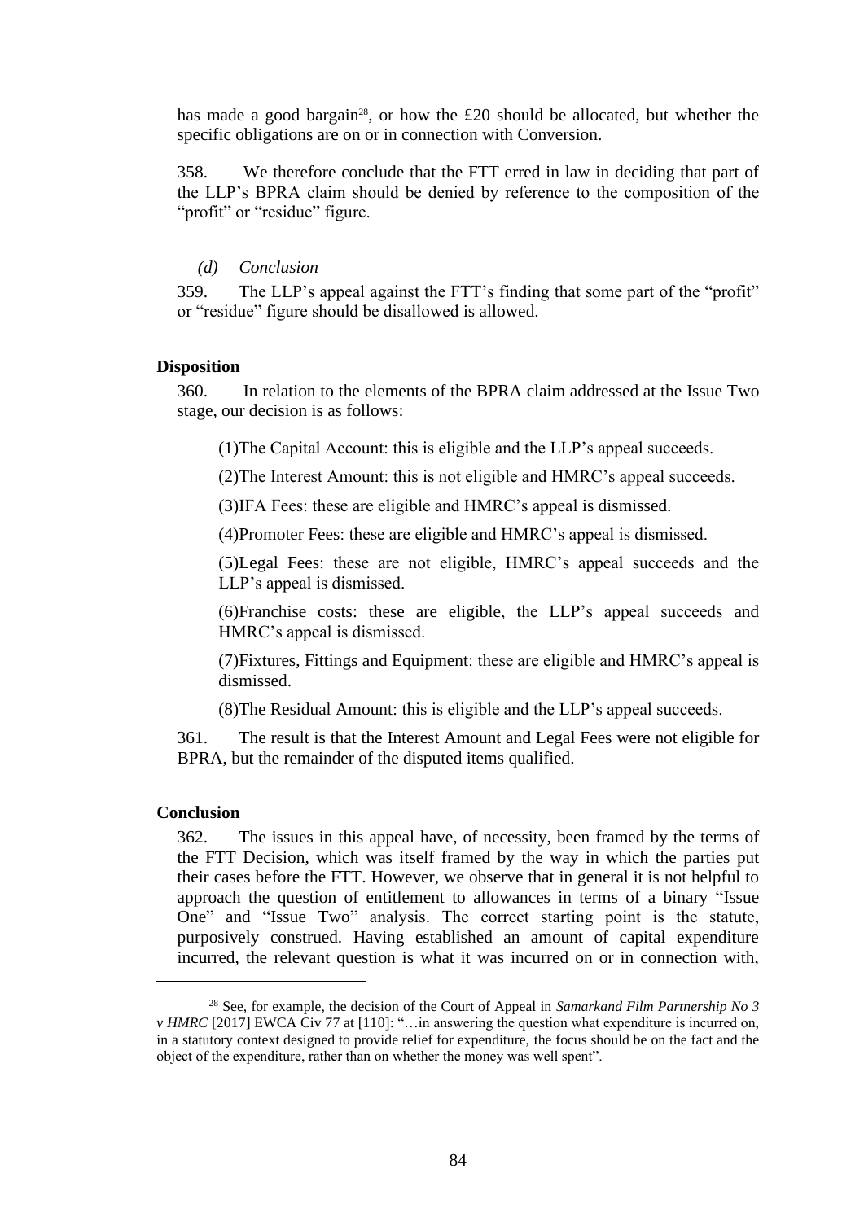has made a good bargain[28], or how the £20 should be allocated, but whether the specific obligations are on or in connection with Conversion.

358. We therefore conclude that the FTT erred in law in deciding that part of the LLP's BPRA claim should be denied by reference to the composition of the "profit" or "residue" figure.

*(d) Conclusion*

359. The LLP's appeal against the FTT's finding that some part of the "profit" or "residue" figure should be disallowed is allowed.

**Disposition**

360. In relation to the elements of the BPRA claim addressed at the Issue Two stage, our decision is as follows:

(1)The Capital Account: this is eligible and the LLP's appeal succeeds.

(2)The Interest Amount: this is not eligible and HMRC's appeal succeeds.

(3)IFA Fees: these are eligible and HMRC's appeal is dismissed.

(4)Promoter Fees: these are eligible and HMRC's appeal is dismissed.

(5)Legal Fees: these are not eligible, HMRC's appeal succeeds and the LLP's appeal is dismissed.

(6)Franchise costs: these are eligible, the LLP's appeal succeeds and HMRC's appeal is dismissed.

(7)Fixtures, Fittings and Equipment: these are eligible and HMRC's appeal is dismissed.

(8)The Residual Amount: this is eligible and the LLP's appeal succeeds.

361. The result is that the Interest Amount and Legal Fees were not eligible for BPRA, but the remainder of the disputed items qualified.

**Conclusion**

362. The issues in this appeal have, of necessity, been framed by the terms of the FTT Decision, which was itself framed by the way in which the parties put their cases before the FTT. However, we observe that in general it is not helpful to approach the question of entitlement to allowances in terms of a binary "Issue One" and "Issue Two" analysis. The correct starting point is the statute, purposively construed. Having established an amount of capital expenditure incurred, the relevant question is what it was incurred on or in connection with,

[28] See, for example, the decision of the Court of Appeal in *Samarkand Film Partnership No 3 v HMRC* [2017] EWCA Civ 77 at [110]: "…in answering the question what expenditure is incurred on, in a statutory context designed to provide relief for expenditure, the focus should be on the fact and the object of the expenditure, rather than on whether the money was well spent".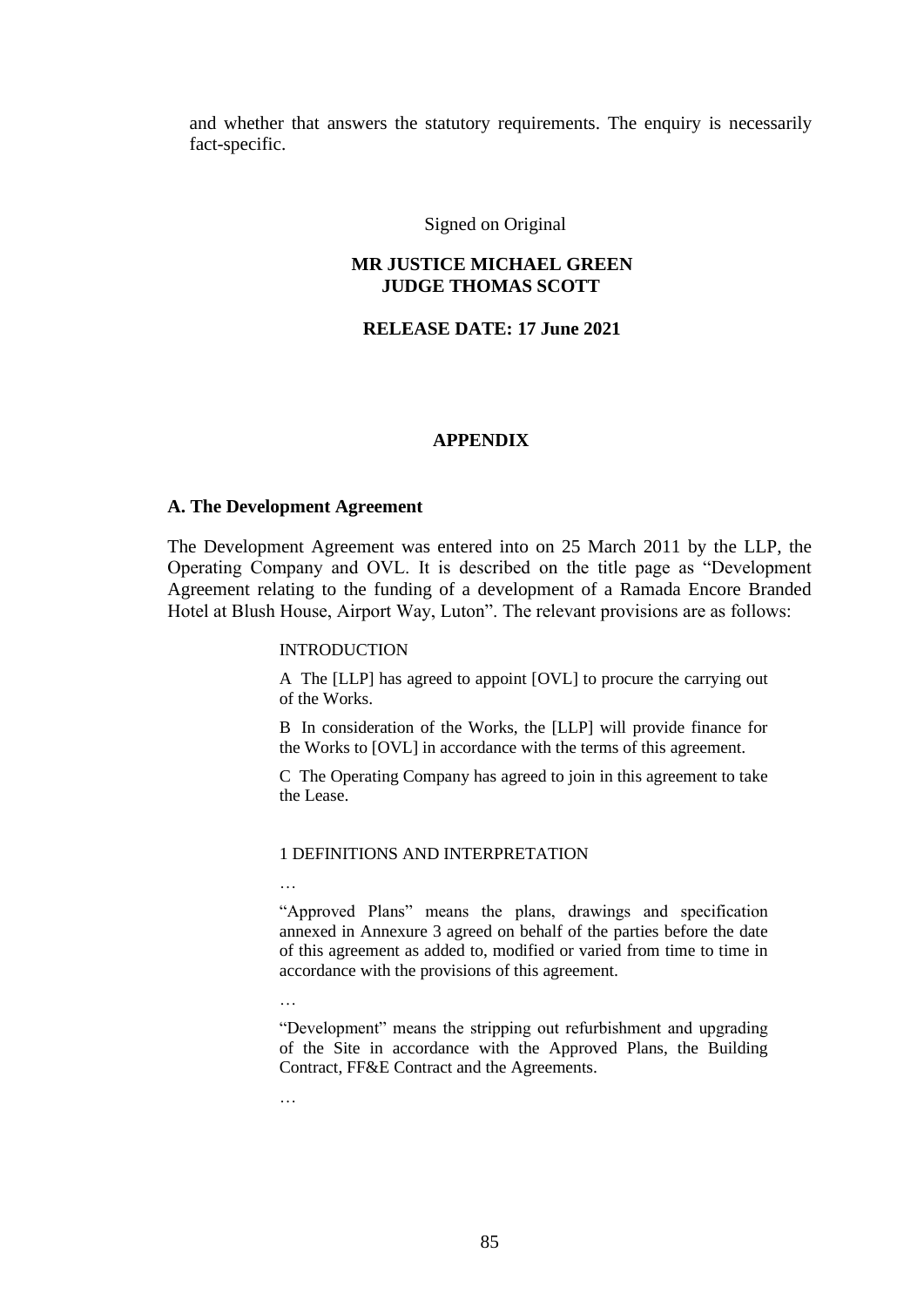and whether that answers the statutory requirements. The enquiry is necessarily fact-specific.

Signed on Original

**MR JUSTICE MICHAEL GREEN**
**JUDGE THOMAS SCOTT**

**RELEASE DATE: 17 June 2021**

## APPENDIX

### A. The Development Agreement

The Development Agreement was entered into on 25 March 2011 by the LLP, the Operating Company and OVL. It is described on the title page as "Development Agreement relating to the funding of a development of a Ramada Encore Branded Hotel at Blush House, Airport Way, Luton". The relevant provisions are as follows:

> INTRODUCTION
>
> A The [LLP] has agreed to appoint [OVL] to procure the carrying out of the Works.
>
> B In consideration of the Works, the [LLP] will provide finance for the Works to [OVL] in accordance with the terms of this agreement.
>
> C The Operating Company has agreed to join in this agreement to take the Lease.
>
> 1 DEFINITIONS AND INTERPRETATION
>
> …
>
> "Approved Plans" means the plans, drawings and specification annexed in Annexure 3 agreed on behalf of the parties before the date of this agreement as added to, modified or varied from time to time in accordance with the provisions of this agreement.
>
> …
>
> "Development" means the stripping out refurbishment and upgrading of the Site in accordance with the Approved Plans, the Building Contract, FF&E Contract and the Agreements.
>
> …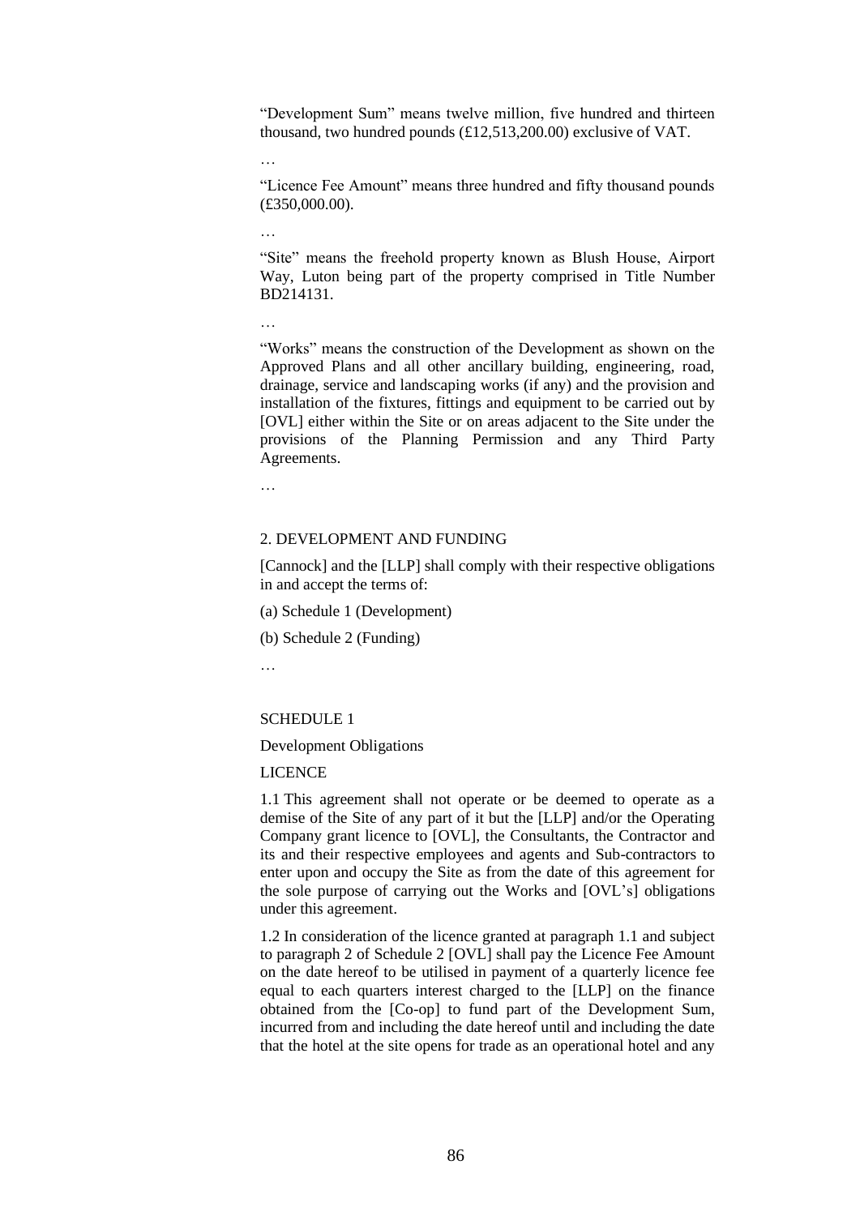"Development Sum" means twelve million, five hundred and thirteen thousand, two hundred pounds (£12,513,200.00) exclusive of VAT.

…

"Licence Fee Amount" means three hundred and fifty thousand pounds (£350,000.00).

…

"Site" means the freehold property known as Blush House, Airport Way, Luton being part of the property comprised in Title Number BD214131.

…

"Works" means the construction of the Development as shown on the Approved Plans and all other ancillary building, engineering, road, drainage, service and landscaping works (if any) and the provision and installation of the fixtures, fittings and equipment to be carried out by [OVL] either within the Site or on areas adjacent to the Site under the provisions of the Planning Permission and any Third Party Agreements.

…

2. DEVELOPMENT AND FUNDING

[Cannock] and the [LLP] shall comply with their respective obligations in and accept the terms of:

(a) Schedule 1 (Development)

(b) Schedule 2 (Funding)

…

SCHEDULE 1

Development Obligations

LICENCE

1.1 This agreement shall not operate or be deemed to operate as a demise of the Site of any part of it but the [LLP] and/or the Operating Company grant licence to [OVL], the Consultants, the Contractor and its and their respective employees and agents and Sub-contractors to enter upon and occupy the Site as from the date of this agreement for the sole purpose of carrying out the Works and [OVL's] obligations under this agreement.

1.2 In consideration of the licence granted at paragraph 1.1 and subject to paragraph 2 of Schedule 2 [OVL] shall pay the Licence Fee Amount on the date hereof to be utilised in payment of a quarterly licence fee equal to each quarters interest charged to the [LLP] on the finance obtained from the [Co-op] to fund part of the Development Sum, incurred from and including the date hereof until and including the date that the hotel at the site opens for trade as an operational hotel and any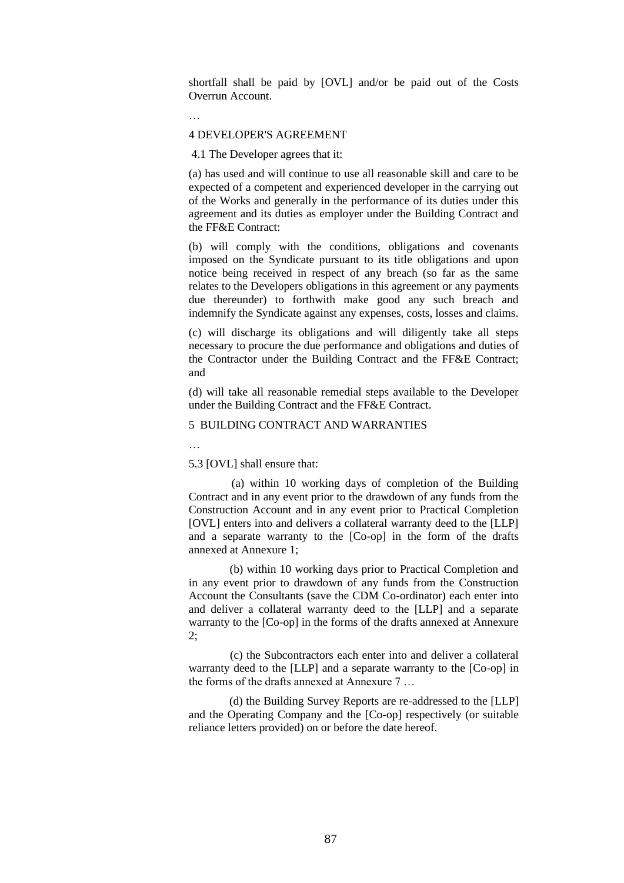shortfall shall be paid by [OVL] and/or be paid out of the Costs Overrun Account.

…

4 DEVELOPER'S AGREEMENT

4.1 The Developer agrees that it:

(a) has used and will continue to use all reasonable skill and care to be expected of a competent and experienced developer in the carrying out of the Works and generally in the performance of its duties under this agreement and its duties as employer under the Building Contract and the FF&E Contract:

(b) will comply with the conditions, obligations and covenants imposed on the Syndicate pursuant to its title obligations and upon notice being received in respect of any breach (so far as the same relates to the Developers obligations in this agreement or any payments due thereunder) to forthwith make good any such breach and indemnify the Syndicate against any expenses, costs, losses and claims.

(c) will discharge its obligations and will diligently take all steps necessary to procure the due performance and obligations and duties of the Contractor under the Building Contract and the FF&E Contract; and

(d) will take all reasonable remedial steps available to the Developer under the Building Contract and the FF&E Contract.

5 BUILDING CONTRACT AND WARRANTIES

…

5.3 [OVL] shall ensure that:

(a) within 10 working days of completion of the Building Contract and in any event prior to the drawdown of any funds from the Construction Account and in any event prior to Practical Completion [OVL] enters into and delivers a collateral warranty deed to the [LLP] and a separate warranty to the [Co-op] in the form of the drafts annexed at Annexure 1;

(b) within 10 working days prior to Practical Completion and in any event prior to drawdown of any funds from the Construction Account the Consultants (save the CDM Co-ordinator) each enter into and deliver a collateral warranty deed to the [LLP] and a separate warranty to the [Co-op] in the forms of the drafts annexed at Annexure 2;

(c) the Subcontractors each enter into and deliver a collateral warranty deed to the [LLP] and a separate warranty to the [Co-op] in the forms of the drafts annexed at Annexure 7 …

(d) the Building Survey Reports are re-addressed to the [LLP] and the Operating Company and the [Co-op] respectively (or suitable reliance letters provided) on or before the date hereof.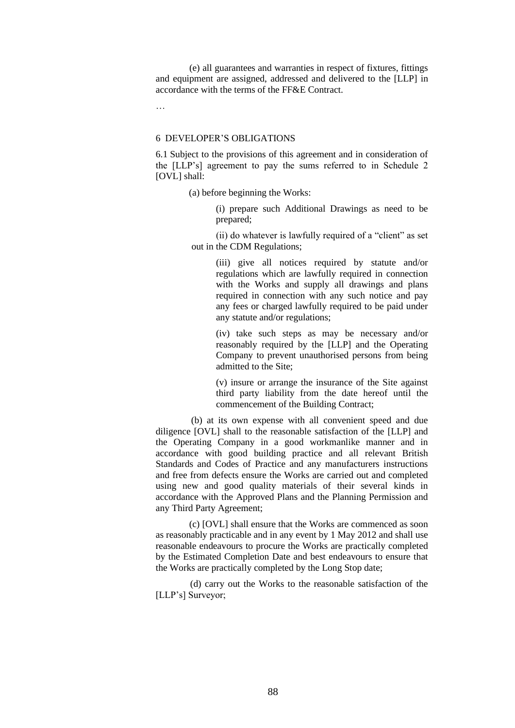(e) all guarantees and warranties in respect of fixtures, fittings and equipment are assigned, addressed and delivered to the [LLP] in accordance with the terms of the FF&E Contract.

…

6 DEVELOPER'S OBLIGATIONS

6.1 Subject to the provisions of this agreement and in consideration of the [LLP's] agreement to pay the sums referred to in Schedule 2 [OVL] shall:

(a) before beginning the Works:

(i) prepare such Additional Drawings as need to be prepared;

(ii) do whatever is lawfully required of a "client" as set out in the CDM Regulations;

(iii) give all notices required by statute and/or regulations which are lawfully required in connection with the Works and supply all drawings and plans required in connection with any such notice and pay any fees or charged lawfully required to be paid under any statute and/or regulations;

(iv) take such steps as may be necessary and/or reasonably required by the [LLP] and the Operating Company to prevent unauthorised persons from being admitted to the Site;

(v) insure or arrange the insurance of the Site against third party liability from the date hereof until the commencement of the Building Contract;

(b) at its own expense with all convenient speed and due diligence [OVL] shall to the reasonable satisfaction of the [LLP] and the Operating Company in a good workmanlike manner and in accordance with good building practice and all relevant British Standards and Codes of Practice and any manufacturers instructions and free from defects ensure the Works are carried out and completed using new and good quality materials of their several kinds in accordance with the Approved Plans and the Planning Permission and any Third Party Agreement;

(c) [OVL] shall ensure that the Works are commenced as soon as reasonably practicable and in any event by 1 May 2012 and shall use reasonable endeavours to procure the Works are practically completed by the Estimated Completion Date and best endeavours to ensure that the Works are practically completed by the Long Stop date;

(d) carry out the Works to the reasonable satisfaction of the [LLP's] Surveyor;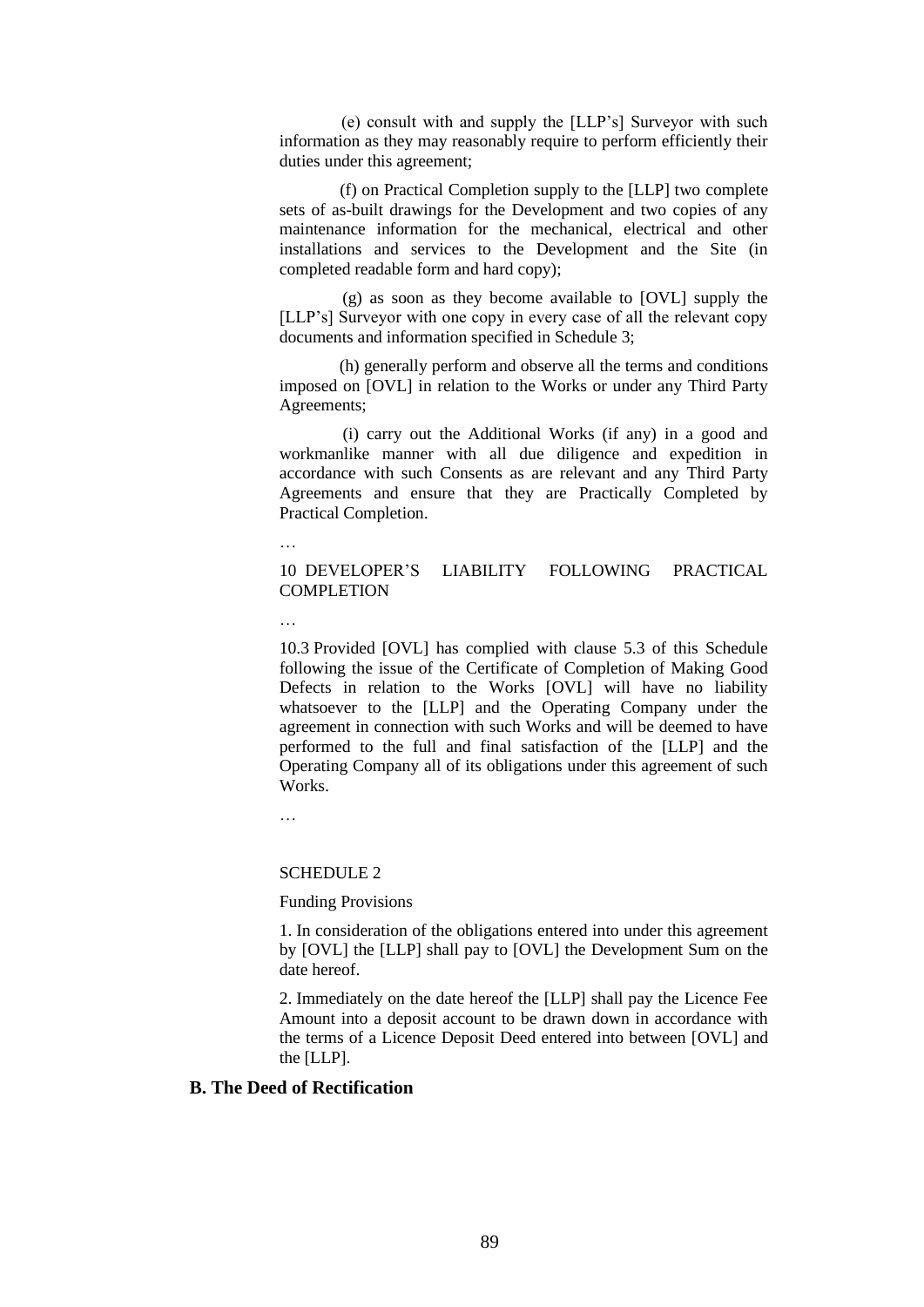(e) consult with and supply the [LLP's] Surveyor with such information as they may reasonably require to perform efficiently their duties under this agreement;

(f) on Practical Completion supply to the [LLP] two complete sets of as-built drawings for the Development and two copies of any maintenance information for the mechanical, electrical and other installations and services to the Development and the Site (in completed readable form and hard copy);

(g) as soon as they become available to [OVL] supply the [LLP's] Surveyor with one copy in every case of all the relevant copy documents and information specified in Schedule 3;

(h) generally perform and observe all the terms and conditions imposed on [OVL] in relation to the Works or under any Third Party Agreements;

(i) carry out the Additional Works (if any) in a good and workmanlike manner with all due diligence and expedition in accordance with such Consents as are relevant and any Third Party Agreements and ensure that they are Practically Completed by Practical Completion.

…

10 DEVELOPER'S LIABILITY FOLLOWING PRACTICAL COMPLETION

…

10.3 Provided [OVL] has complied with clause 5.3 of this Schedule following the issue of the Certificate of Completion of Making Good Defects in relation to the Works [OVL] will have no liability whatsoever to the [LLP] and the Operating Company under the agreement in connection with such Works and will be deemed to have performed to the full and final satisfaction of the [LLP] and the Operating Company all of its obligations under this agreement of such Works.

…

SCHEDULE 2

Funding Provisions

1. In consideration of the obligations entered into under this agreement by [OVL] the [LLP] shall pay to [OVL] the Development Sum on the date hereof.

2. Immediately on the date hereof the [LLP] shall pay the Licence Fee Amount into a deposit account to be drawn down in accordance with the terms of a Licence Deposit Deed entered into between [OVL] and the [LLP].

**B. The Deed of Rectification**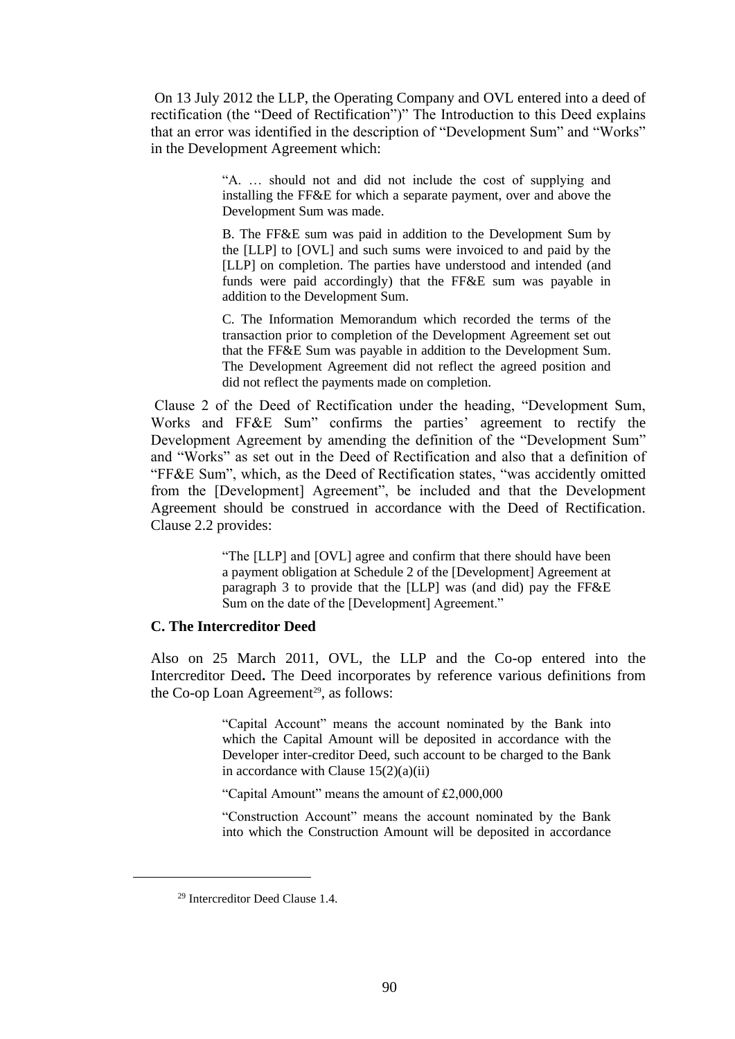On 13 July 2012 the LLP, the Operating Company and OVL entered into a deed of rectification (the "Deed of Rectification")" The Introduction to this Deed explains that an error was identified in the description of "Development Sum" and "Works" in the Development Agreement which:

> "A. … should not and did not include the cost of supplying and installing the FF&E for which a separate payment, over and above the Development Sum was made.
>
> B. The FF&E sum was paid in addition to the Development Sum by the [LLP] to [OVL] and such sums were invoiced to and paid by the [LLP] on completion. The parties have understood and intended (and funds were paid accordingly) that the FF&E sum was payable in addition to the Development Sum.
>
> C. The Information Memorandum which recorded the terms of the transaction prior to completion of the Development Agreement set out that the FF&E Sum was payable in addition to the Development Sum. The Development Agreement did not reflect the agreed position and did not reflect the payments made on completion.

Clause 2 of the Deed of Rectification under the heading, "Development Sum, Works and FF&E Sum" confirms the parties' agreement to rectify the Development Agreement by amending the definition of the "Development Sum" and "Works" as set out in the Deed of Rectification and also that a definition of "FF&E Sum", which, as the Deed of Rectification states, "was accidently omitted from the [Development] Agreement", be included and that the Development Agreement should be construed in accordance with the Deed of Rectification. Clause 2.2 provides:

> "The [LLP] and [OVL] agree and confirm that there should have been a payment obligation at Schedule 2 of the [Development] Agreement at paragraph 3 to provide that the [LLP] was (and did) pay the FF&E Sum on the date of the [Development] Agreement."

**C. The Intercreditor Deed**

Also on 25 March 2011, OVL, the LLP and the Co-op entered into the Intercreditor Deed**.** The Deed incorporates by reference various definitions from the Co-op Loan Agreement[29], as follows:

> "Capital Account" means the account nominated by the Bank into which the Capital Amount will be deposited in accordance with the Developer inter-creditor Deed, such account to be charged to the Bank in accordance with Clause 15(2)(a)(ii)
>
> "Capital Amount" means the amount of £2,000,000
>
> "Construction Account" means the account nominated by the Bank into which the Construction Amount will be deposited in accordance

[29] Intercreditor Deed Clause 1.4.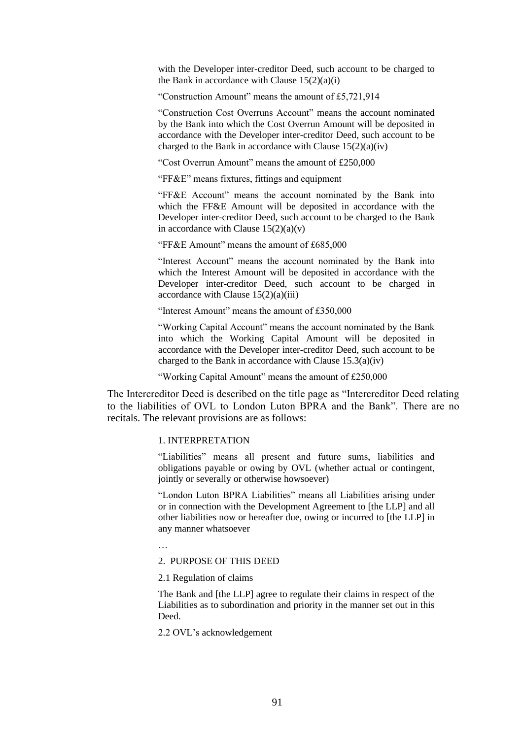with the Developer inter-creditor Deed, such account to be charged to the Bank in accordance with Clause 15(2)(a)(i)

"Construction Amount" means the amount of £5,721,914

"Construction Cost Overruns Account" means the account nominated by the Bank into which the Cost Overrun Amount will be deposited in accordance with the Developer inter-creditor Deed, such account to be charged to the Bank in accordance with Clause 15(2)(a)(iv)

"Cost Overrun Amount" means the amount of £250,000

"FF&E" means fixtures, fittings and equipment

"FF&E Account" means the account nominated by the Bank into which the FF&E Amount will be deposited in accordance with the Developer inter-creditor Deed, such account to be charged to the Bank in accordance with Clause 15(2)(a)(v)

"FF&E Amount" means the amount of £685,000

"Interest Account" means the account nominated by the Bank into which the Interest Amount will be deposited in accordance with the Developer inter-creditor Deed, such account to be charged in accordance with Clause 15(2)(a)(iii)

"Interest Amount" means the amount of £350,000

"Working Capital Account" means the account nominated by the Bank into which the Working Capital Amount will be deposited in accordance with the Developer inter-creditor Deed, such account to be charged to the Bank in accordance with Clause 15.3(a)(iv)

"Working Capital Amount" means the amount of £250,000

The Intercreditor Deed is described on the title page as "Intercreditor Deed relating to the liabilities of OVL to London Luton BPRA and the Bank". There are no recitals. The relevant provisions are as follows:

1. INTERPRETATION

"Liabilities" means all present and future sums, liabilities and obligations payable or owing by OVL (whether actual or contingent, jointly or severally or otherwise howsoever)

"London Luton BPRA Liabilities" means all Liabilities arising under or in connection with the Development Agreement to [the LLP] and all other liabilities now or hereafter due, owing or incurred to [the LLP] in any manner whatsoever

…

2. PURPOSE OF THIS DEED

2.1 Regulation of claims

The Bank and [the LLP] agree to regulate their claims in respect of the Liabilities as to subordination and priority in the manner set out in this Deed.

2.2 OVL's acknowledgement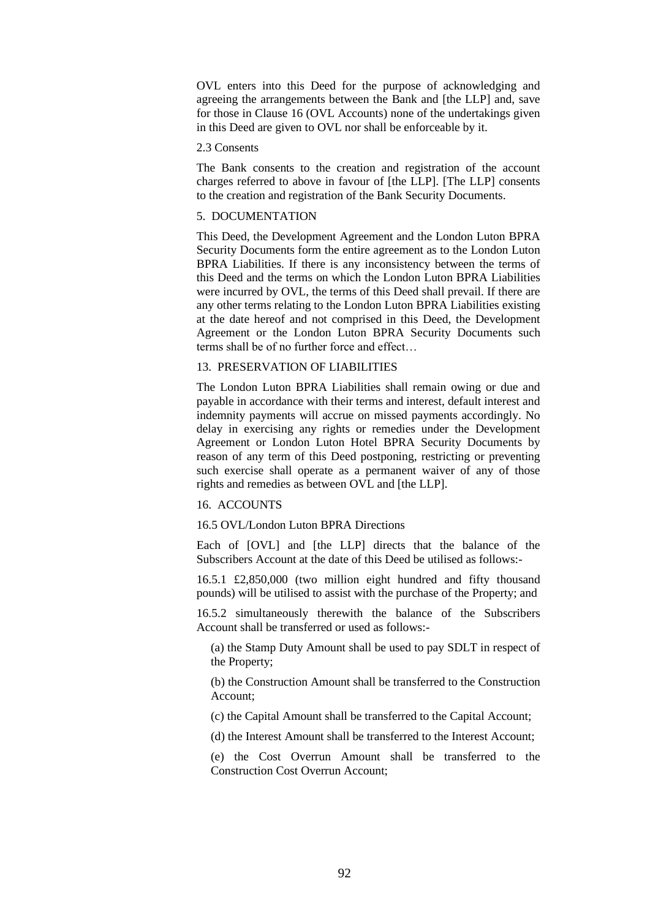OVL enters into this Deed for the purpose of acknowledging and agreeing the arrangements between the Bank and [the LLP] and, save for those in Clause 16 (OVL Accounts) none of the undertakings given in this Deed are given to OVL nor shall be enforceable by it.

2.3 Consents

The Bank consents to the creation and registration of the account charges referred to above in favour of [the LLP]. [The LLP] consents to the creation and registration of the Bank Security Documents.

5. DOCUMENTATION

This Deed, the Development Agreement and the London Luton BPRA Security Documents form the entire agreement as to the London Luton BPRA Liabilities. If there is any inconsistency between the terms of this Deed and the terms on which the London Luton BPRA Liabilities were incurred by OVL, the terms of this Deed shall prevail. If there are any other terms relating to the London Luton BPRA Liabilities existing at the date hereof and not comprised in this Deed, the Development Agreement or the London Luton BPRA Security Documents such terms shall be of no further force and effect…

13. PRESERVATION OF LIABILITIES

The London Luton BPRA Liabilities shall remain owing or due and payable in accordance with their terms and interest, default interest and indemnity payments will accrue on missed payments accordingly. No delay in exercising any rights or remedies under the Development Agreement or London Luton Hotel BPRA Security Documents by reason of any term of this Deed postponing, restricting or preventing such exercise shall operate as a permanent waiver of any of those rights and remedies as between OVL and [the LLP].

16. ACCOUNTS

16.5 OVL/London Luton BPRA Directions

Each of [OVL] and [the LLP] directs that the balance of the Subscribers Account at the date of this Deed be utilised as follows:-

16.5.1 £2,850,000 (two million eight hundred and fifty thousand pounds) will be utilised to assist with the purchase of the Property; and

16.5.2 simultaneously therewith the balance of the Subscribers Account shall be transferred or used as follows:-

(a) the Stamp Duty Amount shall be used to pay SDLT in respect of the Property;

(b) the Construction Amount shall be transferred to the Construction Account;

(c) the Capital Amount shall be transferred to the Capital Account;

(d) the Interest Amount shall be transferred to the Interest Account;

(e) the Cost Overrun Amount shall be transferred to the Construction Cost Overrun Account;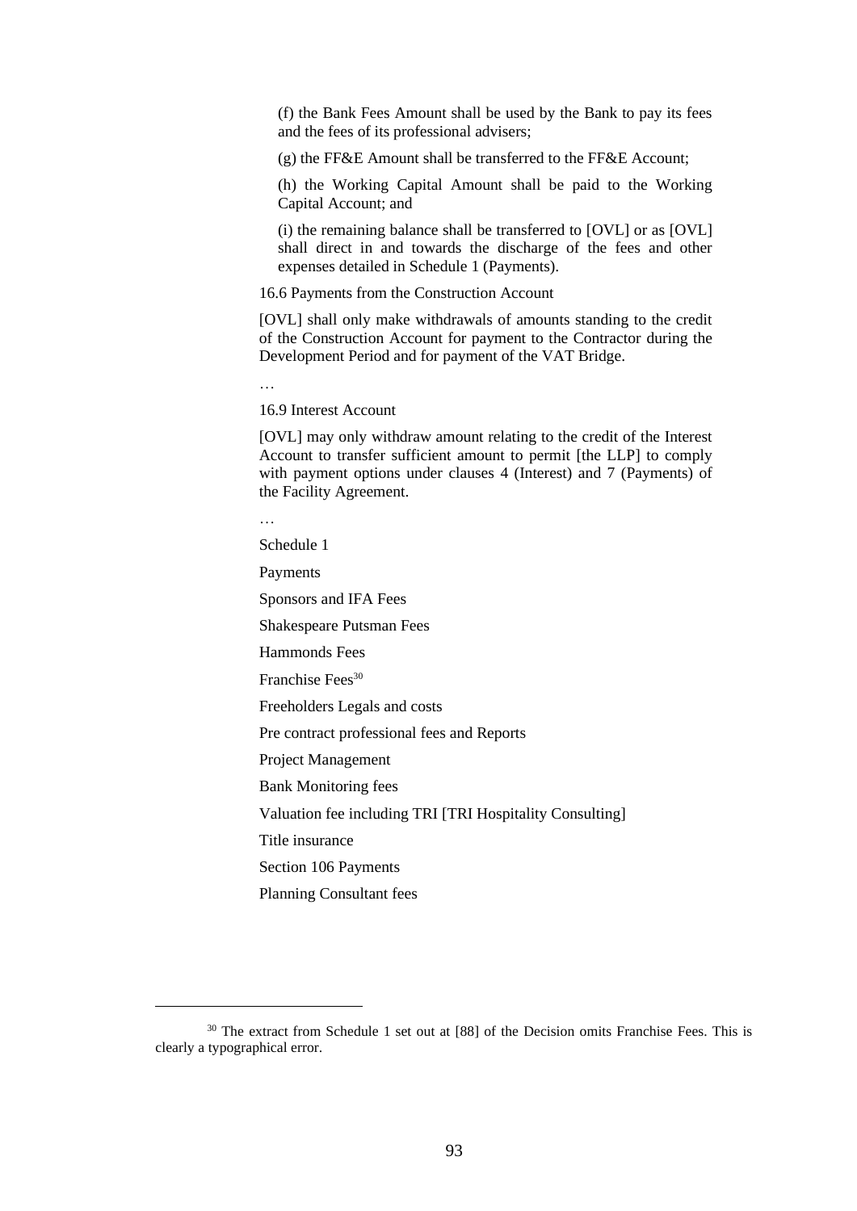(f) the Bank Fees Amount shall be used by the Bank to pay its fees and the fees of its professional advisers;

(g) the FF&E Amount shall be transferred to the FF&E Account;

(h) the Working Capital Amount shall be paid to the Working Capital Account; and

(i) the remaining balance shall be transferred to [OVL] or as [OVL] shall direct in and towards the discharge of the fees and other expenses detailed in Schedule 1 (Payments).

16.6 Payments from the Construction Account

[OVL] shall only make withdrawals of amounts standing to the credit of the Construction Account for payment to the Contractor during the Development Period and for payment of the VAT Bridge.

…

16.9 Interest Account

[OVL] may only withdraw amount relating to the credit of the Interest Account to transfer sufficient amount to permit [the LLP] to comply with payment options under clauses 4 (Interest) and 7 (Payments) of the Facility Agreement.

…

Schedule 1

Payments

Sponsors and IFA Fees

Shakespeare Putsman Fees

Hammonds Fees

Franchise Fees[30]

Freeholders Legals and costs

Pre contract professional fees and Reports

Project Management

Bank Monitoring fees

Valuation fee including TRI [TRI Hospitality Consulting]

Title insurance

Section 106 Payments

Planning Consultant fees

---

[30] The extract from Schedule 1 set out at [88] of the Decision omits Franchise Fees. This is clearly a typographical error.